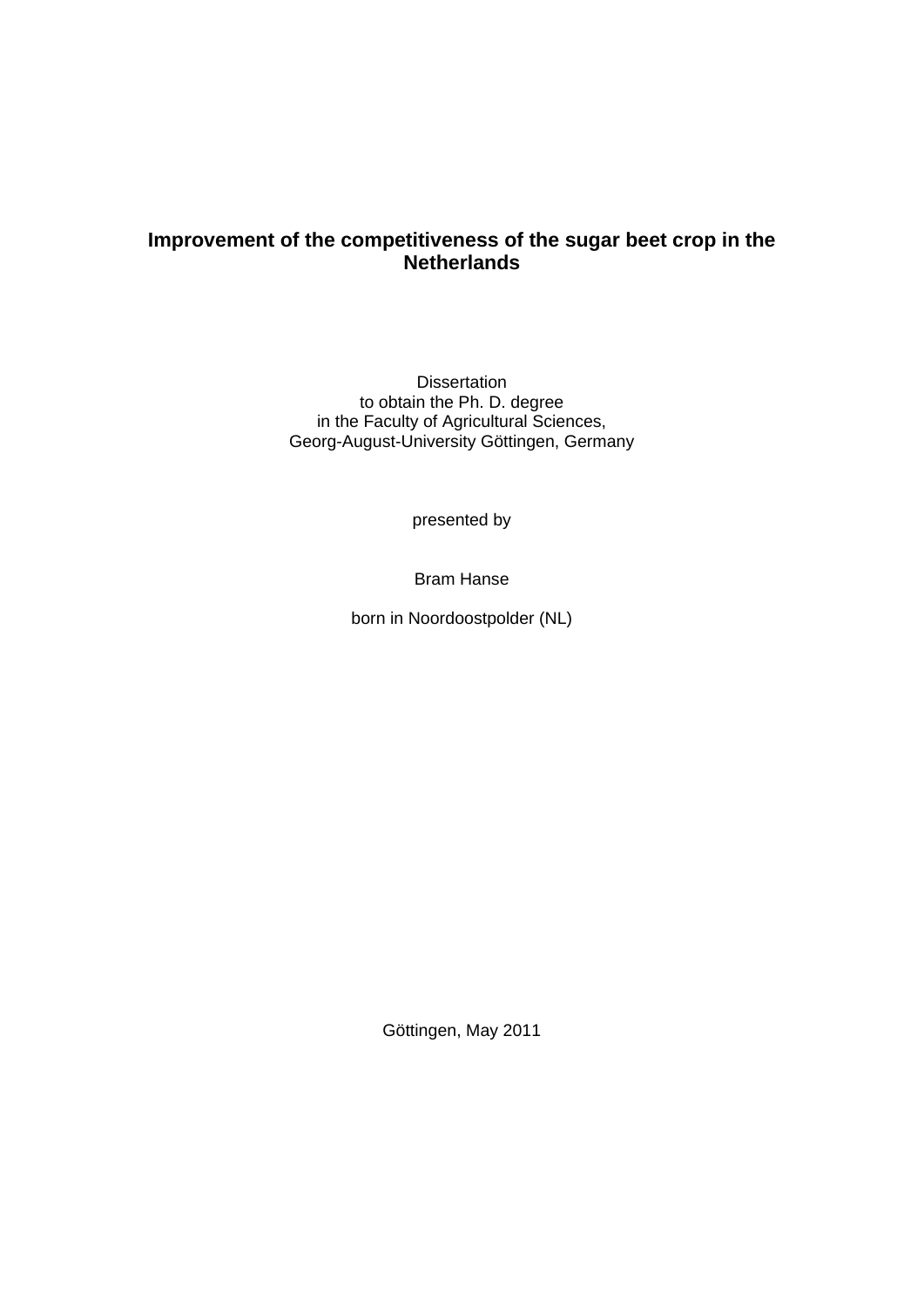# Improvement of the competitiveness of the sugar beet crop in the Netherlands

Dissertation
to obtain the Ph. D. degree
in the Faculty of Agricultural Sciences,
Georg-August-University Göttingen, Germany

presented by

Bram Hanse

born in Noordoostpolder (NL)

Göttingen, May 2011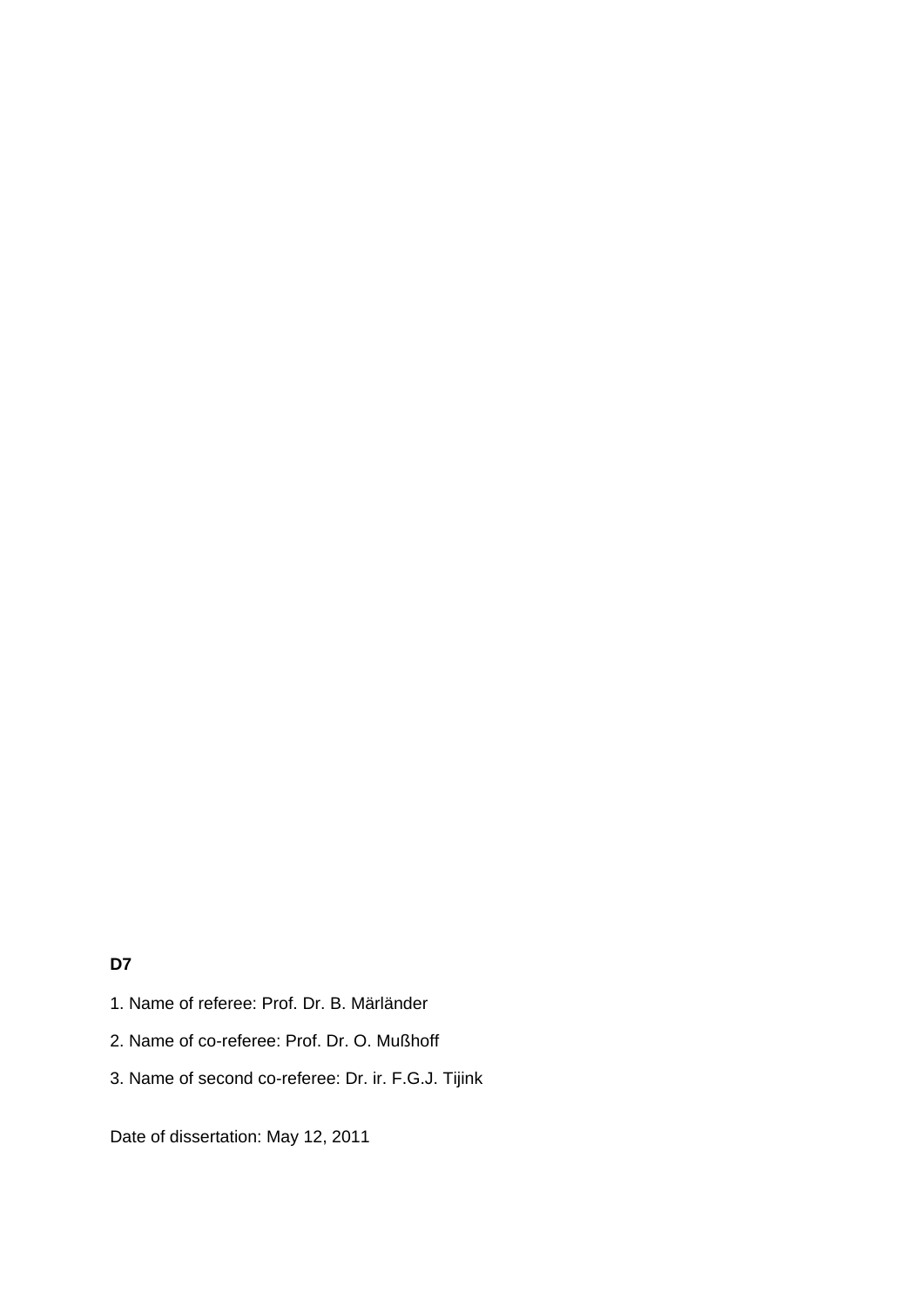**D7**

1. Name of referee: Prof. Dr. B. Märländer

2. Name of co-referee: Prof. Dr. O. Mußhoff

3. Name of second co-referee: Dr. ir. F.G.J. Tijink

Date of dissertation: May 12, 2011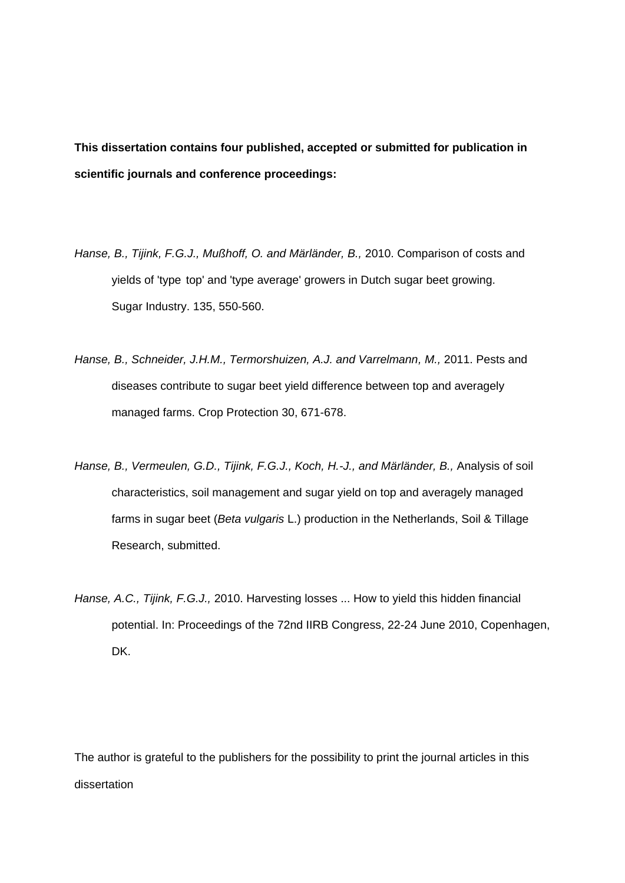**This dissertation contains four published, accepted or submitted for publication in scientific journals and conference proceedings:**

*Hanse, B., Tijink, F.G.J., Mußhoff, O. and Märländer, B.,* 2010. Comparison of costs and yields of 'type top' and 'type average' growers in Dutch sugar beet growing. Sugar Industry. 135, 550-560.

*Hanse, B., Schneider, J.H.M., Termorshuizen, A.J. and Varrelmann, M.,* 2011. Pests and diseases contribute to sugar beet yield difference between top and averagely managed farms. Crop Protection 30, 671-678.

*Hanse, B., Vermeulen, G.D., Tijink, F.G.J., Koch, H.-J., and Märländer, B.,* Analysis of soil characteristics, soil management and sugar yield on top and averagely managed farms in sugar beet (*Beta vulgaris* L.) production in the Netherlands, Soil & Tillage Research, submitted.

*Hanse, A.C., Tijink, F.G.J.,* 2010. Harvesting losses ... How to yield this hidden financial potential. In: Proceedings of the 72nd IIRB Congress, 22-24 June 2010, Copenhagen, DK.

The author is grateful to the publishers for the possibility to print the journal articles in this dissertation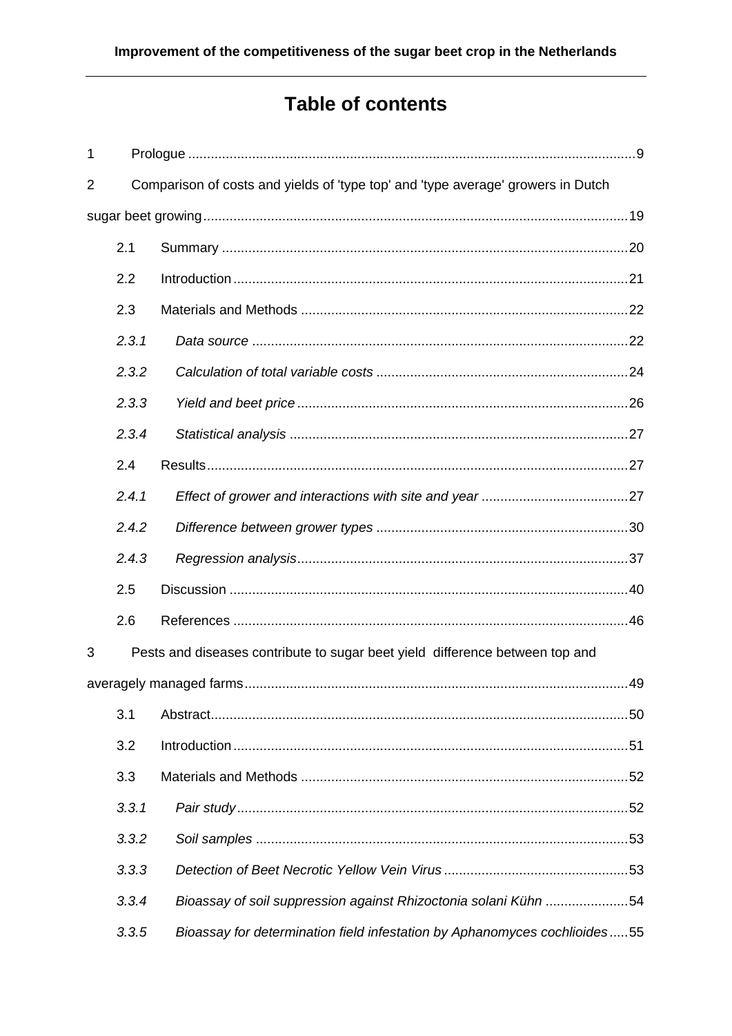# Table of contents

1 Prologue ..........................................................................................................................9

2 Comparison of costs and yields of 'type top' and 'type average' growers in Dutch sugar beet growing.................................................................................................................19

- 2.1 Summary ...........................................................................................................20
- 2.2 Introduction........................................................................................................21
- 2.3 Materials and Methods .......................................................................................22
  - *2.3.1 Data source* ...................................................................................................22
  - *2.3.2 Calculation of total variable costs* ..................................................................24
  - *2.3.3 Yield and beet price* .......................................................................................26
  - *2.3.4 Statistical analysis* .........................................................................................27
- 2.4 Results...............................................................................................................27
  - *2.4.1 Effect of grower and interactions with site and year* .......................................27
  - *2.4.2 Difference between grower types* ..................................................................30
  - *2.4.3 Regression analysis*.......................................................................................37
- 2.5 Discussion .........................................................................................................40
- 2.6 References ........................................................................................................46

3 Pests and diseases contribute to sugar beet yield difference between top and averagely managed farms.....................................................................................................49

- 3.1 Abstract..............................................................................................................50
- 3.2 Introduction........................................................................................................51
- 3.3 Materials and Methods .......................................................................................52
  - *3.3.1 Pair study*.......................................................................................................52
  - *3.3.2 Soil samples* ..................................................................................................53
  - *3.3.3 Detection of Beet Necrotic Yellow Vein Virus* .................................................53
  - *3.3.4 Bioassay of soil suppression against Rhizoctonia solani Kühn* ......................54
  - *3.3.5 Bioassay for determination field infestation by Aphanomyces cochlioides*.....55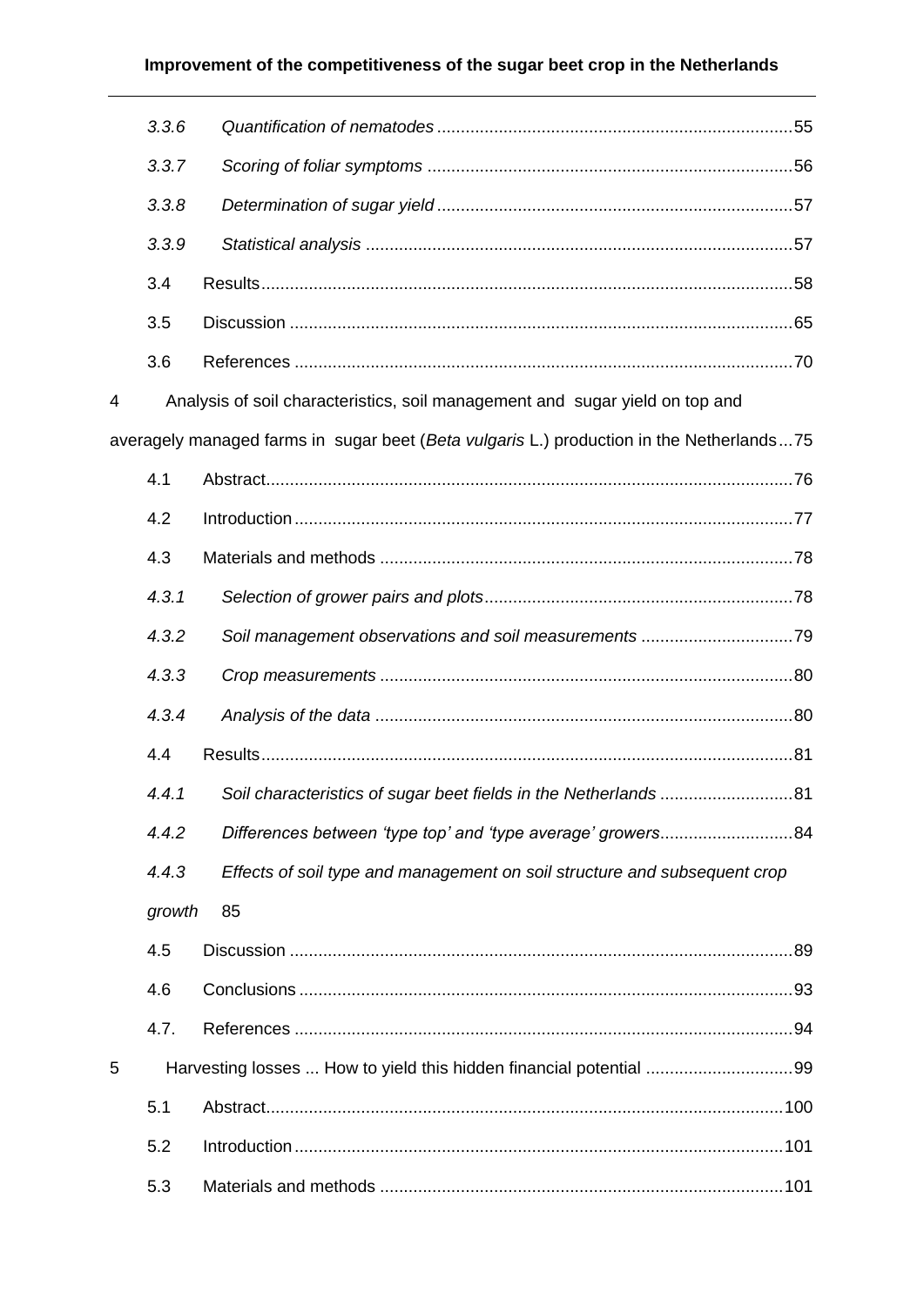*3.3.6 Quantification of nematodes* ........................................................................... 55

*3.3.7 Scoring of foliar symptoms* ............................................................................ 56

*3.3.8 Determination of sugar yield* .......................................................................... 57

*3.3.9 Statistical analysis* ......................................................................................... 57

3.4 Results ............................................................................................................... 58

3.5 Discussion ......................................................................................................... 65

3.6 References ........................................................................................................ 70

4 Analysis of soil characteristics, soil management and sugar yield on top and averagely managed farms in sugar beet (*Beta vulgaris* L.) production in the Netherlands ... 75

4.1 Abstract .............................................................................................................. 76

4.2 Introduction ........................................................................................................ 77

4.3 Materials and methods ...................................................................................... 78

*4.3.1 Selection of grower pairs and plots* ................................................................ 78

*4.3.2 Soil management observations and soil measurements* ................................ 79

*4.3.3 Crop measurements* ...................................................................................... 80

*4.3.4 Analysis of the data* ....................................................................................... 80

4.4 Results ............................................................................................................... 81

*4.4.1 Soil characteristics of sugar beet fields in the Netherlands* ............................ 81

*4.4.2 Differences between 'type top' and 'type average' growers* ............................ 84

*4.4.3 Effects of soil type and management on soil structure and subsequent crop growth* 85

4.5 Discussion ......................................................................................................... 89

4.6 Conclusions ....................................................................................................... 93

4.7. References ........................................................................................................ 94

5 Harvesting losses ... How to yield this hidden financial potential ............................... 99

5.1 Abstract ............................................................................................................ 100

5.2 Introduction ...................................................................................................... 101

5.3 Materials and methods .................................................................................... 101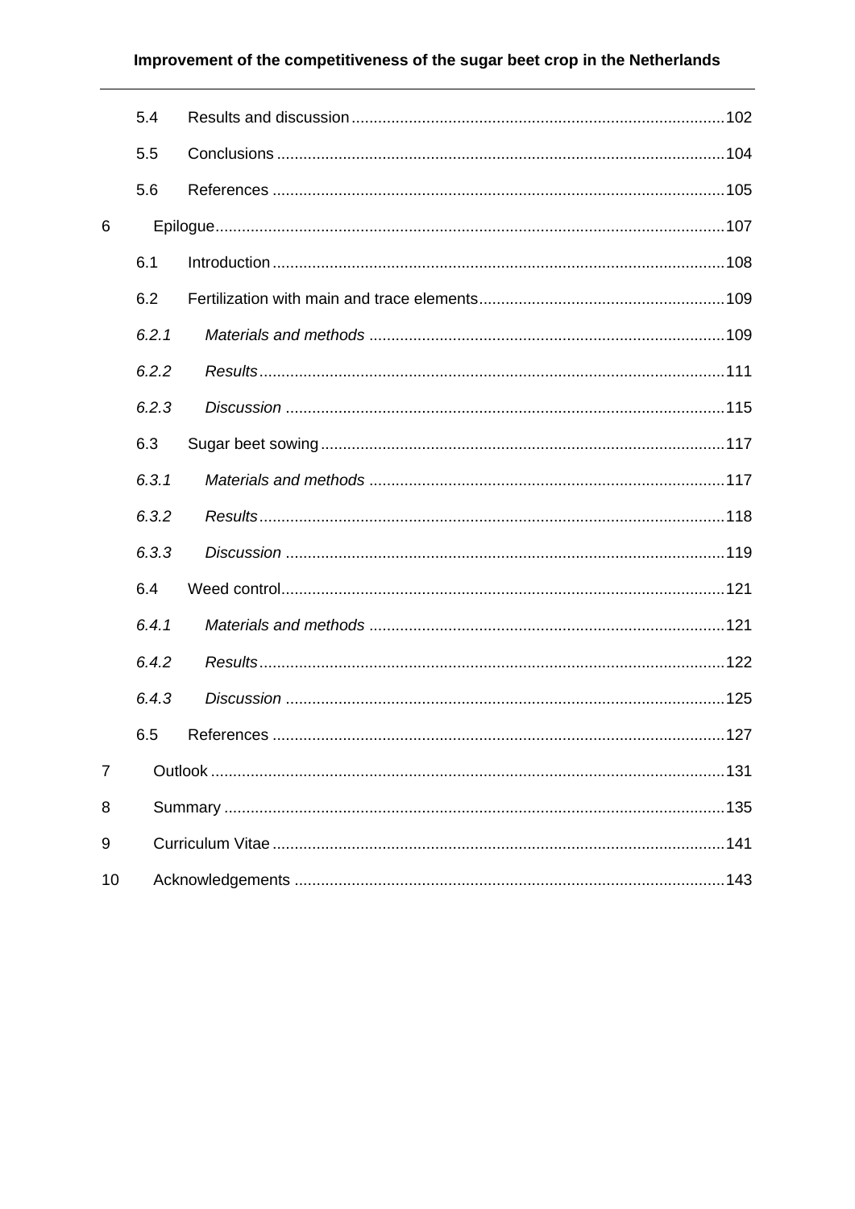5.4 Results and discussion ....................................................................................102

5.5 Conclusions ....................................................................................................104

5.6 References .....................................................................................................105

6 Epilogue..................................................................................................................107

6.1 Introduction .....................................................................................................108

6.2 Fertilization with main and trace elements.......................................................109

*6.2.1 Materials and methods* ................................................................................109

*6.2.2 Results*........................................................................................................111

*6.2.3 Discussion* ..................................................................................................115

6.3 Sugar beet sowing...........................................................................................117

*6.3.1 Materials and methods* ................................................................................117

*6.3.2 Results*........................................................................................................118

*6.3.3 Discussion* ..................................................................................................119

6.4 Weed control...................................................................................................121

*6.4.1 Materials and methods* ................................................................................121

*6.4.2 Results*........................................................................................................122

*6.4.3 Discussion* ..................................................................................................125

6.5 References .....................................................................................................127

7 Outlook ...................................................................................................................131

8 Summary ................................................................................................................135

9 Curriculum Vitae .....................................................................................................141

10 Acknowledgements ................................................................................................143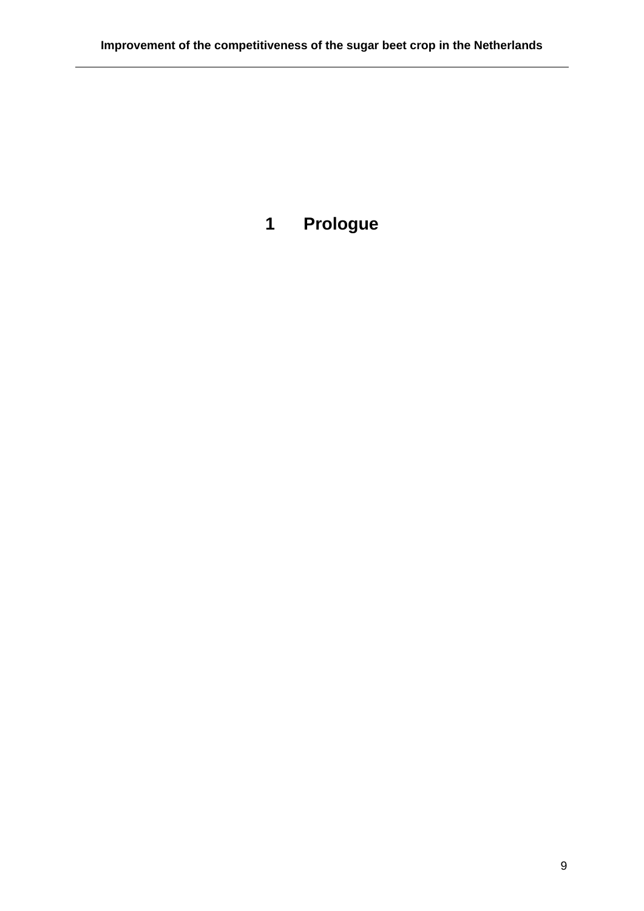# 1 Prologue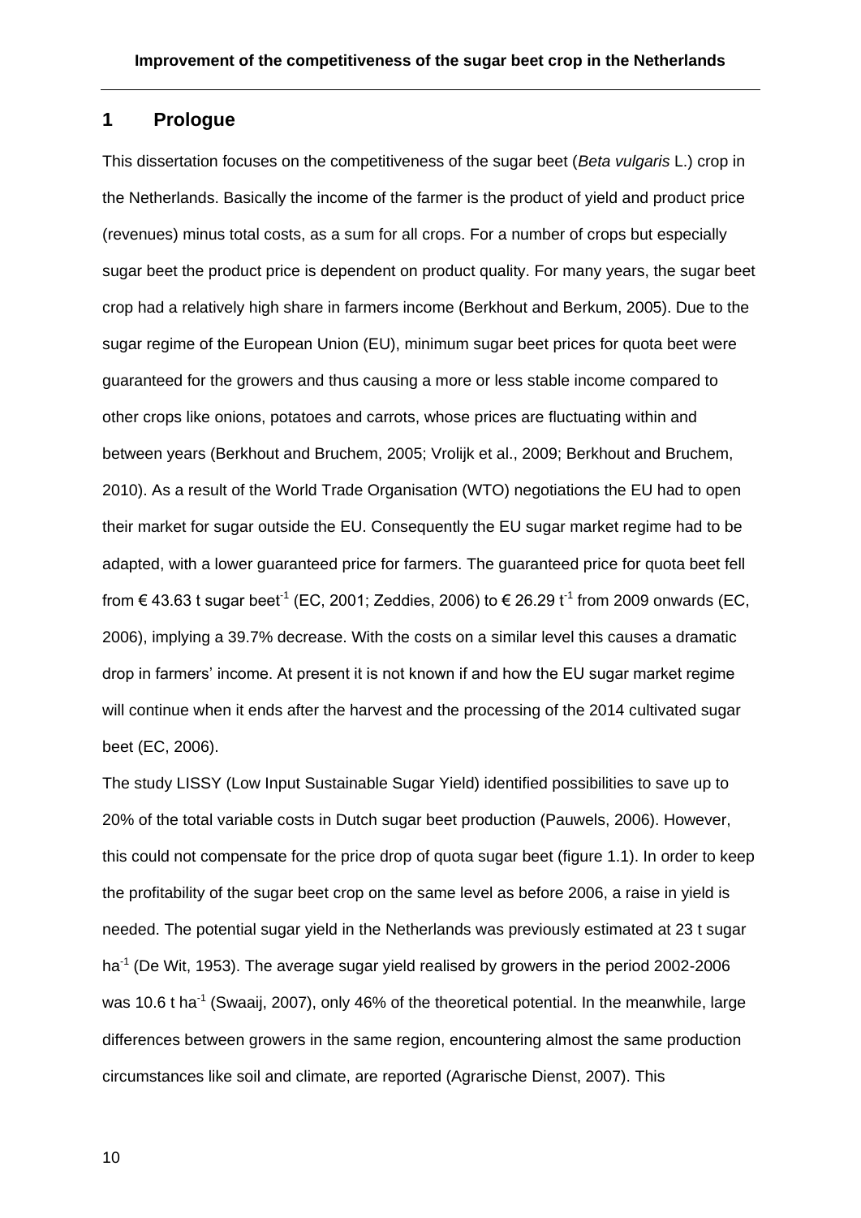# 1 Prologue

This dissertation focuses on the competitiveness of the sugar beet (*Beta vulgaris* L.) crop in the Netherlands. Basically the income of the farmer is the product of yield and product price (revenues) minus total costs, as a sum for all crops. For a number of crops but especially sugar beet the product price is dependent on product quality. For many years, the sugar beet crop had a relatively high share in farmers income (Berkhout and Berkum, 2005). Due to the sugar regime of the European Union (EU), minimum sugar beet prices for quota beet were guaranteed for the growers and thus causing a more or less stable income compared to other crops like onions, potatoes and carrots, whose prices are fluctuating within and between years (Berkhout and Bruchem, 2005; Vrolijk et al., 2009; Berkhout and Bruchem, 2010). As a result of the World Trade Organisation (WTO) negotiations the EU had to open their market for sugar outside the EU. Consequently the EU sugar market regime had to be adapted, with a lower guaranteed price for farmers. The guaranteed price for quota beet fell from € 43.63 t sugar beet$^{-1}$ (EC, 2001; Zeddies, 2006) to € 26.29 t$^{-1}$ from 2009 onwards (EC, 2006), implying a 39.7% decrease. With the costs on a similar level this causes a dramatic drop in farmers' income. At present it is not known if and how the EU sugar market regime will continue when it ends after the harvest and the processing of the 2014 cultivated sugar beet (EC, 2006).

The study LISSY (Low Input Sustainable Sugar Yield) identified possibilities to save up to 20% of the total variable costs in Dutch sugar beet production (Pauwels, 2006). However, this could not compensate for the price drop of quota sugar beet (figure 1.1). In order to keep the profitability of the sugar beet crop on the same level as before 2006, a raise in yield is needed. The potential sugar yield in the Netherlands was previously estimated at 23 t sugar ha$^{-1}$ (De Wit, 1953). The average sugar yield realised by growers in the period 2002-2006 was 10.6 t ha$^{-1}$ (Swaaij, 2007), only 46% of the theoretical potential. In the meanwhile, large differences between growers in the same region, encountering almost the same production circumstances like soil and climate, are reported (Agrarische Dienst, 2007). This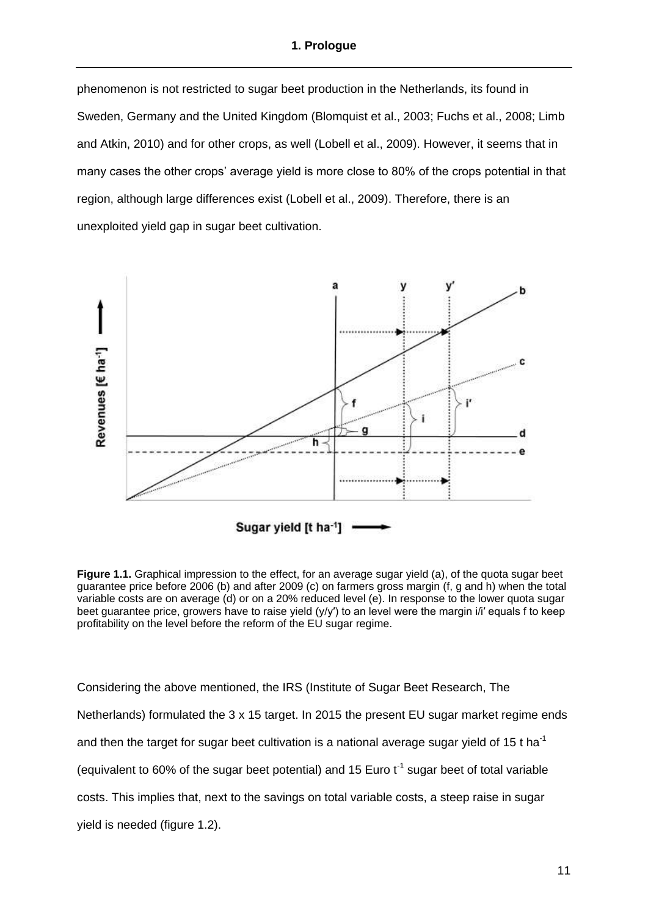phenomenon is not restricted to sugar beet production in the Netherlands, its found in Sweden, Germany and the United Kingdom (Blomquist et al., 2003; Fuchs et al., 2008; Limb and Atkin, 2010) and for other crops, as well (Lobell et al., 2009). However, it seems that in many cases the other crops' average yield is more close to 80% of the crops potential in that region, although large differences exist (Lobell et al., 2009). Therefore, there is an unexploited yield gap in sugar beet cultivation.

**Figure 1.1.** Graphical impression to the effect, for an average sugar yield (a), of the quota sugar beet guarantee price before 2006 (b) and after 2009 (c) on farmers gross margin (f, g and h) when the total variable costs are on average (d) or on a 20% reduced level (e). In response to the lower quota sugar beet guarantee price, growers have to raise yield (y/y′) to an level were the margin i/i′ equals f to keep profitability on the level before the reform of the EU sugar regime.

Considering the above mentioned, the IRS (Institute of Sugar Beet Research, The Netherlands) formulated the 3 x 15 target. In 2015 the present EU sugar market regime ends and then the target for sugar beet cultivation is a national average sugar yield of 15 t ha$^{-1}$ (equivalent to 60% of the sugar beet potential) and 15 Euro t$^{-1}$ sugar beet of total variable costs. This implies that, next to the savings on total variable costs, a steep raise in sugar yield is needed (figure 1.2).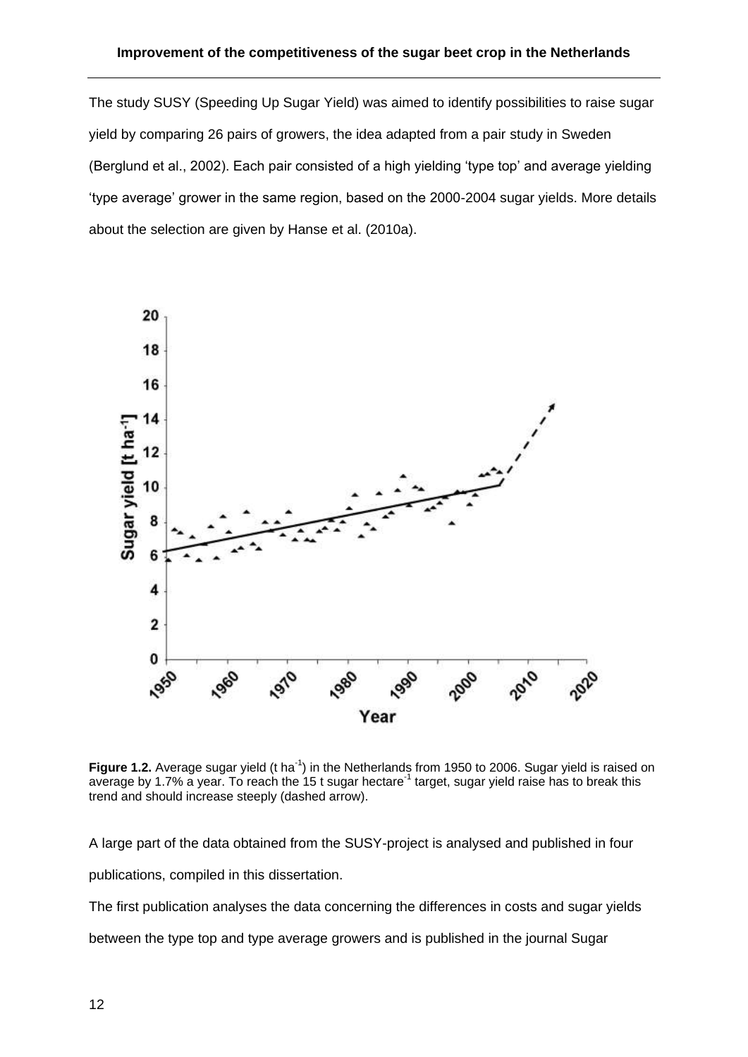The study SUSY (Speeding Up Sugar Yield) was aimed to identify possibilities to raise sugar yield by comparing 26 pairs of growers, the idea adapted from a pair study in Sweden (Berglund et al., 2002). Each pair consisted of a high yielding 'type top' and average yielding 'type average' grower in the same region, based on the 2000-2004 sugar yields. More details about the selection are given by Hanse et al. (2010a).

**Figure 1.2.** Average sugar yield (t ha$^{-1}$) in the Netherlands from 1950 to 2006. Sugar yield is raised on average by 1.7% a year. To reach the 15 t sugar hectare$^{-1}$ target, sugar yield raise has to break this trend and should increase steeply (dashed arrow).

A large part of the data obtained from the SUSY-project is analysed and published in four publications, compiled in this dissertation.

The first publication analyses the data concerning the differences in costs and sugar yields between the type top and type average growers and is published in the journal Sugar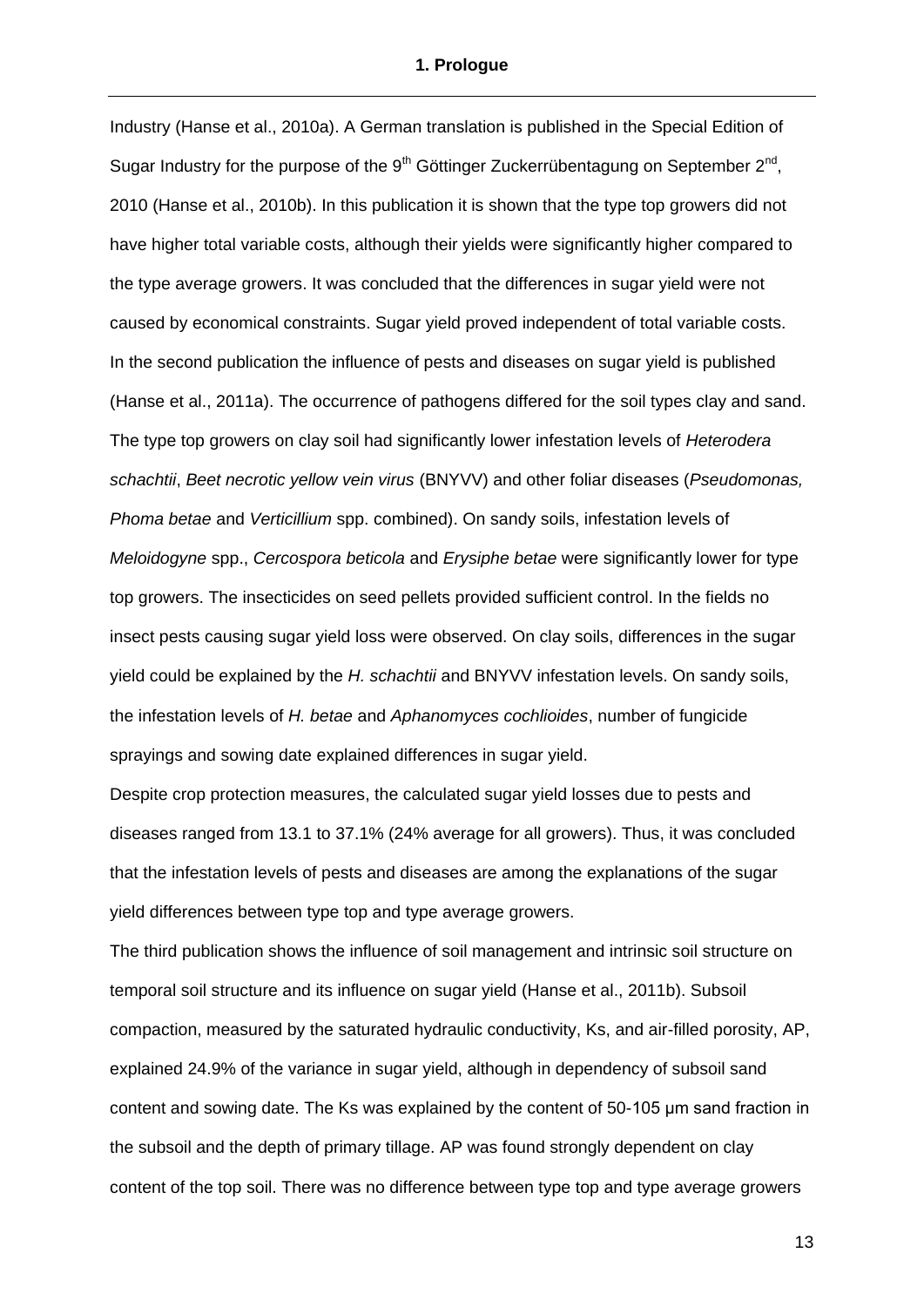Industry (Hanse et al., 2010a). A German translation is published in the Special Edition of Sugar Industry for the purpose of the 9th Göttinger Zuckerrübentagung on September 2nd, 2010 (Hanse et al., 2010b). In this publication it is shown that the type top growers did not have higher total variable costs, although their yields were significantly higher compared to the type average growers. It was concluded that the differences in sugar yield were not caused by economical constraints. Sugar yield proved independent of total variable costs. In the second publication the influence of pests and diseases on sugar yield is published (Hanse et al., 2011a). The occurrence of pathogens differed for the soil types clay and sand. The type top growers on clay soil had significantly lower infestation levels of *Heterodera schachtii*, *Beet necrotic yellow vein virus* (BNYVV) and other foliar diseases (*Pseudomonas, Phoma betae* and *Verticillium* spp. combined). On sandy soils, infestation levels of *Meloidogyne* spp., *Cercospora beticola* and *Erysiphe betae* were significantly lower for type top growers. The insecticides on seed pellets provided sufficient control. In the fields no insect pests causing sugar yield loss were observed. On clay soils, differences in the sugar yield could be explained by the *H. schachtii* and BNYVV infestation levels. On sandy soils, the infestation levels of *H. betae* and *Aphanomyces cochlioides*, number of fungicide sprayings and sowing date explained differences in sugar yield.

Despite crop protection measures, the calculated sugar yield losses due to pests and diseases ranged from 13.1 to 37.1% (24% average for all growers). Thus, it was concluded that the infestation levels of pests and diseases are among the explanations of the sugar yield differences between type top and type average growers.

The third publication shows the influence of soil management and intrinsic soil structure on temporal soil structure and its influence on sugar yield (Hanse et al., 2011b). Subsoil compaction, measured by the saturated hydraulic conductivity, Ks, and air-filled porosity, AP, explained 24.9% of the variance in sugar yield, although in dependency of subsoil sand content and sowing date. The Ks was explained by the content of 50-105 µm sand fraction in the subsoil and the depth of primary tillage. AP was found strongly dependent on clay content of the top soil. There was no difference between type top and type average growers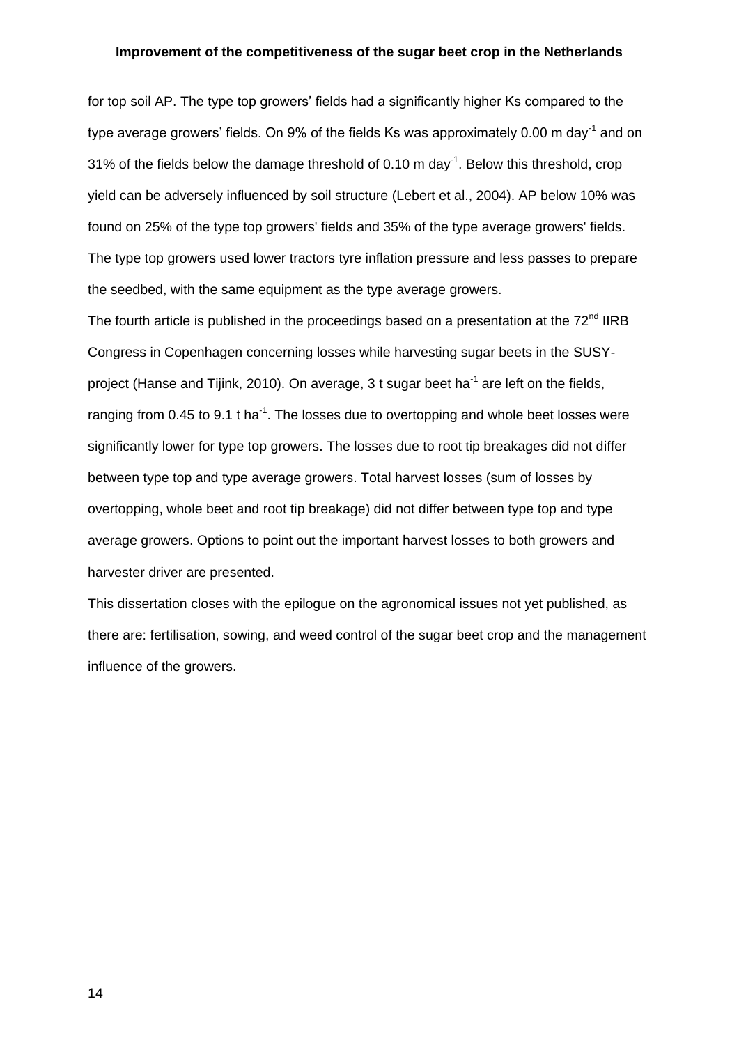for top soil AP. The type top growers’ fields had a significantly higher Ks compared to the type average growers’ fields. On 9% of the fields Ks was approximately 0.00 m day$^{-1}$ and on 31% of the fields below the damage threshold of 0.10 m day$^{-1}$. Below this threshold, crop yield can be adversely influenced by soil structure (Lebert et al., 2004). AP below 10% was found on 25% of the type top growers' fields and 35% of the type average growers' fields. The type top growers used lower tractors tyre inflation pressure and less passes to prepare the seedbed, with the same equipment as the type average growers.

The fourth article is published in the proceedings based on a presentation at the 72$^{nd}$ IIRB Congress in Copenhagen concerning losses while harvesting sugar beets in the SUSY-project (Hanse and Tijink, 2010). On average, 3 t sugar beet ha$^{-1}$ are left on the fields, ranging from 0.45 to 9.1 t ha$^{-1}$. The losses due to overtopping and whole beet losses were significantly lower for type top growers. The losses due to root tip breakages did not differ between type top and type average growers. Total harvest losses (sum of losses by overtopping, whole beet and root tip breakage) did not differ between type top and type average growers. Options to point out the important harvest losses to both growers and harvester driver are presented.

This dissertation closes with the epilogue on the agronomical issues not yet published, as there are: fertilisation, sowing, and weed control of the sugar beet crop and the management influence of the growers.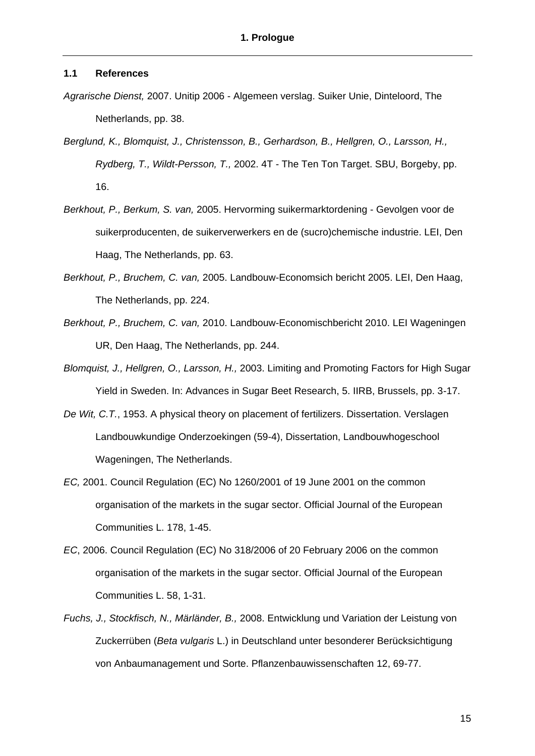### 1.1 References

*Agrarische Dienst,* 2007. Unitip 2006 - Algemeen verslag. Suiker Unie, Dinteloord, The Netherlands, pp. 38.

*Berglund, K., Blomquist, J., Christensson, B., Gerhardson, B., Hellgren, O., Larsson, H., Rydberg, T., Wildt-Persson, T.,* 2002. 4T - The Ten Ton Target. SBU, Borgeby, pp. 16.

*Berkhout, P., Berkum, S. van,* 2005. Hervorming suikermarktordening - Gevolgen voor de suikerproducenten, de suikerverwerkers en de (sucro)chemische industrie. LEI, Den Haag, The Netherlands, pp. 63.

*Berkhout, P., Bruchem, C. van,* 2005. Landbouw-Economsich bericht 2005. LEI, Den Haag, The Netherlands, pp. 224.

*Berkhout, P., Bruchem, C. van,* 2010. Landbouw-Economischbericht 2010. LEI Wageningen UR, Den Haag, The Netherlands, pp. 244.

*Blomquist, J., Hellgren, O., Larsson, H.,* 2003. Limiting and Promoting Factors for High Sugar Yield in Sweden. In: Advances in Sugar Beet Research, 5. IIRB, Brussels, pp. 3-17.

*De Wit, C.T.*, 1953. A physical theory on placement of fertilizers. Dissertation. Verslagen Landbouwkundige Onderzoekingen (59-4), Dissertation, Landbouwhogeschool Wageningen, The Netherlands.

*EC,* 2001. Council Regulation (EC) No 1260/2001 of 19 June 2001 on the common organisation of the markets in the sugar sector. Official Journal of the European Communities L. 178, 1-45.

*EC*, 2006. Council Regulation (EC) No 318/2006 of 20 February 2006 on the common organisation of the markets in the sugar sector. Official Journal of the European Communities L. 58, 1-31.

*Fuchs, J., Stockfisch, N., Märländer, B.,* 2008. Entwicklung und Variation der Leistung von Zuckerrüben (*Beta vulgaris* L.) in Deutschland unter besonderer Berücksichtigung von Anbaumanagement und Sorte. Pflanzenbauwissenschaften 12, 69-77.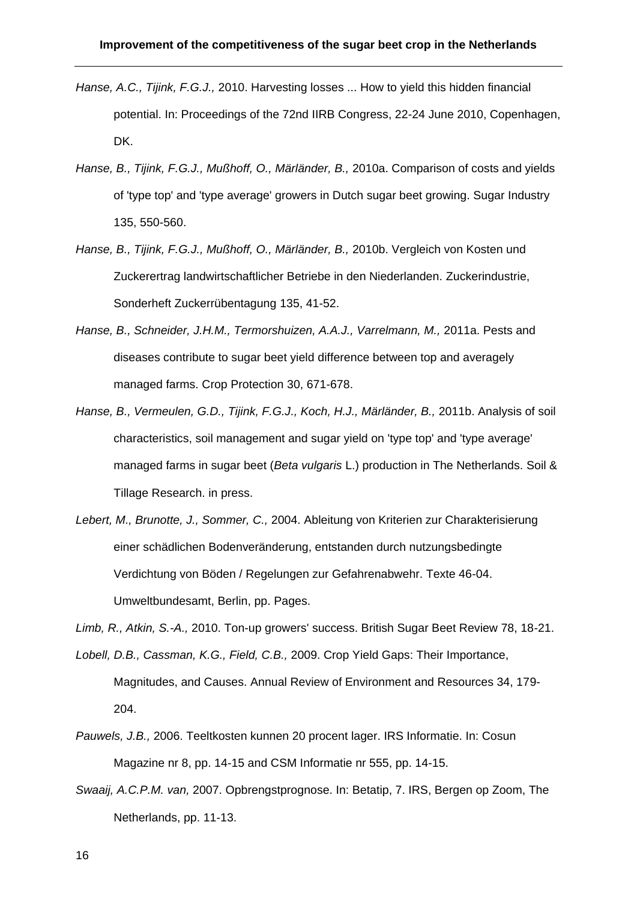*Hanse, A.C., Tijink, F.G.J.,* 2010. Harvesting losses ... How to yield this hidden financial potential. In: Proceedings of the 72nd IIRB Congress, 22-24 June 2010, Copenhagen, DK.

*Hanse, B., Tijink, F.G.J., Mußhoff, O., Märländer, B.,* 2010a. Comparison of costs and yields of 'type top' and 'type average' growers in Dutch sugar beet growing. Sugar Industry 135, 550-560.

*Hanse, B., Tijink, F.G.J., Mußhoff, O., Märländer, B.,* 2010b. Vergleich von Kosten und Zuckerertrag landwirtschaftlicher Betriebe in den Niederlanden. Zuckerindustrie, Sonderheft Zuckerrübentagung 135, 41-52.

*Hanse, B., Schneider, J.H.M., Termorshuizen, A.A.J., Varrelmann, M.,* 2011a. Pests and diseases contribute to sugar beet yield difference between top and averagely managed farms. Crop Protection 30, 671-678.

*Hanse, B., Vermeulen, G.D., Tijink, F.G.J., Koch, H.J., Märländer, B.,* 2011b. Analysis of soil characteristics, soil management and sugar yield on 'type top' and 'type average' managed farms in sugar beet (*Beta vulgaris* L.) production in The Netherlands. Soil & Tillage Research. in press.

*Lebert, M., Brunotte, J., Sommer, C.,* 2004. Ableitung von Kriterien zur Charakterisierung einer schädlichen Bodenveränderung, entstanden durch nutzungsbedingte Verdichtung von Böden / Regelungen zur Gefahrenabwehr. Texte 46-04. Umweltbundesamt, Berlin, pp. Pages.

*Limb, R., Atkin, S.-A.,* 2010. Ton-up growers' success. British Sugar Beet Review 78, 18-21.

*Lobell, D.B., Cassman, K.G., Field, C.B.,* 2009. Crop Yield Gaps: Their Importance, Magnitudes, and Causes. Annual Review of Environment and Resources 34, 179-204.

*Pauwels, J.B.,* 2006. Teeltkosten kunnen 20 procent lager. IRS Informatie. In: Cosun Magazine nr 8, pp. 14-15 and CSM Informatie nr 555, pp. 14-15.

*Swaaij, A.C.P.M. van,* 2007. Opbrengstprognose. In: Betatip, 7. IRS, Bergen op Zoom, The Netherlands, pp. 11-13.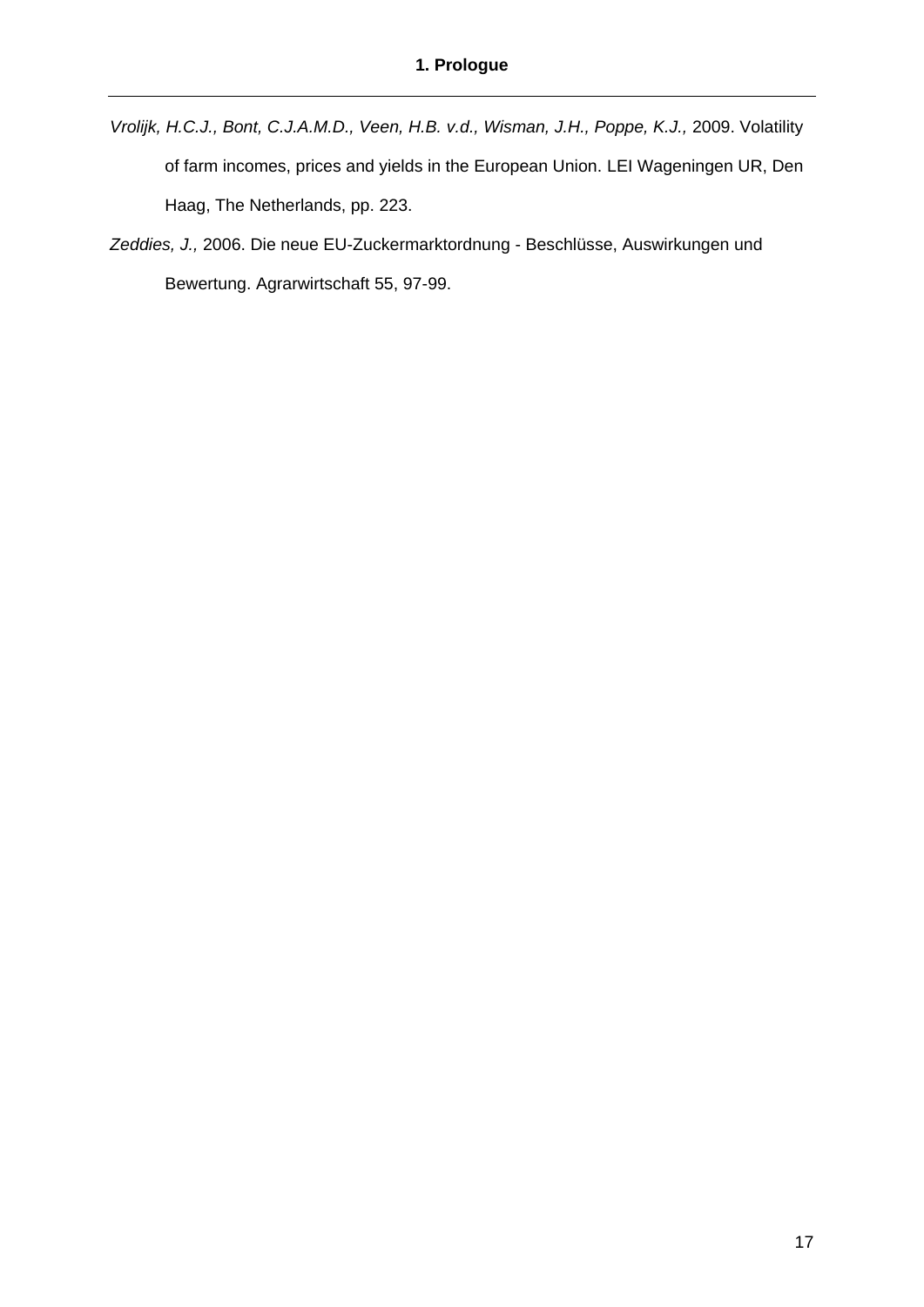*Vrolijk, H.C.J., Bont, C.J.A.M.D., Veen, H.B. v.d., Wisman, J.H., Poppe, K.J.,* 2009. Volatility of farm incomes, prices and yields in the European Union. LEI Wageningen UR, Den Haag, The Netherlands, pp. 223.

*Zeddies, J.,* 2006. Die neue EU-Zuckermarktordnung - Beschlüsse, Auswirkungen und Bewertung. Agrarwirtschaft 55, 97-99.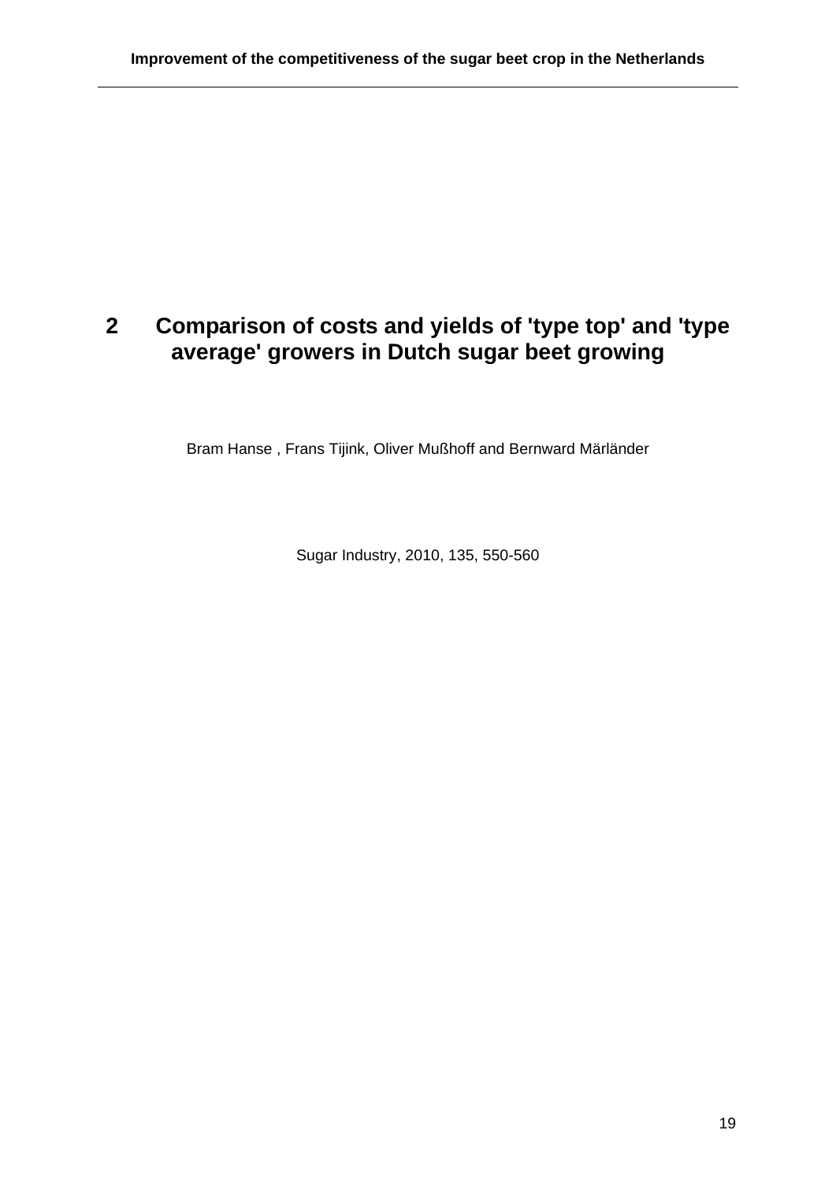# 2 Comparison of costs and yields of 'type top' and 'type average' growers in Dutch sugar beet growing

Bram Hanse , Frans Tijink, Oliver Mußhoff and Bernward Märländer

Sugar Industry, 2010, 135, 550-560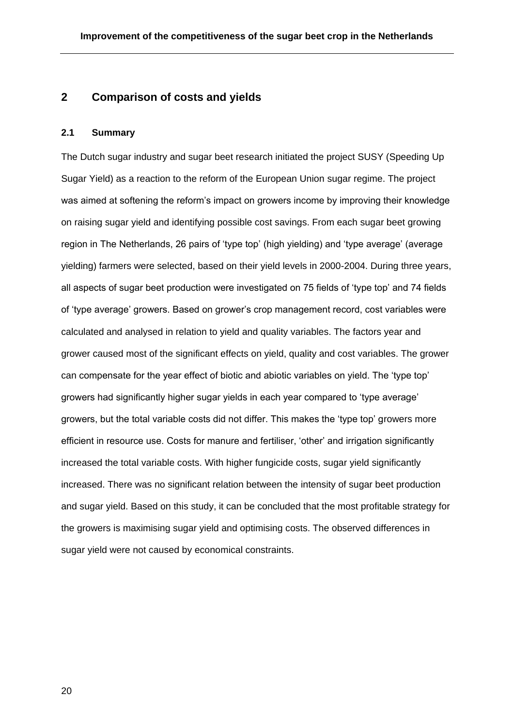# 2 Comparison of costs and yields

## 2.1 Summary

The Dutch sugar industry and sugar beet research initiated the project SUSY (Speeding Up Sugar Yield) as a reaction to the reform of the European Union sugar regime. The project was aimed at softening the reform's impact on growers income by improving their knowledge on raising sugar yield and identifying possible cost savings. From each sugar beet growing region in The Netherlands, 26 pairs of 'type top' (high yielding) and 'type average' (average yielding) farmers were selected, based on their yield levels in 2000-2004. During three years, all aspects of sugar beet production were investigated on 75 fields of 'type top' and 74 fields of 'type average' growers. Based on grower's crop management record, cost variables were calculated and analysed in relation to yield and quality variables. The factors year and grower caused most of the significant effects on yield, quality and cost variables. The grower can compensate for the year effect of biotic and abiotic variables on yield. The 'type top' growers had significantly higher sugar yields in each year compared to 'type average' growers, but the total variable costs did not differ. This makes the 'type top' growers more efficient in resource use. Costs for manure and fertiliser, 'other' and irrigation significantly increased the total variable costs. With higher fungicide costs, sugar yield significantly increased. There was no significant relation between the intensity of sugar beet production and sugar yield. Based on this study, it can be concluded that the most profitable strategy for the growers is maximising sugar yield and optimising costs. The observed differences in sugar yield were not caused by economical constraints.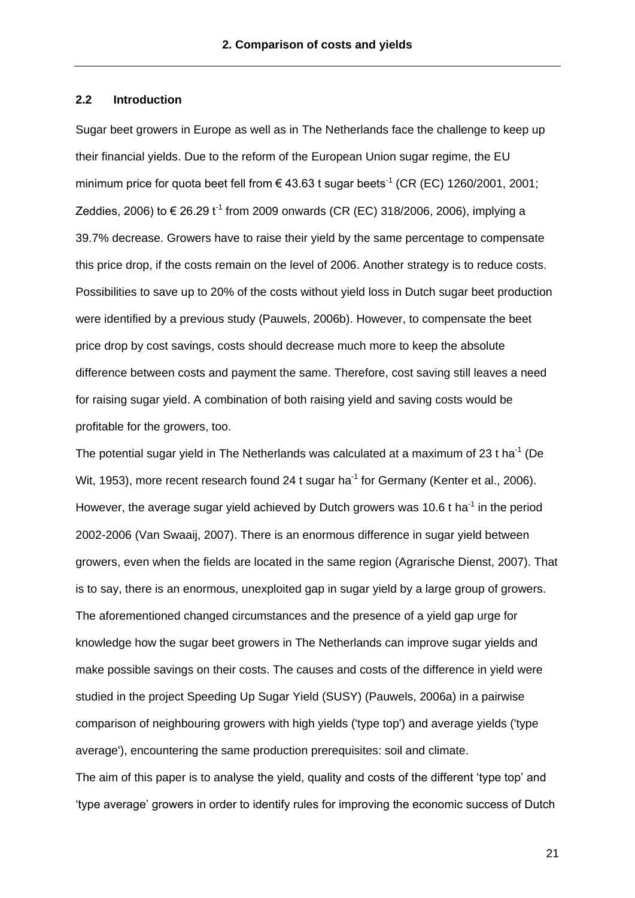### 2.2 Introduction

Sugar beet growers in Europe as well as in The Netherlands face the challenge to keep up their financial yields. Due to the reform of the European Union sugar regime, the EU minimum price for quota beet fell from € 43.63 t sugar beets$^{-1}$ (CR (EC) 1260/2001, 2001; Zeddies, 2006) to € 26.29 t$^{-1}$ from 2009 onwards (CR (EC) 318/2006, 2006), implying a 39.7% decrease. Growers have to raise their yield by the same percentage to compensate this price drop, if the costs remain on the level of 2006. Another strategy is to reduce costs. Possibilities to save up to 20% of the costs without yield loss in Dutch sugar beet production were identified by a previous study (Pauwels, 2006b). However, to compensate the beet price drop by cost savings, costs should decrease much more to keep the absolute difference between costs and payment the same. Therefore, cost saving still leaves a need for raising sugar yield. A combination of both raising yield and saving costs would be profitable for the growers, too.

The potential sugar yield in The Netherlands was calculated at a maximum of 23 t ha$^{-1}$ (De Wit, 1953), more recent research found 24 t sugar ha$^{-1}$ for Germany (Kenter et al., 2006). However, the average sugar yield achieved by Dutch growers was 10.6 t ha$^{-1}$ in the period 2002-2006 (Van Swaaij, 2007). There is an enormous difference in sugar yield between growers, even when the fields are located in the same region (Agrarische Dienst, 2007). That is to say, there is an enormous, unexploited gap in sugar yield by a large group of growers. The aforementioned changed circumstances and the presence of a yield gap urge for knowledge how the sugar beet growers in The Netherlands can improve sugar yields and make possible savings on their costs. The causes and costs of the difference in yield were studied in the project Speeding Up Sugar Yield (SUSY) (Pauwels, 2006a) in a pairwise comparison of neighbouring growers with high yields ('type top') and average yields ('type average'), encountering the same production prerequisites: soil and climate.

The aim of this paper is to analyse the yield, quality and costs of the different 'type top' and 'type average' growers in order to identify rules for improving the economic success of Dutch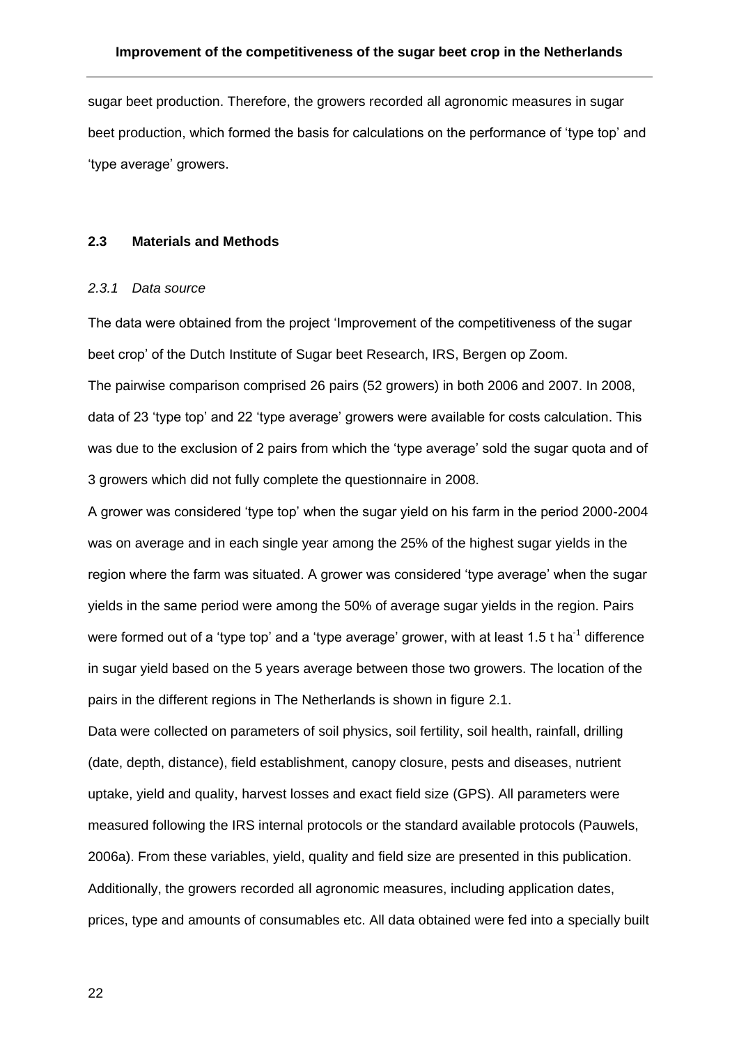sugar beet production. Therefore, the growers recorded all agronomic measures in sugar beet production, which formed the basis for calculations on the performance of 'type top' and 'type average' growers.

## 2.3 Materials and Methods

### *2.3.1 Data source*

The data were obtained from the project 'Improvement of the competitiveness of the sugar beet crop' of the Dutch Institute of Sugar beet Research, IRS, Bergen op Zoom.

The pairwise comparison comprised 26 pairs (52 growers) in both 2006 and 2007. In 2008, data of 23 'type top' and 22 'type average' growers were available for costs calculation. This was due to the exclusion of 2 pairs from which the 'type average' sold the sugar quota and of 3 growers which did not fully complete the questionnaire in 2008.

A grower was considered 'type top' when the sugar yield on his farm in the period 2000-2004 was on average and in each single year among the 25% of the highest sugar yields in the region where the farm was situated. A grower was considered 'type average' when the sugar yields in the same period were among the 50% of average sugar yields in the region. Pairs were formed out of a 'type top' and a 'type average' grower, with at least 1.5 t $ha^{-1}$ difference in sugar yield based on the 5 years average between those two growers. The location of the pairs in the different regions in The Netherlands is shown in figure 2.1.

Data were collected on parameters of soil physics, soil fertility, soil health, rainfall, drilling (date, depth, distance), field establishment, canopy closure, pests and diseases, nutrient uptake, yield and quality, harvest losses and exact field size (GPS). All parameters were measured following the IRS internal protocols or the standard available protocols (Pauwels, 2006a). From these variables, yield, quality and field size are presented in this publication. Additionally, the growers recorded all agronomic measures, including application dates, prices, type and amounts of consumables etc. All data obtained were fed into a specially built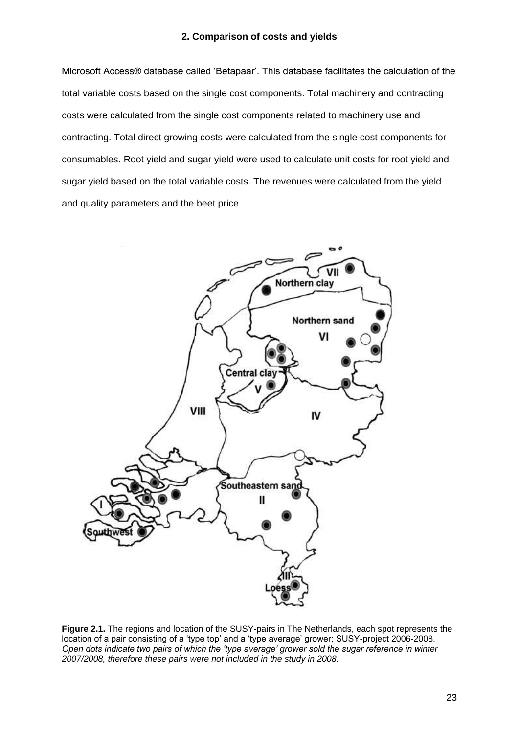Microsoft Access® database called 'Betapaar'. This database facilitates the calculation of the total variable costs based on the single cost components. Total machinery and contracting costs were calculated from the single cost components related to machinery use and contracting. Total direct growing costs were calculated from the single cost components for consumables. Root yield and sugar yield were used to calculate unit costs for root yield and sugar yield based on the total variable costs. The revenues were calculated from the yield and quality parameters and the beet price.

**Figure 2.1.** The regions and location of the SUSY-pairs in The Netherlands, each spot represents the location of a pair consisting of a 'type top' and a 'type average' grower; SUSY-project 2006-2008. *Open dots indicate two pairs of which the 'type average' grower sold the sugar reference in winter 2007/2008, therefore these pairs were not included in the study in 2008.*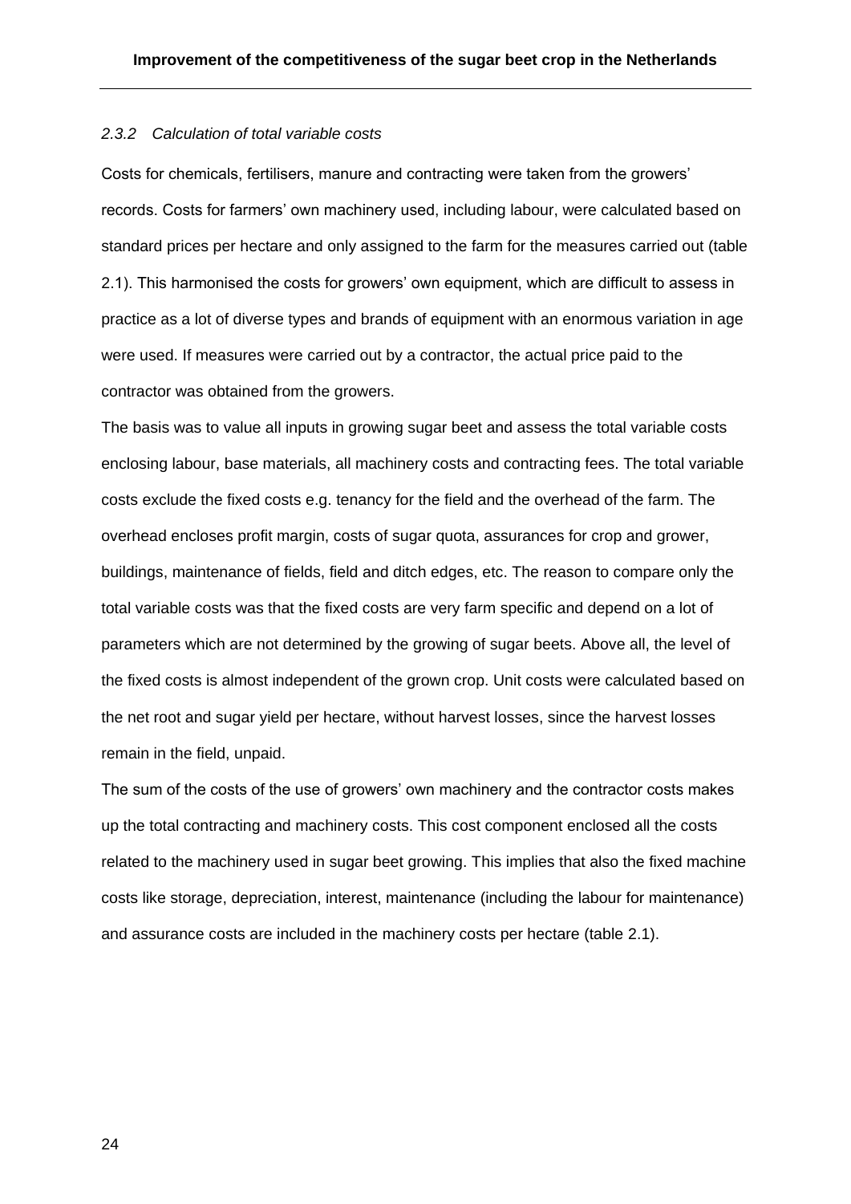### *2.3.2 Calculation of total variable costs*

Costs for chemicals, fertilisers, manure and contracting were taken from the growers' records. Costs for farmers' own machinery used, including labour, were calculated based on standard prices per hectare and only assigned to the farm for the measures carried out (table 2.1). This harmonised the costs for growers' own equipment, which are difficult to assess in practice as a lot of diverse types and brands of equipment with an enormous variation in age were used. If measures were carried out by a contractor, the actual price paid to the contractor was obtained from the growers.

The basis was to value all inputs in growing sugar beet and assess the total variable costs enclosing labour, base materials, all machinery costs and contracting fees. The total variable costs exclude the fixed costs e.g. tenancy for the field and the overhead of the farm. The overhead encloses profit margin, costs of sugar quota, assurances for crop and grower, buildings, maintenance of fields, field and ditch edges, etc. The reason to compare only the total variable costs was that the fixed costs are very farm specific and depend on a lot of parameters which are not determined by the growing of sugar beets. Above all, the level of the fixed costs is almost independent of the grown crop. Unit costs were calculated based on the net root and sugar yield per hectare, without harvest losses, since the harvest losses remain in the field, unpaid.

The sum of the costs of the use of growers' own machinery and the contractor costs makes up the total contracting and machinery costs. This cost component enclosed all the costs related to the machinery used in sugar beet growing. This implies that also the fixed machine costs like storage, depreciation, interest, maintenance (including the labour for maintenance) and assurance costs are included in the machinery costs per hectare (table 2.1).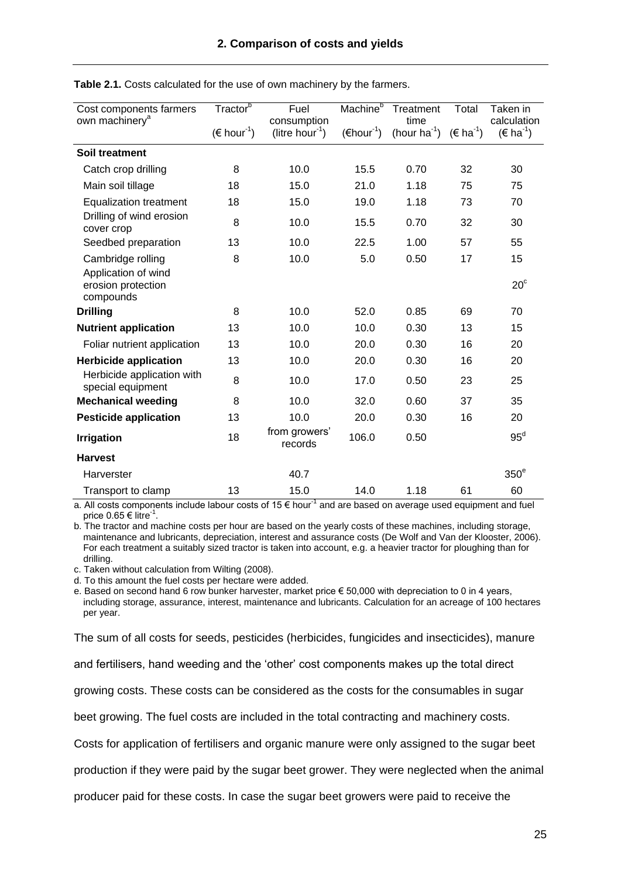## 2. Comparison of costs and yields

**Table 2.1.** Costs calculated for the use of own machinery by the farmers.

| Cost components farmers own machinery[a] | Tractor[b] (€ hour$^{-1}$) | Fuel consumption (litre hour$^{-1}$) | Machine[b] (€hour$^{-1}$) | Treatment time (hour ha$^{-1}$) | Total (€ ha$^{-1}$) | Taken in calculation (€ ha$^{-1}$) |
|---|---|---|---|---|---|---|
| **Soil treatment** | | | | | | |
| Catch crop drilling | 8 | 10.0 | 15.5 | 0.70 | 32 | 30 |
| Main soil tillage | 18 | 15.0 | 21.0 | 1.18 | 75 | 75 |
| Equalization treatment | 18 | 15.0 | 19.0 | 1.18 | 73 | 70 |
| Drilling of wind erosion cover crop | 8 | 10.0 | 15.5 | 0.70 | 32 | 30 |
| Seedbed preparation | 13 | 10.0 | 22.5 | 1.00 | 57 | 55 |
| Cambridge rolling | 8 | 10.0 | 5.0 | 0.50 | 17 | 15 |
| Application of wind erosion protection compounds | | | | | | 20[c] |
| **Drilling** | 8 | 10.0 | 52.0 | 0.85 | 69 | 70 |
| **Nutrient application** | 13 | 10.0 | 10.0 | 0.30 | 13 | 15 |
| Foliar nutrient application | 13 | 10.0 | 20.0 | 0.30 | 16 | 20 |
| **Herbicide application** | 13 | 10.0 | 20.0 | 0.30 | 16 | 20 |
| Herbicide application with special equipment | 8 | 10.0 | 17.0 | 0.50 | 23 | 25 |
| **Mechanical weeding** | 8 | 10.0 | 32.0 | 0.60 | 37 | 35 |
| **Pesticide application** | 13 | 10.0 | 20.0 | 0.30 | 16 | 20 |
| **Irrigation** | 18 | from growers' records | 106.0 | 0.50 | | 95[d] |
| **Harvest** | | | | | | |
| Harverster | | 40.7 | | | | 350[e] |
| Transport to clamp | 13 | 15.0 | 14.0 | 1.18 | 61 | 60 |

a. All costs components include labour costs of 15 € hour$^{-1}$ and are based on average used equipment and fuel price 0.65 € litre$^{-1}$.

b. The tractor and machine costs per hour are based on the yearly costs of these machines, including storage, maintenance and lubricants, depreciation, interest and assurance costs (De Wolf and Van der Klooster, 2006). For each treatment a suitably sized tractor is taken into account, e.g. a heavier tractor for ploughing than for drilling.

c. Taken without calculation from Wilting (2008).

d. To this amount the fuel costs per hectare were added.

e. Based on second hand 6 row bunker harvester, market price € 50,000 with depreciation to 0 in 4 years, including storage, assurance, interest, maintenance and lubricants. Calculation for an acreage of 100 hectares per year.

The sum of all costs for seeds, pesticides (herbicides, fungicides and insecticides), manure and fertilisers, hand weeding and the 'other' cost components makes up the total direct growing costs. These costs can be considered as the costs for the consumables in sugar beet growing. The fuel costs are included in the total contracting and machinery costs. Costs for application of fertilisers and organic manure were only assigned to the sugar beet production if they were paid by the sugar beet grower. They were neglected when the animal producer paid for these costs. In case the sugar beet growers were paid to receive the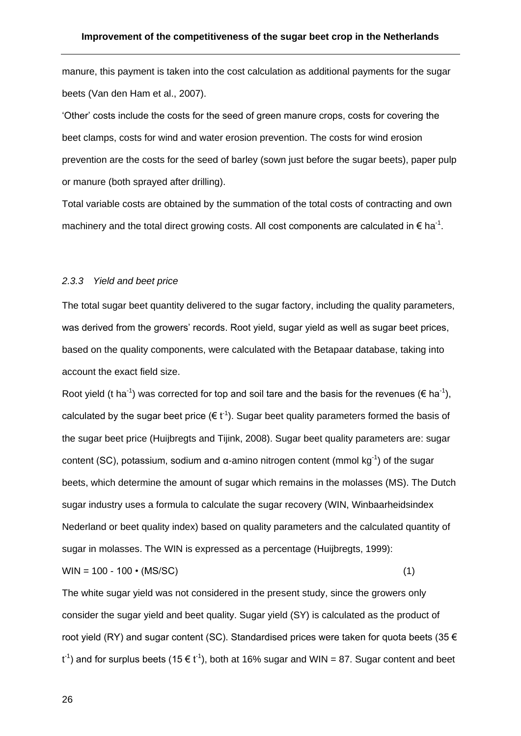manure, this payment is taken into the cost calculation as additional payments for the sugar beets (Van den Ham et al., 2007).

'Other' costs include the costs for the seed of green manure crops, costs for covering the beet clamps, costs for wind and water erosion prevention. The costs for wind erosion prevention are the costs for the seed of barley (sown just before the sugar beets), paper pulp or manure (both sprayed after drilling).

Total variable costs are obtained by the summation of the total costs of contracting and own machinery and the total direct growing costs. All cost components are calculated in € $ha^{-1}$.

### *2.3.3 Yield and beet price*

The total sugar beet quantity delivered to the sugar factory, including the quality parameters, was derived from the growers' records. Root yield, sugar yield as well as sugar beet prices, based on the quality components, were calculated with the Betapaar database, taking into account the exact field size.

Root yield (t $ha^{-1}$) was corrected for top and soil tare and the basis for the revenues (€ $ha^{-1}$), calculated by the sugar beet price (€ $t^{-1}$). Sugar beet quality parameters formed the basis of the sugar beet price (Huijbregts and Tijink, 2008). Sugar beet quality parameters are: sugar content (SC), potassium, sodium and α-amino nitrogen content (mmol $kg^{-1}$) of the sugar beets, which determine the amount of sugar which remains in the molasses (MS). The Dutch sugar industry uses a formula to calculate the sugar recovery (WIN, Winbaarheidsindex Nederland or beet quality index) based on quality parameters and the calculated quantity of sugar in molasses. The WIN is expressed as a percentage (Huijbregts, 1999):

$$WIN = 100 - 100 \cdot (MS/SC) \qquad (1)$$

The white sugar yield was not considered in the present study, since the growers only consider the sugar yield and beet quality. Sugar yield (SY) is calculated as the product of root yield (RY) and sugar content (SC). Standardised prices were taken for quota beets (35 € $t^{-1}$) and for surplus beets (15 € $t^{-1}$), both at 16% sugar and WIN = 87. Sugar content and beet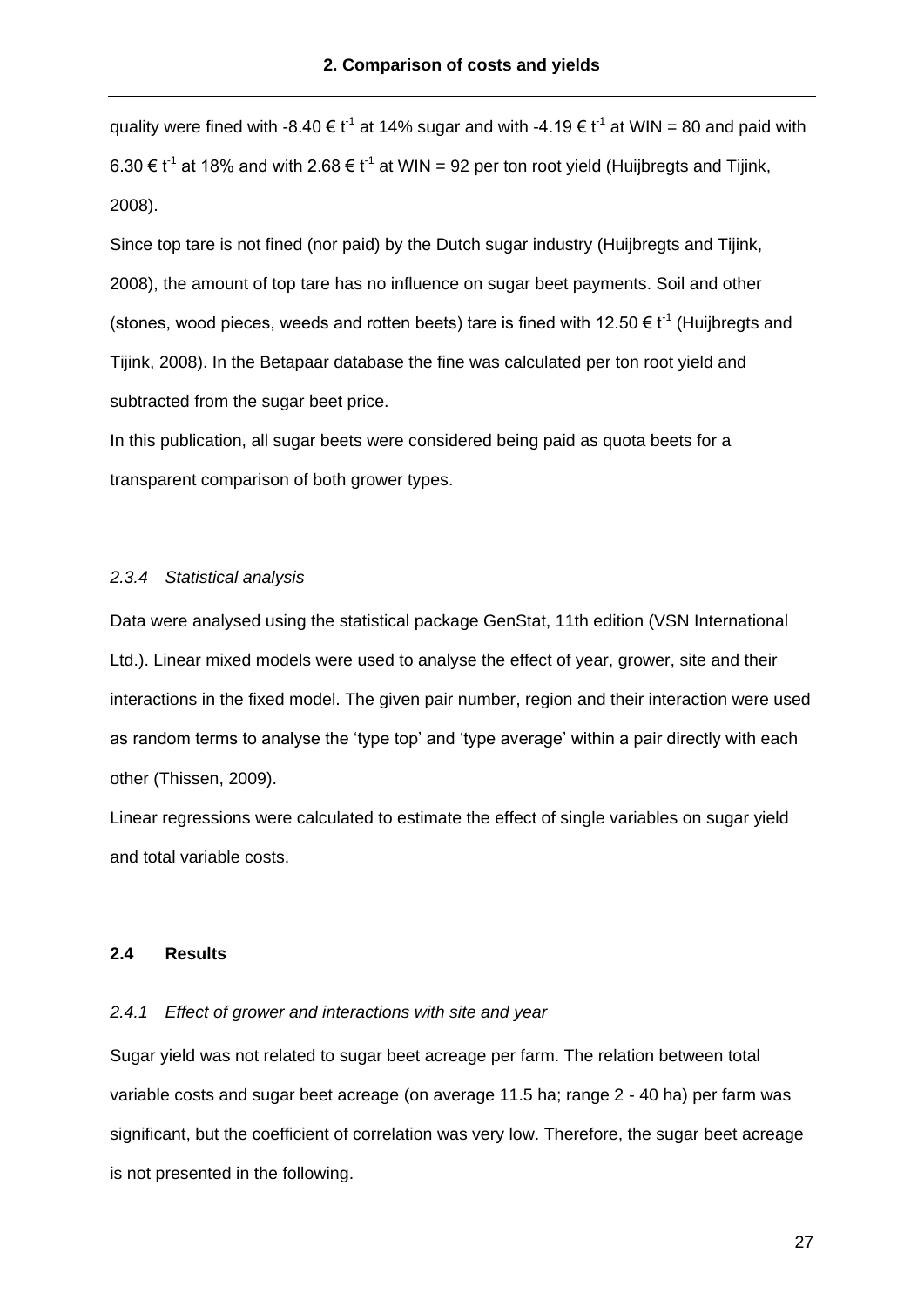quality were fined with -8.40 € $t^{-1}$ at 14% sugar and with -4.19 € $t^{-1}$ at WIN = 80 and paid with 6.30 € $t^{-1}$ at 18% and with 2.68 € $t^{-1}$ at WIN = 92 per ton root yield (Huijbregts and Tijink, 2008).

Since top tare is not fined (nor paid) by the Dutch sugar industry (Huijbregts and Tijink, 2008), the amount of top tare has no influence on sugar beet payments. Soil and other (stones, wood pieces, weeds and rotten beets) tare is fined with 12.50 € $t^{-1}$ (Huijbregts and Tijink, 2008). In the Betapaar database the fine was calculated per ton root yield and subtracted from the sugar beet price.

In this publication, all sugar beets were considered being paid as quota beets for a transparent comparison of both grower types.

### *2.3.4 Statistical analysis*

Data were analysed using the statistical package GenStat, 11th edition (VSN International Ltd.). Linear mixed models were used to analyse the effect of year, grower, site and their interactions in the fixed model. The given pair number, region and their interaction were used as random terms to analyse the 'type top' and 'type average' within a pair directly with each other (Thissen, 2009).

Linear regressions were calculated to estimate the effect of single variables on sugar yield and total variable costs.

## 2.4 Results

### *2.4.1 Effect of grower and interactions with site and year*

Sugar yield was not related to sugar beet acreage per farm. The relation between total variable costs and sugar beet acreage (on average 11.5 ha; range 2 - 40 ha) per farm was significant, but the coefficient of correlation was very low. Therefore, the sugar beet acreage is not presented in the following.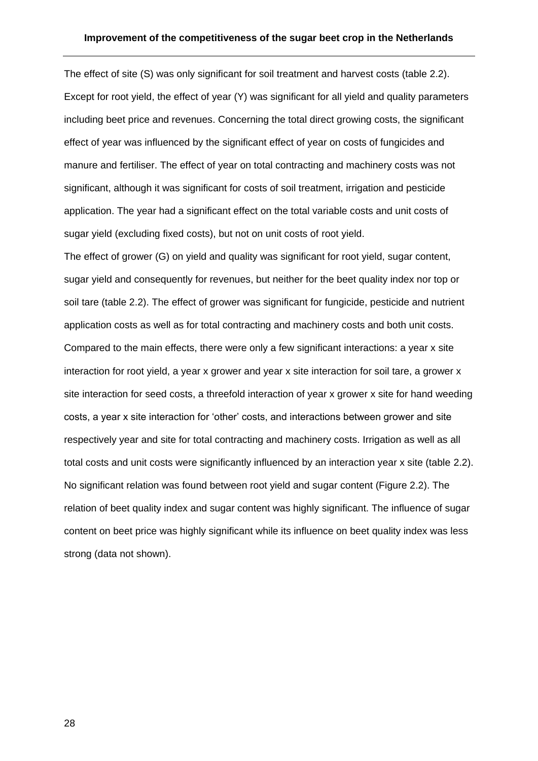The effect of site (S) was only significant for soil treatment and harvest costs (table 2.2). Except for root yield, the effect of year (Y) was significant for all yield and quality parameters including beet price and revenues. Concerning the total direct growing costs, the significant effect of year was influenced by the significant effect of year on costs of fungicides and manure and fertiliser. The effect of year on total contracting and machinery costs was not significant, although it was significant for costs of soil treatment, irrigation and pesticide application. The year had a significant effect on the total variable costs and unit costs of sugar yield (excluding fixed costs), but not on unit costs of root yield.

The effect of grower (G) on yield and quality was significant for root yield, sugar content, sugar yield and consequently for revenues, but neither for the beet quality index nor top or soil tare (table 2.2). The effect of grower was significant for fungicide, pesticide and nutrient application costs as well as for total contracting and machinery costs and both unit costs. Compared to the main effects, there were only a few significant interactions: a year x site interaction for root yield, a year x grower and year x site interaction for soil tare, a grower x site interaction for seed costs, a threefold interaction of year x grower x site for hand weeding costs, a year x site interaction for 'other' costs, and interactions between grower and site respectively year and site for total contracting and machinery costs. Irrigation as well as all total costs and unit costs were significantly influenced by an interaction year x site (table 2.2). No significant relation was found between root yield and sugar content (Figure 2.2). The relation of beet quality index and sugar content was highly significant. The influence of sugar content on beet price was highly significant while its influence on beet quality index was less strong (data not shown).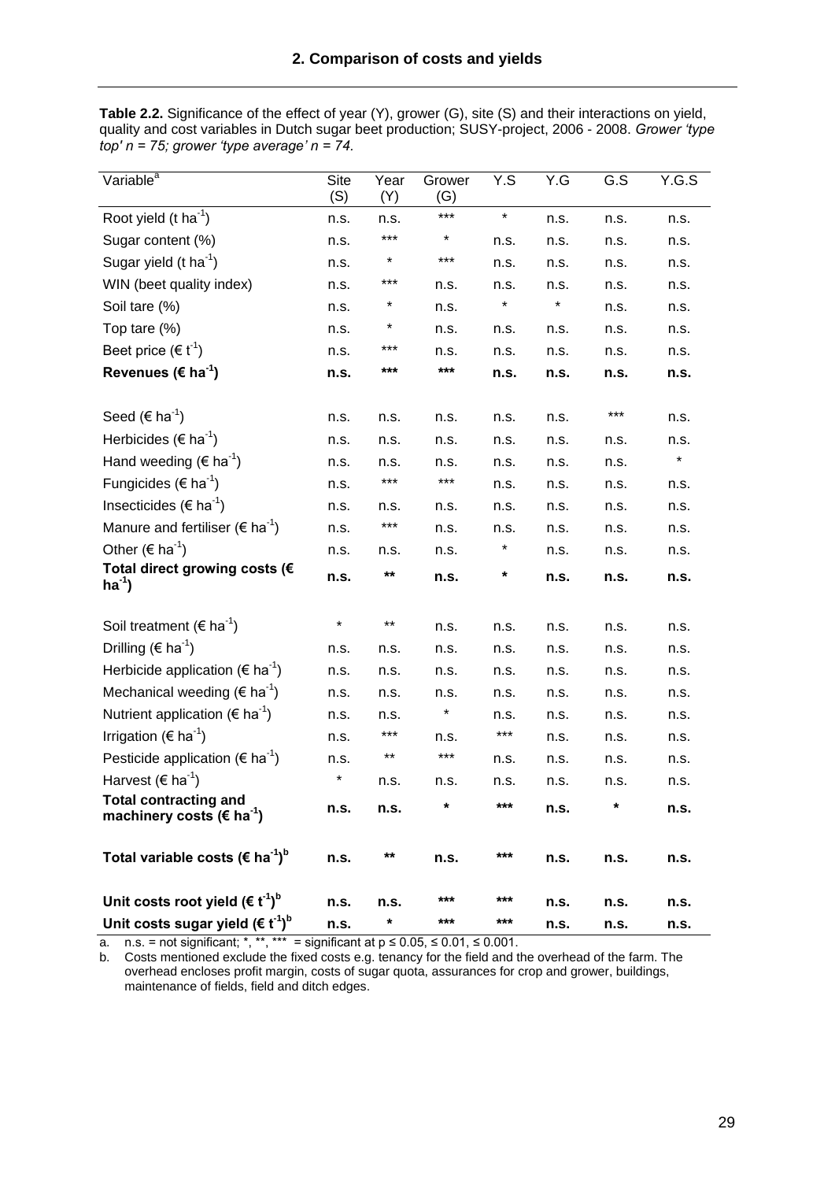## 2. Comparison of costs and yields

**Table 2.2.** Significance of the effect of year (Y), grower (G), site (S) and their interactions on yield, quality and cost variables in Dutch sugar beet production; SUSY-project, 2006 - 2008. *Grower 'type top' n = 75; grower 'type average' n = 74.*

| Variable[a] | Site (S) | Year (Y) | Grower (G) | Y.S | Y.G | G.S | Y.G.S |
|---|---|---|---|---|---|---|---|
| Root yield (t $ha^{-1}$) | n.s. | n.s. | *** | * | n.s. | n.s. | n.s. |
| Sugar content (%) | n.s. | *** | * | n.s. | n.s. | n.s. | n.s. |
| Sugar yield (t $ha^{-1}$) | n.s. | * | *** | n.s. | n.s. | n.s. | n.s. |
| WIN (beet quality index) | n.s. | *** | n.s. | n.s. | n.s. | n.s. | n.s. |
| Soil tare (%) | n.s. | * | n.s. | * | * | n.s. | n.s. |
| Top tare (%) | n.s. | * | n.s. | n.s. | n.s. | n.s. | n.s. |
| Beet price (€ $t^{-1}$) | n.s. | *** | n.s. | n.s. | n.s. | n.s. | n.s. |
| **Revenues (€ $ha^{-1}$)** | **n.s.** | **\*\*\*** | **\*\*\*** | **n.s.** | **n.s.** | **n.s.** | **n.s.** |
| | | | | | | | |
| Seed (€ $ha^{-1}$) | n.s. | n.s. | n.s. | n.s. | n.s. | *** | n.s. |
| Herbicides (€ $ha^{-1}$) | n.s. | n.s. | n.s. | n.s. | n.s. | n.s. | n.s. |
| Hand weeding (€ $ha^{-1}$) | n.s. | n.s. | n.s. | n.s. | n.s. | n.s. | * |
| Fungicides (€ $ha^{-1}$) | n.s. | *** | *** | n.s. | n.s. | n.s. | n.s. |
| Insecticides (€ $ha^{-1}$) | n.s. | n.s. | n.s. | n.s. | n.s. | n.s. | n.s. |
| Manure and fertiliser (€ $ha^{-1}$) | n.s. | *** | n.s. | n.s. | n.s. | n.s. | n.s. |
| Other (€ $ha^{-1}$) | n.s. | n.s. | n.s. | * | n.s. | n.s. | n.s. |
| **Total direct growing costs (€ $ha^{-1}$)** | **n.s.** | **\*\*** | **n.s.** | **\*** | **n.s.** | **n.s.** | **n.s.** |
| | | | | | | | |
| Soil treatment (€ $ha^{-1}$) | * | ** | n.s. | n.s. | n.s. | n.s. | n.s. |
| Drilling (€ $ha^{-1}$) | n.s. | n.s. | n.s. | n.s. | n.s. | n.s. | n.s. |
| Herbicide application (€ $ha^{-1}$) | n.s. | n.s. | n.s. | n.s. | n.s. | n.s. | n.s. |
| Mechanical weeding (€ $ha^{-1}$) | n.s. | n.s. | n.s. | n.s. | n.s. | n.s. | n.s. |
| Nutrient application (€ $ha^{-1}$) | n.s. | n.s. | * | n.s. | n.s. | n.s. | n.s. |
| Irrigation (€ $ha^{-1}$) | n.s. | *** | n.s. | *** | n.s. | n.s. | n.s. |
| Pesticide application (€ $ha^{-1}$) | n.s. | ** | *** | n.s. | n.s. | n.s. | n.s. |
| Harvest (€ $ha^{-1}$) | * | n.s. | n.s. | n.s. | n.s. | n.s. | n.s. |
| **Total contracting and machinery costs (€ $ha^{-1}$)** | **n.s.** | **n.s.** | **\*** | **\*\*\*** | **n.s.** | **\*** | **n.s.** |
| | | | | | | | |
| **Total variable costs (€ $ha^{-1}$)[b]** | **n.s.** | **\*\*** | **n.s.** | **\*\*\*** | **n.s.** | **n.s.** | **n.s.** |
| | | | | | | | |
| **Unit costs root yield (€ $t^{-1}$)[b]** | **n.s.** | **n.s.** | **\*\*\*** | **\*\*\*** | **n.s.** | **n.s.** | **n.s.** |
| **Unit costs sugar yield (€ $t^{-1}$)[b]** | **n.s.** | **\*** | **\*\*\*** | **\*\*\*** | **n.s.** | **n.s.** | **n.s.** |

a. n.s. = not significant; *, **, *** = significant at $p \leq 0.05$, $\leq 0.01$, $\leq 0.001$.

b. Costs mentioned exclude the fixed costs e.g. tenancy for the field and the overhead of the farm. The overhead encloses profit margin, costs of sugar quota, assurances for crop and grower, buildings, maintenance of fields, field and ditch edges.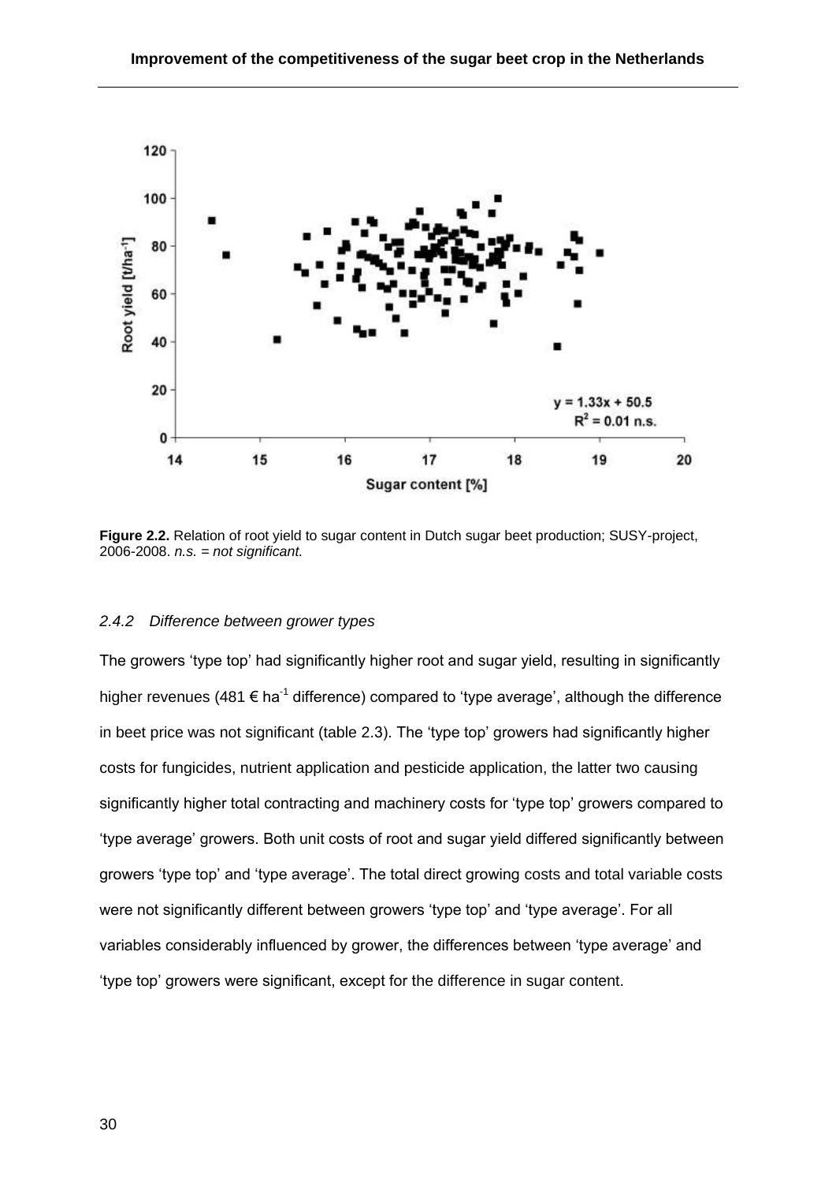**Figure 2.2.** Relation of root yield to sugar content in Dutch sugar beet production; SUSY-project, 2006-2008. *n.s. = not significant.*

### *2.4.2 Difference between grower types*

The growers 'type top' had significantly higher root and sugar yield, resulting in significantly higher revenues (481 € $ha^{-1}$ difference) compared to 'type average', although the difference in beet price was not significant (table 2.3). The 'type top' growers had significantly higher costs for fungicides, nutrient application and pesticide application, the latter two causing significantly higher total contracting and machinery costs for 'type top' growers compared to 'type average' growers. Both unit costs of root and sugar yield differed significantly between growers 'type top' and 'type average'. The total direct growing costs and total variable costs were not significantly different between growers 'type top' and 'type average'. For all variables considerably influenced by grower, the differences between 'type average' and 'type top' growers were significant, except for the difference in sugar content.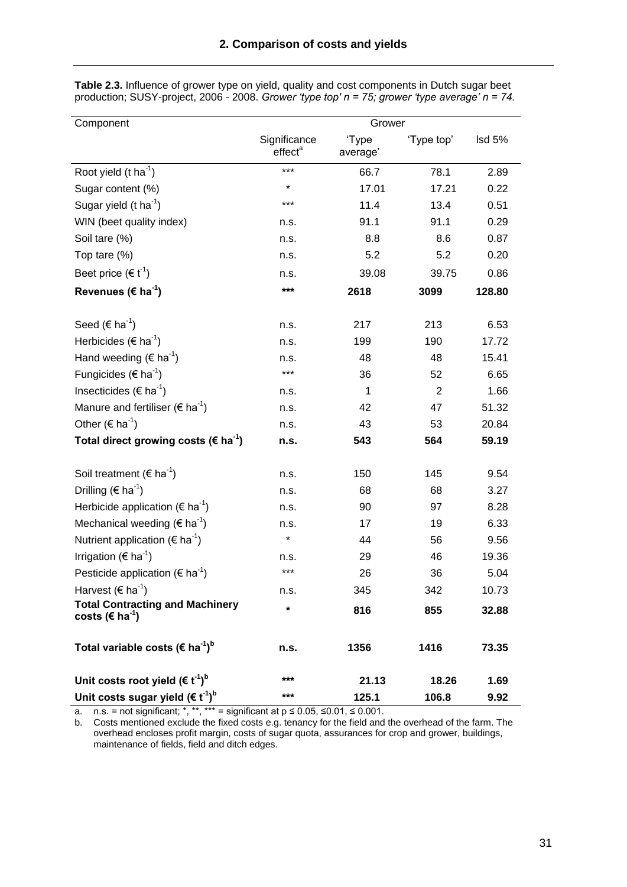## 2. Comparison of costs and yields

**Table 2.3.** Influence of grower type on yield, quality and cost components in Dutch sugar beet production; SUSY-project, 2006 - 2008. *Grower 'type top' n = 75; grower 'type average' n = 74.*

| Component | Grower | | | |
|---|---|---|---|---|
| | Significance effect[a] | 'Type average' | 'Type top' | lsd 5% |
| Root yield (t $ha^{-1}$) | *** | 66.7 | 78.1 | 2.89 |
| Sugar content (%) | * | 17.01 | 17.21 | 0.22 |
| Sugar yield (t $ha^{-1}$) | *** | 11.4 | 13.4 | 0.51 |
| WIN (beet quality index) | n.s. | 91.1 | 91.1 | 0.29 |
| Soil tare (%) | n.s. | 8.8 | 8.6 | 0.87 |
| Top tare (%) | n.s. | 5.2 | 5.2 | 0.20 |
| Beet price (€ $t^{-1}$) | n.s. | 39.08 | 39.75 | 0.86 |
| **Revenues (€ $ha^{-1}$)** | **\*\*\*** | **2618** | **3099** | **128.80** |
| Seed (€ $ha^{-1}$) | n.s. | 217 | 213 | 6.53 |
| Herbicides (€ $ha^{-1}$) | n.s. | 199 | 190 | 17.72 |
| Hand weeding (€ $ha^{-1}$) | n.s. | 48 | 48 | 15.41 |
| Fungicides (€ $ha^{-1}$) | *** | 36 | 52 | 6.65 |
| Insecticides (€ $ha^{-1}$) | n.s. | 1 | 2 | 1.66 |
| Manure and fertiliser (€ $ha^{-1}$) | n.s. | 42 | 47 | 51.32 |
| Other (€ $ha^{-1}$) | n.s. | 43 | 53 | 20.84 |
| **Total direct growing costs (€ $ha^{-1}$)** | **n.s.** | **543** | **564** | **59.19** |
| Soil treatment (€ $ha^{-1}$) | n.s. | 150 | 145 | 9.54 |
| Drilling (€ $ha^{-1}$) | n.s. | 68 | 68 | 3.27 |
| Herbicide application (€ $ha^{-1}$) | n.s. | 90 | 97 | 8.28 |
| Mechanical weeding (€ $ha^{-1}$) | n.s. | 17 | 19 | 6.33 |
| Nutrient application (€ $ha^{-1}$) | * | 44 | 56 | 9.56 |
| Irrigation (€ $ha^{-1}$) | n.s. | 29 | 46 | 19.36 |
| Pesticide application (€ $ha^{-1}$) | *** | 26 | 36 | 5.04 |
| Harvest (€ $ha^{-1}$) | n.s. | 345 | 342 | 10.73 |
| **Total Contracting and Machinery costs (€ $ha^{-1}$)** | **\*** | **816** | **855** | **32.88** |
| **Total variable costs (€ $ha^{-1}$)[b]** | **n.s.** | **1356** | **1416** | **73.35** |
| **Unit costs root yield (€ $t^{-1}$)[b]** | **\*\*\*** | **21.13** | **18.26** | **1.69** |
| **Unit costs sugar yield (€ $t^{-1}$)[b]** | **\*\*\*** | **125.1** | **106.8** | **9.92** |

a. n.s. = not significant; *, **, *** = significant at $p \leq 0.05$, $\leq 0.01$, $\leq 0.001$.

b. Costs mentioned exclude the fixed costs e.g. tenancy for the field and the overhead of the farm. The overhead encloses profit margin, costs of sugar quota, assurances for crop and grower, buildings, maintenance of fields, field and ditch edges.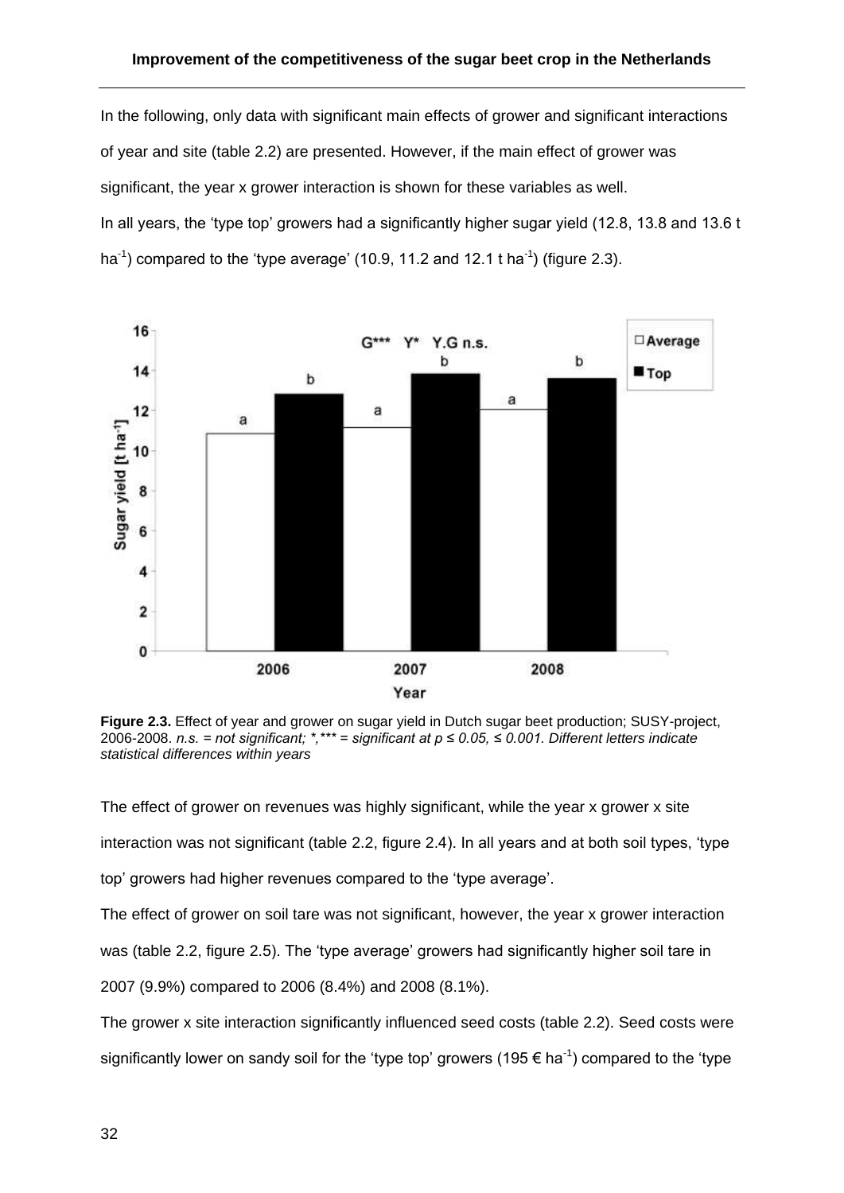In the following, only data with significant main effects of grower and significant interactions of year and site (table 2.2) are presented. However, if the main effect of grower was significant, the year x grower interaction is shown for these variables as well.

In all years, the 'type top' growers had a significantly higher sugar yield (12.8, 13.8 and 13.6 t ha$^{-1}$) compared to the 'type average' (10.9, 11.2 and 12.1 t ha$^{-1}$) (figure 2.3).

**Figure 2.3.** Effect of year and grower on sugar yield in Dutch sugar beet production; SUSY-project, 2006-2008. *n.s. = not significant; *,*** = significant at p ≤ 0.05, ≤ 0.001. Different letters indicate statistical differences within years*

The effect of grower on revenues was highly significant, while the year x grower x site interaction was not significant (table 2.2, figure 2.4). In all years and at both soil types, 'type top' growers had higher revenues compared to the 'type average'.

The effect of grower on soil tare was not significant, however, the year x grower interaction was (table 2.2, figure 2.5). The 'type average' growers had significantly higher soil tare in 2007 (9.9%) compared to 2006 (8.4%) and 2008 (8.1%).

The grower x site interaction significantly influenced seed costs (table 2.2). Seed costs were significantly lower on sandy soil for the 'type top' growers (195 € ha$^{-1}$) compared to the 'type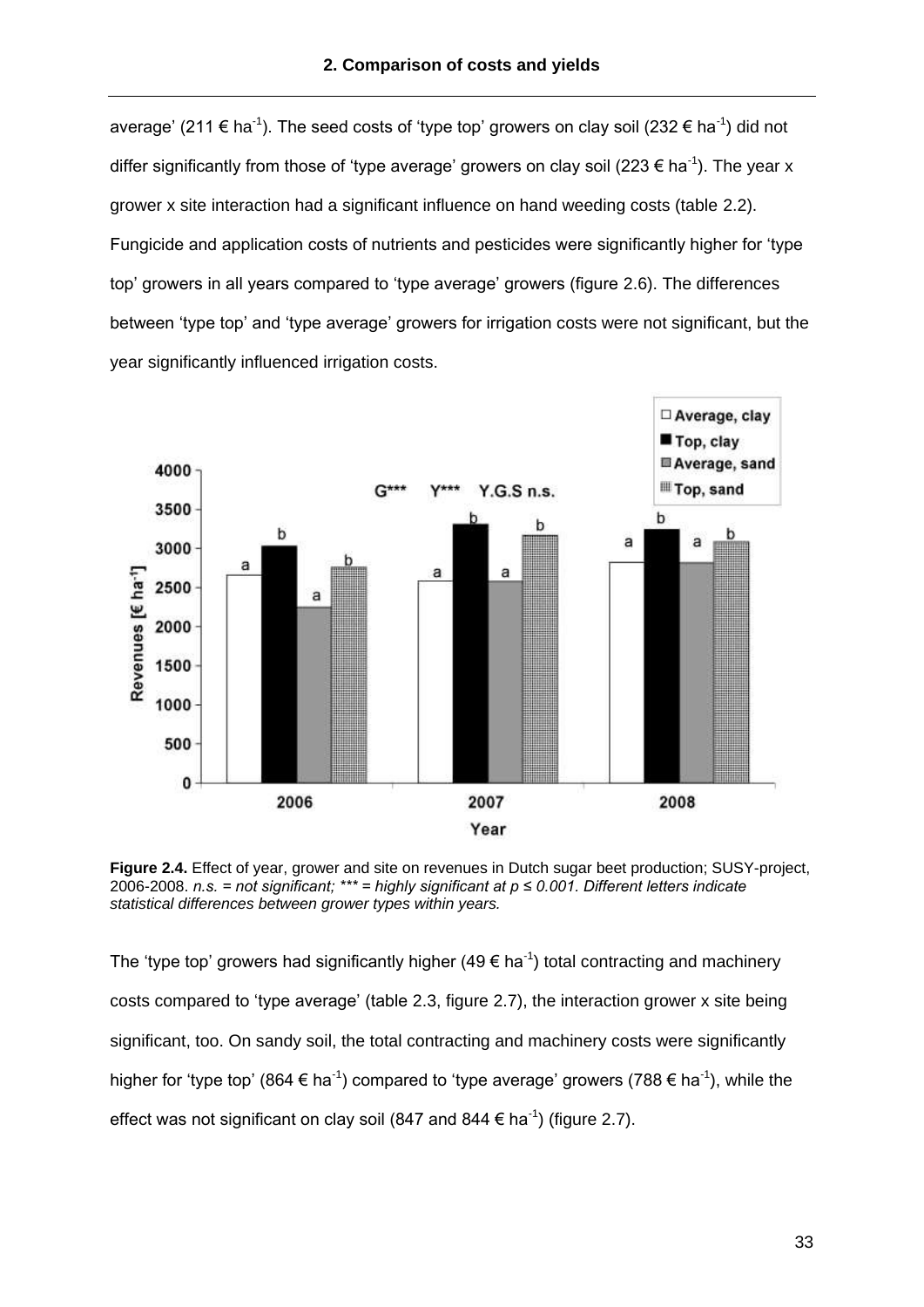average' (211 € ha$^{-1}$). The seed costs of 'type top' growers on clay soil (232 € ha$^{-1}$) did not differ significantly from those of 'type average' growers on clay soil (223 € ha$^{-1}$). The year x grower x site interaction had a significant influence on hand weeding costs (table 2.2). Fungicide and application costs of nutrients and pesticides were significantly higher for 'type top' growers in all years compared to 'type average' growers (figure 2.6). The differences between 'type top' and 'type average' growers for irrigation costs were not significant, but the year significantly influenced irrigation costs.

**Figure 2.4.** Effect of year, grower and site on revenues in Dutch sugar beet production; SUSY-project, 2006-2008. *n.s. = not significant; *** = highly significant at p ≤ 0.001. Different letters indicate statistical differences between grower types within years.*

The 'type top' growers had significantly higher (49 € ha$^{-1}$) total contracting and machinery costs compared to 'type average' (table 2.3, figure 2.7), the interaction grower x site being significant, too. On sandy soil, the total contracting and machinery costs were significantly higher for 'type top' (864 € ha$^{-1}$) compared to 'type average' growers (788 € ha$^{-1}$), while the effect was not significant on clay soil (847 and 844 € ha$^{-1}$) (figure 2.7).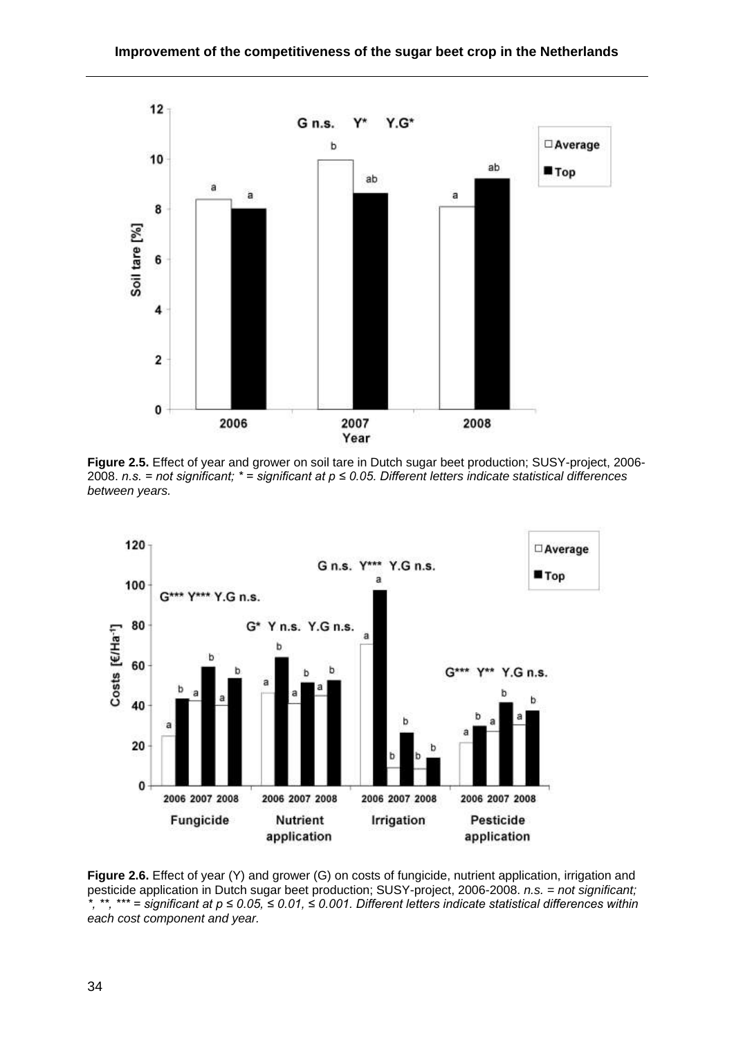**Figure 2.5.** Effect of year and grower on soil tare in Dutch sugar beet production; SUSY-project, 2006-2008. *n.s. = not significant; * = significant at p ≤ 0.05. Different letters indicate statistical differences between years.*

**Figure 2.6.** Effect of year (Y) and grower (G) on costs of fungicide, nutrient application, irrigation and pesticide application in Dutch sugar beet production; SUSY-project, 2006-2008. *n.s. = not significant; *, **, *** = significant at p ≤ 0.05, ≤ 0.01, ≤ 0.001. Different letters indicate statistical differences within each cost component and year.*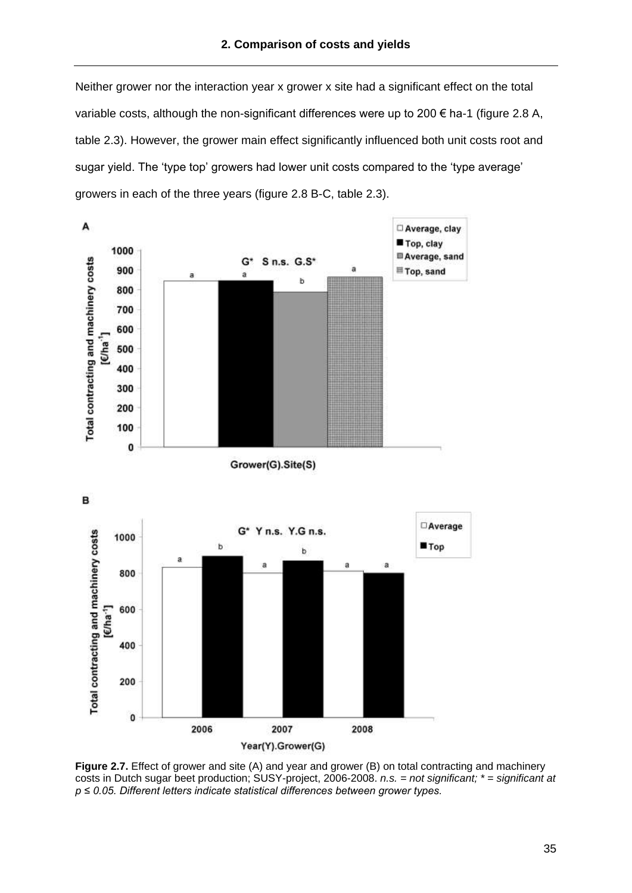Neither grower nor the interaction year x grower x site had a significant effect on the total variable costs, although the non-significant differences were up to 200 € ha-1 (figure 2.8 A, table 2.3). However, the grower main effect significantly influenced both unit costs root and sugar yield. The 'type top' growers had lower unit costs compared to the 'type average' growers in each of the three years (figure 2.8 B-C, table 2.3).

**Figure 2.7.** Effect of grower and site (A) and year and grower (B) on total contracting and machinery costs in Dutch sugar beet production; SUSY-project, 2006-2008. *n.s. = not significant; * = significant at $p \leq 0.05$. Different letters indicate statistical differences between grower types.*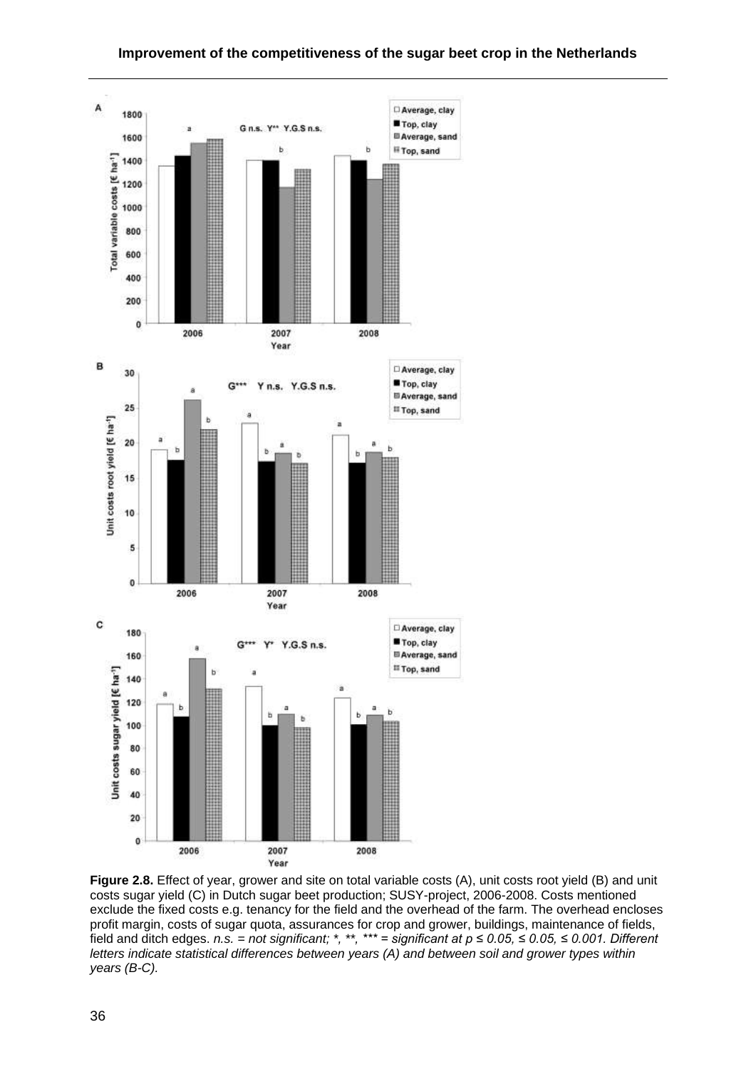**Figure 2.8.** Effect of year, grower and site on total variable costs (A), unit costs root yield (B) and unit costs sugar yield (C) in Dutch sugar beet production; SUSY-project, 2006-2008. Costs mentioned exclude the fixed costs e.g. tenancy for the field and the overhead of the farm. The overhead encloses profit margin, costs of sugar quota, assurances for crop and grower, buildings, maintenance of fields, field and ditch edges. *n.s. = not significant; *, **, *** = significant at p ≤ 0.05, ≤ 0.05, ≤ 0.001. Different letters indicate statistical differences between years (A) and between soil and grower types within years (B-C).*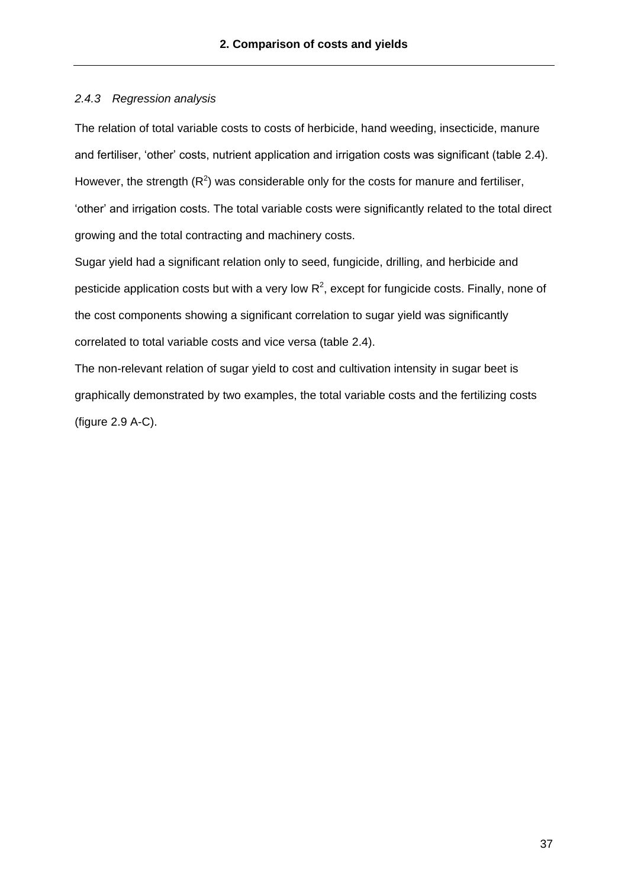### *2.4.3 Regression analysis*

The relation of total variable costs to costs of herbicide, hand weeding, insecticide, manure and fertiliser, 'other' costs, nutrient application and irrigation costs was significant (table 2.4). However, the strength ($R^2$) was considerable only for the costs for manure and fertiliser, 'other' and irrigation costs. The total variable costs were significantly related to the total direct growing and the total contracting and machinery costs.

Sugar yield had a significant relation only to seed, fungicide, drilling, and herbicide and pesticide application costs but with a very low $R^2$, except for fungicide costs. Finally, none of the cost components showing a significant correlation to sugar yield was significantly correlated to total variable costs and vice versa (table 2.4).

The non-relevant relation of sugar yield to cost and cultivation intensity in sugar beet is graphically demonstrated by two examples, the total variable costs and the fertilizing costs (figure 2.9 A-C).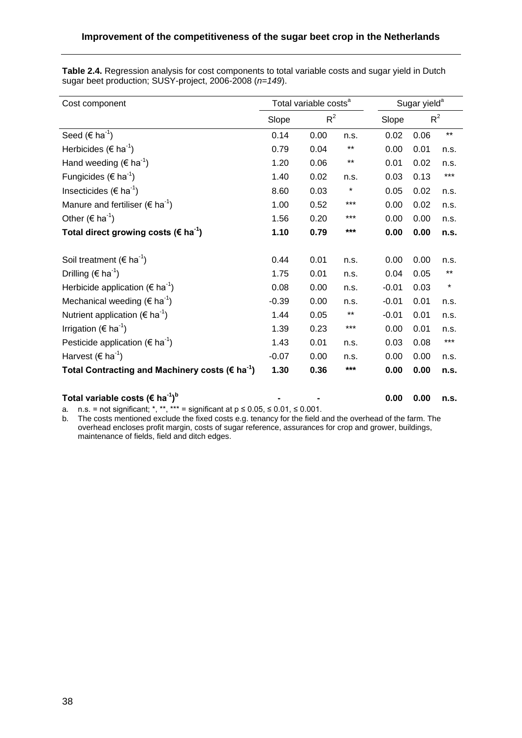**Table 2.4.** Regression analysis for cost components to total variable costs and sugar yield in Dutch sugar beet production; SUSY-project, 2006-2008 (*n=149*).

| Cost component | Total variable costs[a] | | | Sugar yield[a] | | |
|---|---|---|---|---|---|---|
| | Slope | $R^2$ | | Slope | $R^2$ | |
| Seed (€ $ha^{-1}$) | 0.14 | 0.00 | n.s. | 0.02 | 0.06 | ** |
| Herbicides (€ $ha^{-1}$) | 0.79 | 0.04 | ** | 0.00 | 0.01 | n.s. |
| Hand weeding (€ $ha^{-1}$) | 1.20 | 0.06 | ** | 0.01 | 0.02 | n.s. |
| Fungicides (€ $ha^{-1}$) | 1.40 | 0.02 | n.s. | 0.03 | 0.13 | *** |
| Insecticides (€ $ha^{-1}$) | 8.60 | 0.03 | * | 0.05 | 0.02 | n.s. |
| Manure and fertiliser (€ $ha^{-1}$) | 1.00 | 0.52 | *** | 0.00 | 0.02 | n.s. |
| Other (€ $ha^{-1}$) | 1.56 | 0.20 | *** | 0.00 | 0.00 | n.s. |
| **Total direct growing costs (€ $ha^{-1}$)** | **1.10** | **0.79** | *** | **0.00** | **0.00** | **n.s.** |
| Soil treatment (€ $ha^{-1}$) | 0.44 | 0.01 | n.s. | 0.00 | 0.00 | n.s. |
| Drilling (€ $ha^{-1}$) | 1.75 | 0.01 | n.s. | 0.04 | 0.05 | ** |
| Herbicide application (€ $ha^{-1}$) | 0.08 | 0.00 | n.s. | -0.01 | 0.03 | * |
| Mechanical weeding (€ $ha^{-1}$) | -0.39 | 0.00 | n.s. | -0.01 | 0.01 | n.s. |
| Nutrient application (€ $ha^{-1}$) | 1.44 | 0.05 | ** | -0.01 | 0.01 | n.s. |
| Irrigation (€ $ha^{-1}$) | 1.39 | 0.23 | *** | 0.00 | 0.01 | n.s. |
| Pesticide application (€ $ha^{-1}$) | 1.43 | 0.01 | n.s. | 0.03 | 0.08 | *** |
| Harvest (€ $ha^{-1}$) | -0.07 | 0.00 | n.s. | 0.00 | 0.00 | n.s. |
| **Total Contracting and Machinery costs (€ $ha^{-1}$)** | **1.30** | **0.36** | *** | **0.00** | **0.00** | **n.s.** |
| **Total variable costs (€ $ha^{-1}$)[b]** | **-** | **-** | | **0.00** | **0.00** | **n.s.** |

a. n.s. = not significant; *, **, *** = significant at $p \leq 0.05$, $\leq 0.01$, $\leq 0.001$.

b. The costs mentioned exclude the fixed costs e.g. tenancy for the field and the overhead of the farm. The overhead encloses profit margin, costs of sugar reference, assurances for crop and grower, buildings, maintenance of fields, field and ditch edges.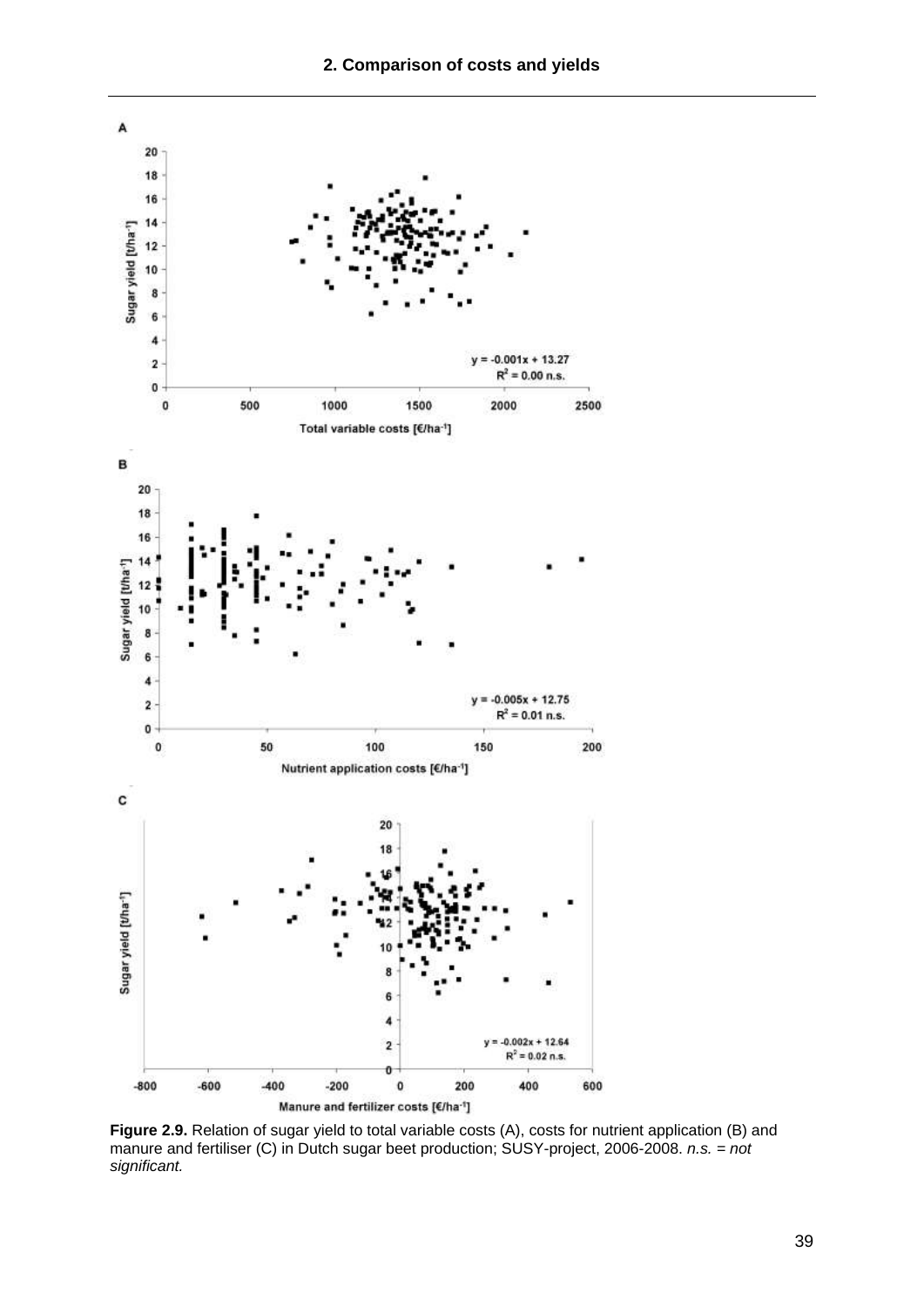Figure 2.9. Relation of sugar yield to total variable costs (A), costs for nutrient application (B) and manure and fertiliser (C) in Dutch sugar beet production; SUSY-project, 2006-2008. *n.s. = not significant.*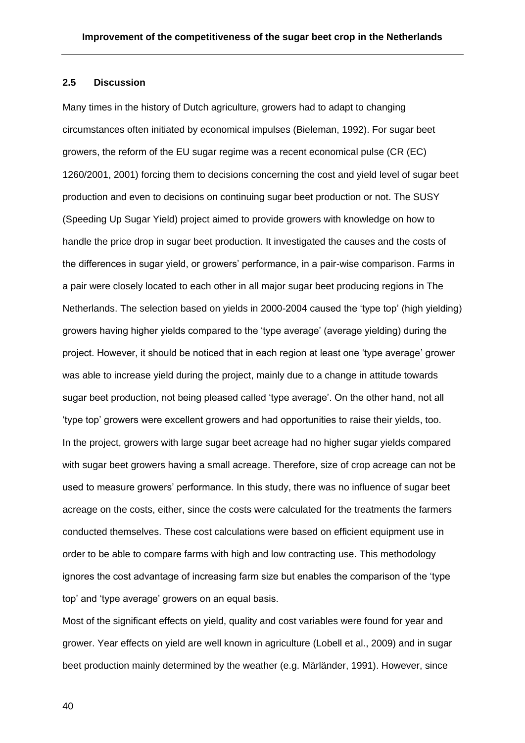## 2.5 Discussion

Many times in the history of Dutch agriculture, growers had to adapt to changing circumstances often initiated by economical impulses (Bieleman, 1992). For sugar beet growers, the reform of the EU sugar regime was a recent economical pulse (CR (EC) 1260/2001, 2001) forcing them to decisions concerning the cost and yield level of sugar beet production and even to decisions on continuing sugar beet production or not. The SUSY (Speeding Up Sugar Yield) project aimed to provide growers with knowledge on how to handle the price drop in sugar beet production. It investigated the causes and the costs of the differences in sugar yield, or growers' performance, in a pair-wise comparison. Farms in a pair were closely located to each other in all major sugar beet producing regions in The Netherlands. The selection based on yields in 2000-2004 caused the 'type top' (high yielding) growers having higher yields compared to the 'type average' (average yielding) during the project. However, it should be noticed that in each region at least one 'type average' grower was able to increase yield during the project, mainly due to a change in attitude towards sugar beet production, not being pleased called 'type average'. On the other hand, not all 'type top' growers were excellent growers and had opportunities to raise their yields, too.
In the project, growers with large sugar beet acreage had no higher sugar yields compared with sugar beet growers having a small acreage. Therefore, size of crop acreage can not be used to measure growers' performance. In this study, there was no influence of sugar beet acreage on the costs, either, since the costs were calculated for the treatments the farmers conducted themselves. These cost calculations were based on efficient equipment use in order to be able to compare farms with high and low contracting use. This methodology ignores the cost advantage of increasing farm size but enables the comparison of the 'type top' and 'type average' growers on an equal basis.
Most of the significant effects on yield, quality and cost variables were found for year and grower. Year effects on yield are well known in agriculture (Lobell et al., 2009) and in sugar beet production mainly determined by the weather (e.g. Märländer, 1991). However, since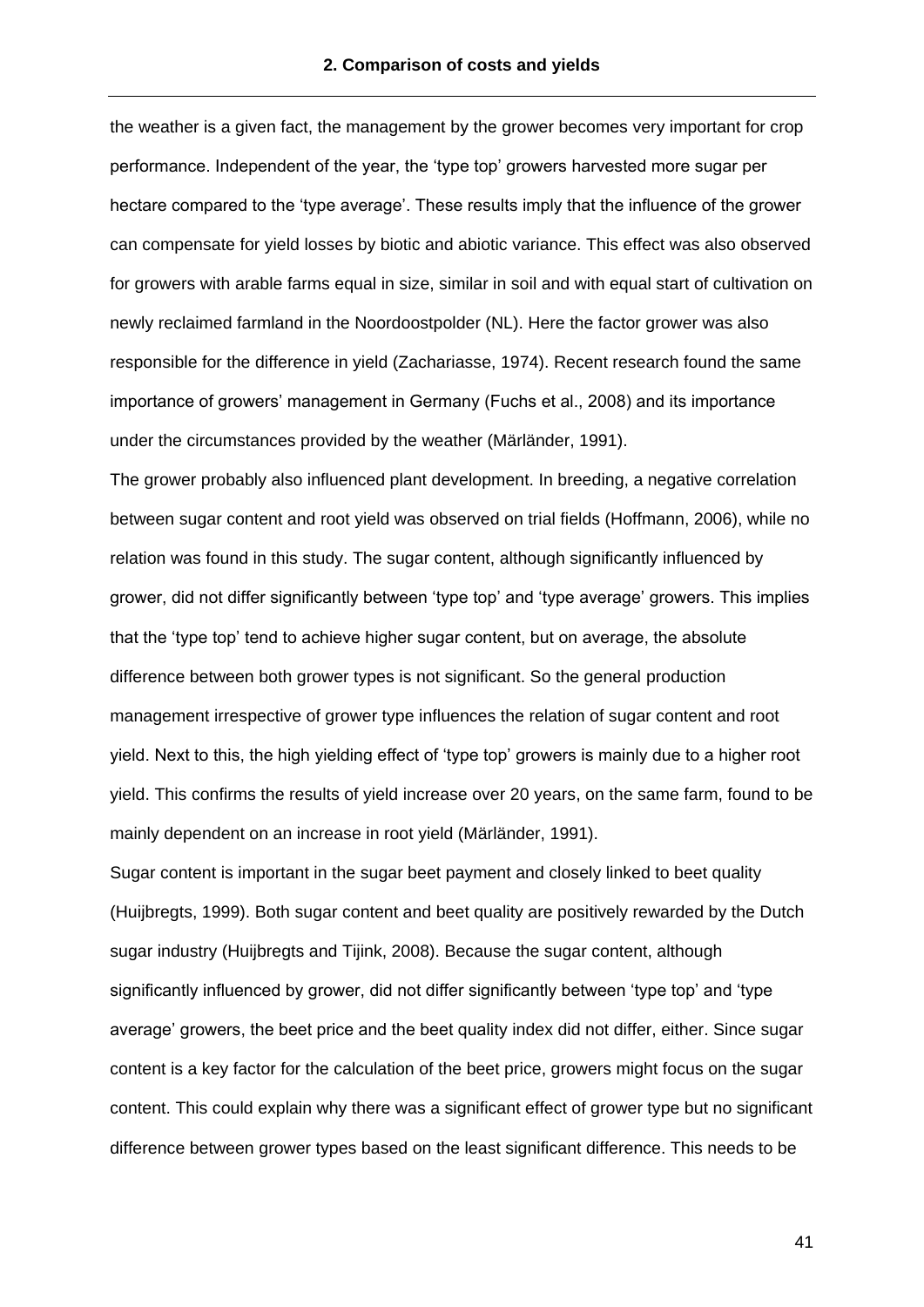the weather is a given fact, the management by the grower becomes very important for crop performance. Independent of the year, the 'type top' growers harvested more sugar per hectare compared to the 'type average'. These results imply that the influence of the grower can compensate for yield losses by biotic and abiotic variance. This effect was also observed for growers with arable farms equal in size, similar in soil and with equal start of cultivation on newly reclaimed farmland in the Noordoostpolder (NL). Here the factor grower was also responsible for the difference in yield (Zachariasse, 1974). Recent research found the same importance of growers' management in Germany (Fuchs et al., 2008) and its importance under the circumstances provided by the weather (Märländer, 1991).

The grower probably also influenced plant development. In breeding, a negative correlation between sugar content and root yield was observed on trial fields (Hoffmann, 2006), while no relation was found in this study. The sugar content, although significantly influenced by grower, did not differ significantly between 'type top' and 'type average' growers. This implies that the 'type top' tend to achieve higher sugar content, but on average, the absolute difference between both grower types is not significant. So the general production management irrespective of grower type influences the relation of sugar content and root yield. Next to this, the high yielding effect of 'type top' growers is mainly due to a higher root yield. This confirms the results of yield increase over 20 years, on the same farm, found to be mainly dependent on an increase in root yield (Märländer, 1991).

Sugar content is important in the sugar beet payment and closely linked to beet quality (Huijbregts, 1999). Both sugar content and beet quality are positively rewarded by the Dutch sugar industry (Huijbregts and Tijink, 2008). Because the sugar content, although significantly influenced by grower, did not differ significantly between 'type top' and 'type average' growers, the beet price and the beet quality index did not differ, either. Since sugar content is a key factor for the calculation of the beet price, growers might focus on the sugar content. This could explain why there was a significant effect of grower type but no significant difference between grower types based on the least significant difference. This needs to be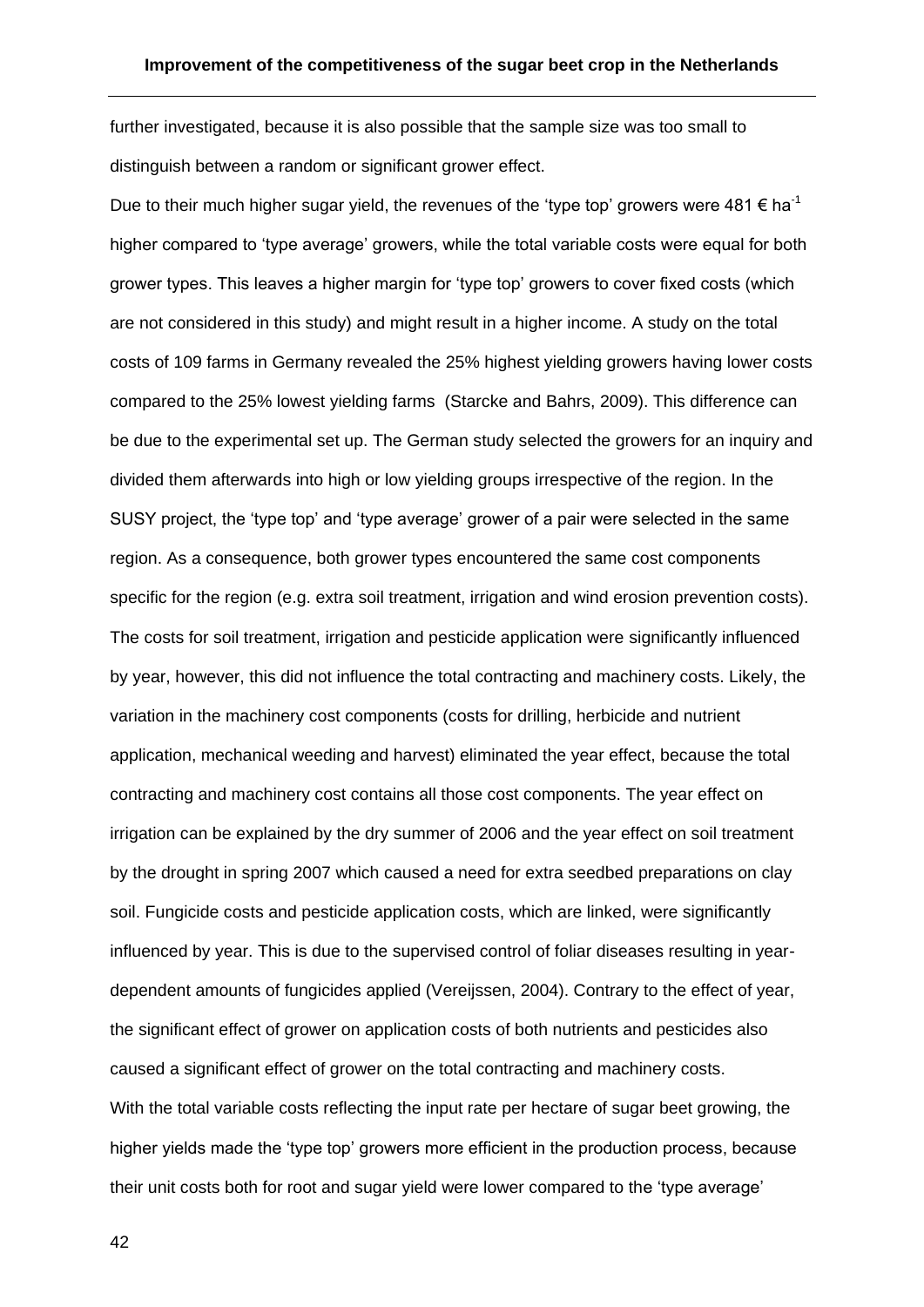further investigated, because it is also possible that the sample size was too small to distinguish between a random or significant grower effect.

Due to their much higher sugar yield, the revenues of the 'type top' growers were 481 € $ha^{-1}$ higher compared to 'type average' growers, while the total variable costs were equal for both grower types. This leaves a higher margin for 'type top' growers to cover fixed costs (which are not considered in this study) and might result in a higher income. A study on the total costs of 109 farms in Germany revealed the 25% highest yielding growers having lower costs compared to the 25% lowest yielding farms (Starcke and Bahrs, 2009). This difference can be due to the experimental set up. The German study selected the growers for an inquiry and divided them afterwards into high or low yielding groups irrespective of the region. In the SUSY project, the 'type top' and 'type average' grower of a pair were selected in the same region. As a consequence, both grower types encountered the same cost components specific for the region (e.g. extra soil treatment, irrigation and wind erosion prevention costs). The costs for soil treatment, irrigation and pesticide application were significantly influenced by year, however, this did not influence the total contracting and machinery costs. Likely, the variation in the machinery cost components (costs for drilling, herbicide and nutrient application, mechanical weeding and harvest) eliminated the year effect, because the total contracting and machinery cost contains all those cost components. The year effect on irrigation can be explained by the dry summer of 2006 and the year effect on soil treatment by the drought in spring 2007 which caused a need for extra seedbed preparations on clay soil. Fungicide costs and pesticide application costs, which are linked, were significantly influenced by year. This is due to the supervised control of foliar diseases resulting in year-dependent amounts of fungicides applied (Vereijssen, 2004). Contrary to the effect of year, the significant effect of grower on application costs of both nutrients and pesticides also caused a significant effect of grower on the total contracting and machinery costs.

With the total variable costs reflecting the input rate per hectare of sugar beet growing, the higher yields made the 'type top' growers more efficient in the production process, because their unit costs both for root and sugar yield were lower compared to the 'type average'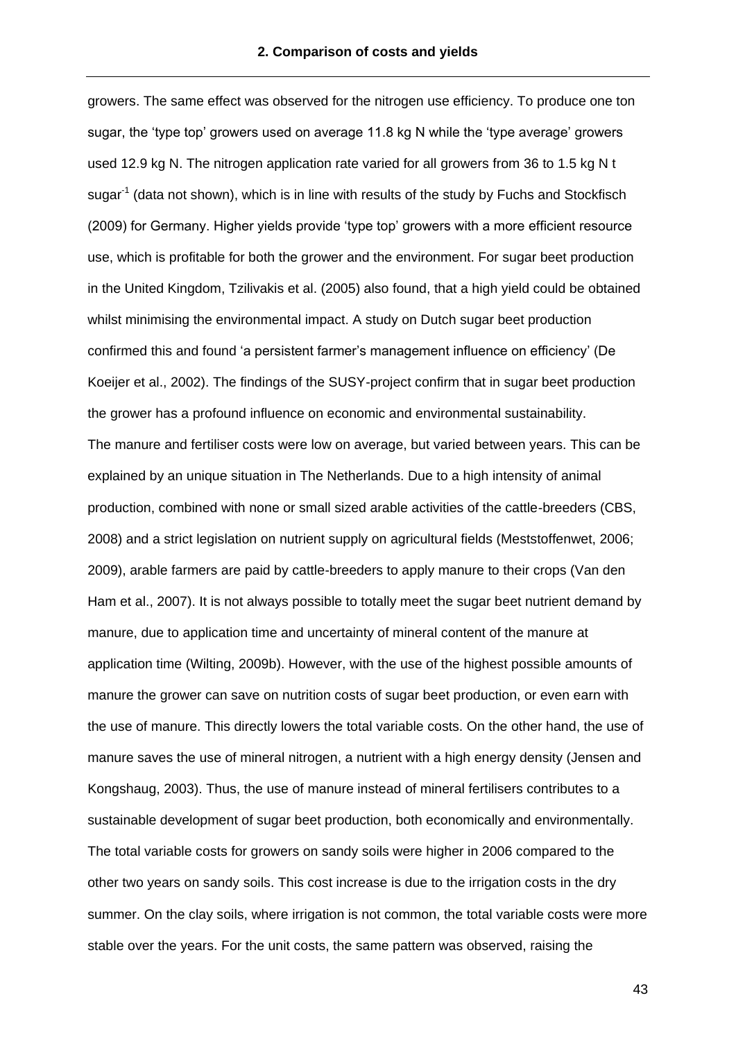growers. The same effect was observed for the nitrogen use efficiency. To produce one ton sugar, the 'type top' growers used on average 11.8 kg N while the 'type average' growers used 12.9 kg N. The nitrogen application rate varied for all growers from 36 to 1.5 kg N t sugar$^{-1}$ (data not shown), which is in line with results of the study by Fuchs and Stockfisch (2009) for Germany. Higher yields provide 'type top' growers with a more efficient resource use, which is profitable for both the grower and the environment. For sugar beet production in the United Kingdom, Tzilivakis et al. (2005) also found, that a high yield could be obtained whilst minimising the environmental impact. A study on Dutch sugar beet production confirmed this and found 'a persistent farmer's management influence on efficiency' (De Koeijer et al., 2002). The findings of the SUSY-project confirm that in sugar beet production the grower has a profound influence on economic and environmental sustainability.

The manure and fertiliser costs were low on average, but varied between years. This can be explained by an unique situation in The Netherlands. Due to a high intensity of animal production, combined with none or small sized arable activities of the cattle-breeders (CBS, 2008) and a strict legislation on nutrient supply on agricultural fields (Meststoffenwet, 2006; 2009), arable farmers are paid by cattle-breeders to apply manure to their crops (Van den Ham et al., 2007). It is not always possible to totally meet the sugar beet nutrient demand by manure, due to application time and uncertainty of mineral content of the manure at application time (Wilting, 2009b). However, with the use of the highest possible amounts of manure the grower can save on nutrition costs of sugar beet production, or even earn with the use of manure. This directly lowers the total variable costs. On the other hand, the use of manure saves the use of mineral nitrogen, a nutrient with a high energy density (Jensen and Kongshaug, 2003). Thus, the use of manure instead of mineral fertilisers contributes to a sustainable development of sugar beet production, both economically and environmentally.

The total variable costs for growers on sandy soils were higher in 2006 compared to the other two years on sandy soils. This cost increase is due to the irrigation costs in the dry summer. On the clay soils, where irrigation is not common, the total variable costs were more stable over the years. For the unit costs, the same pattern was observed, raising the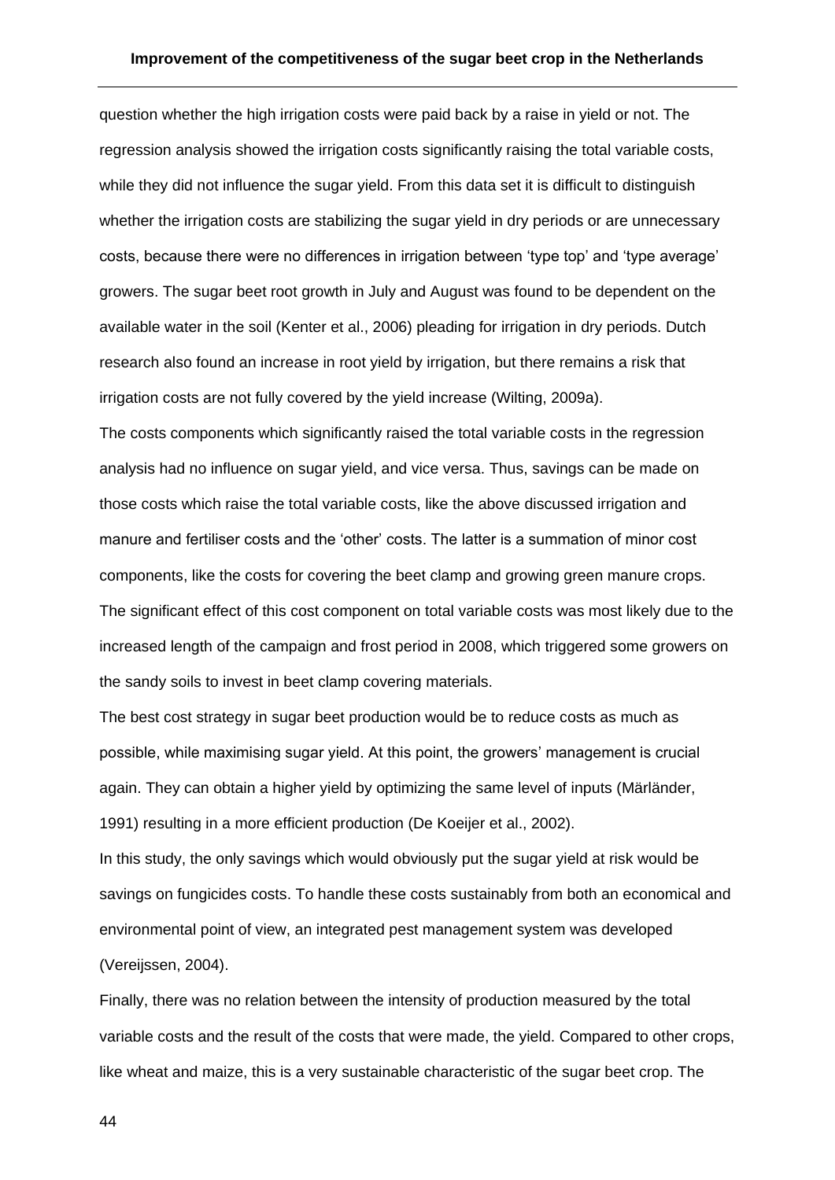question whether the high irrigation costs were paid back by a raise in yield or not. The regression analysis showed the irrigation costs significantly raising the total variable costs, while they did not influence the sugar yield. From this data set it is difficult to distinguish whether the irrigation costs are stabilizing the sugar yield in dry periods or are unnecessary costs, because there were no differences in irrigation between 'type top' and 'type average' growers. The sugar beet root growth in July and August was found to be dependent on the available water in the soil (Kenter et al., 2006) pleading for irrigation in dry periods. Dutch research also found an increase in root yield by irrigation, but there remains a risk that irrigation costs are not fully covered by the yield increase (Wilting, 2009a).

The costs components which significantly raised the total variable costs in the regression analysis had no influence on sugar yield, and vice versa. Thus, savings can be made on those costs which raise the total variable costs, like the above discussed irrigation and manure and fertiliser costs and the 'other' costs. The latter is a summation of minor cost components, like the costs for covering the beet clamp and growing green manure crops. The significant effect of this cost component on total variable costs was most likely due to the increased length of the campaign and frost period in 2008, which triggered some growers on the sandy soils to invest in beet clamp covering materials.

The best cost strategy in sugar beet production would be to reduce costs as much as possible, while maximising sugar yield. At this point, the growers' management is crucial again. They can obtain a higher yield by optimizing the same level of inputs (Märländer, 1991) resulting in a more efficient production (De Koeijer et al., 2002).

In this study, the only savings which would obviously put the sugar yield at risk would be savings on fungicides costs. To handle these costs sustainably from both an economical and environmental point of view, an integrated pest management system was developed (Vereijssen, 2004).

Finally, there was no relation between the intensity of production measured by the total variable costs and the result of the costs that were made, the yield. Compared to other crops, like wheat and maize, this is a very sustainable characteristic of the sugar beet crop. The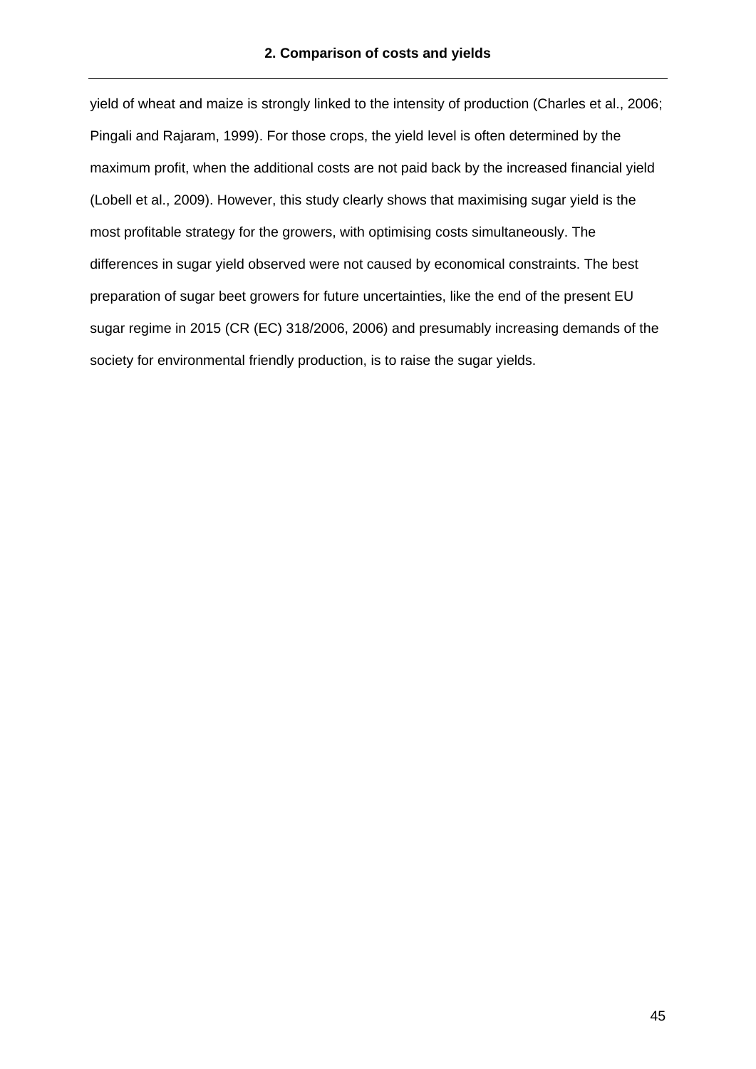yield of wheat and maize is strongly linked to the intensity of production (Charles et al., 2006; Pingali and Rajaram, 1999). For those crops, the yield level is often determined by the maximum profit, when the additional costs are not paid back by the increased financial yield (Lobell et al., 2009). However, this study clearly shows that maximising sugar yield is the most profitable strategy for the growers, with optimising costs simultaneously. The differences in sugar yield observed were not caused by economical constraints. The best preparation of sugar beet growers for future uncertainties, like the end of the present EU sugar regime in 2015 (CR (EC) 318/2006, 2006) and presumably increasing demands of the society for environmental friendly production, is to raise the sugar yields.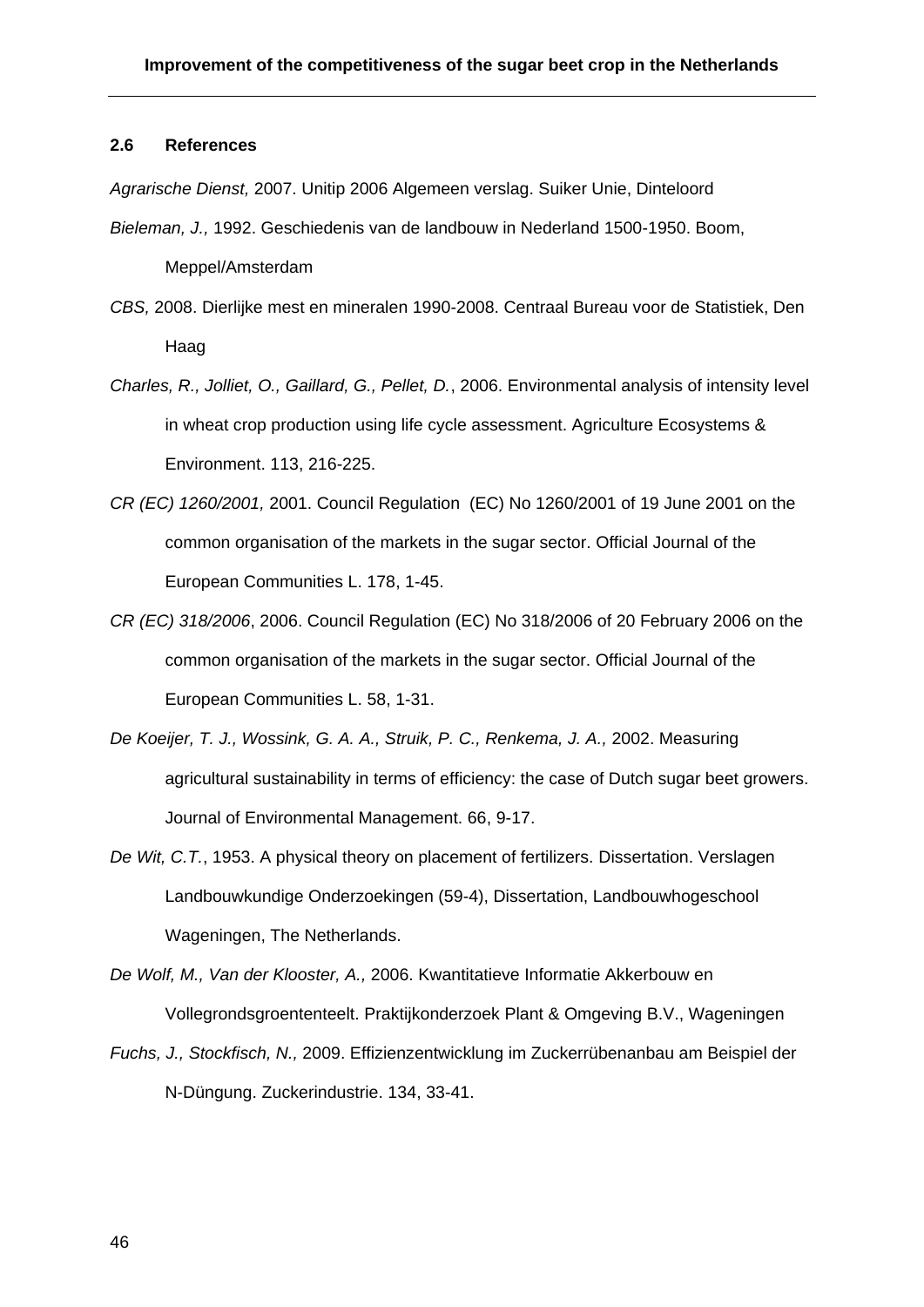### 2.6 References

*Agrarische Dienst,* 2007. Unitip 2006 Algemeen verslag. Suiker Unie, Dinteloord

*Bieleman, J.,* 1992. Geschiedenis van de landbouw in Nederland 1500-1950. Boom, Meppel/Amsterdam

*CBS,* 2008. Dierlijke mest en mineralen 1990-2008. Centraal Bureau voor de Statistiek, Den Haag

*Charles, R., Jolliet, O., Gaillard, G., Pellet, D.*, 2006. Environmental analysis of intensity level in wheat crop production using life cycle assessment. Agriculture Ecosystems & Environment. 113, 216-225.

*CR (EC) 1260/2001,* 2001. Council Regulation (EC) No 1260/2001 of 19 June 2001 on the common organisation of the markets in the sugar sector. Official Journal of the European Communities L. 178, 1-45.

*CR (EC) 318/2006*, 2006. Council Regulation (EC) No 318/2006 of 20 February 2006 on the common organisation of the markets in the sugar sector. Official Journal of the European Communities L. 58, 1-31.

*De Koeijer, T. J., Wossink, G. A. A., Struik, P. C., Renkema, J. A.,* 2002. Measuring agricultural sustainability in terms of efficiency: the case of Dutch sugar beet growers. Journal of Environmental Management. 66, 9-17.

*De Wit, C.T.*, 1953. A physical theory on placement of fertilizers. Dissertation. Verslagen Landbouwkundige Onderzoekingen (59-4), Dissertation, Landbouwhogeschool Wageningen, The Netherlands.

*De Wolf, M., Van der Klooster, A.,* 2006. Kwantitatieve Informatie Akkerbouw en Vollegrondsgroententeelt. Praktijkonderzoek Plant & Omgeving B.V., Wageningen

*Fuchs, J., Stockfisch, N.,* 2009. Effizienzentwicklung im Zuckerrübenanbau am Beispiel der N-Düngung. Zuckerindustrie. 134, 33-41.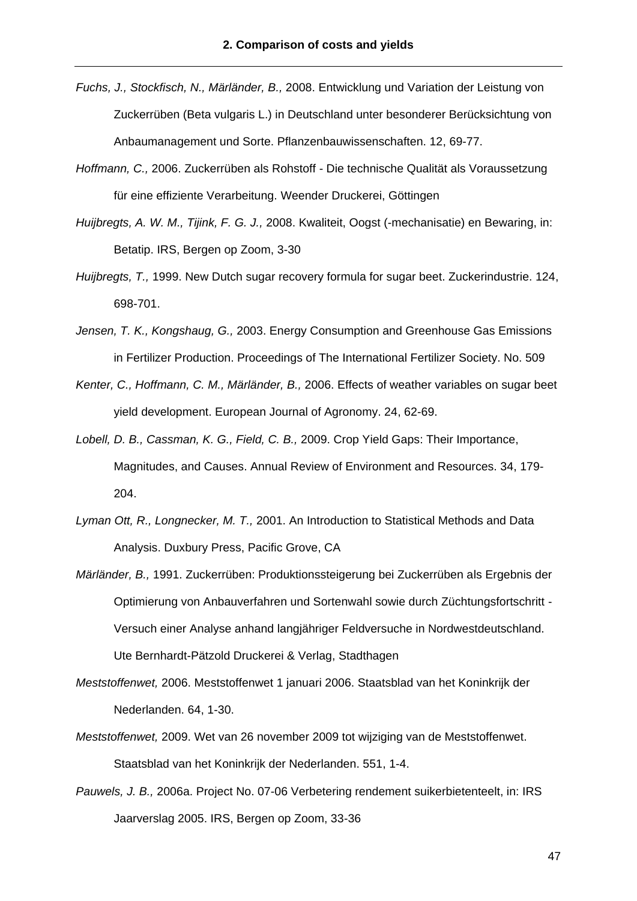*Fuchs, J., Stockfisch, N., Märländer, B.,* 2008. Entwicklung und Variation der Leistung von Zuckerrüben (Beta vulgaris L.) in Deutschland unter besonderer Berücksichtung von Anbaumanagement und Sorte. Pflanzenbauwissenschaften. 12, 69-77.

*Hoffmann, C.,* 2006. Zuckerrüben als Rohstoff - Die technische Qualität als Voraussetzung für eine effiziente Verarbeitung. Weender Druckerei, Göttingen

*Huijbregts, A. W. M., Tijink, F. G. J.,* 2008. Kwaliteit, Oogst (-mechanisatie) en Bewaring, in: Betatip. IRS, Bergen op Zoom, 3-30

*Huijbregts, T.,* 1999. New Dutch sugar recovery formula for sugar beet. Zuckerindustrie. 124, 698-701.

*Jensen, T. K., Kongshaug, G.,* 2003. Energy Consumption and Greenhouse Gas Emissions in Fertilizer Production. Proceedings of The International Fertilizer Society. No. 509

*Kenter, C., Hoffmann, C. M., Märländer, B.,* 2006. Effects of weather variables on sugar beet yield development. European Journal of Agronomy. 24, 62-69.

*Lobell, D. B., Cassman, K. G., Field, C. B.,* 2009. Crop Yield Gaps: Their Importance, Magnitudes, and Causes. Annual Review of Environment and Resources. 34, 179-204.

*Lyman Ott, R., Longnecker, M. T.,* 2001. An Introduction to Statistical Methods and Data Analysis. Duxbury Press, Pacific Grove, CA

*Märländer, B.,* 1991. Zuckerrüben: Produktionssteigerung bei Zuckerrüben als Ergebnis der Optimierung von Anbauverfahren und Sortenwahl sowie durch Züchtungsfortschritt - Versuch einer Analyse anhand langjähriger Feldversuche in Nordwestdeutschland. Ute Bernhardt-Pätzold Druckerei & Verlag, Stadthagen

*Meststoffenwet,* 2006. Meststoffenwet 1 januari 2006. Staatsblad van het Koninkrijk der Nederlanden. 64, 1-30.

*Meststoffenwet,* 2009. Wet van 26 november 2009 tot wijziging van de Meststoffenwet. Staatsblad van het Koninkrijk der Nederlanden. 551, 1-4.

*Pauwels, J. B.,* 2006a. Project No. 07-06 Verbetering rendement suikerbietenteelt, in: IRS Jaarverslag 2005. IRS, Bergen op Zoom, 33-36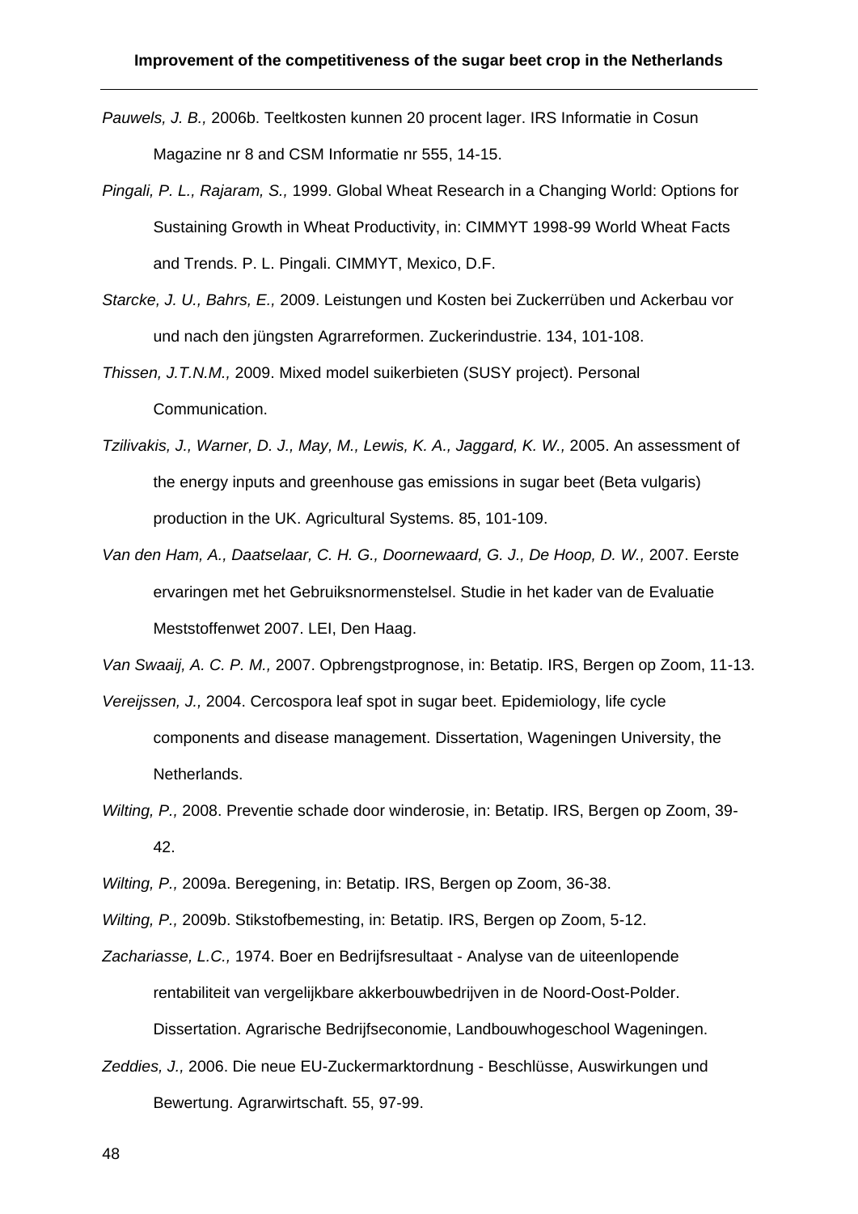*Pauwels, J. B.,* 2006b. Teeltkosten kunnen 20 procent lager. IRS Informatie in Cosun Magazine nr 8 and CSM Informatie nr 555, 14-15.

*Pingali, P. L., Rajaram, S.,* 1999. Global Wheat Research in a Changing World: Options for Sustaining Growth in Wheat Productivity, in: CIMMYT 1998-99 World Wheat Facts and Trends. P. L. Pingali. CIMMYT, Mexico, D.F.

*Starcke, J. U., Bahrs, E.,* 2009. Leistungen und Kosten bei Zuckerrüben und Ackerbau vor und nach den jüngsten Agrarreformen. Zuckerindustrie. 134, 101-108.

*Thissen, J.T.N.M.,* 2009. Mixed model suikerbieten (SUSY project). Personal Communication.

*Tzilivakis, J., Warner, D. J., May, M., Lewis, K. A., Jaggard, K. W.,* 2005. An assessment of the energy inputs and greenhouse gas emissions in sugar beet (Beta vulgaris) production in the UK. Agricultural Systems. 85, 101-109.

*Van den Ham, A., Daatselaar, C. H. G., Doornewaard, G. J., De Hoop, D. W.,* 2007. Eerste ervaringen met het Gebruiksnormenstelsel. Studie in het kader van de Evaluatie Meststoffenwet 2007. LEI, Den Haag.

*Van Swaaij, A. C. P. M.,* 2007. Opbrengstprognose, in: Betatip. IRS, Bergen op Zoom, 11-13.

*Vereijssen, J.,* 2004. Cercospora leaf spot in sugar beet. Epidemiology, life cycle components and disease management. Dissertation, Wageningen University, the Netherlands.

*Wilting, P.,* 2008. Preventie schade door winderosie, in: Betatip. IRS, Bergen op Zoom, 39-42.

*Wilting, P.,* 2009a. Beregening, in: Betatip. IRS, Bergen op Zoom, 36-38.

*Wilting, P.,* 2009b. Stikstofbemesting, in: Betatip. IRS, Bergen op Zoom, 5-12.

*Zachariasse, L.C.,* 1974. Boer en Bedrijfsresultaat - Analyse van de uiteenlopende rentabiliteit van vergelijkbare akkerbouwbedrijven in de Noord-Oost-Polder. Dissertation. Agrarische Bedrijfseconomie, Landbouwhogeschool Wageningen.

*Zeddies, J.,* 2006. Die neue EU-Zuckermarktordnung - Beschlüsse, Auswirkungen und Bewertung. Agrarwirtschaft. 55, 97-99.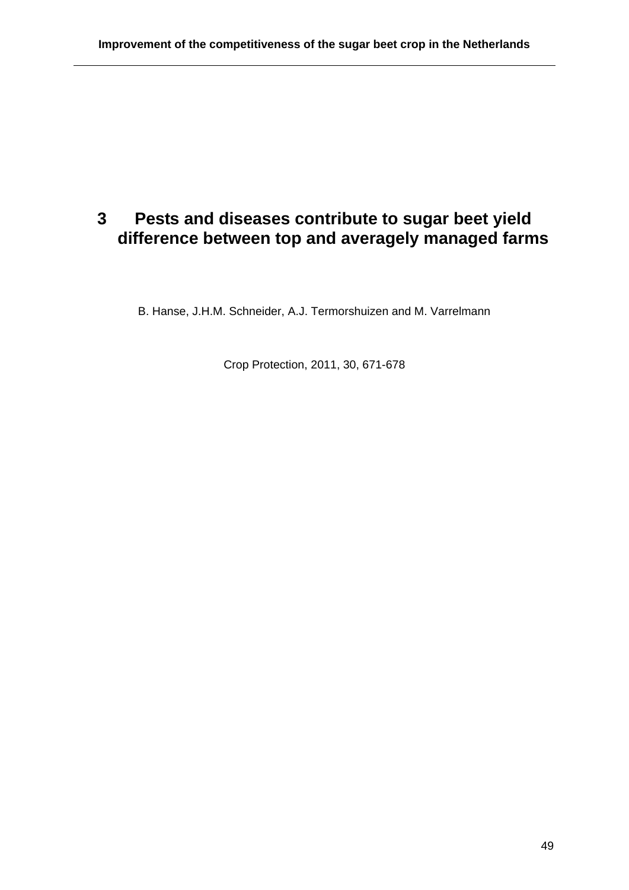# 3 Pests and diseases contribute to sugar beet yield difference between top and averagely managed farms

B. Hanse, J.H.M. Schneider, A.J. Termorshuizen and M. Varrelmann

Crop Protection, 2011, 30, 671-678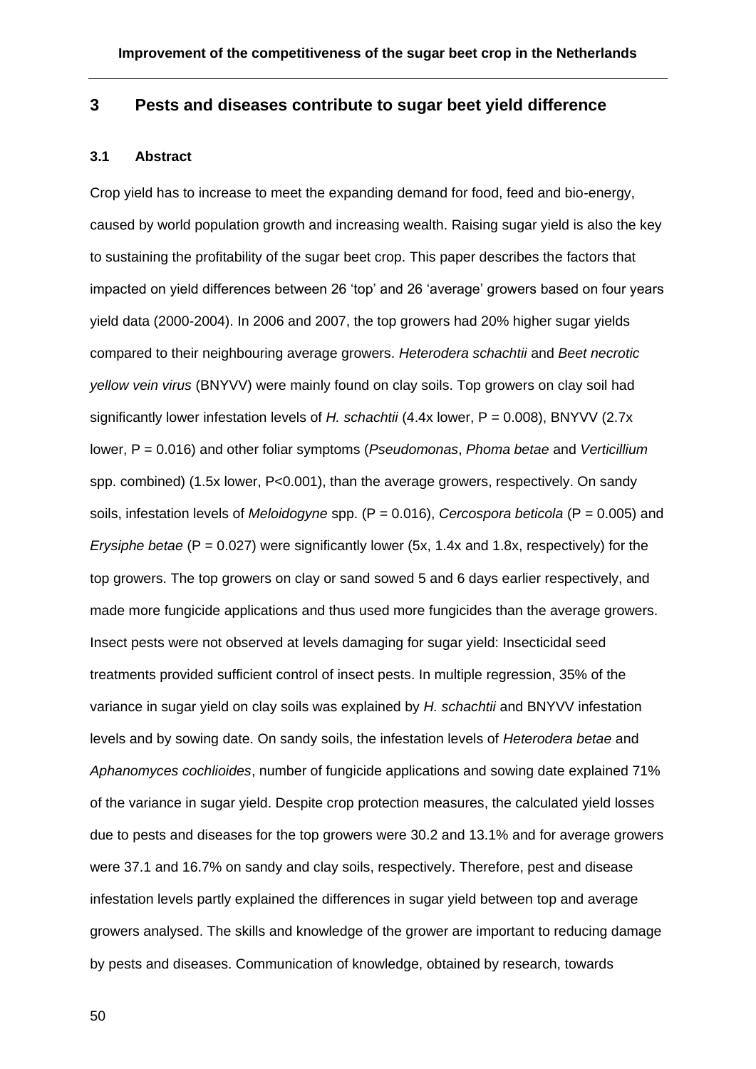# 3 Pests and diseases contribute to sugar beet yield difference

## 3.1 Abstract

Crop yield has to increase to meet the expanding demand for food, feed and bio-energy, caused by world population growth and increasing wealth. Raising sugar yield is also the key to sustaining the profitability of the sugar beet crop. This paper describes the factors that impacted on yield differences between 26 'top' and 26 'average' growers based on four years yield data (2000-2004). In 2006 and 2007, the top growers had 20% higher sugar yields compared to their neighbouring average growers. *Heterodera schachtii* and *Beet necrotic yellow vein virus* (BNYVV) were mainly found on clay soils. Top growers on clay soil had significantly lower infestation levels of *H. schachtii* (4.4x lower, $P = 0.008$), BNYVV (2.7x lower, $P = 0.016$) and other foliar symptoms (*Pseudomonas*, *Phoma betae* and *Verticillium* spp. combined) (1.5x lower, $P<0.001$), than the average growers, respectively. On sandy soils, infestation levels of *Meloidogyne* spp. ($P = 0.016$), *Cercospora beticola* ($P = 0.005$) and *Erysiphe betae* ($P = 0.027$) were significantly lower (5x, 1.4x and 1.8x, respectively) for the top growers. The top growers on clay or sand sowed 5 and 6 days earlier respectively, and made more fungicide applications and thus used more fungicides than the average growers. Insect pests were not observed at levels damaging for sugar yield: Insecticidal seed treatments provided sufficient control of insect pests. In multiple regression, 35% of the variance in sugar yield on clay soils was explained by *H. schachtii* and BNYVV infestation levels and by sowing date. On sandy soils, the infestation levels of *Heterodera betae* and *Aphanomyces cochlioides*, number of fungicide applications and sowing date explained 71% of the variance in sugar yield. Despite crop protection measures, the calculated yield losses due to pests and diseases for the top growers were 30.2 and 13.1% and for average growers were 37.1 and 16.7% on sandy and clay soils, respectively. Therefore, pest and disease infestation levels partly explained the differences in sugar yield between top and average growers analysed. The skills and knowledge of the grower are important to reducing damage by pests and diseases. Communication of knowledge, obtained by research, towards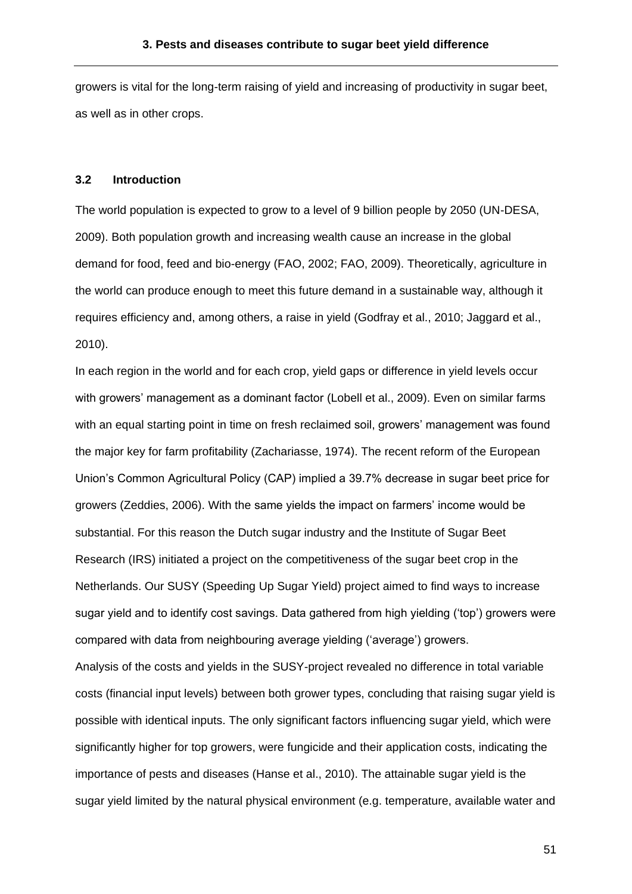growers is vital for the long-term raising of yield and increasing of productivity in sugar beet, as well as in other crops.

### 3.2 Introduction

The world population is expected to grow to a level of 9 billion people by 2050 (UN-DESA, 2009). Both population growth and increasing wealth cause an increase in the global demand for food, feed and bio-energy (FAO, 2002; FAO, 2009). Theoretically, agriculture in the world can produce enough to meet this future demand in a sustainable way, although it requires efficiency and, among others, a raise in yield (Godfray et al., 2010; Jaggard et al., 2010).

In each region in the world and for each crop, yield gaps or difference in yield levels occur with growers' management as a dominant factor (Lobell et al., 2009). Even on similar farms with an equal starting point in time on fresh reclaimed soil, growers' management was found the major key for farm profitability (Zachariasse, 1974). The recent reform of the European Union's Common Agricultural Policy (CAP) implied a 39.7% decrease in sugar beet price for growers (Zeddies, 2006). With the same yields the impact on farmers' income would be substantial. For this reason the Dutch sugar industry and the Institute of Sugar Beet Research (IRS) initiated a project on the competitiveness of the sugar beet crop in the Netherlands. Our SUSY (Speeding Up Sugar Yield) project aimed to find ways to increase sugar yield and to identify cost savings. Data gathered from high yielding ('top') growers were compared with data from neighbouring average yielding ('average') growers.

Analysis of the costs and yields in the SUSY-project revealed no difference in total variable costs (financial input levels) between both grower types, concluding that raising sugar yield is possible with identical inputs. The only significant factors influencing sugar yield, which were significantly higher for top growers, were fungicide and their application costs, indicating the importance of pests and diseases (Hanse et al., 2010). The attainable sugar yield is the sugar yield limited by the natural physical environment (e.g. temperature, available water and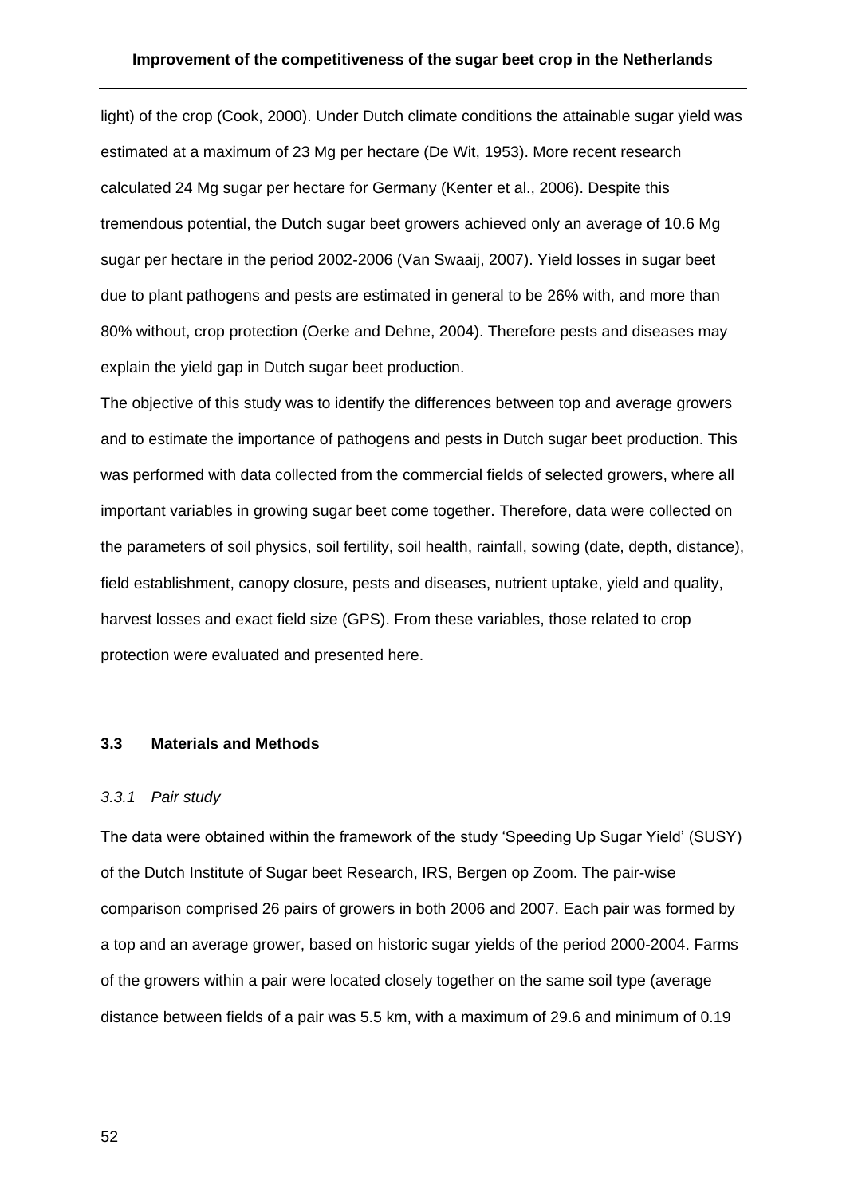light) of the crop (Cook, 2000). Under Dutch climate conditions the attainable sugar yield was estimated at a maximum of 23 Mg per hectare (De Wit, 1953). More recent research calculated 24 Mg sugar per hectare for Germany (Kenter et al., 2006). Despite this tremendous potential, the Dutch sugar beet growers achieved only an average of 10.6 Mg sugar per hectare in the period 2002-2006 (Van Swaaij, 2007). Yield losses in sugar beet due to plant pathogens and pests are estimated in general to be 26% with, and more than 80% without, crop protection (Oerke and Dehne, 2004). Therefore pests and diseases may explain the yield gap in Dutch sugar beet production.

The objective of this study was to identify the differences between top and average growers and to estimate the importance of pathogens and pests in Dutch sugar beet production. This was performed with data collected from the commercial fields of selected growers, where all important variables in growing sugar beet come together. Therefore, data were collected on the parameters of soil physics, soil fertility, soil health, rainfall, sowing (date, depth, distance), field establishment, canopy closure, pests and diseases, nutrient uptake, yield and quality, harvest losses and exact field size (GPS). From these variables, those related to crop protection were evaluated and presented here.

## 3.3 Materials and Methods

### *3.3.1 Pair study*

The data were obtained within the framework of the study 'Speeding Up Sugar Yield' (SUSY) of the Dutch Institute of Sugar beet Research, IRS, Bergen op Zoom. The pair-wise comparison comprised 26 pairs of growers in both 2006 and 2007. Each pair was formed by a top and an average grower, based on historic sugar yields of the period 2000-2004. Farms of the growers within a pair were located closely together on the same soil type (average distance between fields of a pair was 5.5 km, with a maximum of 29.6 and minimum of 0.19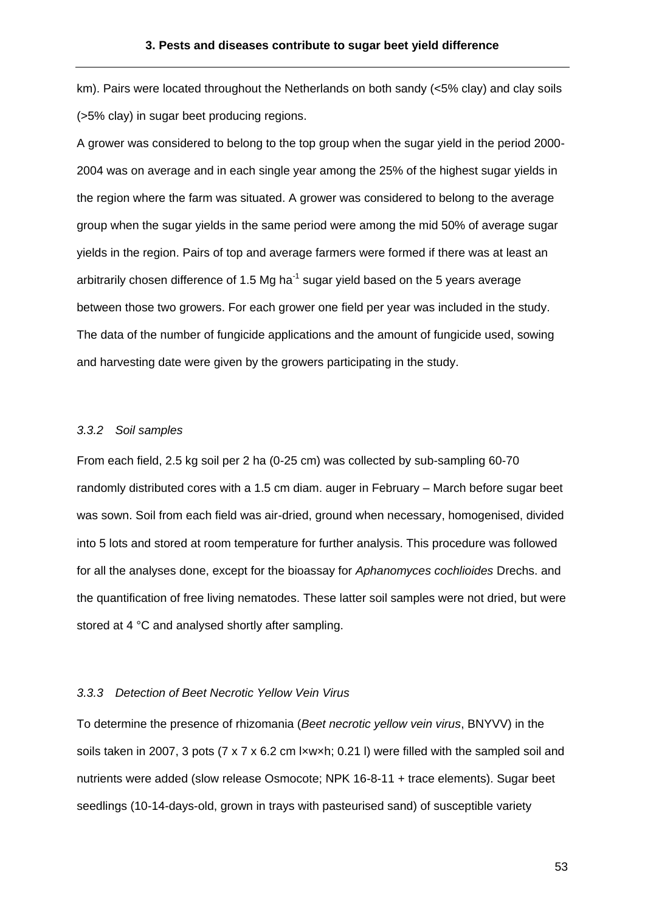km). Pairs were located throughout the Netherlands on both sandy (<5% clay) and clay soils (>5% clay) in sugar beet producing regions.

A grower was considered to belong to the top group when the sugar yield in the period 2000-2004 was on average and in each single year among the 25% of the highest sugar yields in the region where the farm was situated. A grower was considered to belong to the average group when the sugar yields in the same period were among the mid 50% of average sugar yields in the region. Pairs of top and average farmers were formed if there was at least an arbitrarily chosen difference of 1.5 Mg ha$^{-1}$ sugar yield based on the 5 years average between those two growers. For each grower one field per year was included in the study. The data of the number of fungicide applications and the amount of fungicide used, sowing and harvesting date were given by the growers participating in the study.

### *3.3.2 Soil samples*

From each field, 2.5 kg soil per 2 ha (0-25 cm) was collected by sub-sampling 60-70 randomly distributed cores with a 1.5 cm diam. auger in February – March before sugar beet was sown. Soil from each field was air-dried, ground when necessary, homogenised, divided into 5 lots and stored at room temperature for further analysis. This procedure was followed for all the analyses done, except for the bioassay for *Aphanomyces cochlioides* Drechs. and the quantification of free living nematodes. These latter soil samples were not dried, but were stored at 4 °C and analysed shortly after sampling.

### *3.3.3 Detection of Beet Necrotic Yellow Vein Virus*

To determine the presence of rhizomania (*Beet necrotic yellow vein virus*, BNYVV) in the soils taken in 2007, 3 pots (7 x 7 x 6.2 cm l×w×h; 0.21 l) were filled with the sampled soil and nutrients were added (slow release Osmocote; NPK 16-8-11 + trace elements). Sugar beet seedlings (10-14-days-old, grown in trays with pasteurised sand) of susceptible variety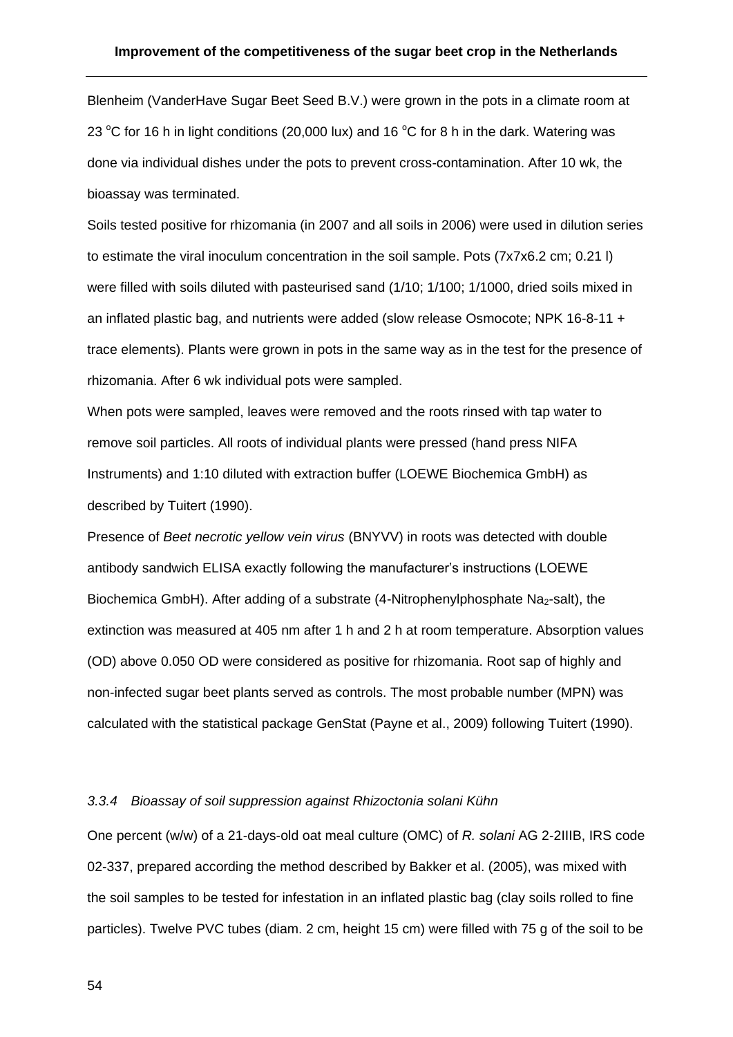Blenheim (VanderHave Sugar Beet Seed B.V.) were grown in the pots in a climate room at 23 °C for 16 h in light conditions (20,000 lux) and 16 °C for 8 h in the dark. Watering was done via individual dishes under the pots to prevent cross-contamination. After 10 wk, the bioassay was terminated.

Soils tested positive for rhizomania (in 2007 and all soils in 2006) were used in dilution series to estimate the viral inoculum concentration in the soil sample. Pots (7x7x6.2 cm; 0.21 l) were filled with soils diluted with pasteurised sand (1/10; 1/100; 1/1000, dried soils mixed in an inflated plastic bag, and nutrients were added (slow release Osmocote; NPK 16-8-11 + trace elements). Plants were grown in pots in the same way as in the test for the presence of rhizomania. After 6 wk individual pots were sampled.

When pots were sampled, leaves were removed and the roots rinsed with tap water to remove soil particles. All roots of individual plants were pressed (hand press NIFA Instruments) and 1:10 diluted with extraction buffer (LOEWE Biochemica GmbH) as described by Tuitert (1990).

Presence of *Beet necrotic yellow vein virus* (BNYVV) in roots was detected with double antibody sandwich ELISA exactly following the manufacturer's instructions (LOEWE Biochemica GmbH). After adding of a substrate (4-Nitrophenylphosphate $Na_2$-salt), the extinction was measured at 405 nm after 1 h and 2 h at room temperature. Absorption values (OD) above 0.050 OD were considered as positive for rhizomania. Root sap of highly and non-infected sugar beet plants served as controls. The most probable number (MPN) was calculated with the statistical package GenStat (Payne et al., 2009) following Tuitert (1990).

### *3.3.4 Bioassay of soil suppression against Rhizoctonia solani Kühn*

One percent (w/w) of a 21-days-old oat meal culture (OMC) of *R. solani* AG 2-2IIIB, IRS code 02-337, prepared according the method described by Bakker et al. (2005), was mixed with the soil samples to be tested for infestation in an inflated plastic bag (clay soils rolled to fine particles). Twelve PVC tubes (diam. 2 cm, height 15 cm) were filled with 75 g of the soil to be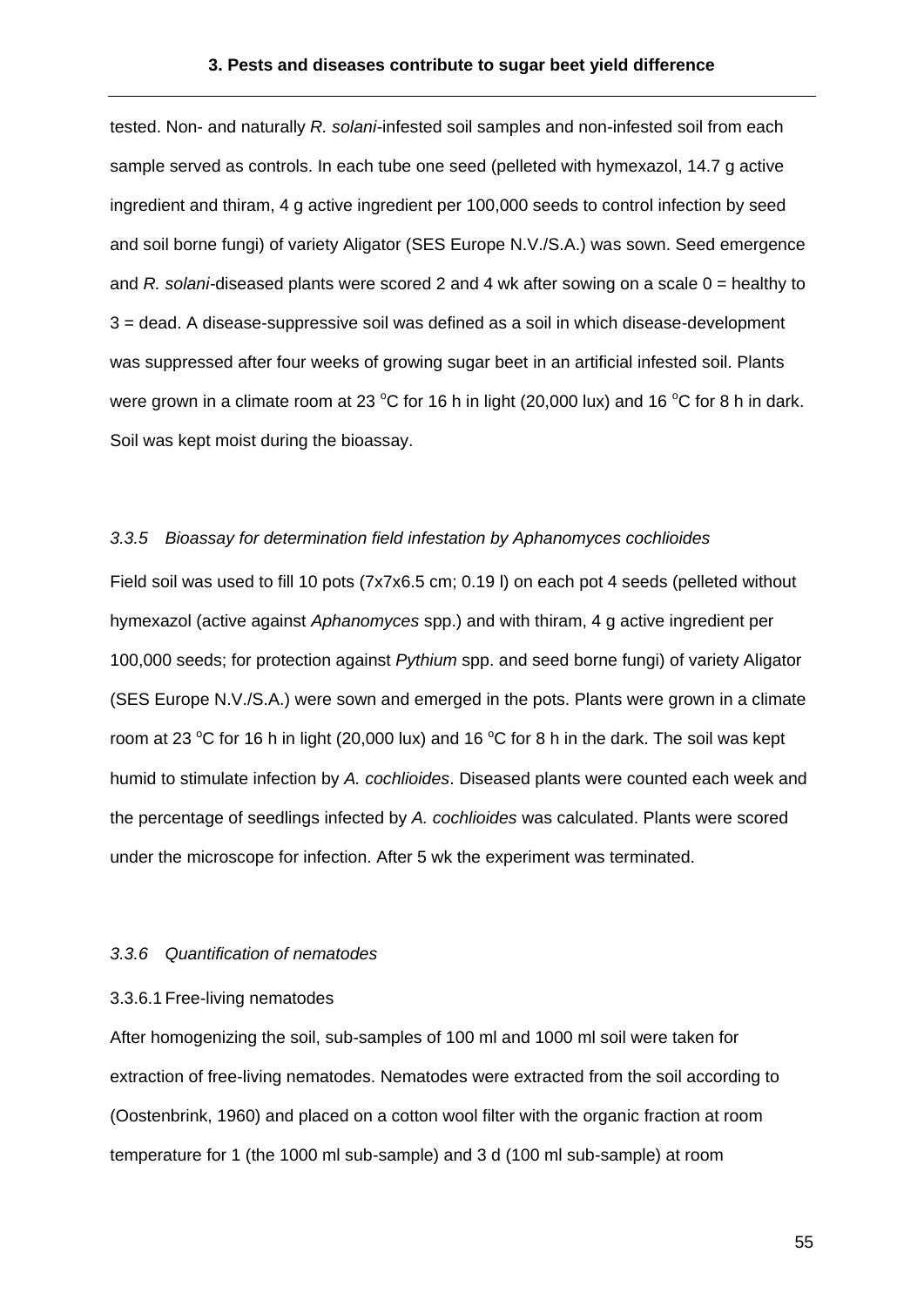tested. Non- and naturally *R. solani*-infested soil samples and non-infested soil from each sample served as controls. In each tube one seed (pelleted with hymexazol, 14.7 g active ingredient and thiram, 4 g active ingredient per 100,000 seeds to control infection by seed and soil borne fungi) of variety Aligator (SES Europe N.V./S.A.) was sown. Seed emergence and *R. solani*-diseased plants were scored 2 and 4 wk after sowing on a scale 0 = healthy to 3 = dead. A disease-suppressive soil was defined as a soil in which disease-development was suppressed after four weeks of growing sugar beet in an artificial infested soil. Plants were grown in a climate room at 23 °C for 16 h in light (20,000 lux) and 16 °C for 8 h in dark. Soil was kept moist during the bioassay.

### *3.3.5 Bioassay for determination field infestation by Aphanomyces cochlioides*

Field soil was used to fill 10 pots (7x7x6.5 cm; 0.19 l) on each pot 4 seeds (pelleted without hymexazol (active against *Aphanomyces* spp.) and with thiram, 4 g active ingredient per 100,000 seeds; for protection against *Pythium* spp. and seed borne fungi) of variety Aligator (SES Europe N.V./S.A.) were sown and emerged in the pots. Plants were grown in a climate room at 23 °C for 16 h in light (20,000 lux) and 16 °C for 8 h in the dark. The soil was kept humid to stimulate infection by *A. cochlioides*. Diseased plants were counted each week and the percentage of seedlings infected by *A. cochlioides* was calculated. Plants were scored under the microscope for infection. After 5 wk the experiment was terminated.

### *3.3.6 Quantification of nematodes*

#### 3.3.6.1 Free-living nematodes

After homogenizing the soil, sub-samples of 100 ml and 1000 ml soil were taken for extraction of free-living nematodes. Nematodes were extracted from the soil according to (Oostenbrink, 1960) and placed on a cotton wool filter with the organic fraction at room temperature for 1 (the 1000 ml sub-sample) and 3 d (100 ml sub-sample) at room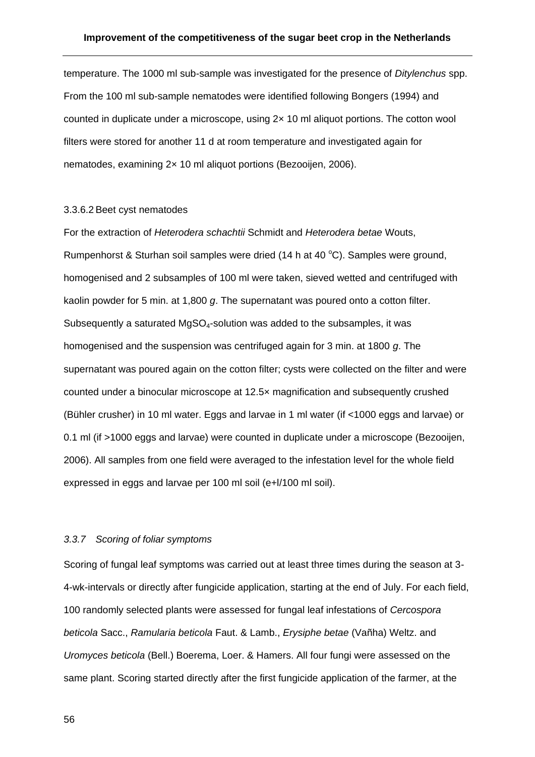temperature. The 1000 ml sub-sample was investigated for the presence of *Ditylenchus* spp. From the 100 ml sub-sample nematodes were identified following Bongers (1994) and counted in duplicate under a microscope, using 2× 10 ml aliquot portions. The cotton wool filters were stored for another 11 d at room temperature and investigated again for nematodes, examining 2× 10 ml aliquot portions (Bezooijen, 2006).

#### 3.3.6.2 Beet cyst nematodes

For the extraction of *Heterodera schachtii* Schmidt and *Heterodera betae* Wouts, Rumpenhorst & Sturhan soil samples were dried (14 h at 40 °C). Samples were ground, homogenised and 2 subsamples of 100 ml were taken, sieved wetted and centrifuged with kaolin powder for 5 min. at 1,800 *g*. The supernatant was poured onto a cotton filter. Subsequently a saturated $MgSO_4$-solution was added to the subsamples, it was homogenised and the suspension was centrifuged again for 3 min. at 1800 *g*. The supernatant was poured again on the cotton filter; cysts were collected on the filter and were counted under a binocular microscope at 12.5× magnification and subsequently crushed (Bühler crusher) in 10 ml water. Eggs and larvae in 1 ml water (if <1000 eggs and larvae) or 0.1 ml (if >1000 eggs and larvae) were counted in duplicate under a microscope (Bezooijen, 2006). All samples from one field were averaged to the infestation level for the whole field expressed in eggs and larvae per 100 ml soil (e+l/100 ml soil).

### *3.3.7 Scoring of foliar symptoms*

Scoring of fungal leaf symptoms was carried out at least three times during the season at 3-4-wk-intervals or directly after fungicide application, starting at the end of July. For each field, 100 randomly selected plants were assessed for fungal leaf infestations of *Cercospora beticola* Sacc., *Ramularia beticola* Faut. & Lamb., *Erysiphe betae* (Vañha) Weltz. and *Uromyces beticola* (Bell.) Boerema, Loer. & Hamers. All four fungi were assessed on the same plant. Scoring started directly after the first fungicide application of the farmer, at the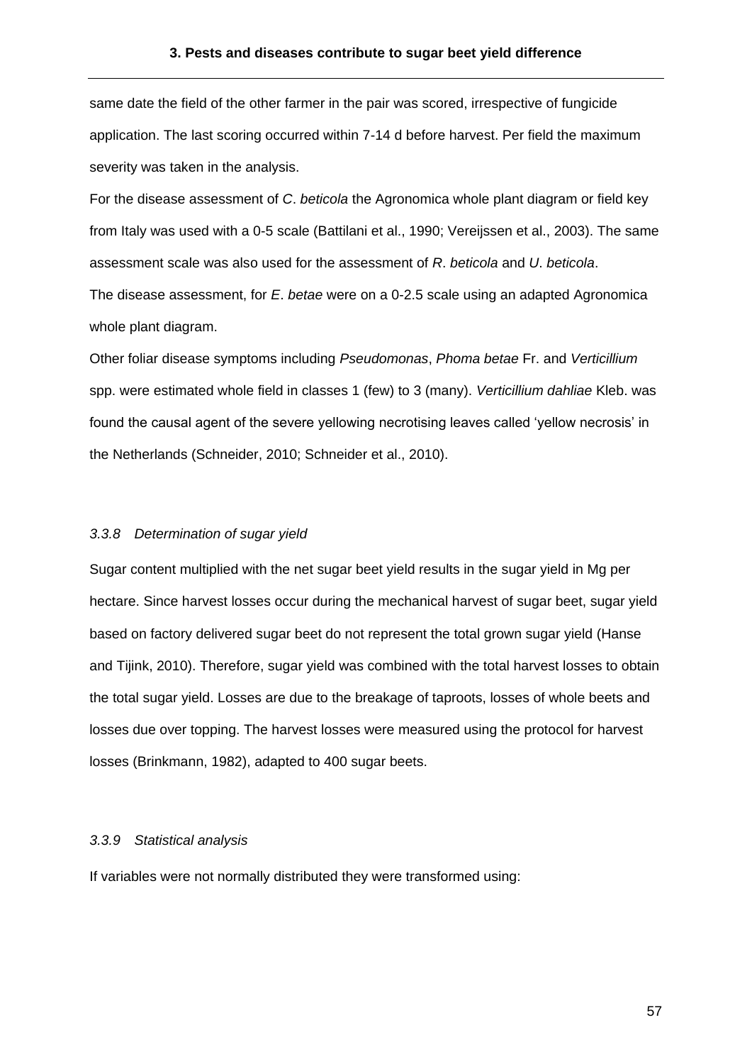same date the field of the other farmer in the pair was scored, irrespective of fungicide application. The last scoring occurred within 7-14 d before harvest. Per field the maximum severity was taken in the analysis.

For the disease assessment of *C*. *beticola* the Agronomica whole plant diagram or field key from Italy was used with a 0-5 scale (Battilani et al., 1990; Vereijssen et al., 2003). The same assessment scale was also used for the assessment of *R*. *beticola* and *U*. *beticola*.

The disease assessment, for *E*. *betae* were on a 0-2.5 scale using an adapted Agronomica whole plant diagram.

Other foliar disease symptoms including *Pseudomonas*, *Phoma betae* Fr. and *Verticillium* spp. were estimated whole field in classes 1 (few) to 3 (many). *Verticillium dahliae* Kleb. was found the causal agent of the severe yellowing necrotising leaves called 'yellow necrosis' in the Netherlands (Schneider, 2010; Schneider et al., 2010).

### *3.3.8 Determination of sugar yield*

Sugar content multiplied with the net sugar beet yield results in the sugar yield in Mg per hectare. Since harvest losses occur during the mechanical harvest of sugar beet, sugar yield based on factory delivered sugar beet do not represent the total grown sugar yield (Hanse and Tijink, 2010). Therefore, sugar yield was combined with the total harvest losses to obtain the total sugar yield. Losses are due to the breakage of taproots, losses of whole beets and losses due over topping. The harvest losses were measured using the protocol for harvest losses (Brinkmann, 1982), adapted to 400 sugar beets.

### *3.3.9 Statistical analysis*

If variables were not normally distributed they were transformed using: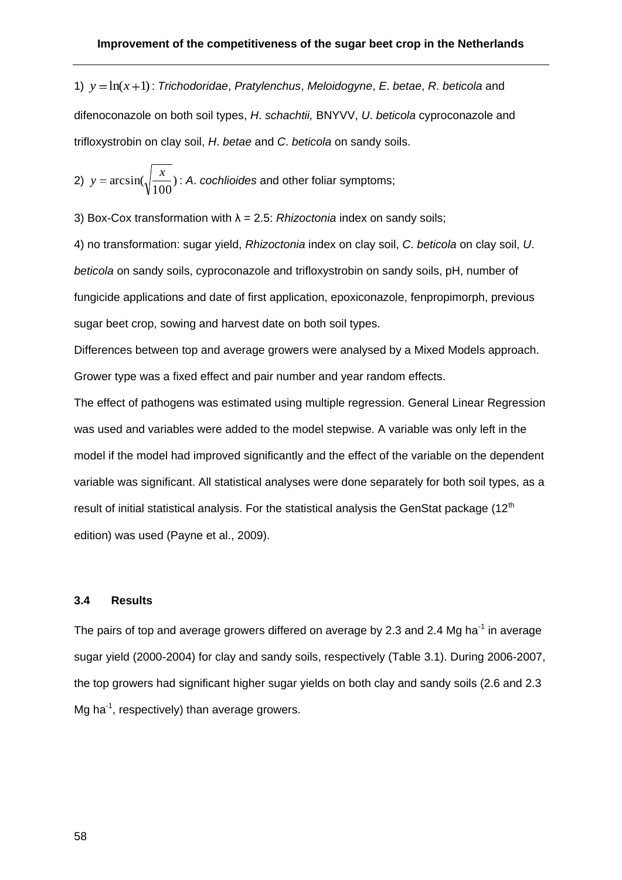1) $y = \ln(x+1)$ : *Trichodoridae*, *Pratylenchus*, *Meloidogyne*, *E*. *betae*, *R*. *beticola* and difenoconazole on both soil types, *H*. *schachtii,* BNYVV, *U*. *beticola* cyproconazole and trifloxystrobin on clay soil, *H*. *betae* and *C*. *beticola* on sandy soils.

2) $y = \arcsin(\sqrt{\frac{x}{100}})$ : *A*. *cochlioides* and other foliar symptoms;

3) Box-Cox transformation with λ = 2.5: *Rhizoctonia* index on sandy soils;

4) no transformation: sugar yield, *Rhizoctonia* index on clay soil, *C*. *beticola* on clay soil, *U*. *beticola* on sandy soils, cyproconazole and trifloxystrobin on sandy soils, pH, number of fungicide applications and date of first application, epoxiconazole, fenpropimorph, previous sugar beet crop, sowing and harvest date on both soil types.

Differences between top and average growers were analysed by a Mixed Models approach. Grower type was a fixed effect and pair number and year random effects.

The effect of pathogens was estimated using multiple regression. General Linear Regression was used and variables were added to the model stepwise. A variable was only left in the model if the model had improved significantly and the effect of the variable on the dependent variable was significant. All statistical analyses were done separately for both soil types, as a result of initial statistical analysis. For the statistical analysis the GenStat package (12th edition) was used (Payne et al., 2009).

### 3.4 Results

The pairs of top and average growers differed on average by 2.3 and 2.4 Mg ha$^{-1}$ in average sugar yield (2000-2004) for clay and sandy soils, respectively (Table 3.1). During 2006-2007, the top growers had significant higher sugar yields on both clay and sandy soils (2.6 and 2.3 Mg ha$^{-1}$, respectively) than average growers.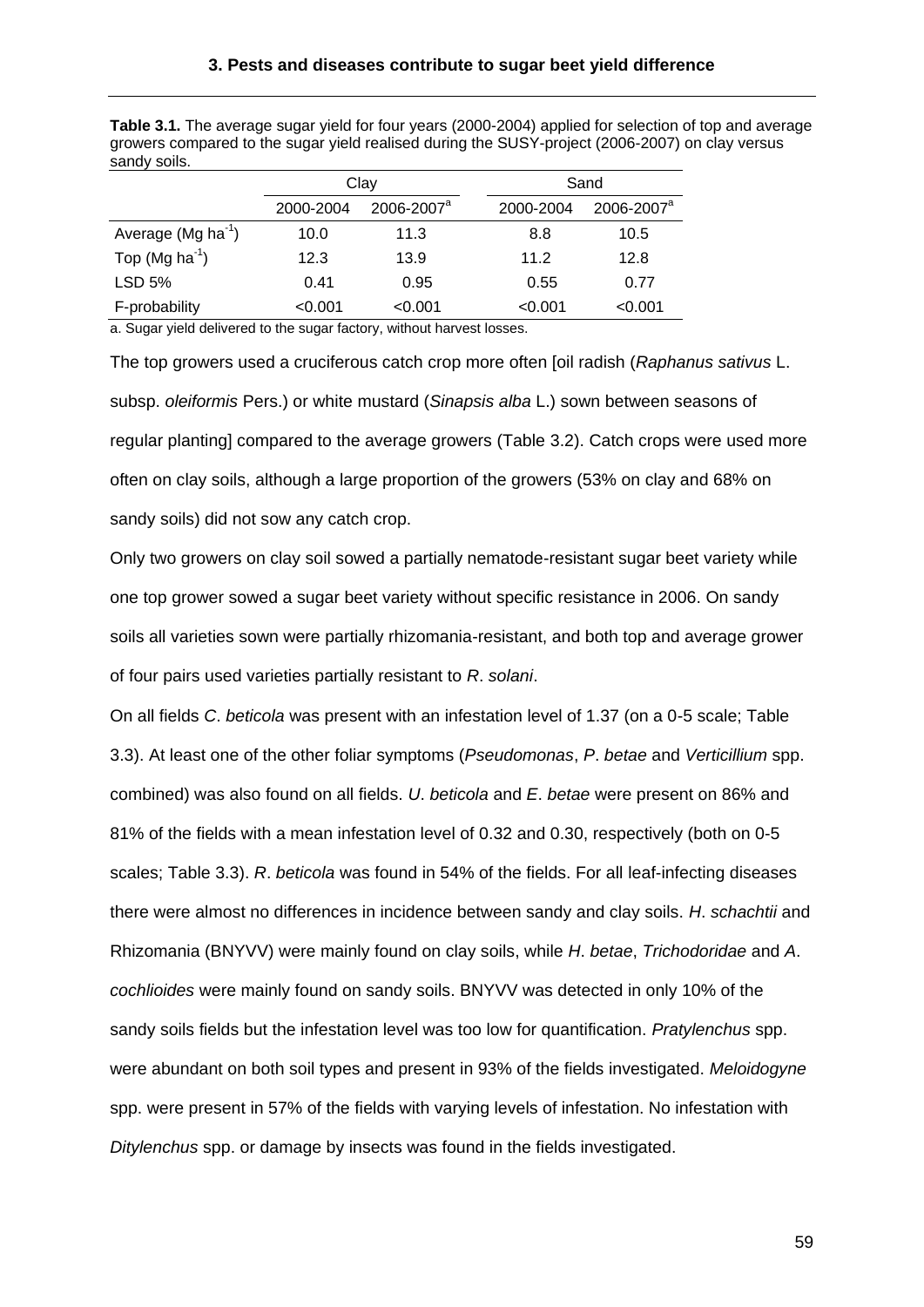**Table 3.1.** The average sugar yield for four years (2000-2004) applied for selection of top and average growers compared to the sugar yield realised during the SUSY-project (2006-2007) on clay versus sandy soils.

| | Clay | | Sand | |
|---|---|---|---|---|
| | 2000-2004 | 2006-2007[a] | 2000-2004 | 2006-2007[a] |
| Average (Mg $ha^{-1}$) | 10.0 | 11.3 | 8.8 | 10.5 |
| Top (Mg $ha^{-1}$) | 12.3 | 13.9 | 11.2 | 12.8 |
| LSD 5% | 0.41 | 0.95 | 0.55 | 0.77 |
| F-probability | <0.001 | <0.001 | <0.001 | <0.001 |

a. Sugar yield delivered to the sugar factory, without harvest losses.

The top growers used a cruciferous catch crop more often [oil radish (*Raphanus sativus* L. subsp. *oleiformis* Pers.) or white mustard (*Sinapsis alba* L.) sown between seasons of regular planting] compared to the average growers (Table 3.2). Catch crops were used more often on clay soils, although a large proportion of the growers (53% on clay and 68% on sandy soils) did not sow any catch crop.

Only two growers on clay soil sowed a partially nematode-resistant sugar beet variety while one top grower sowed a sugar beet variety without specific resistance in 2006. On sandy soils all varieties sown were partially rhizomania-resistant, and both top and average grower of four pairs used varieties partially resistant to *R*. *solani*.

On all fields *C*. *beticola* was present with an infestation level of 1.37 (on a 0-5 scale; Table 3.3). At least one of the other foliar symptoms (*Pseudomonas*, *P*. *betae* and *Verticillium* spp. combined) was also found on all fields. *U*. *beticola* and *E*. *betae* were present on 86% and 81% of the fields with a mean infestation level of 0.32 and 0.30, respectively (both on 0-5 scales; Table 3.3). *R*. *beticola* was found in 54% of the fields. For all leaf-infecting diseases there were almost no differences in incidence between sandy and clay soils. *H*. *schachtii* and Rhizomania (BNYVV) were mainly found on clay soils, while *H*. *betae*, *Trichodoridae* and *A*. *cochlioides* were mainly found on sandy soils. BNYVV was detected in only 10% of the sandy soils fields but the infestation level was too low for quantification. *Pratylenchus* spp. were abundant on both soil types and present in 93% of the fields investigated. *Meloidogyne* spp. were present in 57% of the fields with varying levels of infestation. No infestation with *Ditylenchus* spp. or damage by insects was found in the fields investigated.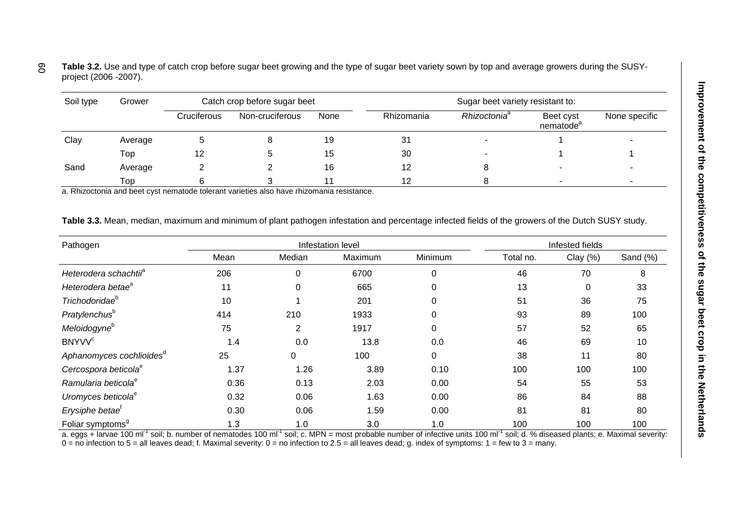**Table 3.2.** Use and type of catch crop before sugar beet growing and the type of sugar beet variety sown by top and average growers during the SUSY-project (2006 -2007).

| Soil type | Grower | Catch crop before sugar beet | | | Sugar beet variety resistant to: | | | |
|---|---|---|---|---|---|---|---|---|
| | | Cruciferous | Non-cruciferous | None | Rhizomania | *Rhizoctonia*[a] | Beet cyst nematode[a] | None specific |
| Clay | Average | 5 | 8 | 19 | 31 | - | 1 | - |
| | Top | 12 | 5 | 15 | 30 | - | 1 | 1 |
| Sand | Average | 2 | 2 | 16 | 12 | 8 | - | - |
| | Top | 6 | 3 | 11 | 12 | 8 | - | - |

a. Rhizoctonia and beet cyst nematode tolerant varieties also have rhizomania resistance.

**Table 3.3.** Mean, median, maximum and minimum of plant pathogen infestation and percentage infected fields of the growers of the Dutch SUSY study.

| Pathogen | Infestation level | | | | Infested fields | | |
|---|---|---|---|---|---|---|---|
| | Mean | Median | Maximum | Minimum | Total no. | Clay (%) | Sand (%) |
| *Heterodera schachtii*[a] | 206 | 0 | 6700 | 0 | 46 | 70 | 8 |
| *Heterodera betae*[a] | 11 | 0 | 665 | 0 | 13 | 0 | 33 |
| *Trichodoridae*[b] | 10 | 1 | 201 | 0 | 51 | 36 | 75 |
| *Pratylenchus*[b] | 414 | 210 | 1933 | 0 | 93 | 89 | 100 |
| *Meloidogyne*[b] | 75 | 2 | 1917 | 0 | 57 | 52 | 65 |
| BNYVV[c] | 1.4 | 0.0 | 13.8 | 0.0 | 46 | 69 | 10 |
| *Aphanomyces cochlioides*[d] | 25 | 0 | 100 | 0 | 38 | 11 | 80 |
| *Cercospora beticola*[e] | 1.37 | 1.26 | 3.89 | 0.10 | 100 | 100 | 100 |
| *Ramularia beticola*[e] | 0.36 | 0.13 | 2.03 | 0.00 | 54 | 55 | 53 |
| *Uromyces beticola*[e] | 0.32 | 0.06 | 1.63 | 0.00 | 86 | 84 | 88 |
| *Erysiphe betae*[f] | 0.30 | 0.06 | 1.59 | 0.00 | 81 | 81 | 80 |
| Foliar symptoms[g] | 1.3 | 1.0 | 3.0 | 1.0 | 100 | 100 | 100 |

a. eggs + larvae 100 $ml^{-1}$ soil; b. number of nematodes 100 $ml^{-1}$ soil; c. MPN = most probable number of infective units 100 $ml^{-1}$ soil; d. % diseased plants; e. Maximal severity: 0 = no infection to 5 = all leaves dead; f. Maximal severity: 0 = no infection to 2.5 = all leaves dead; g. index of symptoms: 1 = few to 3 = many.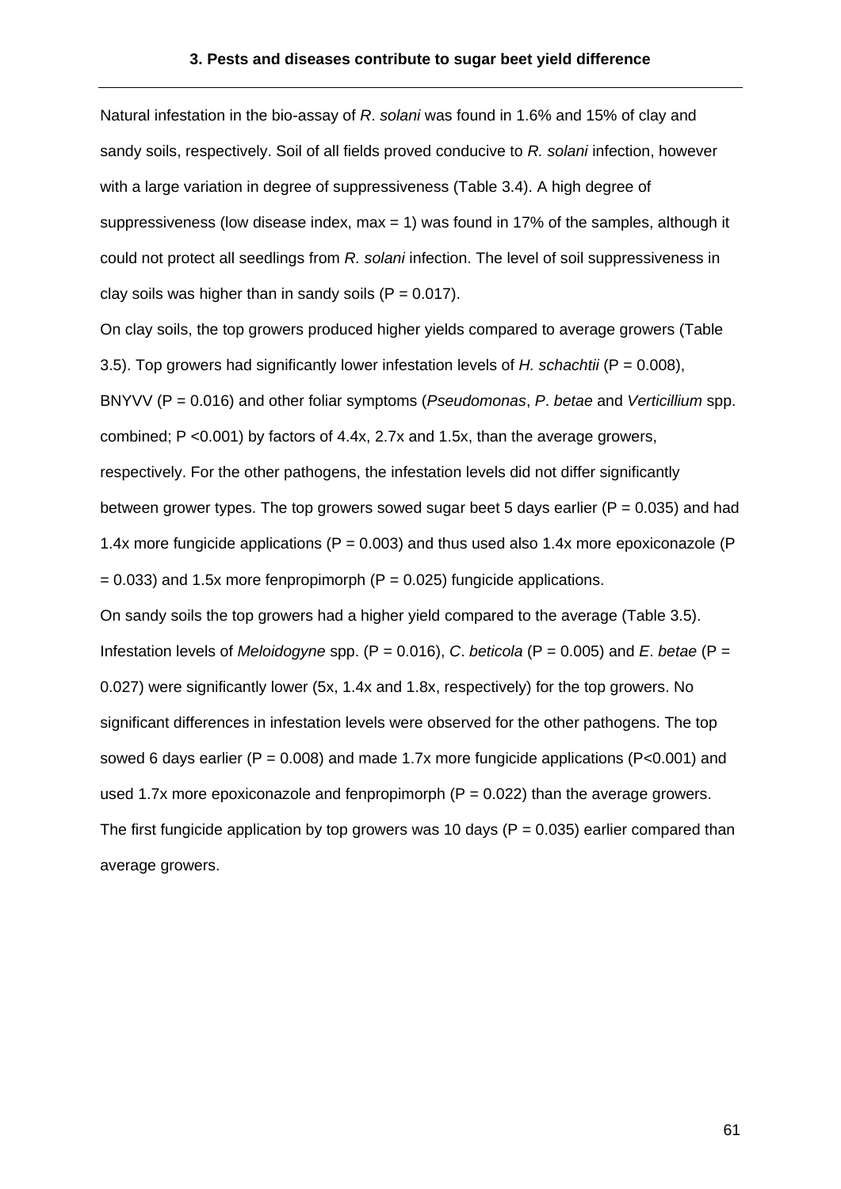Natural infestation in the bio-assay of *R*. *solani* was found in 1.6% and 15% of clay and sandy soils, respectively. Soil of all fields proved conducive to *R. solani* infection, however with a large variation in degree of suppressiveness (Table 3.4). A high degree of suppressiveness (low disease index, max = 1) was found in 17% of the samples, although it could not protect all seedlings from *R*. *solani* infection. The level of soil suppressiveness in clay soils was higher than in sandy soils ($P = 0.017$).

On clay soils, the top growers produced higher yields compared to average growers (Table 3.5). Top growers had significantly lower infestation levels of *H. schachtii* ($P = 0.008$), BNYVV ($P = 0.016$) and other foliar symptoms (*Pseudomonas*, *P*. *betae* and *Verticillium* spp. combined; $P < 0.001$) by factors of 4.4x, 2.7x and 1.5x, than the average growers, respectively. For the other pathogens, the infestation levels did not differ significantly between grower types. The top growers sowed sugar beet 5 days earlier ($P = 0.035$) and had 1.4x more fungicide applications ($P = 0.003$) and thus used also 1.4x more epoxiconazole ($P = 0.033$) and 1.5x more fenpropimorph ($P = 0.025$) fungicide applications.

On sandy soils the top growers had a higher yield compared to the average (Table 3.5). Infestation levels of *Meloidogyne* spp. ($P = 0.016$), *C*. *beticola* ($P = 0.005$) and *E*. *betae* ($P = 0.027$) were significantly lower (5x, 1.4x and 1.8x, respectively) for the top growers. No significant differences in infestation levels were observed for the other pathogens. The top sowed 6 days earlier ($P = 0.008$) and made 1.7x more fungicide applications ($P<0.001$) and used 1.7x more epoxiconazole and fenpropimorph ($P = 0.022$) than the average growers. The first fungicide application by top growers was 10 days ($P = 0.035$) earlier compared than average growers.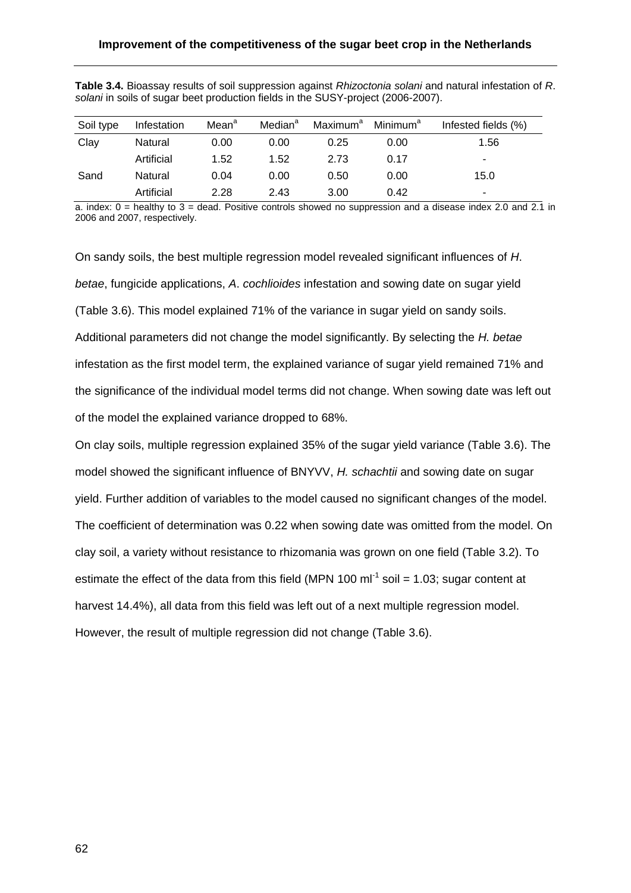**Table 3.4.** Bioassay results of soil suppression against *Rhizoctonia solani* and natural infestation of *R. solani* in soils of sugar beet production fields in the SUSY-project (2006-2007).

| Soil type | Infestation | Mean[a] | Median[a] | Maximum[a] | Minimum[a] | Infested fields (%) |
|---|---|---|---|---|---|---|
| Clay | Natural | 0.00 | 0.00 | 0.25 | 0.00 | 1.56 |
| | Artificial | 1.52 | 1.52 | 2.73 | 0.17 | - |
| Sand | Natural | 0.04 | 0.00 | 0.50 | 0.00 | 15.0 |
| | Artificial | 2.28 | 2.43 | 3.00 | 0.42 | - |

a. index: 0 = healthy to 3 = dead. Positive controls showed no suppression and a disease index 2.0 and 2.1 in 2006 and 2007, respectively.

On sandy soils, the best multiple regression model revealed significant influences of *H. betae*, fungicide applications, *A. cochlioides* infestation and sowing date on sugar yield (Table 3.6). This model explained 71% of the variance in sugar yield on sandy soils. Additional parameters did not change the model significantly. By selecting the *H. betae* infestation as the first model term, the explained variance of sugar yield remained 71% and the significance of the individual model terms did not change. When sowing date was left out of the model the explained variance dropped to 68%.

On clay soils, multiple regression explained 35% of the sugar yield variance (Table 3.6). The model showed the significant influence of BNYVV, *H. schachtii* and sowing date on sugar yield. Further addition of variables to the model caused no significant changes of the model. The coefficient of determination was 0.22 when sowing date was omitted from the model. On clay soil, a variety without resistance to rhizomania was grown on one field (Table 3.2). To estimate the effect of the data from this field (MPN 100 $ml^{-1}$ soil = 1.03; sugar content at harvest 14.4%), all data from this field was left out of a next multiple regression model. However, the result of multiple regression did not change (Table 3.6).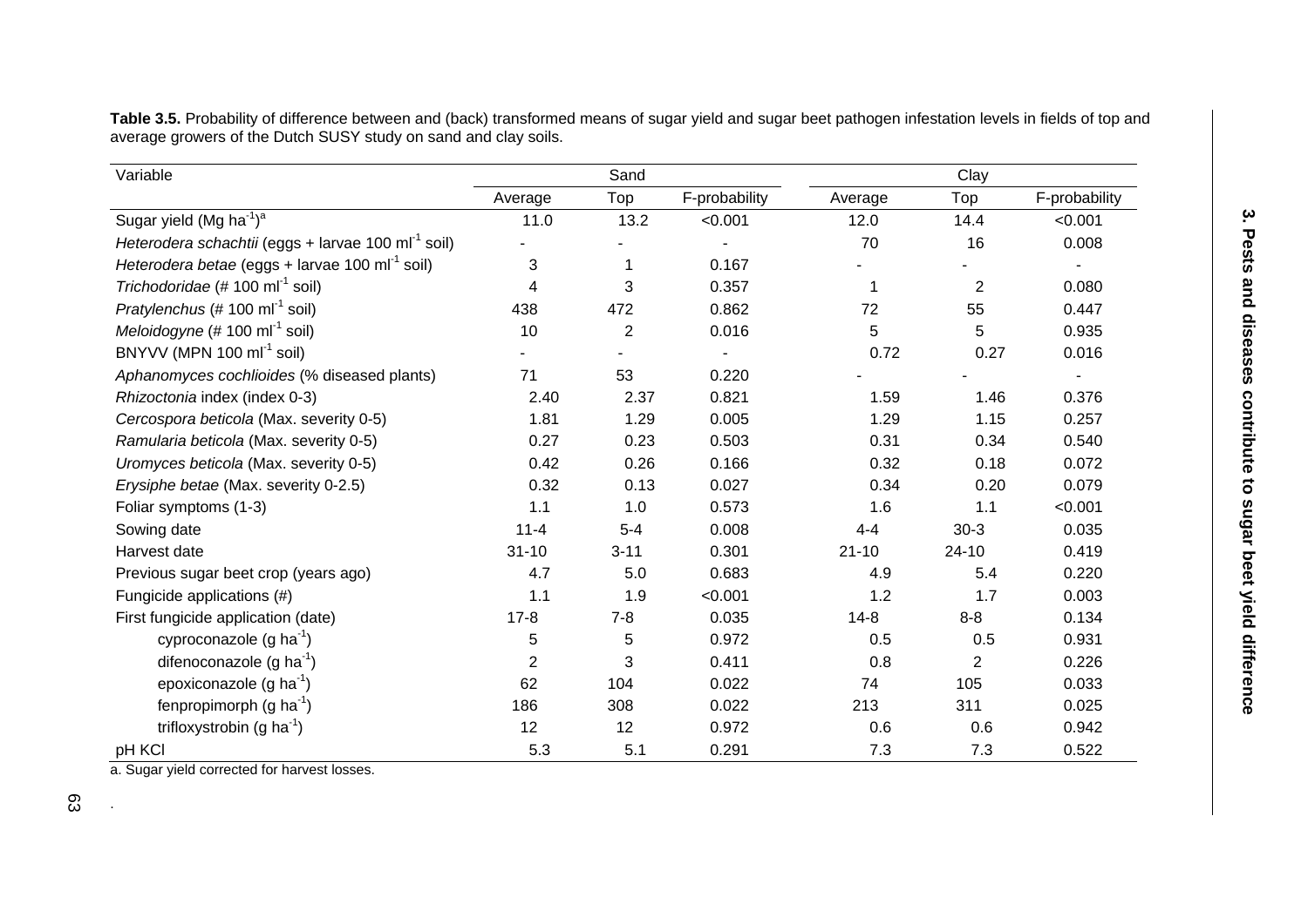**Table 3.5.** Probability of difference between and (back) transformed means of sugar yield and sugar beet pathogen infestation levels in fields of top and average growers of the Dutch SUSY study on sand and clay soils.

| Variable | Sand | | | Clay | | |
|---|---|---|---|---|---|---|
| | Average | Top | F-probability | Average | Top | F-probability |
| Sugar yield (Mg ha$^{-1}$)[a] | 11.0 | 13.2 | <0.001 | 12.0 | 14.4 | <0.001 |
| *Heterodera schachtii* (eggs + larvae 100 ml$^{-1}$ soil) | - | - | - | 70 | 16 | 0.008 |
| *Heterodera betae* (eggs + larvae 100 ml$^{-1}$ soil) | 3 | 1 | 0.167 | - | - | - |
| *Trichodoridae* (# 100 ml$^{-1}$ soil) | 4 | 3 | 0.357 | 1 | 2 | 0.080 |
| *Pratylenchus* (# 100 ml$^{-1}$ soil) | 438 | 472 | 0.862 | 72 | 55 | 0.447 |
| *Meloidogyne* (# 100 ml$^{-1}$ soil) | 10 | 2 | 0.016 | 5 | 5 | 0.935 |
| BNYVV (MPN 100 ml$^{-1}$ soil) | - | - | - | 0.72 | 0.27 | 0.016 |
| *Aphanomyces cochlioides* (% diseased plants) | 71 | 53 | 0.220 | - | - | - |
| *Rhizoctonia* index (index 0-3) | 2.40 | 2.37 | 0.821 | 1.59 | 1.46 | 0.376 |
| *Cercospora beticola* (Max. severity 0-5) | 1.81 | 1.29 | 0.005 | 1.29 | 1.15 | 0.257 |
| *Ramularia beticola* (Max. severity 0-5) | 0.27 | 0.23 | 0.503 | 0.31 | 0.34 | 0.540 |
| *Uromyces beticola* (Max. severity 0-5) | 0.42 | 0.26 | 0.166 | 0.32 | 0.18 | 0.072 |
| *Erysiphe betae* (Max. severity 0-2.5) | 0.32 | 0.13 | 0.027 | 0.34 | 0.20 | 0.079 |
| Foliar symptoms (1-3) | 1.1 | 1.0 | 0.573 | 1.6 | 1.1 | <0.001 |
| Sowing date | 11-4 | 5-4 | 0.008 | 4-4 | 30-3 | 0.035 |
| Harvest date | 31-10 | 3-11 | 0.301 | 21-10 | 24-10 | 0.419 |
| Previous sugar beet crop (years ago) | 4.7 | 5.0 | 0.683 | 4.9 | 5.4 | 0.220 |
| Fungicide applications (#) | 1.1 | 1.9 | <0.001 | 1.2 | 1.7 | 0.003 |
| First fungicide application (date) | 17-8 | 7-8 | 0.035 | 14-8 | 8-8 | 0.134 |
| cyproconazole (g ha$^{-1}$) | 5 | 5 | 0.972 | 0.5 | 0.5 | 0.931 |
| difenoconazole (g ha$^{-1}$) | 2 | 3 | 0.411 | 0.8 | 2 | 0.226 |
| epoxiconazole (g ha$^{-1}$) | 62 | 104 | 0.022 | 74 | 105 | 0.033 |
| fenpropimorph (g ha$^{-1}$) | 186 | 308 | 0.022 | 213 | 311 | 0.025 |
| trifloxystrobin (g ha$^{-1}$) | 12 | 12 | 0.972 | 0.6 | 0.6 | 0.942 |
| pH KCl | 5.3 | 5.1 | 0.291 | 7.3 | 7.3 | 0.522 |

a. Sugar yield corrected for harvest losses.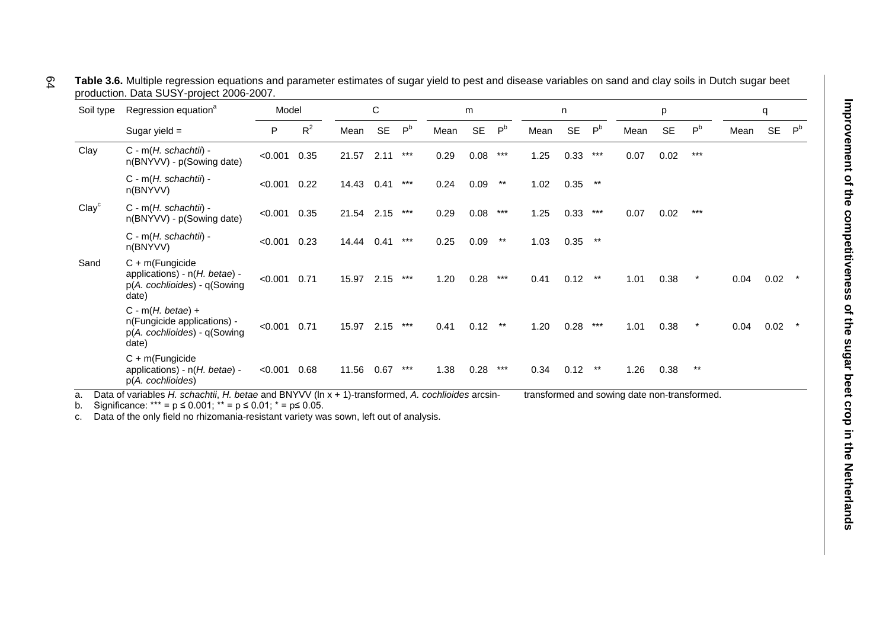**Table 3.6.** Multiple regression equations and parameter estimates of sugar yield to pest and disease variables on sand and clay soils in Dutch sugar beet production. Data SUSY-project 2006-2007.

| Soil type | Regression equation[a] | Model | | C | | | m | | | n | | | p | | | q | | |
|---|---|---|---|---|---|---|---|---|---|---|---|---|---|---|---|---|---|---|
| | Sugar yield = | P | $R^2$ | Mean | SE | P[b] | Mean | SE | P[b] | Mean | SE | P[b] | Mean | SE | P[b] | Mean | SE | P[b] |
| Clay | C - m(*H. schachtii*) - n(BNYVV) - p(Sowing date) | <0.001 | 0.35 | 21.57 | 2.11 | *** | 0.29 | 0.08 | *** | 1.25 | 0.33 | *** | 0.07 | 0.02 | *** | | | |
| | C - m(*H. schachtii*) - n(BNYVV) | <0.001 | 0.22 | 14.43 | 0.41 | *** | 0.24 | 0.09 | ** | 1.02 | 0.35 | ** | | | | | | |
| Clay[c] | C - m(*H. schachtii*) - n(BNYVV) - p(Sowing date) | <0.001 | 0.35 | 21.54 | 2.15 | *** | 0.29 | 0.08 | *** | 1.25 | 0.33 | *** | 0.07 | 0.02 | *** | | | |
| | C - m(*H. schachtii*) - n(BNYVV) | <0.001 | 0.23 | 14.44 | 0.41 | *** | 0.25 | 0.09 | ** | 1.03 | 0.35 | ** | | | | | | |
| Sand | C + m(Fungicide applications) - n(*H. betae*) - p(*A. cochlioides*) - q(Sowing date) | <0.001 | 0.71 | 15.97 | 2.15 | *** | 1.20 | 0.28 | *** | 0.41 | 0.12 | ** | 1.01 | 0.38 | * | 0.04 | 0.02 | * |
| | C - m(*H. betae*) + n(Fungicide applications) - p(*A. cochlioides*) - q(Sowing date) | <0.001 | 0.71 | 15.97 | 2.15 | *** | 0.41 | 0.12 | ** | 1.20 | 0.28 | *** | 1.01 | 0.38 | * | 0.04 | 0.02 | * |
| | C + m(Fungicide applications) - n(*H. betae*) - p(*A. cochlioides*) | <0.001 | 0.68 | 11.56 | 0.67 | *** | 1.38 | 0.28 | *** | 0.34 | 0.12 | ** | 1.26 | 0.38 | ** | | | |

a. Data of variables *H. schachtii*, *H. betae* and BNYVV (ln x + 1)-transformed, *A. cochlioides* arcsin-transformed and sowing date non-transformed.

b. Significance: *** = p ≤ 0.001; ** = p ≤ 0.01; * = p≤ 0.05.

c. Data of the only field no rhizomania-resistant variety was sown, left out of analysis.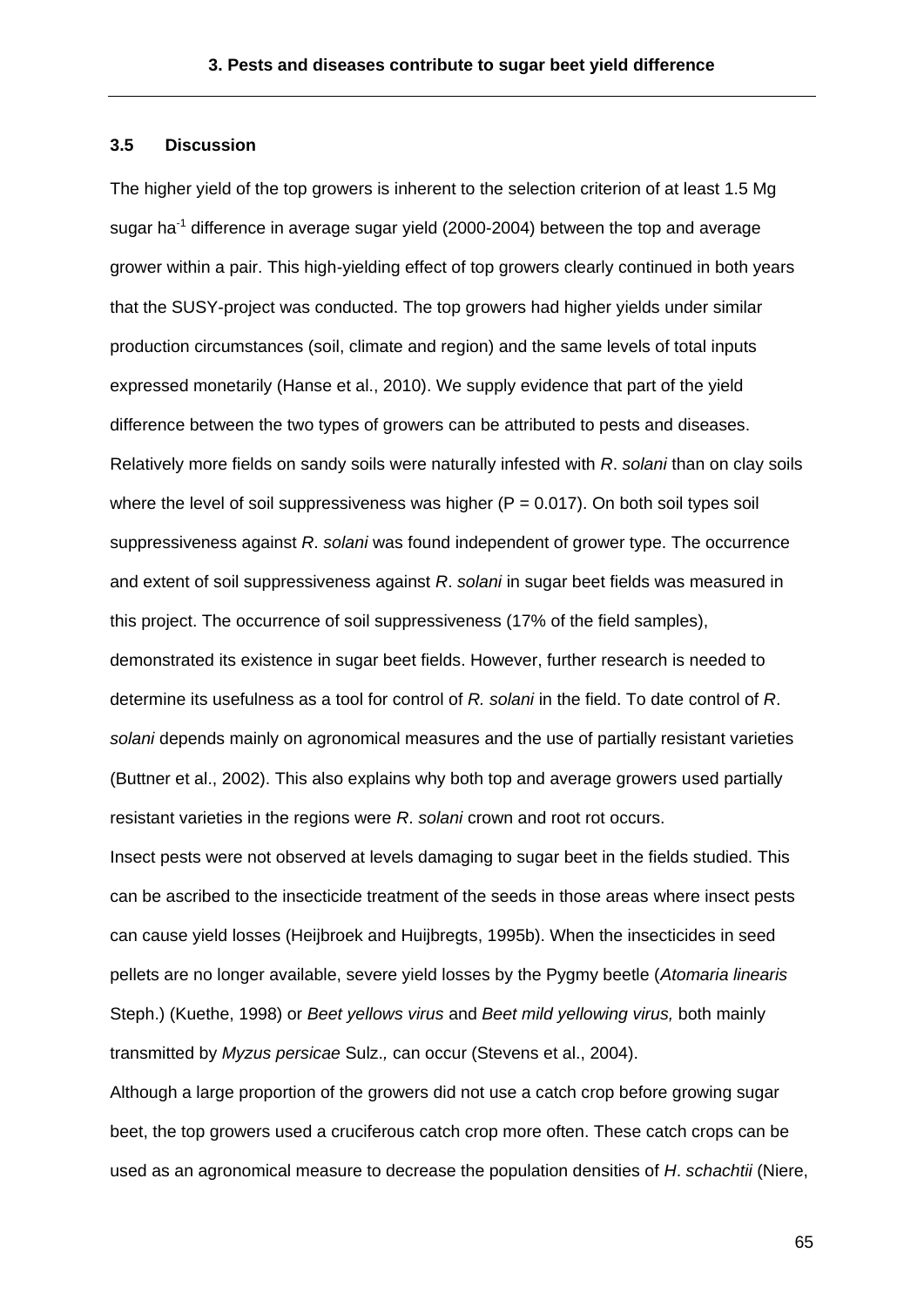### 3.5 Discussion

The higher yield of the top growers is inherent to the selection criterion of at least 1.5 Mg sugar $ha^{-1}$ difference in average sugar yield (2000-2004) between the top and average grower within a pair. This high-yielding effect of top growers clearly continued in both years that the SUSY-project was conducted. The top growers had higher yields under similar production circumstances (soil, climate and region) and the same levels of total inputs expressed monetarily (Hanse et al., 2010). We supply evidence that part of the yield difference between the two types of growers can be attributed to pests and diseases. Relatively more fields on sandy soils were naturally infested with *R*. *solani* than on clay soils where the level of soil suppressiveness was higher ($P = 0.017$). On both soil types soil suppressiveness against *R*. *solani* was found independent of grower type. The occurrence and extent of soil suppressiveness against *R*. *solani* in sugar beet fields was measured in this project. The occurrence of soil suppressiveness (17% of the field samples), demonstrated its existence in sugar beet fields. However, further research is needed to determine its usefulness as a tool for control of *R. solani* in the field. To date control of *R*. *solani* depends mainly on agronomical measures and the use of partially resistant varieties (Buttner et al., 2002). This also explains why both top and average growers used partially resistant varieties in the regions were *R*. *solani* crown and root rot occurs.

Insect pests were not observed at levels damaging to sugar beet in the fields studied. This can be ascribed to the insecticide treatment of the seeds in those areas where insect pests can cause yield losses (Heijbroek and Huijbregts, 1995b). When the insecticides in seed pellets are no longer available, severe yield losses by the Pygmy beetle (*Atomaria linearis* Steph.) (Kuethe, 1998) or *Beet yellows virus* and *Beet mild yellowing virus,* both mainly transmitted by *Myzus persicae* Sulz.*,* can occur (Stevens et al., 2004).

Although a large proportion of the growers did not use a catch crop before growing sugar beet, the top growers used a cruciferous catch crop more often. These catch crops can be used as an agronomical measure to decrease the population densities of *H*. *schachtii* (Niere,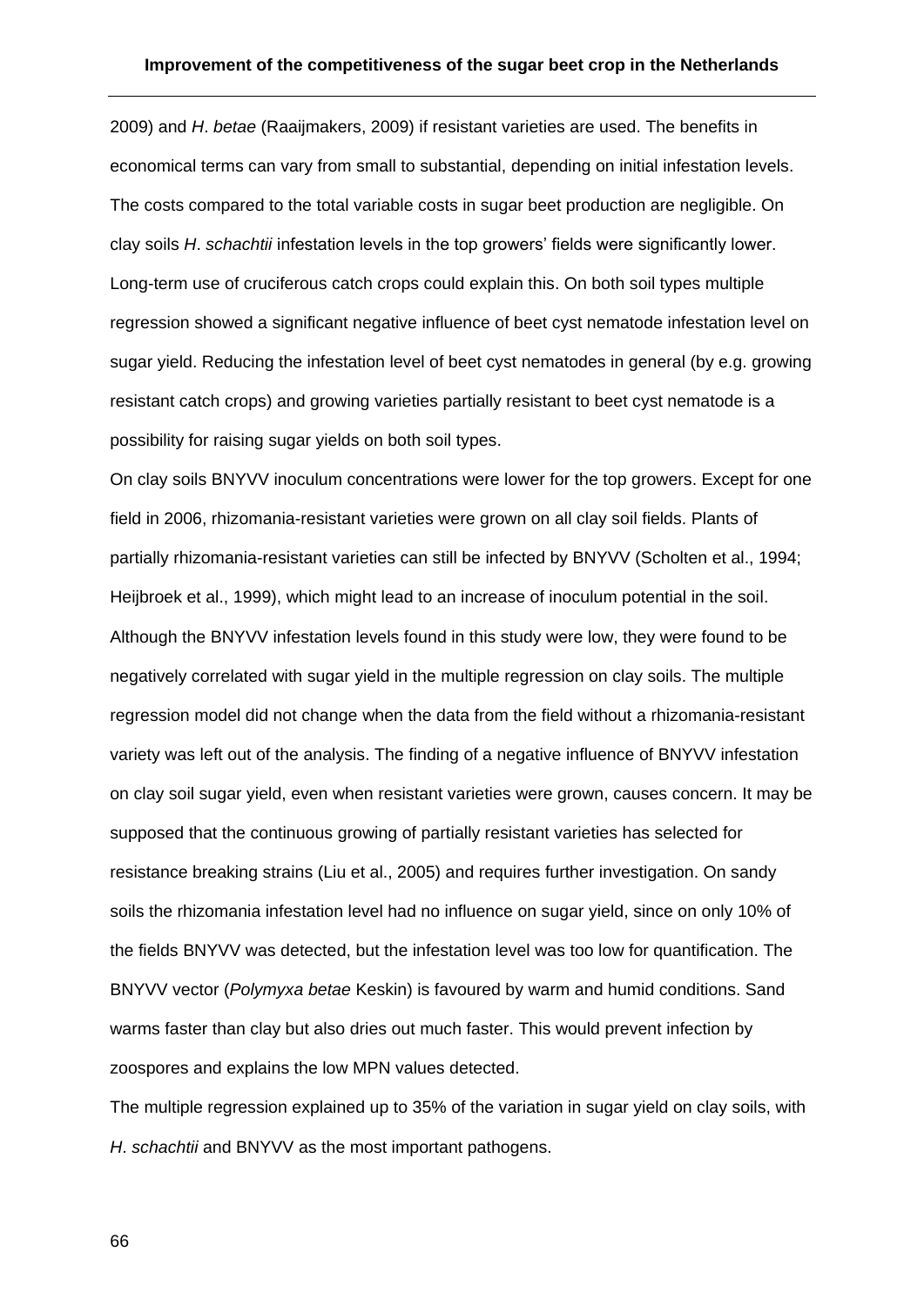2009) and *H*. *betae* (Raaijmakers, 2009) if resistant varieties are used. The benefits in economical terms can vary from small to substantial, depending on initial infestation levels. The costs compared to the total variable costs in sugar beet production are negligible. On clay soils *H*. *schachtii* infestation levels in the top growers' fields were significantly lower. Long-term use of cruciferous catch crops could explain this. On both soil types multiple regression showed a significant negative influence of beet cyst nematode infestation level on sugar yield. Reducing the infestation level of beet cyst nematodes in general (by e.g. growing resistant catch crops) and growing varieties partially resistant to beet cyst nematode is a possibility for raising sugar yields on both soil types.

On clay soils BNYVV inoculum concentrations were lower for the top growers. Except for one field in 2006, rhizomania-resistant varieties were grown on all clay soil fields. Plants of partially rhizomania-resistant varieties can still be infected by BNYVV (Scholten et al., 1994; Heijbroek et al., 1999), which might lead to an increase of inoculum potential in the soil. Although the BNYVV infestation levels found in this study were low, they were found to be negatively correlated with sugar yield in the multiple regression on clay soils. The multiple regression model did not change when the data from the field without a rhizomania-resistant variety was left out of the analysis. The finding of a negative influence of BNYVV infestation on clay soil sugar yield, even when resistant varieties were grown, causes concern. It may be supposed that the continuous growing of partially resistant varieties has selected for resistance breaking strains (Liu et al., 2005) and requires further investigation. On sandy soils the rhizomania infestation level had no influence on sugar yield, since on only 10% of the fields BNYVV was detected, but the infestation level was too low for quantification. The BNYVV vector (*Polymyxa betae* Keskin) is favoured by warm and humid conditions. Sand warms faster than clay but also dries out much faster. This would prevent infection by zoospores and explains the low MPN values detected.

The multiple regression explained up to 35% of the variation in sugar yield on clay soils, with *H*. *schachtii* and BNYVV as the most important pathogens.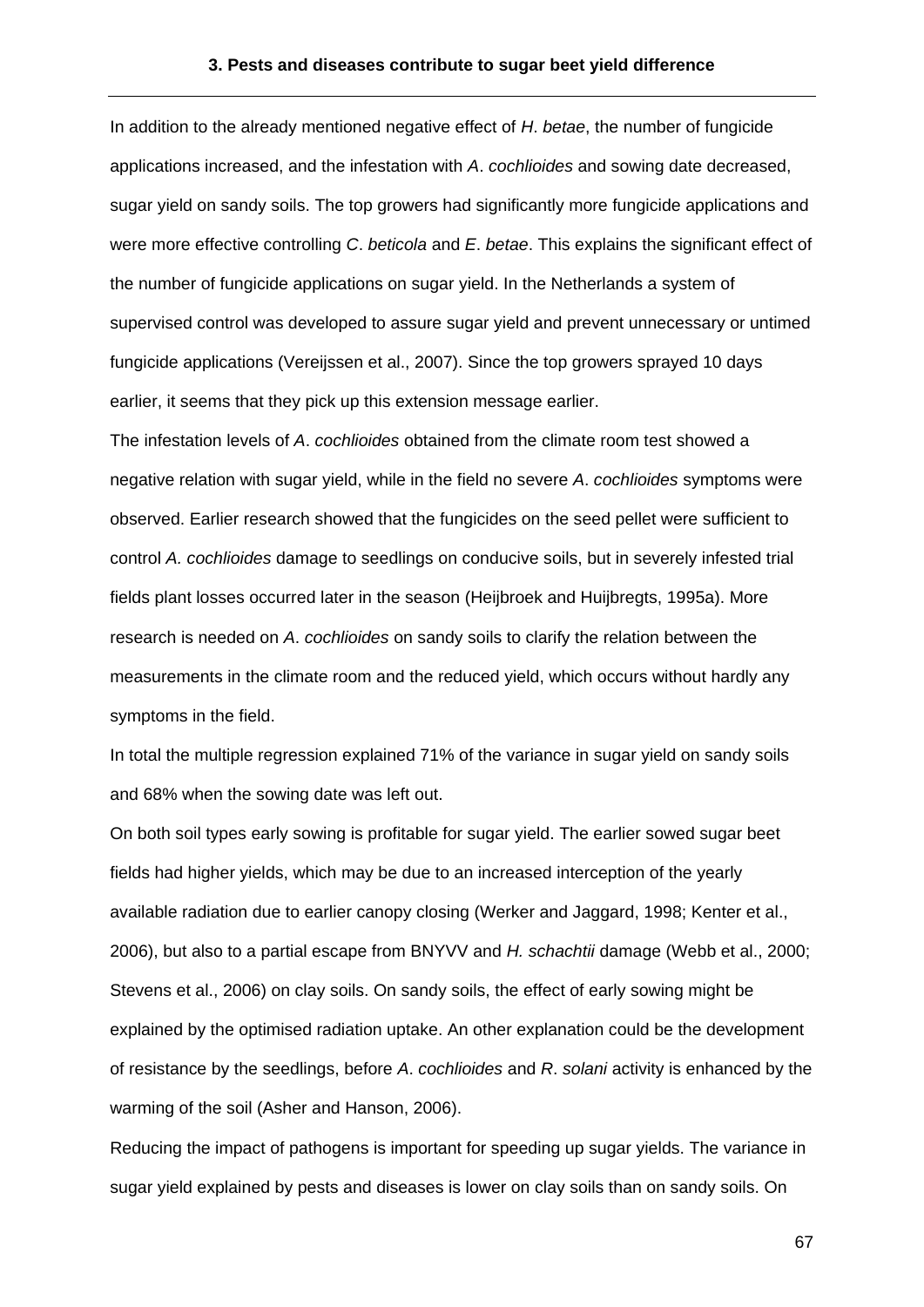In addition to the already mentioned negative effect of *H*. *betae*, the number of fungicide applications increased, and the infestation with *A*. *cochlioides* and sowing date decreased, sugar yield on sandy soils. The top growers had significantly more fungicide applications and were more effective controlling *C*. *beticola* and *E*. *betae*. This explains the significant effect of the number of fungicide applications on sugar yield. In the Netherlands a system of supervised control was developed to assure sugar yield and prevent unnecessary or untimed fungicide applications (Vereijssen et al., 2007). Since the top growers sprayed 10 days earlier, it seems that they pick up this extension message earlier.

The infestation levels of *A*. *cochlioides* obtained from the climate room test showed a negative relation with sugar yield, while in the field no severe *A*. *cochlioides* symptoms were observed. Earlier research showed that the fungicides on the seed pellet were sufficient to control *A. cochlioides* damage to seedlings on conducive soils, but in severely infested trial fields plant losses occurred later in the season (Heijbroek and Huijbregts, 1995a). More research is needed on *A*. *cochlioides* on sandy soils to clarify the relation between the measurements in the climate room and the reduced yield, which occurs without hardly any symptoms in the field.

In total the multiple regression explained 71% of the variance in sugar yield on sandy soils and 68% when the sowing date was left out.

On both soil types early sowing is profitable for sugar yield. The earlier sowed sugar beet fields had higher yields, which may be due to an increased interception of the yearly available radiation due to earlier canopy closing (Werker and Jaggard, 1998; Kenter et al., 2006), but also to a partial escape from BNYVV and *H. schachtii* damage (Webb et al., 2000; Stevens et al., 2006) on clay soils. On sandy soils, the effect of early sowing might be explained by the optimised radiation uptake. An other explanation could be the development of resistance by the seedlings, before *A*. *cochlioides* and *R*. *solani* activity is enhanced by the warming of the soil (Asher and Hanson, 2006).

Reducing the impact of pathogens is important for speeding up sugar yields. The variance in sugar yield explained by pests and diseases is lower on clay soils than on sandy soils. On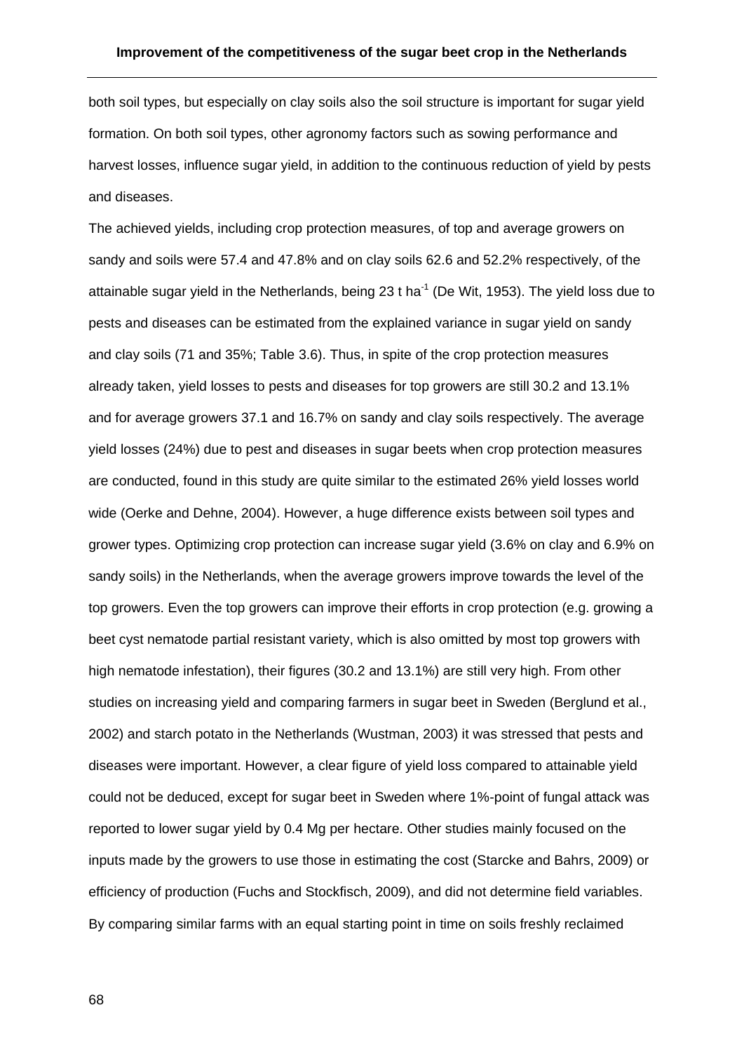both soil types, but especially on clay soils also the soil structure is important for sugar yield formation. On both soil types, other agronomy factors such as sowing performance and harvest losses, influence sugar yield, in addition to the continuous reduction of yield by pests and diseases.

The achieved yields, including crop protection measures, of top and average growers on sandy and soils were 57.4 and 47.8% and on clay soils 62.6 and 52.2% respectively, of the attainable sugar yield in the Netherlands, being 23 t ha$^{-1}$ (De Wit, 1953). The yield loss due to pests and diseases can be estimated from the explained variance in sugar yield on sandy and clay soils (71 and 35%; Table 3.6). Thus, in spite of the crop protection measures already taken, yield losses to pests and diseases for top growers are still 30.2 and 13.1% and for average growers 37.1 and 16.7% on sandy and clay soils respectively. The average yield losses (24%) due to pest and diseases in sugar beets when crop protection measures are conducted, found in this study are quite similar to the estimated 26% yield losses world wide (Oerke and Dehne, 2004). However, a huge difference exists between soil types and grower types. Optimizing crop protection can increase sugar yield (3.6% on clay and 6.9% on sandy soils) in the Netherlands, when the average growers improve towards the level of the top growers. Even the top growers can improve their efforts in crop protection (e.g. growing a beet cyst nematode partial resistant variety, which is also omitted by most top growers with high nematode infestation), their figures (30.2 and 13.1%) are still very high. From other studies on increasing yield and comparing farmers in sugar beet in Sweden (Berglund et al., 2002) and starch potato in the Netherlands (Wustman, 2003) it was stressed that pests and diseases were important. However, a clear figure of yield loss compared to attainable yield could not be deduced, except for sugar beet in Sweden where 1%-point of fungal attack was reported to lower sugar yield by 0.4 Mg per hectare. Other studies mainly focused on the inputs made by the growers to use those in estimating the cost (Starcke and Bahrs, 2009) or efficiency of production (Fuchs and Stockfisch, 2009), and did not determine field variables. By comparing similar farms with an equal starting point in time on soils freshly reclaimed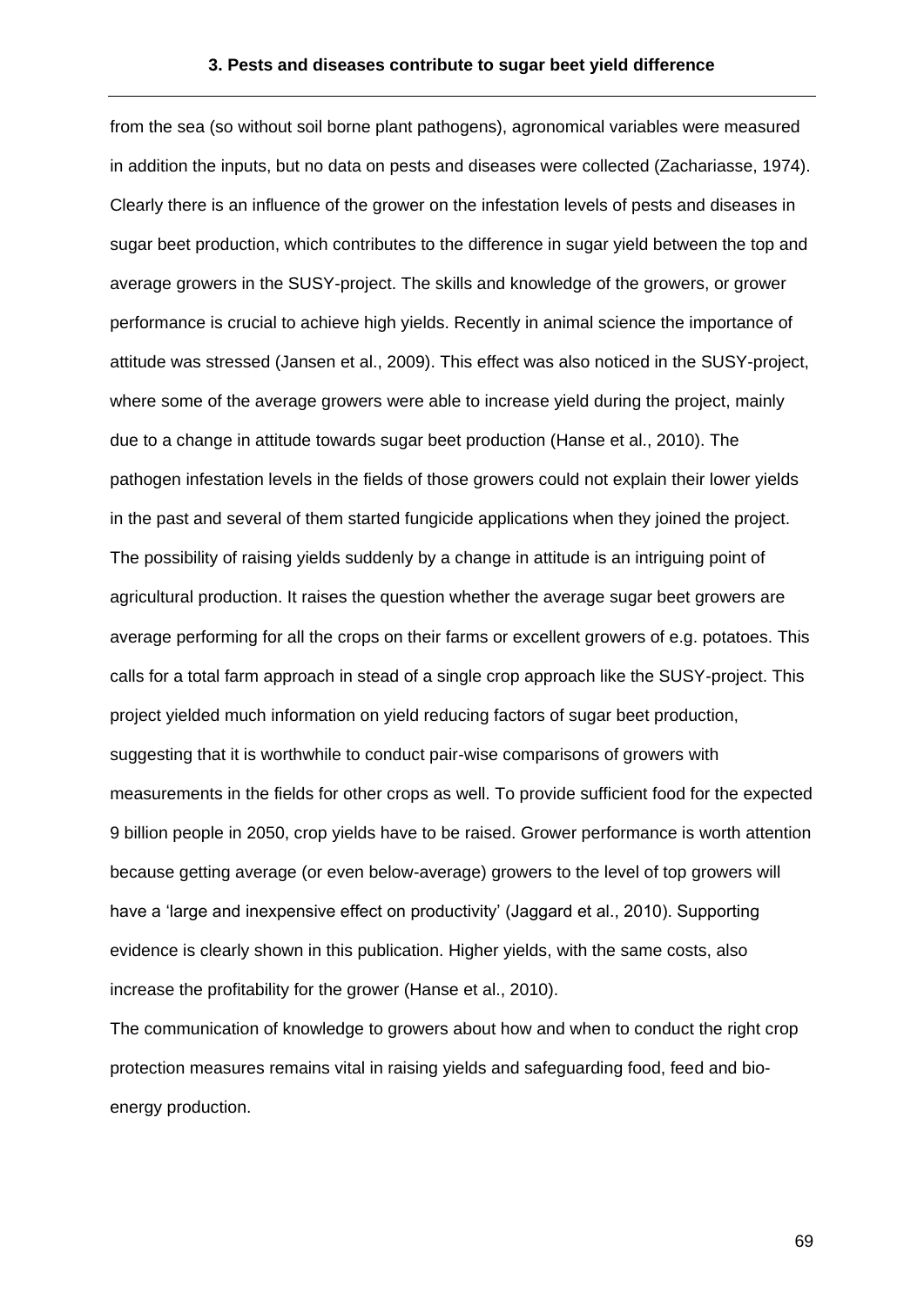from the sea (so without soil borne plant pathogens), agronomical variables were measured in addition the inputs, but no data on pests and diseases were collected (Zachariasse, 1974). Clearly there is an influence of the grower on the infestation levels of pests and diseases in sugar beet production, which contributes to the difference in sugar yield between the top and average growers in the SUSY-project. The skills and knowledge of the growers, or grower performance is crucial to achieve high yields. Recently in animal science the importance of attitude was stressed (Jansen et al., 2009). This effect was also noticed in the SUSY-project, where some of the average growers were able to increase yield during the project, mainly due to a change in attitude towards sugar beet production (Hanse et al., 2010). The pathogen infestation levels in the fields of those growers could not explain their lower yields in the past and several of them started fungicide applications when they joined the project. The possibility of raising yields suddenly by a change in attitude is an intriguing point of agricultural production. It raises the question whether the average sugar beet growers are average performing for all the crops on their farms or excellent growers of e.g. potatoes. This calls for a total farm approach in stead of a single crop approach like the SUSY-project. This project yielded much information on yield reducing factors of sugar beet production, suggesting that it is worthwhile to conduct pair-wise comparisons of growers with measurements in the fields for other crops as well. To provide sufficient food for the expected 9 billion people in 2050, crop yields have to be raised. Grower performance is worth attention because getting average (or even below-average) growers to the level of top growers will have a 'large and inexpensive effect on productivity' (Jaggard et al., 2010). Supporting evidence is clearly shown in this publication. Higher yields, with the same costs, also increase the profitability for the grower (Hanse et al., 2010).

The communication of knowledge to growers about how and when to conduct the right crop protection measures remains vital in raising yields and safeguarding food, feed and bio-energy production.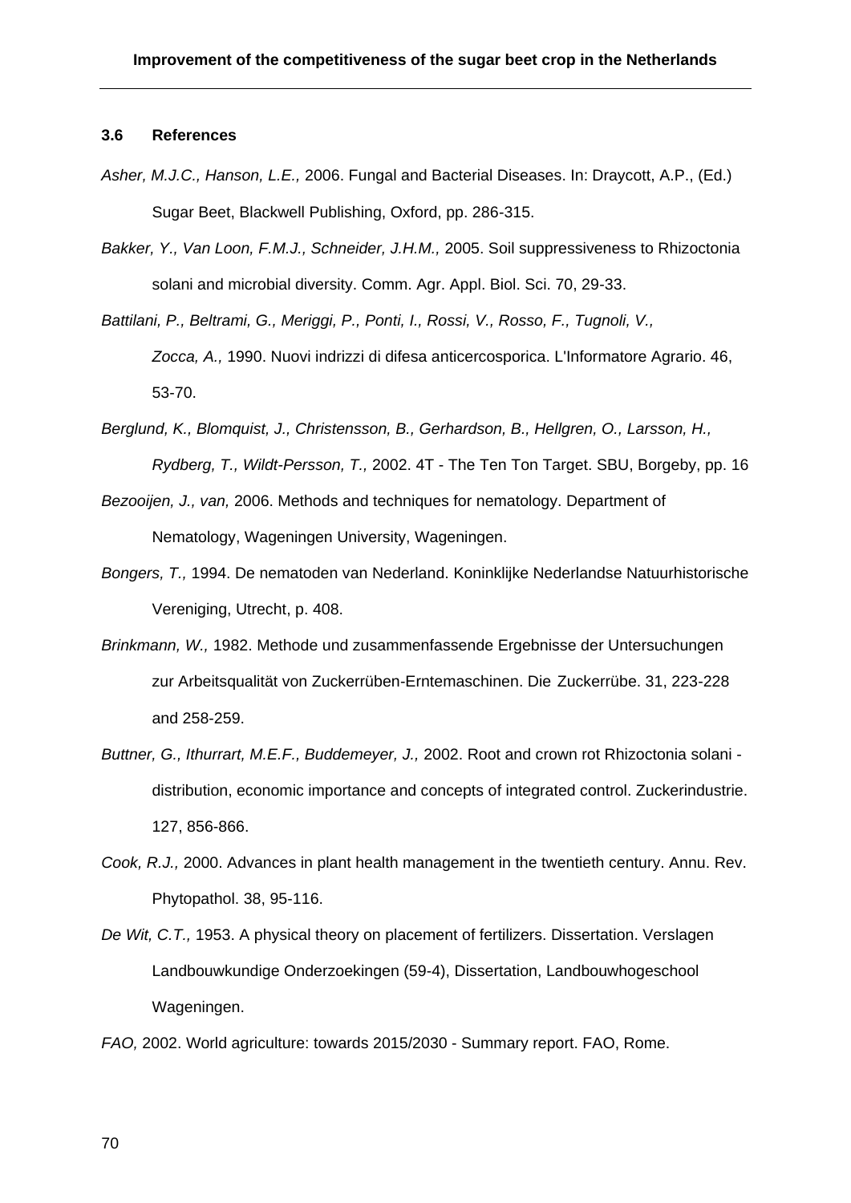### 3.6 References

*Asher, M.J.C., Hanson, L.E.,* 2006. Fungal and Bacterial Diseases. In: Draycott, A.P., (Ed.) Sugar Beet, Blackwell Publishing, Oxford, pp. 286-315.

*Bakker, Y., Van Loon, F.M.J., Schneider, J.H.M.,* 2005. Soil suppressiveness to Rhizoctonia solani and microbial diversity. Comm. Agr. Appl. Biol. Sci. 70, 29-33.

*Battilani, P., Beltrami, G., Meriggi, P., Ponti, I., Rossi, V., Rosso, F., Tugnoli, V., Zocca, A.,* 1990. Nuovi indrizzi di difesa anticercosporica. L'Informatore Agrario. 46, 53-70.

*Berglund, K., Blomquist, J., Christensson, B., Gerhardson, B., Hellgren, O., Larsson, H., Rydberg, T., Wildt-Persson, T.,* 2002. 4T - The Ten Ton Target. SBU, Borgeby, pp. 16

*Bezooijen, J., van,* 2006. Methods and techniques for nematology. Department of Nematology, Wageningen University, Wageningen.

*Bongers, T.,* 1994. De nematoden van Nederland. Koninklijke Nederlandse Natuurhistorische Vereniging, Utrecht, p. 408.

*Brinkmann, W.,* 1982. Methode und zusammenfassende Ergebnisse der Untersuchungen zur Arbeitsqualität von Zuckerrüben-Erntemaschinen. Die Zuckerrübe. 31, 223-228 and 258-259.

*Buttner, G., Ithurrart, M.E.F., Buddemeyer, J.,* 2002. Root and crown rot Rhizoctonia solani - distribution, economic importance and concepts of integrated control. Zuckerindustrie. 127, 856-866.

*Cook, R.J.,* 2000. Advances in plant health management in the twentieth century. Annu. Rev. Phytopathol. 38, 95-116.

*De Wit, C.T.,* 1953. A physical theory on placement of fertilizers. Dissertation. Verslagen Landbouwkundige Onderzoekingen (59-4), Dissertation, Landbouwhogeschool Wageningen.

*FAO,* 2002. World agriculture: towards 2015/2030 - Summary report. FAO, Rome.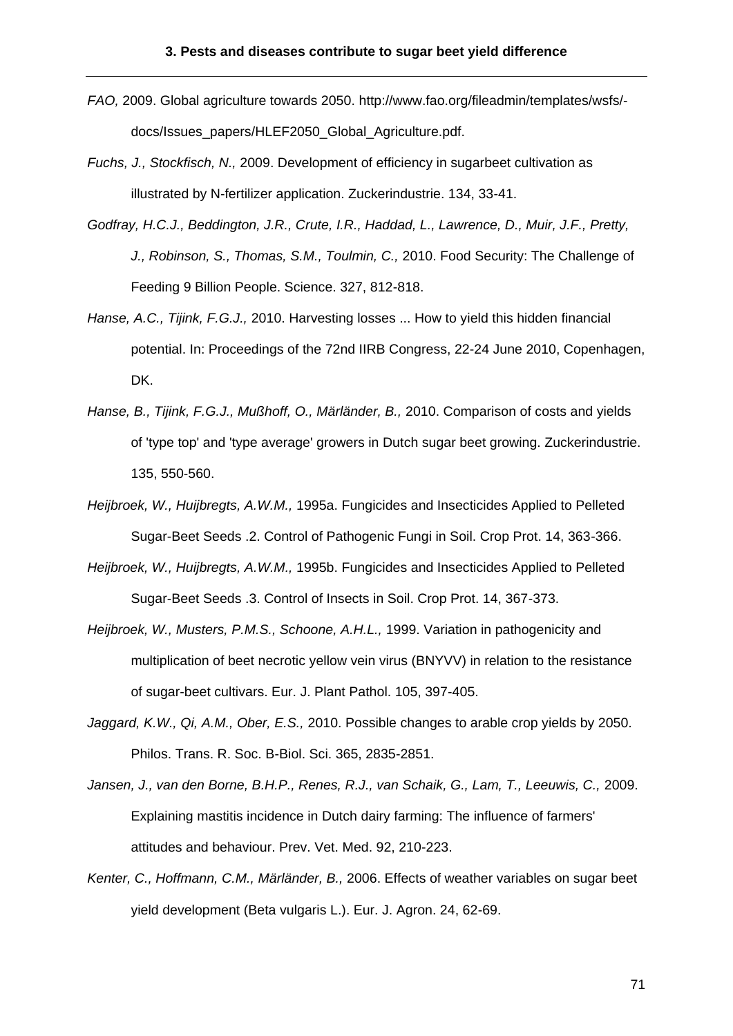*FAO,* 2009. Global agriculture towards 2050. http://www.fao.org/fileadmin/templates/wsfs/-docs/Issues_papers/HLEF2050_Global_Agriculture.pdf.

*Fuchs, J., Stockfisch, N.,* 2009. Development of efficiency in sugarbeet cultivation as illustrated by N-fertilizer application. Zuckerindustrie. 134, 33-41.

*Godfray, H.C.J., Beddington, J.R., Crute, I.R., Haddad, L., Lawrence, D., Muir, J.F., Pretty, J., Robinson, S., Thomas, S.M., Toulmin, C.,* 2010. Food Security: The Challenge of Feeding 9 Billion People. Science. 327, 812-818.

*Hanse, A.C., Tijink, F.G.J.,* 2010. Harvesting losses ... How to yield this hidden financial potential. In: Proceedings of the 72nd IIRB Congress, 22-24 June 2010, Copenhagen, DK.

*Hanse, B., Tijink, F.G.J., Mußhoff, O., Märländer, B.,* 2010. Comparison of costs and yields of 'type top' and 'type average' growers in Dutch sugar beet growing. Zuckerindustrie. 135, 550-560.

*Heijbroek, W., Huijbregts, A.W.M.,* 1995a. Fungicides and Insecticides Applied to Pelleted Sugar-Beet Seeds .2. Control of Pathogenic Fungi in Soil. Crop Prot. 14, 363-366.

*Heijbroek, W., Huijbregts, A.W.M.,* 1995b. Fungicides and Insecticides Applied to Pelleted Sugar-Beet Seeds .3. Control of Insects in Soil. Crop Prot. 14, 367-373.

*Heijbroek, W., Musters, P.M.S., Schoone, A.H.L.,* 1999. Variation in pathogenicity and multiplication of beet necrotic yellow vein virus (BNYVV) in relation to the resistance of sugar-beet cultivars. Eur. J. Plant Pathol. 105, 397-405.

*Jaggard, K.W., Qi, A.M., Ober, E.S.,* 2010. Possible changes to arable crop yields by 2050. Philos. Trans. R. Soc. B-Biol. Sci. 365, 2835-2851.

*Jansen, J., van den Borne, B.H.P., Renes, R.J., van Schaik, G., Lam, T., Leeuwis, C.,* 2009. Explaining mastitis incidence in Dutch dairy farming: The influence of farmers' attitudes and behaviour. Prev. Vet. Med. 92, 210-223.

*Kenter, C., Hoffmann, C.M., Märländer, B.,* 2006. Effects of weather variables on sugar beet yield development (Beta vulgaris L.). Eur. J. Agron. 24, 62-69.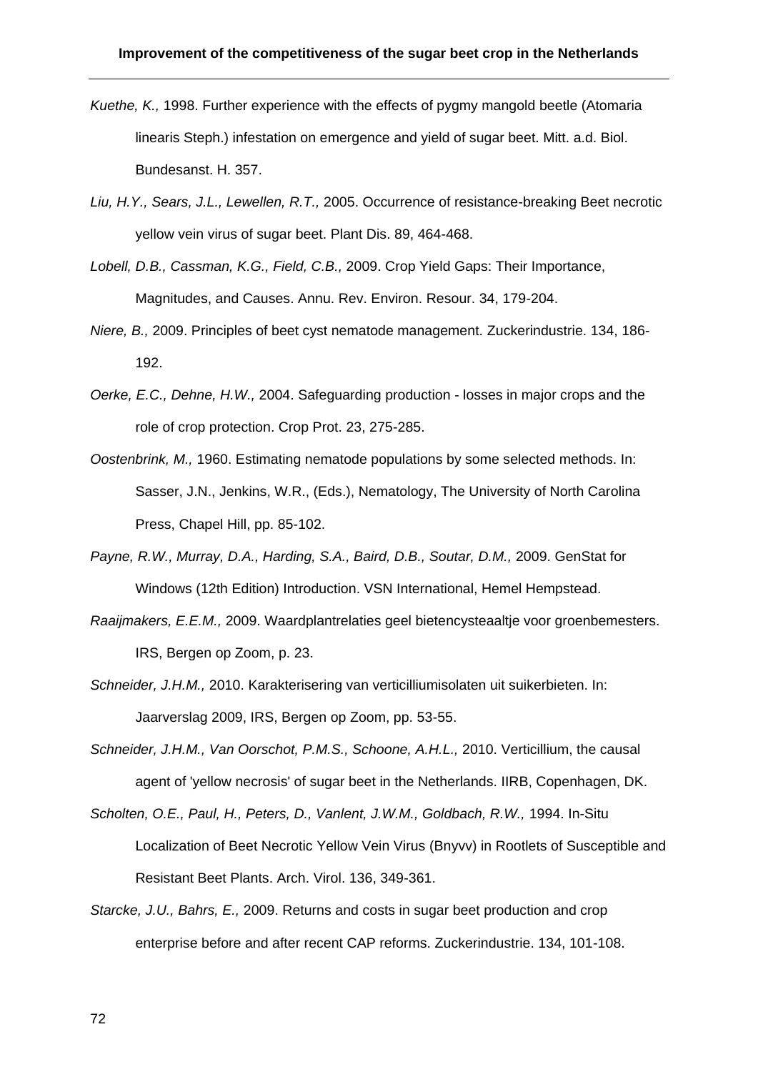*Kuethe, K.,* 1998. Further experience with the effects of pygmy mangold beetle (Atomaria linearis Steph.) infestation on emergence and yield of sugar beet. Mitt. a.d. Biol. Bundesanst. H. 357.

*Liu, H.Y., Sears, J.L., Lewellen, R.T.,* 2005. Occurrence of resistance-breaking Beet necrotic yellow vein virus of sugar beet. Plant Dis. 89, 464-468.

*Lobell, D.B., Cassman, K.G., Field, C.B.,* 2009. Crop Yield Gaps: Their Importance, Magnitudes, and Causes. Annu. Rev. Environ. Resour. 34, 179-204.

*Niere, B.,* 2009. Principles of beet cyst nematode management. Zuckerindustrie. 134, 186-192.

*Oerke, E.C., Dehne, H.W.,* 2004. Safeguarding production - losses in major crops and the role of crop protection. Crop Prot. 23, 275-285.

*Oostenbrink, M.,* 1960. Estimating nematode populations by some selected methods. In: Sasser, J.N., Jenkins, W.R., (Eds.), Nematology, The University of North Carolina Press, Chapel Hill, pp. 85-102.

*Payne, R.W., Murray, D.A., Harding, S.A., Baird, D.B., Soutar, D.M.,* 2009. GenStat for Windows (12th Edition) Introduction. VSN International, Hemel Hempstead.

*Raaijmakers, E.E.M.,* 2009. Waardplantrelaties geel bietencysteaaltje voor groenbemesters. IRS, Bergen op Zoom, p. 23.

*Schneider, J.H.M.,* 2010. Karakterisering van verticilliumisolaten uit suikerbieten. In: Jaarverslag 2009, IRS, Bergen op Zoom, pp. 53-55.

*Schneider, J.H.M., Van Oorschot, P.M.S., Schoone, A.H.L.,* 2010. Verticillium, the causal agent of 'yellow necrosis' of sugar beet in the Netherlands. IIRB, Copenhagen, DK.

*Scholten, O.E., Paul, H., Peters, D., Vanlent, J.W.M., Goldbach, R.W.,* 1994. In-Situ Localization of Beet Necrotic Yellow Vein Virus (Bnyvv) in Rootlets of Susceptible and Resistant Beet Plants. Arch. Virol. 136, 349-361.

*Starcke, J.U., Bahrs, E.,* 2009. Returns and costs in sugar beet production and crop enterprise before and after recent CAP reforms. Zuckerindustrie. 134, 101-108.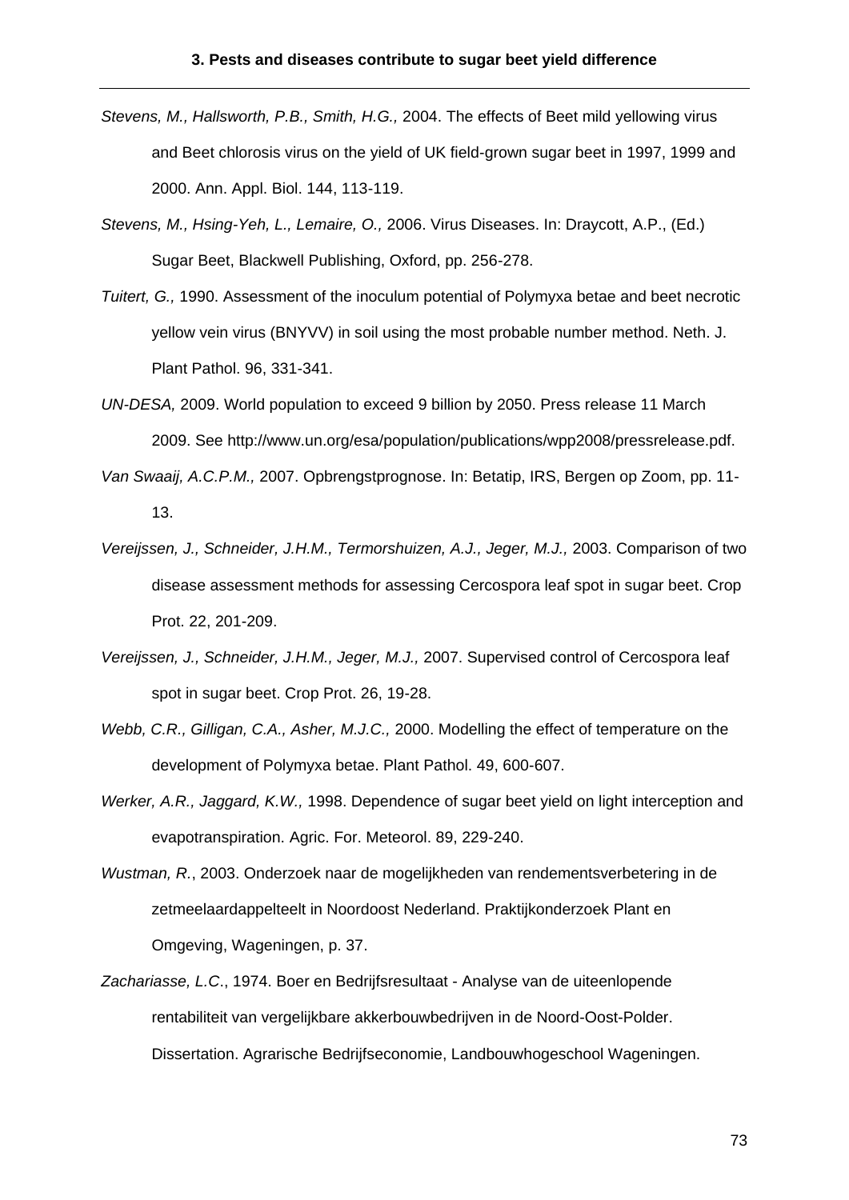*Stevens, M., Hallsworth, P.B., Smith, H.G.,* 2004. The effects of Beet mild yellowing virus and Beet chlorosis virus on the yield of UK field-grown sugar beet in 1997, 1999 and 2000. Ann. Appl. Biol. 144, 113-119.

*Stevens, M., Hsing-Yeh, L., Lemaire, O.,* 2006. Virus Diseases. In: Draycott, A.P., (Ed.) Sugar Beet, Blackwell Publishing, Oxford, pp. 256-278.

*Tuitert, G.,* 1990. Assessment of the inoculum potential of Polymyxa betae and beet necrotic yellow vein virus (BNYVV) in soil using the most probable number method. Neth. J. Plant Pathol. 96, 331-341.

*UN-DESA,* 2009. World population to exceed 9 billion by 2050. Press release 11 March 2009. See http://www.un.org/esa/population/publications/wpp2008/pressrelease.pdf.

*Van Swaaij, A.C.P.M.,* 2007. Opbrengstprognose. In: Betatip, IRS, Bergen op Zoom, pp. 11-13.

*Vereijssen, J., Schneider, J.H.M., Termorshuizen, A.J., Jeger, M.J.,* 2003. Comparison of two disease assessment methods for assessing Cercospora leaf spot in sugar beet. Crop Prot. 22, 201-209.

*Vereijssen, J., Schneider, J.H.M., Jeger, M.J.,* 2007. Supervised control of Cercospora leaf spot in sugar beet. Crop Prot. 26, 19-28.

*Webb, C.R., Gilligan, C.A., Asher, M.J.C.,* 2000. Modelling the effect of temperature on the development of Polymyxa betae. Plant Pathol. 49, 600-607.

*Werker, A.R., Jaggard, K.W.,* 1998. Dependence of sugar beet yield on light interception and evapotranspiration. Agric. For. Meteorol. 89, 229-240.

*Wustman, R.*, 2003. Onderzoek naar de mogelijkheden van rendementsverbetering in de zetmeelaardappelteelt in Noordoost Nederland. Praktijkonderzoek Plant en Omgeving, Wageningen, p. 37.

*Zachariasse, L.C*., 1974. Boer en Bedrijfsresultaat - Analyse van de uiteenlopende rentabiliteit van vergelijkbare akkerbouwbedrijven in de Noord-Oost-Polder. Dissertation. Agrarische Bedrijfseconomie, Landbouwhogeschool Wageningen.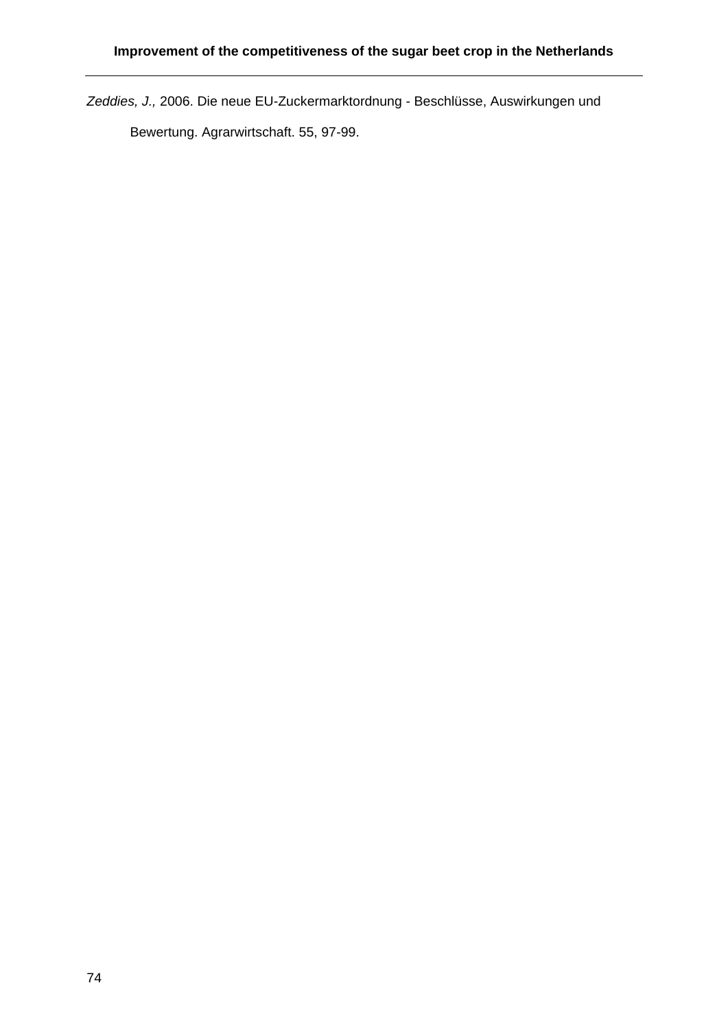*Zeddies, J.,* 2006. Die neue EU-Zuckermarktordnung - Beschlüsse, Auswirkungen und Bewertung. Agrarwirtschaft. 55, 97-99.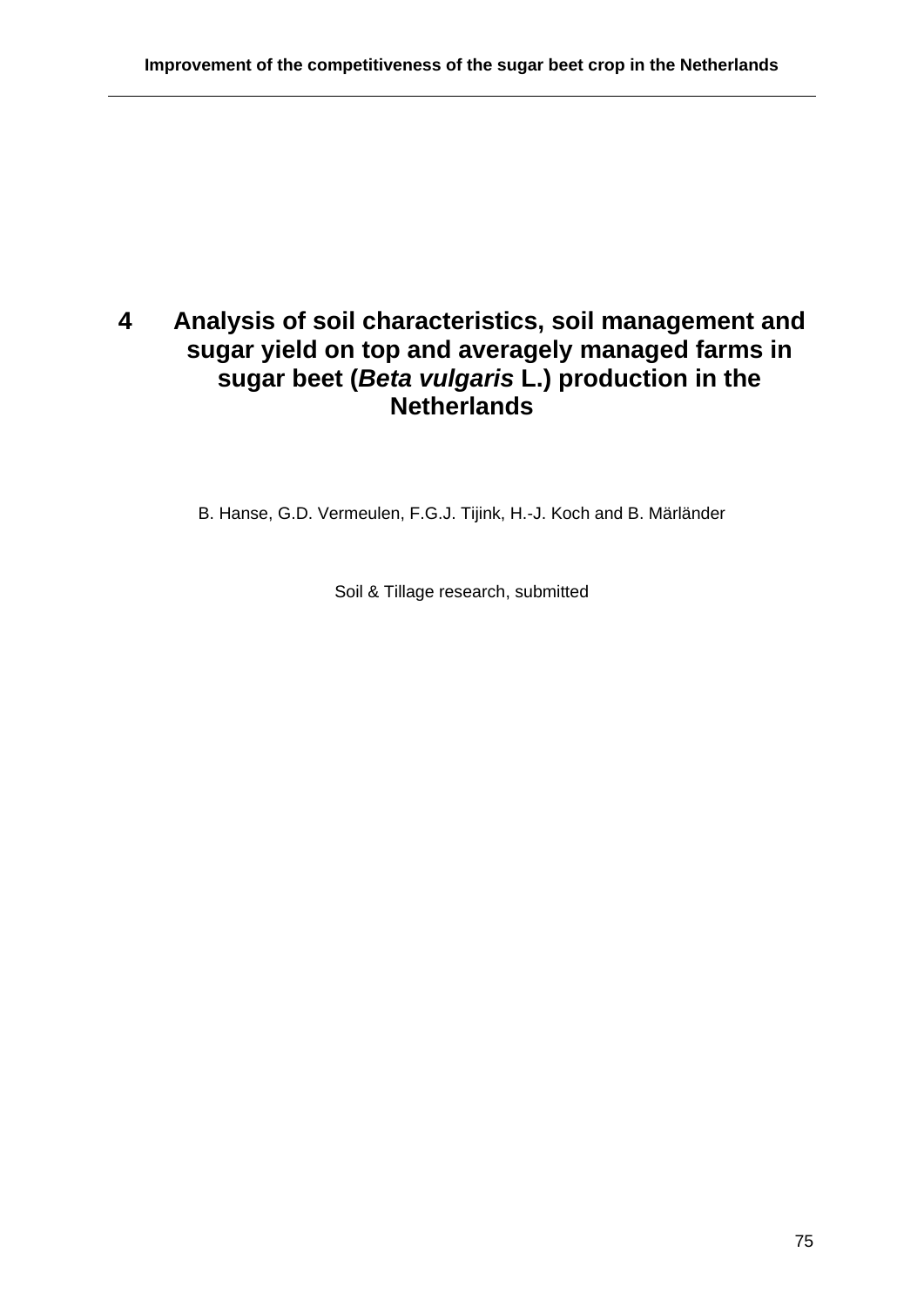# 4 Analysis of soil characteristics, soil management and sugar yield on top and averagely managed farms in sugar beet (*Beta vulgaris* L.) production in the Netherlands

B. Hanse, G.D. Vermeulen, F.G.J. Tijink, H.-J. Koch and B. Märländer

Soil & Tillage research, submitted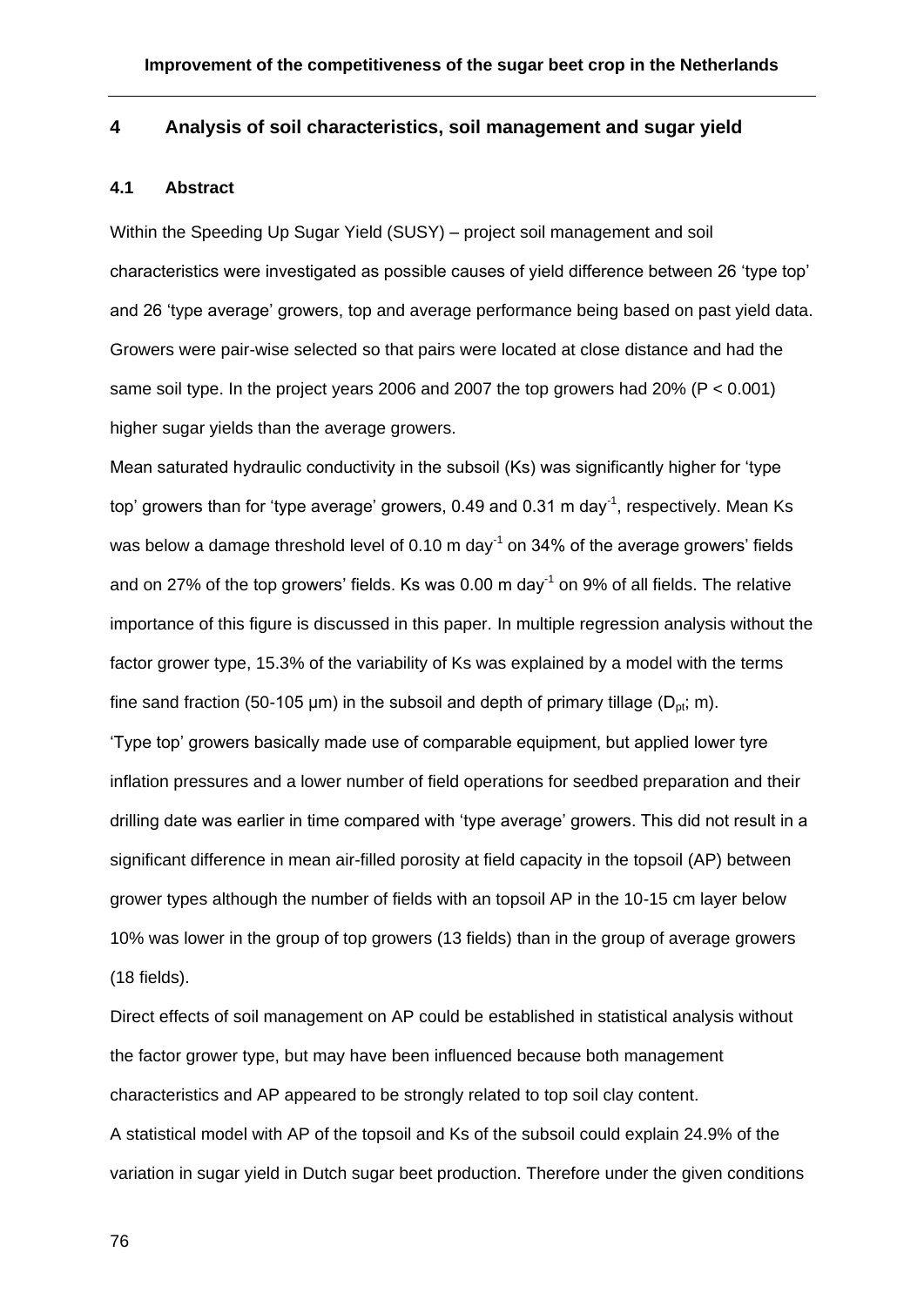# 4 Analysis of soil characteristics, soil management and sugar yield

## 4.1 Abstract

Within the Speeding Up Sugar Yield (SUSY) – project soil management and soil characteristics were investigated as possible causes of yield difference between 26 'type top' and 26 'type average' growers, top and average performance being based on past yield data. Growers were pair-wise selected so that pairs were located at close distance and had the same soil type. In the project years 2006 and 2007 the top growers had 20% ($P < 0.001$) higher sugar yields than the average growers.

Mean saturated hydraulic conductivity in the subsoil (Ks) was significantly higher for 'type top' growers than for 'type average' growers, 0.49 and 0.31 m day$^{-1}$, respectively. Mean Ks was below a damage threshold level of 0.10 m day$^{-1}$ on 34% of the average growers' fields and on 27% of the top growers' fields. Ks was 0.00 m day$^{-1}$ on 9% of all fields. The relative importance of this figure is discussed in this paper. In multiple regression analysis without the factor grower type, 15.3% of the variability of Ks was explained by a model with the terms fine sand fraction (50-105 µm) in the subsoil and depth of primary tillage ($D_{pt}$; m).

'Type top' growers basically made use of comparable equipment, but applied lower tyre inflation pressures and a lower number of field operations for seedbed preparation and their drilling date was earlier in time compared with 'type average' growers. This did not result in a significant difference in mean air-filled porosity at field capacity in the topsoil (AP) between grower types although the number of fields with an topsoil AP in the 10-15 cm layer below 10% was lower in the group of top growers (13 fields) than in the group of average growers (18 fields).

Direct effects of soil management on AP could be established in statistical analysis without the factor grower type, but may have been influenced because both management characteristics and AP appeared to be strongly related to top soil clay content.

A statistical model with AP of the topsoil and Ks of the subsoil could explain 24.9% of the variation in sugar yield in Dutch sugar beet production. Therefore under the given conditions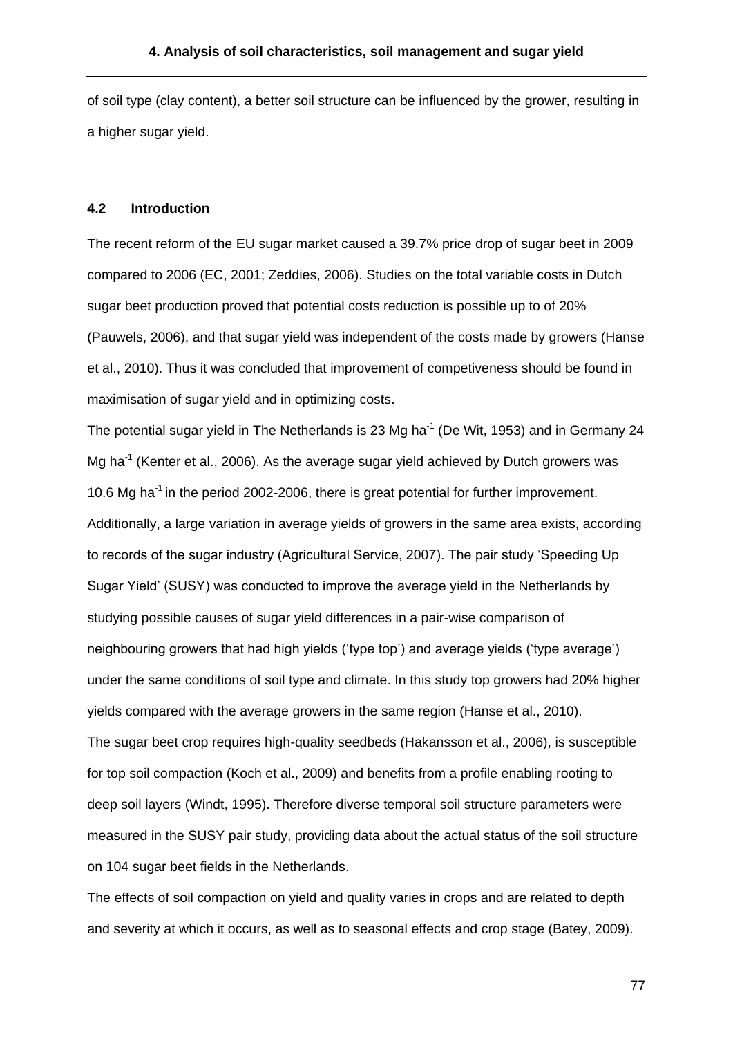of soil type (clay content), a better soil structure can be influenced by the grower, resulting in a higher sugar yield.

### 4.2 Introduction

The recent reform of the EU sugar market caused a 39.7% price drop of sugar beet in 2009 compared to 2006 (EC, 2001; Zeddies, 2006). Studies on the total variable costs in Dutch sugar beet production proved that potential costs reduction is possible up to of 20% (Pauwels, 2006), and that sugar yield was independent of the costs made by growers (Hanse et al., 2010). Thus it was concluded that improvement of competiveness should be found in maximisation of sugar yield and in optimizing costs.

The potential sugar yield in The Netherlands is 23 Mg ha$^{-1}$ (De Wit, 1953) and in Germany 24 Mg ha$^{-1}$ (Kenter et al., 2006). As the average sugar yield achieved by Dutch growers was 10.6 Mg ha$^{-1}$ in the period 2002-2006, there is great potential for further improvement. Additionally, a large variation in average yields of growers in the same area exists, according to records of the sugar industry (Agricultural Service, 2007). The pair study 'Speeding Up Sugar Yield' (SUSY) was conducted to improve the average yield in the Netherlands by studying possible causes of sugar yield differences in a pair-wise comparison of neighbouring growers that had high yields ('type top') and average yields ('type average') under the same conditions of soil type and climate. In this study top growers had 20% higher yields compared with the average growers in the same region (Hanse et al., 2010).

The sugar beet crop requires high-quality seedbeds (Hakansson et al., 2006), is susceptible for top soil compaction (Koch et al., 2009) and benefits from a profile enabling rooting to deep soil layers (Windt, 1995). Therefore diverse temporal soil structure parameters were measured in the SUSY pair study, providing data about the actual status of the soil structure on 104 sugar beet fields in the Netherlands.

The effects of soil compaction on yield and quality varies in crops and are related to depth and severity at which it occurs, as well as to seasonal effects and crop stage (Batey, 2009).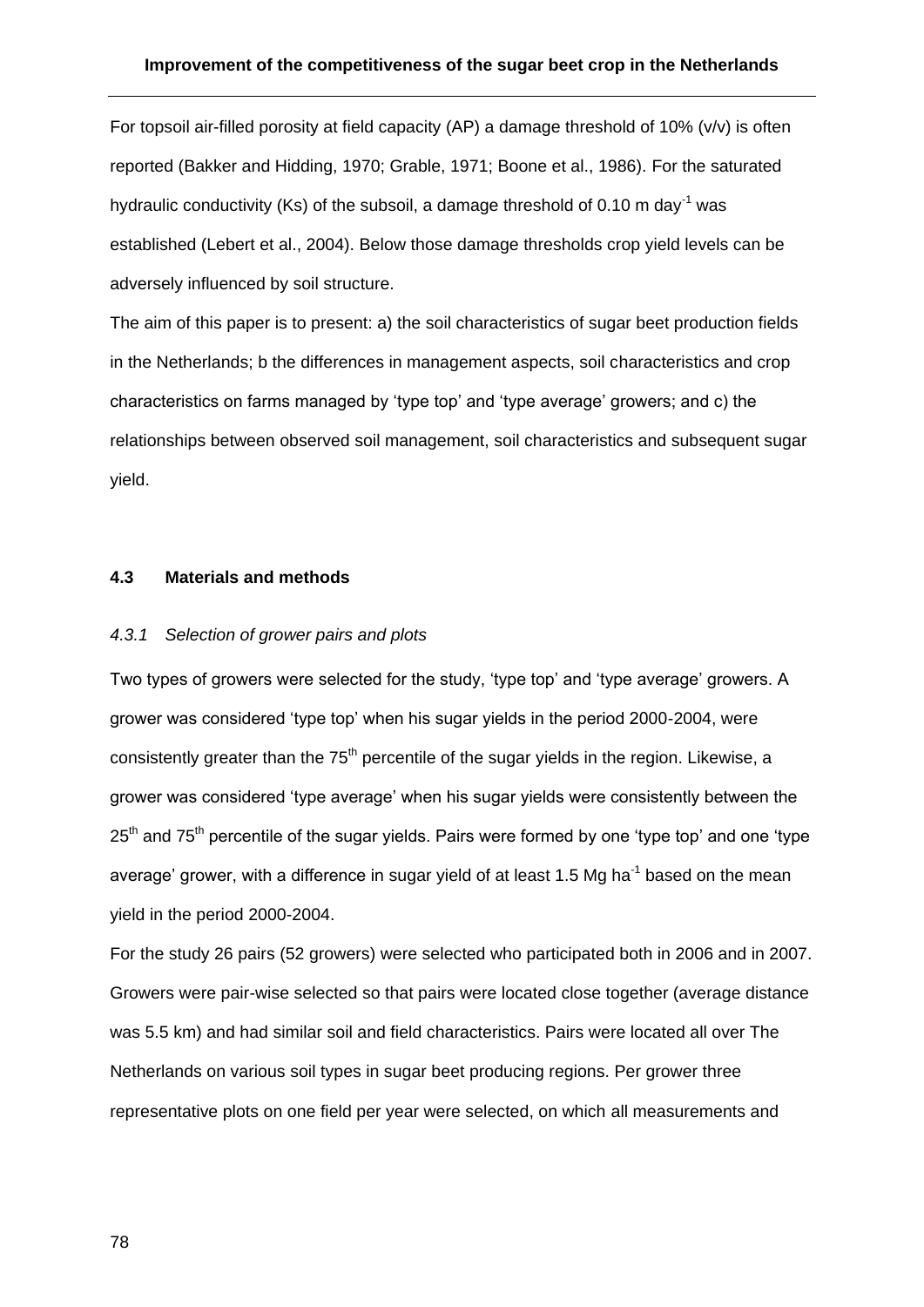For topsoil air-filled porosity at field capacity (AP) a damage threshold of 10% (v/v) is often reported (Bakker and Hidding, 1970; Grable, 1971; Boone et al., 1986). For the saturated hydraulic conductivity (Ks) of the subsoil, a damage threshold of 0.10 m day$^{-1}$ was established (Lebert et al., 2004). Below those damage thresholds crop yield levels can be adversely influenced by soil structure.

The aim of this paper is to present: a) the soil characteristics of sugar beet production fields in the Netherlands; b the differences in management aspects, soil characteristics and crop characteristics on farms managed by 'type top' and 'type average' growers; and c) the relationships between observed soil management, soil characteristics and subsequent sugar yield.

## 4.3 Materials and methods

### *4.3.1 Selection of grower pairs and plots*

Two types of growers were selected for the study, 'type top' and 'type average' growers. A grower was considered 'type top' when his sugar yields in the period 2000-2004, were consistently greater than the 75$^{th}$ percentile of the sugar yields in the region. Likewise, a grower was considered 'type average' when his sugar yields were consistently between the 25$^{th}$ and 75$^{th}$ percentile of the sugar yields. Pairs were formed by one 'type top' and one 'type average' grower, with a difference in sugar yield of at least 1.5 Mg ha$^{-1}$ based on the mean yield in the period 2000-2004.

For the study 26 pairs (52 growers) were selected who participated both in 2006 and in 2007. Growers were pair-wise selected so that pairs were located close together (average distance was 5.5 km) and had similar soil and field characteristics. Pairs were located all over The Netherlands on various soil types in sugar beet producing regions. Per grower three representative plots on one field per year were selected, on which all measurements and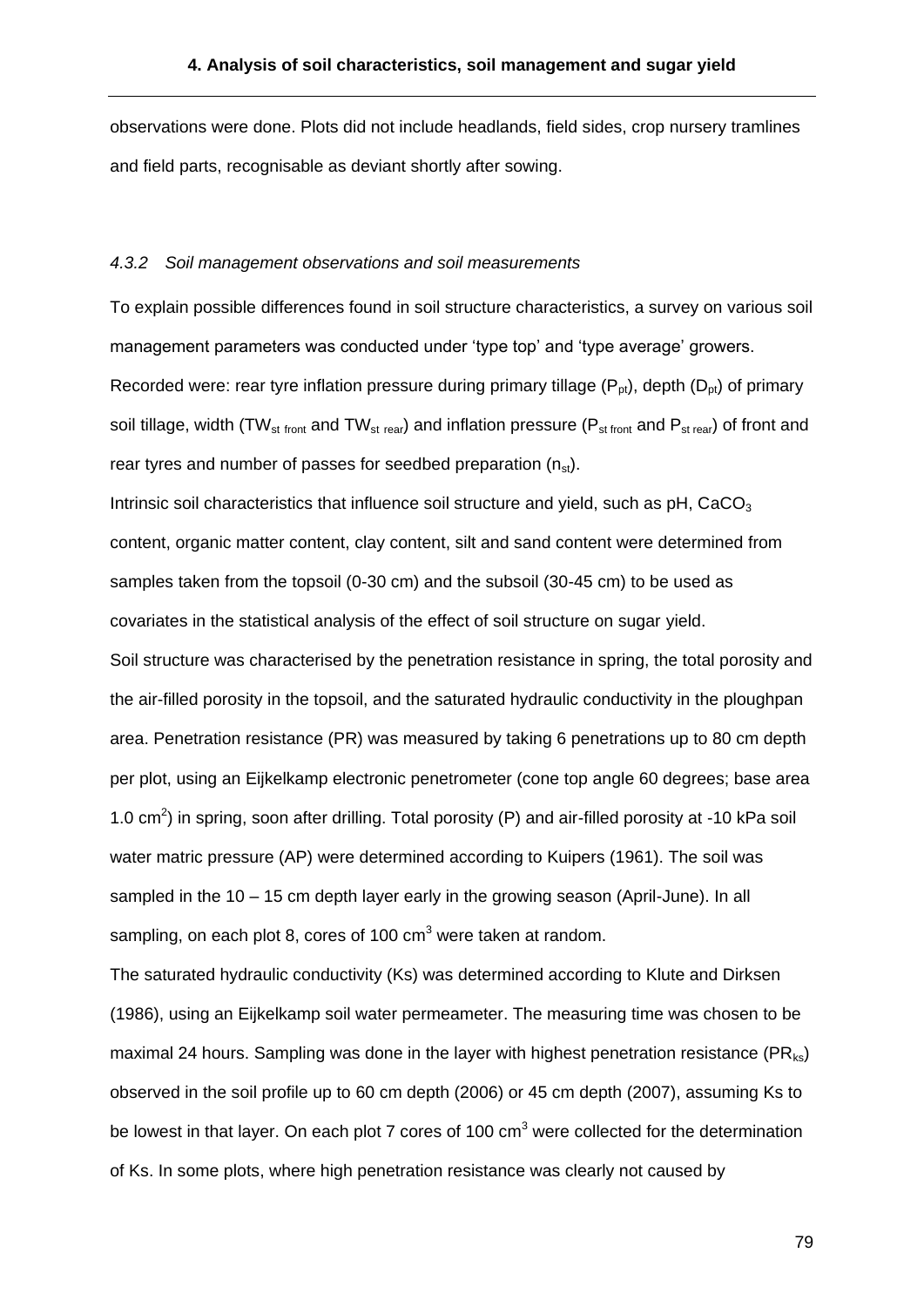observations were done. Plots did not include headlands, field sides, crop nursery tramlines and field parts, recognisable as deviant shortly after sowing.

### *4.3.2 Soil management observations and soil measurements*

To explain possible differences found in soil structure characteristics, a survey on various soil management parameters was conducted under 'type top' and 'type average' growers. Recorded were: rear tyre inflation pressure during primary tillage ($P_{pt}$), depth ($D_{pt}$) of primary soil tillage, width ($TW_{st\ front}$ and $TW_{st\ rear}$) and inflation pressure ($P_{st\ front}$ and $P_{st\ rear}$) of front and rear tyres and number of passes for seedbed preparation ($n_{st}$).

Intrinsic soil characteristics that influence soil structure and yield, such as pH, $CaCO_3$ content, organic matter content, clay content, silt and sand content were determined from samples taken from the topsoil (0-30 cm) and the subsoil (30-45 cm) to be used as covariates in the statistical analysis of the effect of soil structure on sugar yield.

Soil structure was characterised by the penetration resistance in spring, the total porosity and the air-filled porosity in the topsoil, and the saturated hydraulic conductivity in the ploughpan area. Penetration resistance (PR) was measured by taking 6 penetrations up to 80 cm depth per plot, using an Eijkelkamp electronic penetrometer (cone top angle 60 degrees; base area 1.0 $cm^2$) in spring, soon after drilling. Total porosity (P) and air-filled porosity at -10 kPa soil water matric pressure (AP) were determined according to Kuipers (1961). The soil was sampled in the 10 – 15 cm depth layer early in the growing season (April-June). In all sampling, on each plot 8, cores of 100 $cm^3$ were taken at random.

The saturated hydraulic conductivity (Ks) was determined according to Klute and Dirksen (1986), using an Eijkelkamp soil water permeameter. The measuring time was chosen to be maximal 24 hours. Sampling was done in the layer with highest penetration resistance ($PR_{ks}$) observed in the soil profile up to 60 cm depth (2006) or 45 cm depth (2007), assuming Ks to be lowest in that layer. On each plot 7 cores of 100 $cm^3$ were collected for the determination of Ks. In some plots, where high penetration resistance was clearly not caused by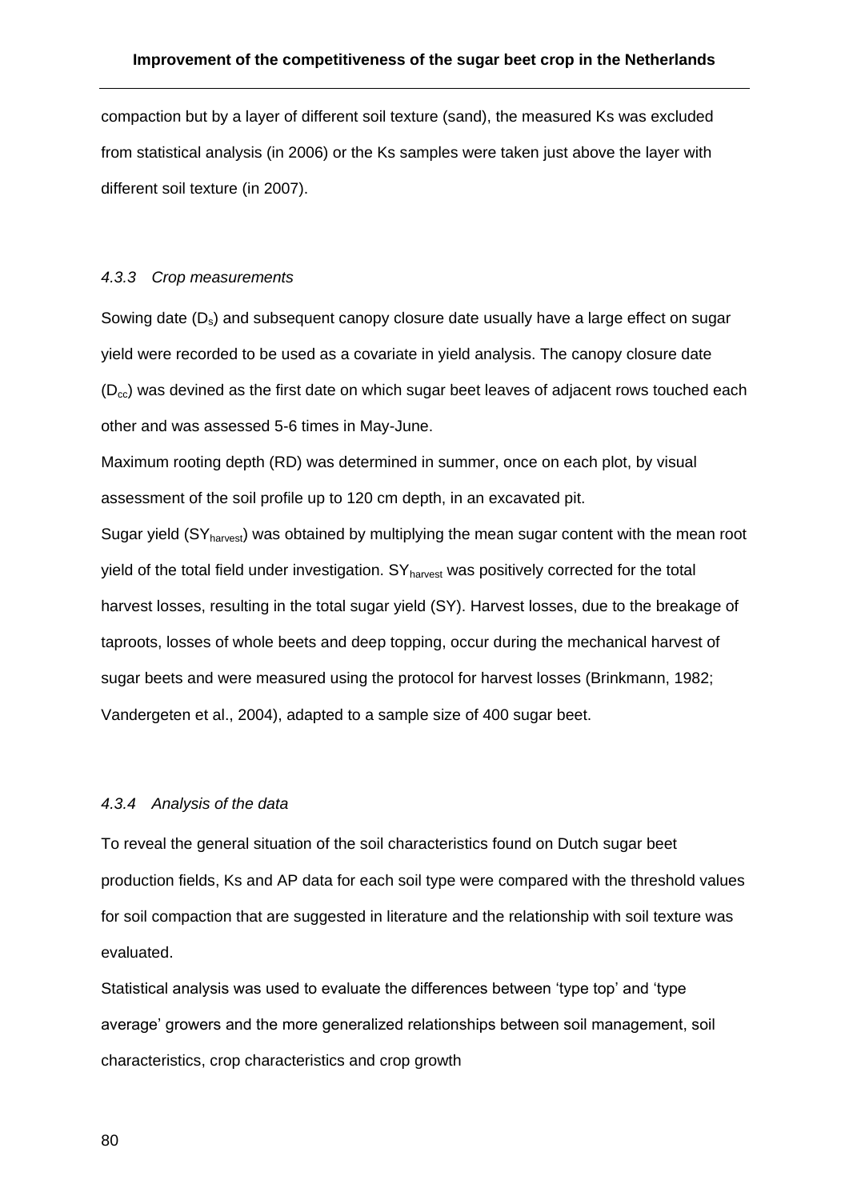compaction but by a layer of different soil texture (sand), the measured Ks was excluded from statistical analysis (in 2006) or the Ks samples were taken just above the layer with different soil texture (in 2007).

### *4.3.3 Crop measurements*

Sowing date ($D_s$) and subsequent canopy closure date usually have a large effect on sugar yield were recorded to be used as a covariate in yield analysis. The canopy closure date ($D_{cc}$) was devined as the first date on which sugar beet leaves of adjacent rows touched each other and was assessed 5-6 times in May-June.

Maximum rooting depth (RD) was determined in summer, once on each plot, by visual assessment of the soil profile up to 120 cm depth, in an excavated pit.

Sugar yield ($SY_{harvest}$) was obtained by multiplying the mean sugar content with the mean root yield of the total field under investigation. $SY_{harvest}$ was positively corrected for the total harvest losses, resulting in the total sugar yield (SY). Harvest losses, due to the breakage of taproots, losses of whole beets and deep topping, occur during the mechanical harvest of sugar beets and were measured using the protocol for harvest losses (Brinkmann, 1982; Vandergeten et al., 2004), adapted to a sample size of 400 sugar beet.

### *4.3.4 Analysis of the data*

To reveal the general situation of the soil characteristics found on Dutch sugar beet production fields, Ks and AP data for each soil type were compared with the threshold values for soil compaction that are suggested in literature and the relationship with soil texture was evaluated.

Statistical analysis was used to evaluate the differences between 'type top' and 'type average' growers and the more generalized relationships between soil management, soil characteristics, crop characteristics and crop growth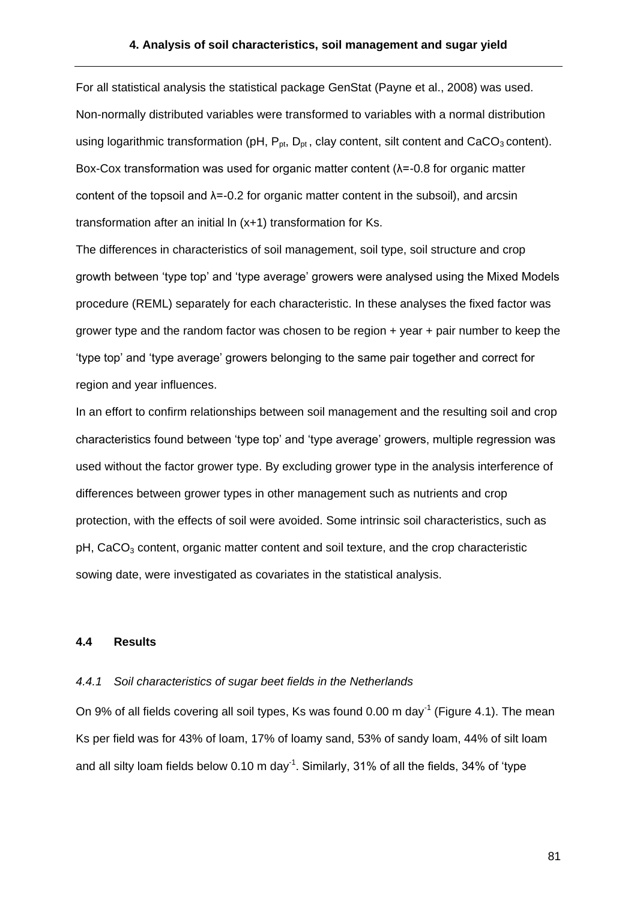For all statistical analysis the statistical package GenStat (Payne et al., 2008) was used. Non-normally distributed variables were transformed to variables with a normal distribution using logarithmic transformation (pH, $P_{pt}$, $D_{pt}$, clay content, silt content and $CaCO_3$ content). Box-Cox transformation was used for organic matter content ($\lambda$=-0.8 for organic matter content of the topsoil and $\lambda$=-0.2 for organic matter content in the subsoil), and arcsin transformation after an initial ln (x+1) transformation for Ks.

The differences in characteristics of soil management, soil type, soil structure and crop growth between 'type top' and 'type average' growers were analysed using the Mixed Models procedure (REML) separately for each characteristic. In these analyses the fixed factor was grower type and the random factor was chosen to be region + year + pair number to keep the 'type top' and 'type average' growers belonging to the same pair together and correct for region and year influences.

In an effort to confirm relationships between soil management and the resulting soil and crop characteristics found between 'type top' and 'type average' growers, multiple regression was used without the factor grower type. By excluding grower type in the analysis interference of differences between grower types in other management such as nutrients and crop protection, with the effects of soil were avoided. Some intrinsic soil characteristics, such as pH, $CaCO_3$ content, organic matter content and soil texture, and the crop characteristic sowing date, were investigated as covariates in the statistical analysis.

### 4.4 Results

#### *4.4.1 Soil characteristics of sugar beet fields in the Netherlands*

On 9% of all fields covering all soil types, Ks was found 0.00 m $day^{-1}$ (Figure 4.1). The mean Ks per field was for 43% of loam, 17% of loamy sand, 53% of sandy loam, 44% of silt loam and all silty loam fields below 0.10 m $day^{-1}$. Similarly, 31% of all the fields, 34% of 'type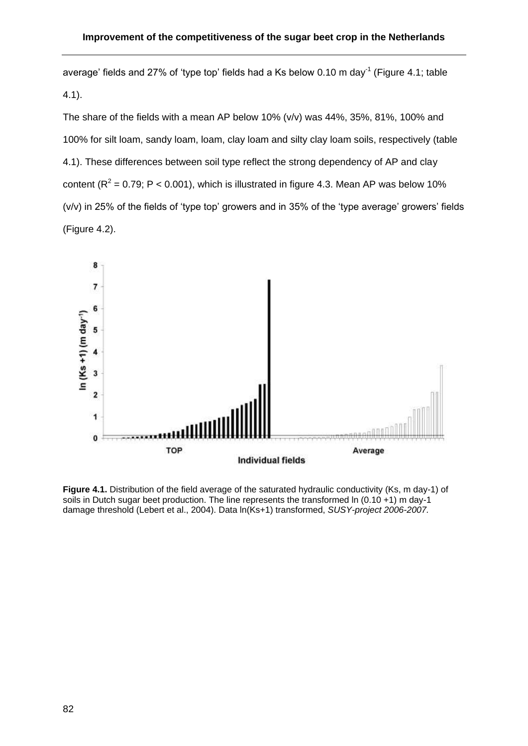average' fields and 27% of 'type top' fields had a Ks below 0.10 m day$^{-1}$ (Figure 4.1; table 4.1).

The share of the fields with a mean AP below 10% (v/v) was 44%, 35%, 81%, 100% and 100% for silt loam, sandy loam, loam, clay loam and silty clay loam soils, respectively (table 4.1). These differences between soil type reflect the strong dependency of AP and clay content ($R^2$ = 0.79; $P < 0.001$), which is illustrated in figure 4.3. Mean AP was below 10% (v/v) in 25% of the fields of 'type top' growers and in 35% of the 'type average' growers' fields (Figure 4.2).

**Figure 4.1.** Distribution of the field average of the saturated hydraulic conductivity (Ks, m day-1) of soils in Dutch sugar beet production. The line represents the transformed ln (0.10 +1) m day-1 damage threshold (Lebert et al., 2004). Data ln(Ks+1) transformed, *SUSY-project 2006-2007.*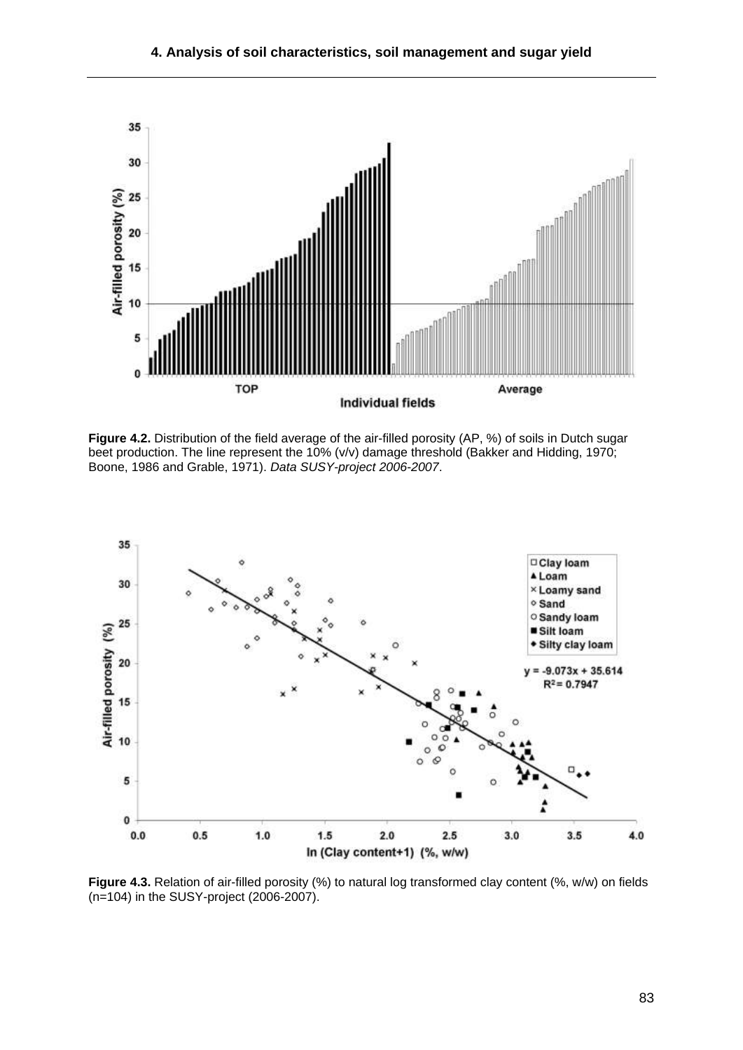**Figure 4.2.** Distribution of the field average of the air-filled porosity (AP, %) of soils in Dutch sugar beet production. The line represent the 10% (v/v) damage threshold (Bakker and Hidding, 1970; Boone, 1986 and Grable, 1971). *Data SUSY-project 2006-2007*.

**Figure 4.3.** Relation of air-filled porosity (%) to natural log transformed clay content (%, w/w) on fields (n=104) in the SUSY-project (2006-2007).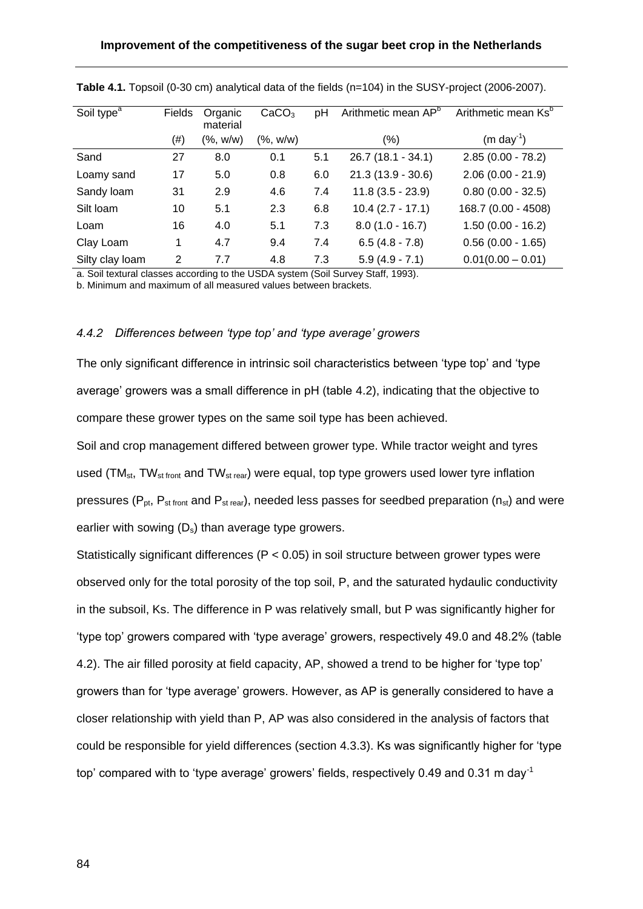**Table 4.1.** Topsoil (0-30 cm) analytical data of the fields (n=104) in the SUSY-project (2006-2007).

| Soil type[a] | Fields | Organic material | $CaCO_3$ | pH | Arithmetic mean AP[b] | Arithmetic mean Ks[b] |
|---|---|---|---|---|---|---|
| | (#) | (%, w/w) | (%, w/w) | | (%) | (m day$^{-1}$) |
| Sand | 27 | 8.0 | 0.1 | 5.1 | 26.7 (18.1 - 34.1) | 2.85 (0.00 - 78.2) |
| Loamy sand | 17 | 5.0 | 0.8 | 6.0 | 21.3 (13.9 - 30.6) | 2.06 (0.00 - 21.9) |
| Sandy loam | 31 | 2.9 | 4.6 | 7.4 | 11.8 (3.5 - 23.9) | 0.80 (0.00 - 32.5) |
| Silt loam | 10 | 5.1 | 2.3 | 6.8 | 10.4 (2.7 - 17.1) | 168.7 (0.00 - 4508) |
| Loam | 16 | 4.0 | 5.1 | 7.3 | 8.0 (1.0 - 16.7) | 1.50 (0.00 - 16.2) |
| Clay Loam | 1 | 4.7 | 9.4 | 7.4 | 6.5 (4.8 - 7.8) | 0.56 (0.00 - 1.65) |
| Silty clay loam | 2 | 7.7 | 4.8 | 7.3 | 5.9 (4.9 - 7.1) | 0.01(0.00 – 0.01) |

a. Soil textural classes according to the USDA system (Soil Survey Staff, 1993).
b. Minimum and maximum of all measured values between brackets.

### *4.4.2 Differences between 'type top' and 'type average' growers*

The only significant difference in intrinsic soil characteristics between 'type top' and 'type average' growers was a small difference in pH (table 4.2), indicating that the objective to compare these grower types on the same soil type has been achieved.

Soil and crop management differed between grower type. While tractor weight and tyres used ($TM_{st}$, $TW_{st\ front}$ and $TW_{st\ rear}$) were equal, top type growers used lower tyre inflation pressures ($P_{pt}$, $P_{st\ front}$ and $P_{st\ rear}$), needed less passes for seedbed preparation ($n_{st}$) and were earlier with sowing ($D_s$) than average type growers.

Statistically significant differences ($P < 0.05$) in soil structure between grower types were observed only for the total porosity of the top soil, P, and the saturated hydaulic conductivity in the subsoil, Ks. The difference in P was relatively small, but P was significantly higher for 'type top' growers compared with 'type average' growers, respectively 49.0 and 48.2% (table 4.2). The air filled porosity at field capacity, AP, showed a trend to be higher for 'type top' growers than for 'type average' growers. However, as AP is generally considered to have a closer relationship with yield than P, AP was also considered in the analysis of factors that could be responsible for yield differences (section 4.3.3). Ks was significantly higher for 'type top' compared with to 'type average' growers' fields, respectively 0.49 and 0.31 m day$^{-1}$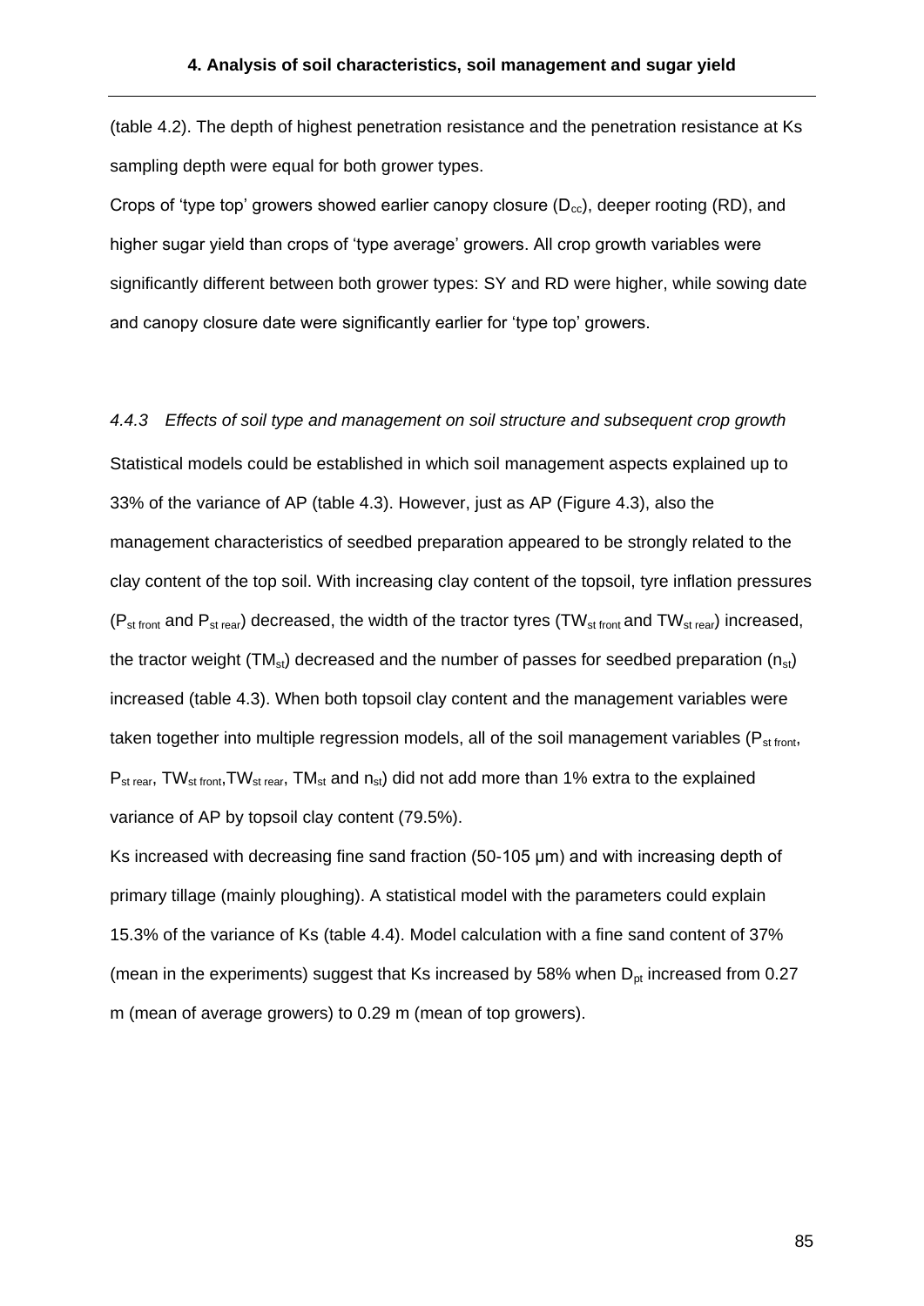(table 4.2). The depth of highest penetration resistance and the penetration resistance at Ks sampling depth were equal for both grower types.

Crops of 'type top' growers showed earlier canopy closure ($D_{cc}$), deeper rooting (RD), and higher sugar yield than crops of 'type average' growers. All crop growth variables were significantly different between both grower types: SY and RD were higher, while sowing date and canopy closure date were significantly earlier for 'type top' growers.

### *4.4.3 Effects of soil type and management on soil structure and subsequent crop growth*

Statistical models could be established in which soil management aspects explained up to 33% of the variance of AP (table 4.3). However, just as AP (Figure 4.3), also the management characteristics of seedbed preparation appeared to be strongly related to the clay content of the top soil. With increasing clay content of the topsoil, tyre inflation pressures ($P_{st\ front}$ and $P_{st\ rear}$) decreased, the width of the tractor tyres ($TW_{st\ front}$ and $TW_{st\ rear}$) increased, the tractor weight ($TM_{st}$) decreased and the number of passes for seedbed preparation ($n_{st}$) increased (table 4.3). When both topsoil clay content and the management variables were taken together into multiple regression models, all of the soil management variables ($P_{st\ front}$, $P_{st\ rear}$, $TW_{st\ front}$,$TW_{st\ rear}$, $TM_{st}$ and $n_{st}$) did not add more than 1% extra to the explained variance of AP by topsoil clay content (79.5%).

Ks increased with decreasing fine sand fraction (50-105 μm) and with increasing depth of primary tillage (mainly ploughing). A statistical model with the parameters could explain 15.3% of the variance of Ks (table 4.4). Model calculation with a fine sand content of 37% (mean in the experiments) suggest that Ks increased by 58% when $D_{pt}$ increased from 0.27 m (mean of average growers) to 0.29 m (mean of top growers).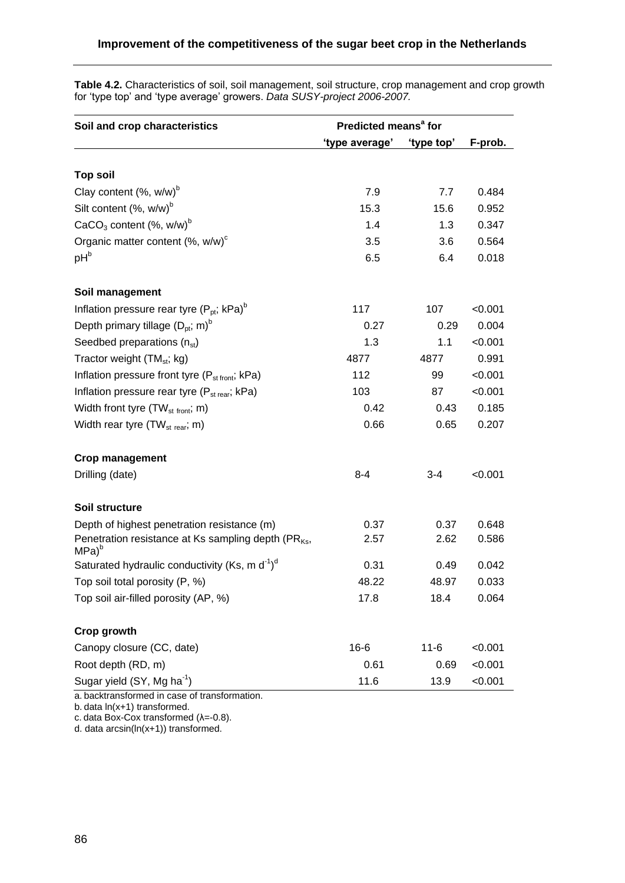**Table 4.2.** Characteristics of soil, soil management, soil structure, crop management and crop growth for 'type top' and 'type average' growers. *Data SUSY-project 2006-2007.*

| Soil and crop characteristics | Predicted means[a] for | | |
|---|---|---|---|
| | 'type average' | 'type top' | F-prob. |
| **Top soil** | | | |
| Clay content (%, w/w)[b] | 7.9 | 7.7 | 0.484 |
| Silt content (%, w/w)[b] | 15.3 | 15.6 | 0.952 |
| $CaCO_3$ content (%, w/w)[b] | 1.4 | 1.3 | 0.347 |
| Organic matter content (%, w/w)[c] | 3.5 | 3.6 | 0.564 |
| pH[b] | 6.5 | 6.4 | 0.018 |
| **Soil management** | | | |
| Inflation pressure rear tyre ($P_{pt}$; kPa)[b] | 117 | 107 | <0.001 |
| Depth primary tillage ($D_{pt}$; m)[b] | 0.27 | 0.29 | 0.004 |
| Seedbed preparations ($n_{st}$) | 1.3 | 1.1 | <0.001 |
| Tractor weight ($TM_{st}$; kg) | 4877 | 4877 | 0.991 |
| Inflation pressure front tyre ($P_{st\ front}$; kPa) | 112 | 99 | <0.001 |
| Inflation pressure rear tyre ($P_{st\ rear}$; kPa) | 103 | 87 | <0.001 |
| Width front tyre ($TW_{st\ front}$; m) | 0.42 | 0.43 | 0.185 |
| Width rear tyre ($TW_{st\ rear}$; m) | 0.66 | 0.65 | 0.207 |
| **Crop management** | | | |
| Drilling (date) | 8-4 | 3-4 | <0.001 |
| **Soil structure** | | | |
| Depth of highest penetration resistance (m) | 0.37 | 0.37 | 0.648 |
| Penetration resistance at Ks sampling depth ($PR_{Ks}$, MPa)[b] | 2.57 | 2.62 | 0.586 |
| Saturated hydraulic conductivity (Ks, m $d^{-1}$)[d] | 0.31 | 0.49 | 0.042 |
| Top soil total porosity (P, %) | 48.22 | 48.97 | 0.033 |
| Top soil air-filled porosity (AP, %) | 17.8 | 18.4 | 0.064 |
| **Crop growth** | | | |
| Canopy closure (CC, date) | 16-6 | 11-6 | <0.001 |
| Root depth (RD, m) | 0.61 | 0.69 | <0.001 |
| Sugar yield (SY, Mg $ha^{-1}$) | 11.6 | 13.9 | <0.001 |

a. backtransformed in case of transformation.
b. data ln(x+1) transformed.
c. data Box-Cox transformed ($\lambda$=-0.8).
d. data arcsin(ln(x+1)) transformed.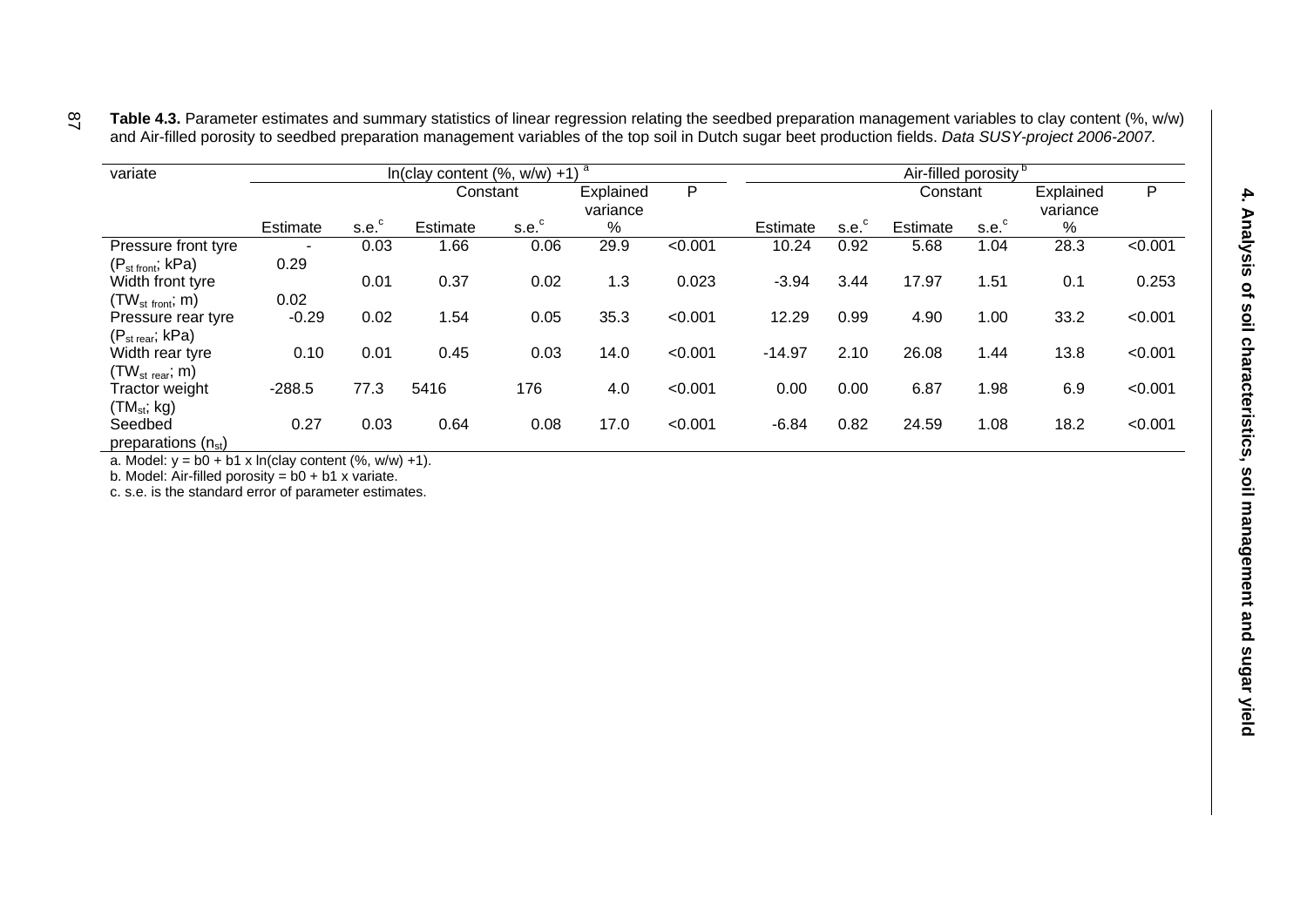**Table 4.3.** Parameter estimates and summary statistics of linear regression relating the seedbed preparation management variables to clay content (%, w/w) and Air-filled porosity to seedbed preparation management variables of the top soil in Dutch sugar beet production fields. *Data SUSY-project 2006-2007.*

| variate | ln(clay content (%, w/w) +1) [a] | | | | | | Air-filled porosity [b] | | | | | |
|---|---|---|---|---|---|---|---|---|---|---|---|---|
| | | | Constant | | Explained variance | P | | | Constant | | Explained variance | P |
| | Estimate | s.e.[c] | Estimate | s.e.[c] | % | | Estimate | s.e.[c] | Estimate | s.e.[c] | % | |
| Pressure front tyre ($P_{st\ front}$; kPa) | -0.29 | 0.03 | 1.66 | 0.06 | 29.9 | <0.001 | 10.24 | 0.92 | 5.68 | 1.04 | 28.3 | <0.001 |
| Width front tyre ($TW_{st\ front}$; m) | 0.02 | 0.01 | 0.37 | 0.02 | 1.3 | 0.023 | -3.94 | 3.44 | 17.97 | 1.51 | 0.1 | 0.253 |
| Pressure rear tyre ($P_{st\ rear}$; kPa) | -0.29 | 0.02 | 1.54 | 0.05 | 35.3 | <0.001 | 12.29 | 0.99 | 4.90 | 1.00 | 33.2 | <0.001 |
| Width rear tyre ($TW_{st\ rear}$; m) | 0.10 | 0.01 | 0.45 | 0.03 | 14.0 | <0.001 | -14.97 | 2.10 | 26.08 | 1.44 | 13.8 | <0.001 |
| Tractor weight ($TM_{st}$; kg) | -288.5 | 77.3 | 5416 | 176 | 4.0 | <0.001 | 0.00 | 0.00 | 6.87 | 1.98 | 6.9 | <0.001 |
| Seedbed preparations ($n_{st}$) | 0.27 | 0.03 | 0.64 | 0.08 | 17.0 | <0.001 | -6.84 | 0.82 | 24.59 | 1.08 | 18.2 | <0.001 |

a. Model: y = b0 + b1 x ln(clay content (%, w/w) +1).
b. Model: Air-filled porosity = b0 + b1 x variate.
c. s.e. is the standard error of parameter estimates.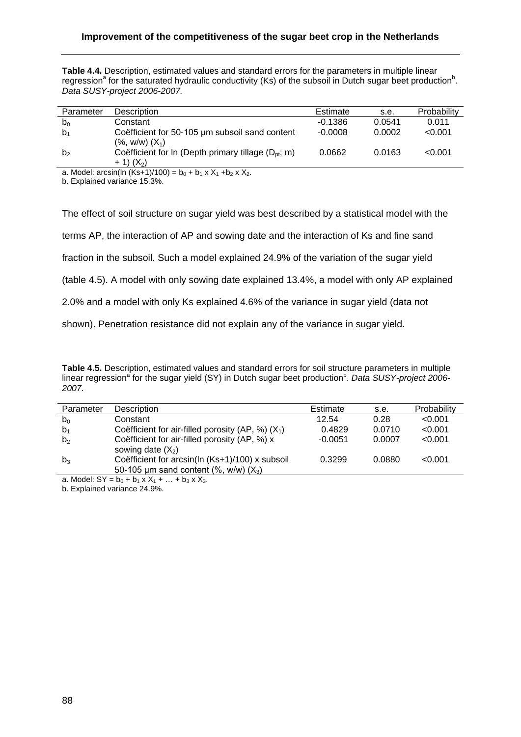**Table 4.4.** Description, estimated values and standard errors for the parameters in multiple linear regression[a] for the saturated hydraulic conductivity (Ks) of the subsoil in Dutch sugar beet production[b]. *Data SUSY-project 2006-2007.*

| Parameter | Description | Estimate | s.e. | Probability |
|---|---|---|---|---|
| $b_0$ | Constant | -0.1386 | 0.0541 | 0.011 |
| $b_1$ | Coëfficient for 50-105 µm subsoil sand content (%, w/w) ($X_1$) | -0.0008 | 0.0002 | <0.001 |
| $b_2$ | Coëfficient for ln (Depth primary tillage ($D_{pt}$; m) + 1) ($X_2$) | 0.0662 | 0.0163 | <0.001 |

a. Model: $\arcsin(\ln(Ks+1)/100) = b_0 + b_1 \times X_1 + b_2 \times X_2$.

b. Explained variance 15.3%.

The effect of soil structure on sugar yield was best described by a statistical model with the terms AP, the interaction of AP and sowing date and the interaction of Ks and fine sand fraction in the subsoil. Such a model explained 24.9% of the variation of the sugar yield (table 4.5). A model with only sowing date explained 13.4%, a model with only AP explained 2.0% and a model with only Ks explained 4.6% of the variance in sugar yield (data not shown). Penetration resistance did not explain any of the variance in sugar yield.

**Table 4.5.** Description, estimated values and standard errors for soil structure parameters in multiple linear regression[a] for the sugar yield (SY) in Dutch sugar beet production[b]. *Data SUSY-project 2006-2007.*

| Parameter | Description | Estimate | s.e. | Probability |
|---|---|---|---|---|
| $b_0$ | Constant | 12.54 | 0.28 | <0.001 |
| $b_1$ | Coëfficient for air-filled porosity (AP, %) ($X_1$) | 0.4829 | 0.0710 | <0.001 |
| $b_2$ | Coëfficient for air-filled porosity (AP, %) x sowing date ($X_2$) | -0.0051 | 0.0007 | <0.001 |
| $b_3$ | Coëfficient for arcsin(ln (Ks+1)/100) x subsoil 50-105 µm sand content (%, w/w) ($X_3$) | 0.3299 | 0.0880 | <0.001 |

a. Model: $SY = b_0 + b_1 \times X_1 + \ldots + b_3 \times X_3$.

b. Explained variance 24.9%.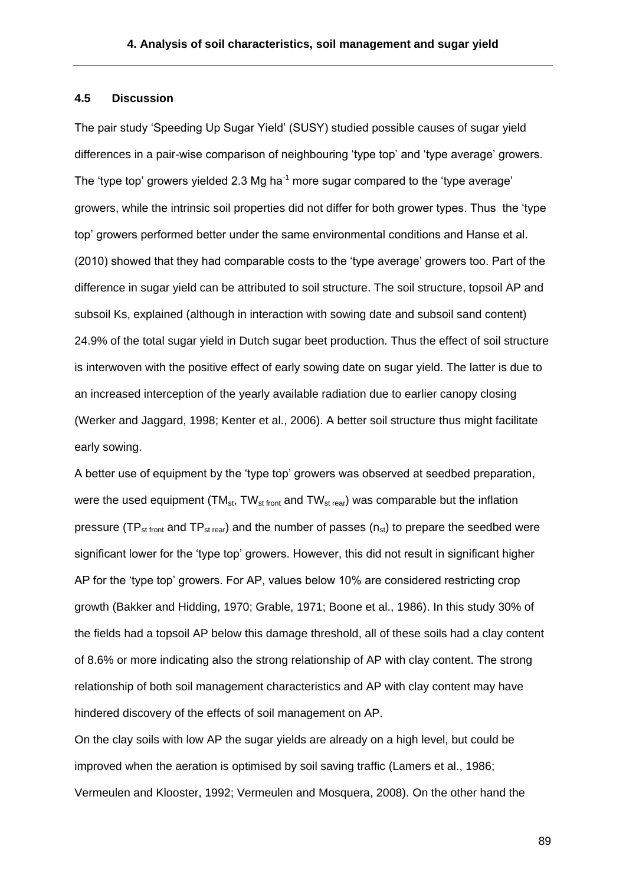### 4.5 Discussion

The pair study 'Speeding Up Sugar Yield' (SUSY) studied possible causes of sugar yield differences in a pair-wise comparison of neighbouring 'type top' and 'type average' growers. The 'type top' growers yielded 2.3 Mg ha$^{-1}$ more sugar compared to the 'type average' growers, while the intrinsic soil properties did not differ for both grower types. Thus the 'type top' growers performed better under the same environmental conditions and Hanse et al. (2010) showed that they had comparable costs to the 'type average' growers too. Part of the difference in sugar yield can be attributed to soil structure. The soil structure, topsoil AP and subsoil Ks, explained (although in interaction with sowing date and subsoil sand content) 24.9% of the total sugar yield in Dutch sugar beet production. Thus the effect of soil structure is interwoven with the positive effect of early sowing date on sugar yield. The latter is due to an increased interception of the yearly available radiation due to earlier canopy closing (Werker and Jaggard, 1998; Kenter et al., 2006). A better soil structure thus might facilitate early sowing.

A better use of equipment by the 'type top' growers was observed at seedbed preparation, were the used equipment ($TM_{st}$, $TW_{st\ front}$ and $TW_{st\ rear}$) was comparable but the inflation pressure ($TP_{st\ front}$ and $TP_{st\ rear}$) and the number of passes ($n_{st}$) to prepare the seedbed were significant lower for the 'type top' growers. However, this did not result in significant higher AP for the 'type top' growers. For AP, values below 10% are considered restricting crop growth (Bakker and Hidding, 1970; Grable, 1971; Boone et al., 1986). In this study 30% of the fields had a topsoil AP below this damage threshold, all of these soils had a clay content of 8.6% or more indicating also the strong relationship of AP with clay content. The strong relationship of both soil management characteristics and AP with clay content may have hindered discovery of the effects of soil management on AP.

On the clay soils with low AP the sugar yields are already on a high level, but could be improved when the aeration is optimised by soil saving traffic (Lamers et al., 1986; Vermeulen and Klooster, 1992; Vermeulen and Mosquera, 2008). On the other hand the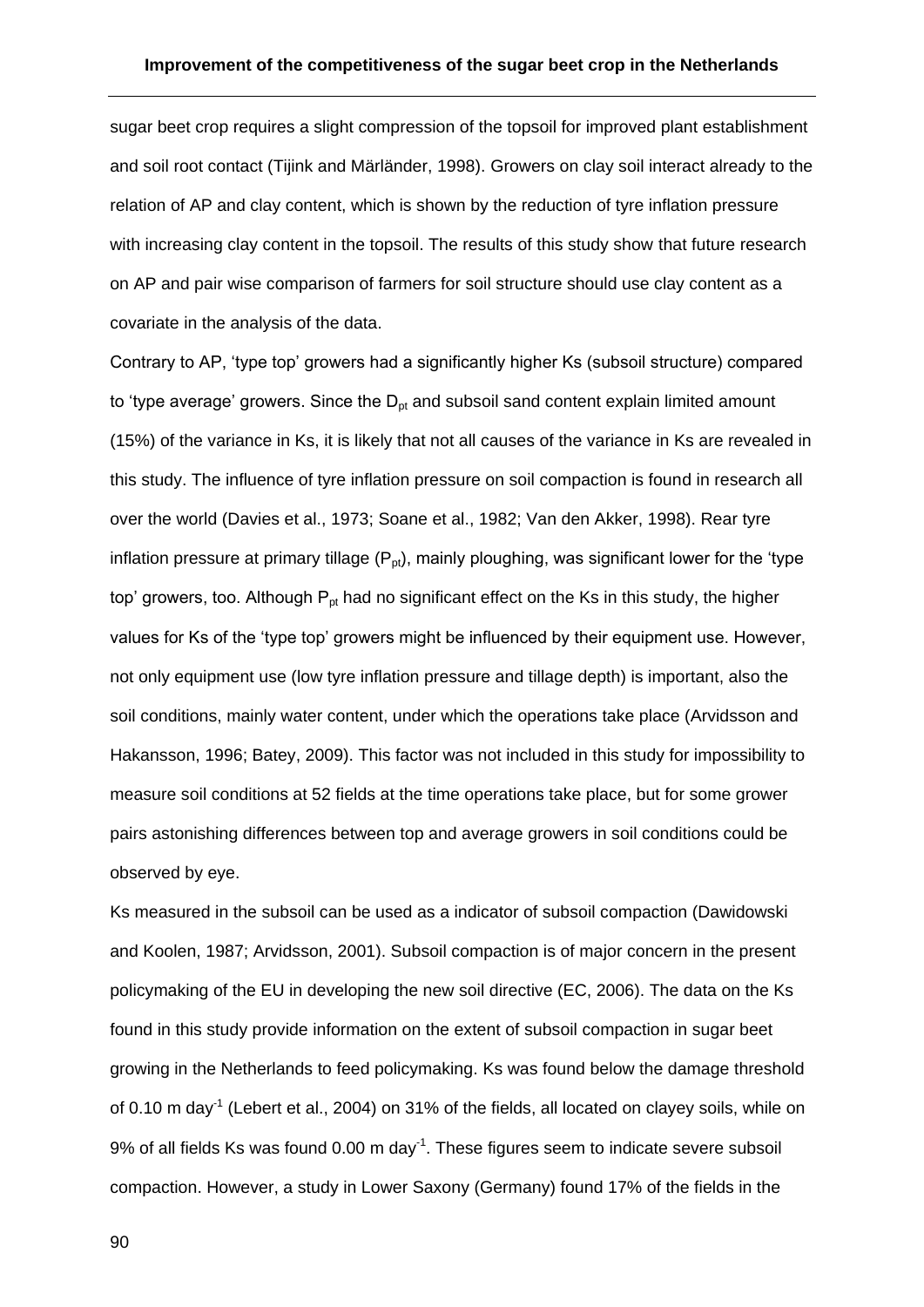sugar beet crop requires a slight compression of the topsoil for improved plant establishment and soil root contact (Tijink and Märländer, 1998). Growers on clay soil interact already to the relation of AP and clay content, which is shown by the reduction of tyre inflation pressure with increasing clay content in the topsoil. The results of this study show that future research on AP and pair wise comparison of farmers for soil structure should use clay content as a covariate in the analysis of the data.

Contrary to AP, 'type top' growers had a significantly higher Ks (subsoil structure) compared to 'type average' growers. Since the $D_{pt}$ and subsoil sand content explain limited amount (15%) of the variance in Ks, it is likely that not all causes of the variance in Ks are revealed in this study. The influence of tyre inflation pressure on soil compaction is found in research all over the world (Davies et al., 1973; Soane et al., 1982; Van den Akker, 1998). Rear tyre inflation pressure at primary tillage ($P_{pt}$), mainly ploughing, was significant lower for the 'type top' growers, too. Although $P_{pt}$ had no significant effect on the Ks in this study, the higher values for Ks of the 'type top' growers might be influenced by their equipment use. However, not only equipment use (low tyre inflation pressure and tillage depth) is important, also the soil conditions, mainly water content, under which the operations take place (Arvidsson and Hakansson, 1996; Batey, 2009). This factor was not included in this study for impossibility to measure soil conditions at 52 fields at the time operations take place, but for some grower pairs astonishing differences between top and average growers in soil conditions could be observed by eye.

Ks measured in the subsoil can be used as a indicator of subsoil compaction (Dawidowski and Koolen, 1987; Arvidsson, 2001). Subsoil compaction is of major concern in the present policymaking of the EU in developing the new soil directive (EC, 2006). The data on the Ks found in this study provide information on the extent of subsoil compaction in sugar beet growing in the Netherlands to feed policymaking. Ks was found below the damage threshold of 0.10 m day$^{-1}$ (Lebert et al., 2004) on 31% of the fields, all located on clayey soils, while on 9% of all fields Ks was found 0.00 m day$^{-1}$. These figures seem to indicate severe subsoil compaction. However, a study in Lower Saxony (Germany) found 17% of the fields in the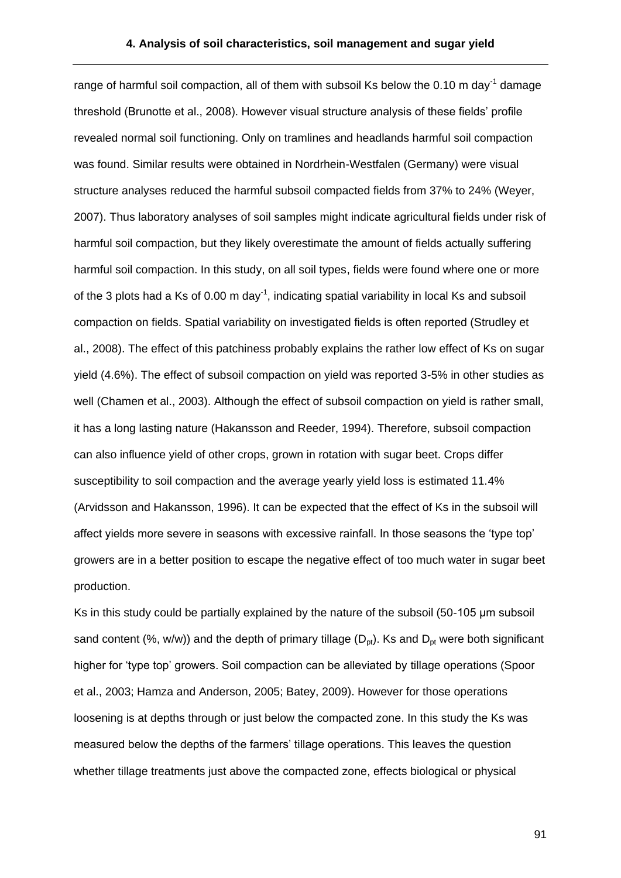range of harmful soil compaction, all of them with subsoil Ks below the 0.10 m day$^{-1}$ damage threshold (Brunotte et al., 2008). However visual structure analysis of these fields' profile revealed normal soil functioning. Only on tramlines and headlands harmful soil compaction was found. Similar results were obtained in Nordrhein-Westfalen (Germany) were visual structure analyses reduced the harmful subsoil compacted fields from 37% to 24% (Weyer, 2007). Thus laboratory analyses of soil samples might indicate agricultural fields under risk of harmful soil compaction, but they likely overestimate the amount of fields actually suffering harmful soil compaction. In this study, on all soil types, fields were found where one or more of the 3 plots had a Ks of 0.00 m day$^{-1}$, indicating spatial variability in local Ks and subsoil compaction on fields. Spatial variability on investigated fields is often reported (Strudley et al., 2008). The effect of this patchiness probably explains the rather low effect of Ks on sugar yield (4.6%). The effect of subsoil compaction on yield was reported 3-5% in other studies as well (Chamen et al., 2003). Although the effect of subsoil compaction on yield is rather small, it has a long lasting nature (Hakansson and Reeder, 1994). Therefore, subsoil compaction can also influence yield of other crops, grown in rotation with sugar beet. Crops differ susceptibility to soil compaction and the average yearly yield loss is estimated 11.4% (Arvidsson and Hakansson, 1996). It can be expected that the effect of Ks in the subsoil will affect yields more severe in seasons with excessive rainfall. In those seasons the 'type top' growers are in a better position to escape the negative effect of too much water in sugar beet production.

Ks in this study could be partially explained by the nature of the subsoil (50-105 μm subsoil sand content (%, w/w)) and the depth of primary tillage ($D_{pt}$). Ks and $D_{pt}$ were both significant higher for 'type top' growers. Soil compaction can be alleviated by tillage operations (Spoor et al., 2003; Hamza and Anderson, 2005; Batey, 2009). However for those operations loosening is at depths through or just below the compacted zone. In this study the Ks was measured below the depths of the farmers' tillage operations. This leaves the question whether tillage treatments just above the compacted zone, effects biological or physical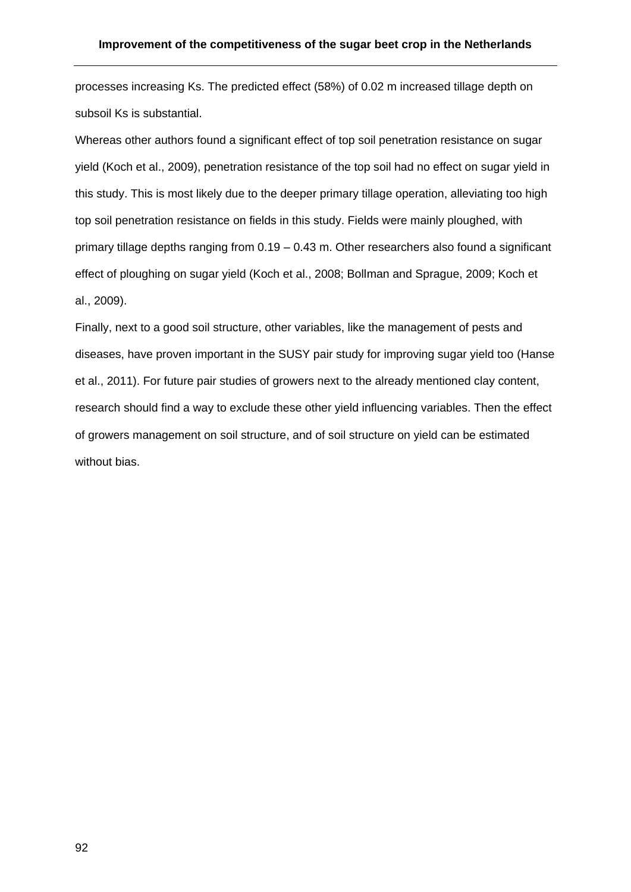processes increasing Ks. The predicted effect (58%) of 0.02 m increased tillage depth on subsoil Ks is substantial.

Whereas other authors found a significant effect of top soil penetration resistance on sugar yield (Koch et al., 2009), penetration resistance of the top soil had no effect on sugar yield in this study. This is most likely due to the deeper primary tillage operation, alleviating too high top soil penetration resistance on fields in this study. Fields were mainly ploughed, with primary tillage depths ranging from 0.19 – 0.43 m. Other researchers also found a significant effect of ploughing on sugar yield (Koch et al., 2008; Bollman and Sprague, 2009; Koch et al., 2009).

Finally, next to a good soil structure, other variables, like the management of pests and diseases, have proven important in the SUSY pair study for improving sugar yield too (Hanse et al., 2011). For future pair studies of growers next to the already mentioned clay content, research should find a way to exclude these other yield influencing variables. Then the effect of growers management on soil structure, and of soil structure on yield can be estimated without bias.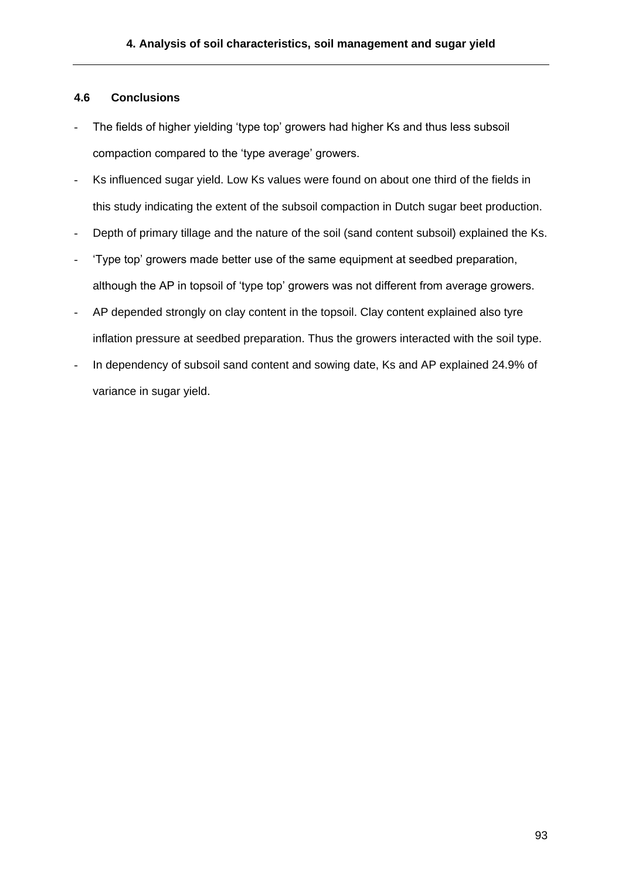### 4.6 Conclusions

- The fields of higher yielding 'type top' growers had higher Ks and thus less subsoil compaction compared to the 'type average' growers.
- Ks influenced sugar yield. Low Ks values were found on about one third of the fields in this study indicating the extent of the subsoil compaction in Dutch sugar beet production.
- Depth of primary tillage and the nature of the soil (sand content subsoil) explained the Ks.
- 'Type top' growers made better use of the same equipment at seedbed preparation, although the AP in topsoil of 'type top' growers was not different from average growers.
- AP depended strongly on clay content in the topsoil. Clay content explained also tyre inflation pressure at seedbed preparation. Thus the growers interacted with the soil type.
- In dependency of subsoil sand content and sowing date, Ks and AP explained 24.9% of variance in sugar yield.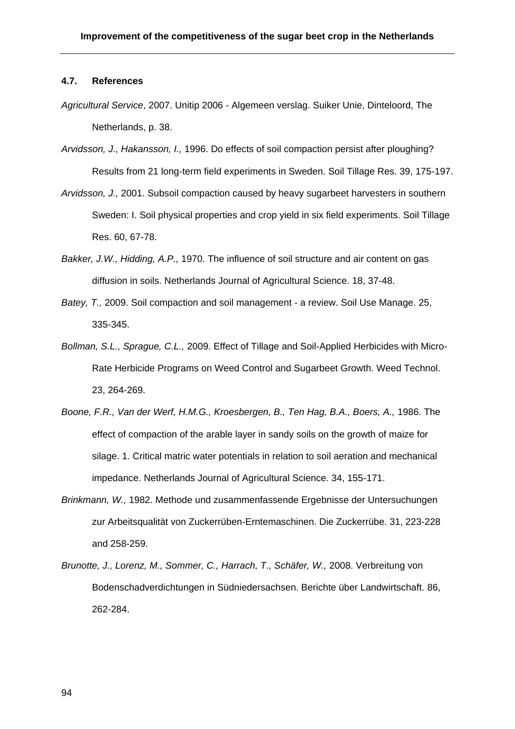### 4.7. References

*Agricultural Service*, 2007. Unitip 2006 - Algemeen verslag. Suiker Unie, Dinteloord, The Netherlands, p. 38.

*Arvidsson, J., Hakansson, I.,* 1996. Do effects of soil compaction persist after ploughing? Results from 21 long-term field experiments in Sweden. Soil Tillage Res. 39, 175-197.

*Arvidsson, J.,* 2001. Subsoil compaction caused by heavy sugarbeet harvesters in southern Sweden: I. Soil physical properties and crop yield in six field experiments. Soil Tillage Res. 60, 67-78.

*Bakker, J.W., Hidding, A.P.,* 1970. The influence of soil structure and air content on gas diffusion in soils. Netherlands Journal of Agricultural Science. 18, 37-48.

*Batey, T.,* 2009. Soil compaction and soil management - a review. Soil Use Manage. 25, 335-345.

*Bollman, S.L., Sprague, C.L.,* 2009. Effect of Tillage and Soil-Applied Herbicides with Micro-Rate Herbicide Programs on Weed Control and Sugarbeet Growth. Weed Technol. 23, 264-269.

*Boone, F.R., Van der Werf, H.M.G., Kroesbergen, B., Ten Hag, B.A., Boers, A.,* 1986. The effect of compaction of the arable layer in sandy soils on the growth of maize for silage. 1. Critical matric water potentials in relation to soil aeration and mechanical impedance. Netherlands Journal of Agricultural Science. 34, 155-171.

*Brinkmann, W.,* 1982. Methode und zusammenfassende Ergebnisse der Untersuchungen zur Arbeitsqualität von Zuckerrüben-Erntemaschinen. Die Zuckerrübe. 31, 223-228 and 258-259.

*Brunotte, J., Lorenz, M., Sommer, C., Harrach, T., Schäfer, W.,* 2008. Verbreitung von Bodenschadverdichtungen in Südniedersachsen. Berichte über Landwirtschaft. 86, 262-284.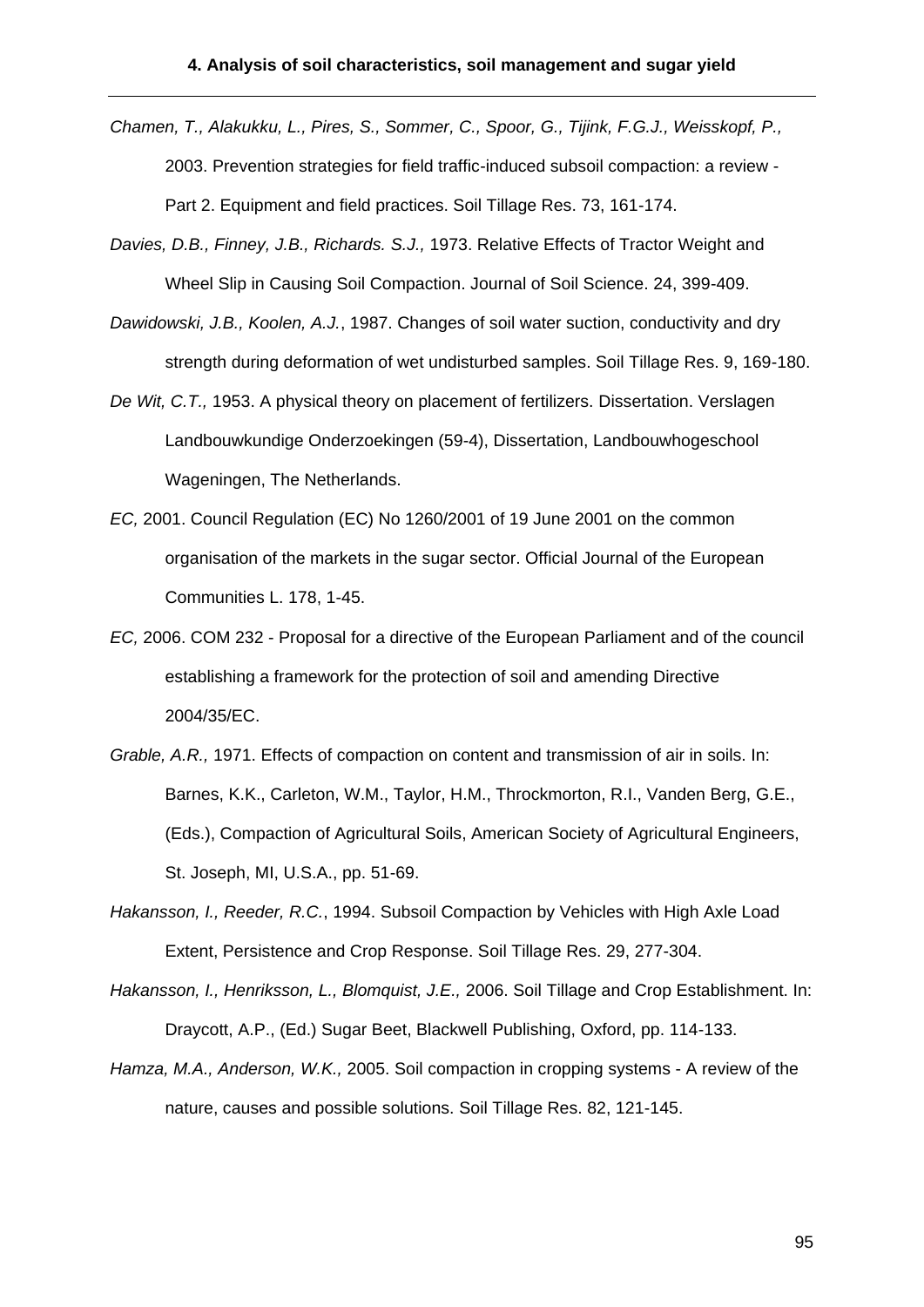*Chamen, T., Alakukku, L., Pires, S., Sommer, C., Spoor, G., Tijink, F.G.J., Weisskopf, P.,* 2003. Prevention strategies for field traffic-induced subsoil compaction: a review - Part 2. Equipment and field practices. Soil Tillage Res. 73, 161-174.

*Davies, D.B., Finney, J.B., Richards. S.J.,* 1973. Relative Effects of Tractor Weight and Wheel Slip in Causing Soil Compaction. Journal of Soil Science. 24, 399-409.

*Dawidowski, J.B., Koolen, A.J.*, 1987. Changes of soil water suction, conductivity and dry strength during deformation of wet undisturbed samples. Soil Tillage Res. 9, 169-180.

*De Wit, C.T.,* 1953. A physical theory on placement of fertilizers. Dissertation. Verslagen Landbouwkundige Onderzoekingen (59-4), Dissertation, Landbouwhogeschool Wageningen, The Netherlands.

*EC,* 2001. Council Regulation (EC) No 1260/2001 of 19 June 2001 on the common organisation of the markets in the sugar sector. Official Journal of the European Communities L. 178, 1-45.

*EC,* 2006. COM 232 - Proposal for a directive of the European Parliament and of the council establishing a framework for the protection of soil and amending Directive 2004/35/EC.

*Grable, A.R.,* 1971. Effects of compaction on content and transmission of air in soils. In: Barnes, K.K., Carleton, W.M., Taylor, H.M., Throckmorton, R.I., Vanden Berg, G.E., (Eds.), Compaction of Agricultural Soils, American Society of Agricultural Engineers, St. Joseph, MI, U.S.A., pp. 51-69.

*Hakansson, I, Reeder, R.C.*, 1994. Subsoil Compaction by Vehicles with High Axle Load Extent, Persistence and Crop Response. Soil Tillage Res. 29, 277-304.

*Hakansson, I., Henriksson, L., Blomquist, J.E.,* 2006. Soil Tillage and Crop Establishment. In: Draycott, A.P., (Ed.) Sugar Beet, Blackwell Publishing, Oxford, pp. 114-133.

*Hamza, M.A., Anderson, W.K.,* 2005. Soil compaction in cropping systems - A review of the nature, causes and possible solutions. Soil Tillage Res. 82, 121-145.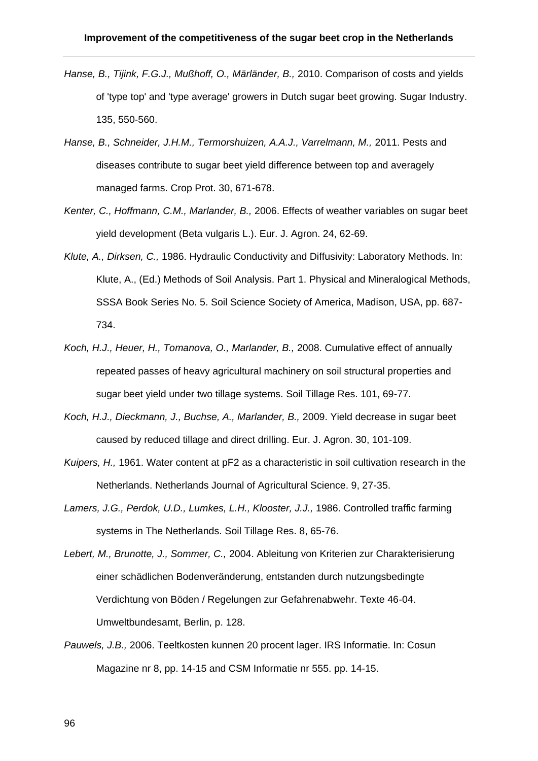*Hanse, B., Tijink, F.G.J., Mußhoff, O., Märländer, B.,* 2010. Comparison of costs and yields of 'type top' and 'type average' growers in Dutch sugar beet growing. Sugar Industry. 135, 550-560.

*Hanse, B., Schneider, J.H.M., Termorshuizen, A.A.J., Varrelmann, M.,* 2011. Pests and diseases contribute to sugar beet yield difference between top and averagely managed farms. Crop Prot. 30, 671-678.

*Kenter, C., Hoffmann, C.M., Marlander, B.,* 2006. Effects of weather variables on sugar beet yield development (Beta vulgaris L.). Eur. J. Agron. 24, 62-69.

*Klute, A., Dirksen, C.,* 1986. Hydraulic Conductivity and Diffusivity: Laboratory Methods. In: Klute, A., (Ed.) Methods of Soil Analysis. Part 1. Physical and Mineralogical Methods, SSSA Book Series No. 5. Soil Science Society of America, Madison, USA, pp. 687-734.

*Koch, H.J., Heuer, H., Tomanova, O., Marlander, B.,* 2008. Cumulative effect of annually repeated passes of heavy agricultural machinery on soil structural properties and sugar beet yield under two tillage systems. Soil Tillage Res. 101, 69-77.

*Koch, H.J., Dieckmann, J., Buchse, A., Marlander, B.,* 2009. Yield decrease in sugar beet caused by reduced tillage and direct drilling. Eur. J. Agron. 30, 101-109.

*Kuipers, H.,* 1961. Water content at pF2 as a characteristic in soil cultivation research in the Netherlands. Netherlands Journal of Agricultural Science. 9, 27-35.

*Lamers, J.G., Perdok, U.D., Lumkes, L.H., Klooster, J.J.,* 1986. Controlled traffic farming systems in The Netherlands. Soil Tillage Res. 8, 65-76.

*Lebert, M., Brunotte, J., Sommer, C.,* 2004. Ableitung von Kriterien zur Charakterisierung einer schädlichen Bodenveränderung, entstanden durch nutzungsbedingte Verdichtung von Böden / Regelungen zur Gefahrenabwehr. Texte 46-04. Umweltbundesamt, Berlin, p. 128.

*Pauwels, J.B.,* 2006. Teeltkosten kunnen 20 procent lager. IRS Informatie. In: Cosun Magazine nr 8, pp. 14-15 and CSM Informatie nr 555. pp. 14-15.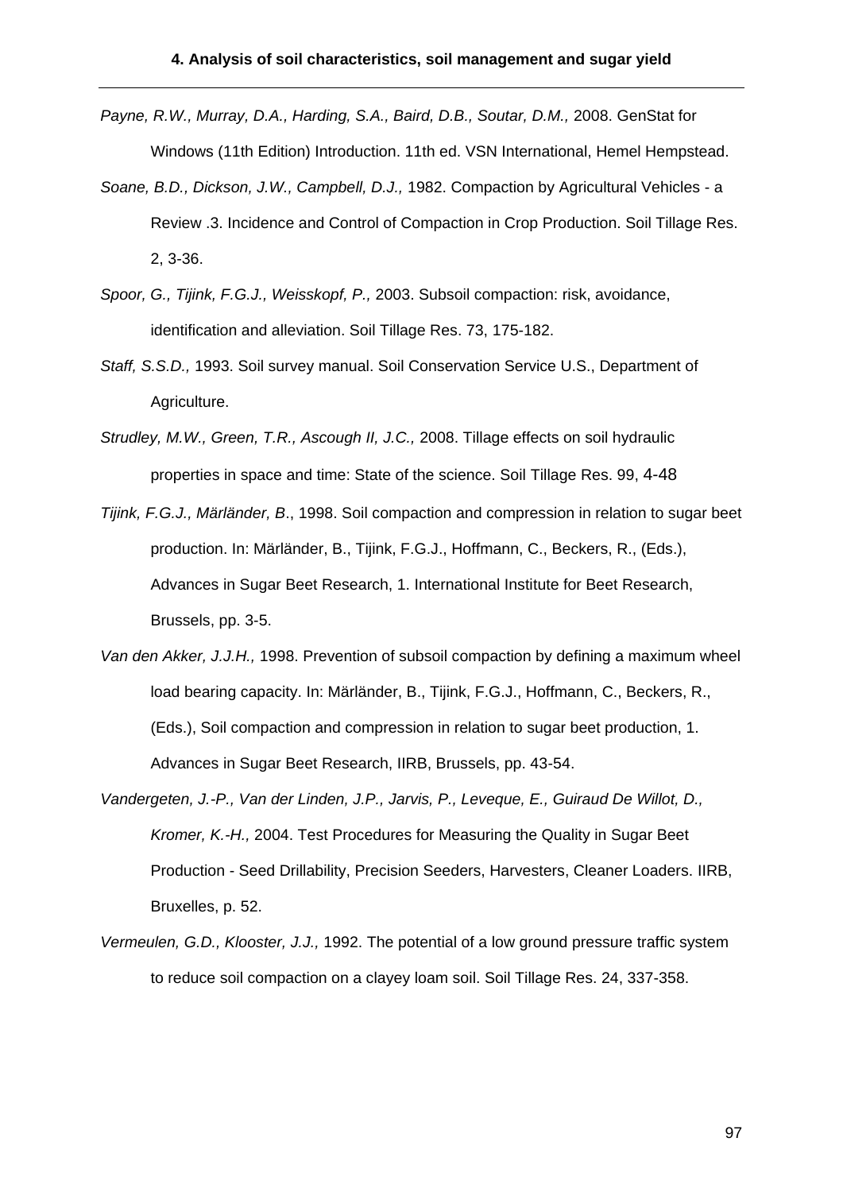*Payne, R.W., Murray, D.A., Harding, S.A., Baird, D.B., Soutar, D.M.,* 2008. GenStat for Windows (11th Edition) Introduction. 11th ed. VSN International, Hemel Hempstead.

*Soane, B.D., Dickson, J.W., Campbell, D.J.,* 1982. Compaction by Agricultural Vehicles - a Review .3. Incidence and Control of Compaction in Crop Production. Soil Tillage Res. 2, 3-36.

*Spoor, G., Tijink, F.G.J., Weisskopf, P.,* 2003. Subsoil compaction: risk, avoidance, identification and alleviation. Soil Tillage Res. 73, 175-182.

*Staff, S.S.D.,* 1993. Soil survey manual. Soil Conservation Service U.S., Department of Agriculture.

*Strudley, M.W., Green, T.R., Ascough II, J.C.,* 2008. Tillage effects on soil hydraulic properties in space and time: State of the science. Soil Tillage Res. 99, 4-48

*Tijink, F.G.J., Märländer, B*., 1998. Soil compaction and compression in relation to sugar beet production. In: Märländer, B., Tijink, F.G.J., Hoffmann, C., Beckers, R., (Eds.), Advances in Sugar Beet Research, 1. International Institute for Beet Research, Brussels, pp. 3-5.

*Van den Akker, J.J.H.,* 1998. Prevention of subsoil compaction by defining a maximum wheel load bearing capacity. In: Märländer, B., Tijink, F.G.J., Hoffmann, C., Beckers, R., (Eds.), Soil compaction and compression in relation to sugar beet production, 1. Advances in Sugar Beet Research, IIRB, Brussels, pp. 43-54.

*Vandergeten, J.-P., Van der Linden, J.P., Jarvis, P., Leveque, E., Guiraud De Willot, D., Kromer, K.-H.,* 2004. Test Procedures for Measuring the Quality in Sugar Beet Production - Seed Drillability, Precision Seeders, Harvesters, Cleaner Loaders. IIRB, Bruxelles, p. 52.

*Vermeulen, G.D., Klooster, J.J.,* 1992. The potential of a low ground pressure traffic system to reduce soil compaction on a clayey loam soil. Soil Tillage Res. 24, 337-358.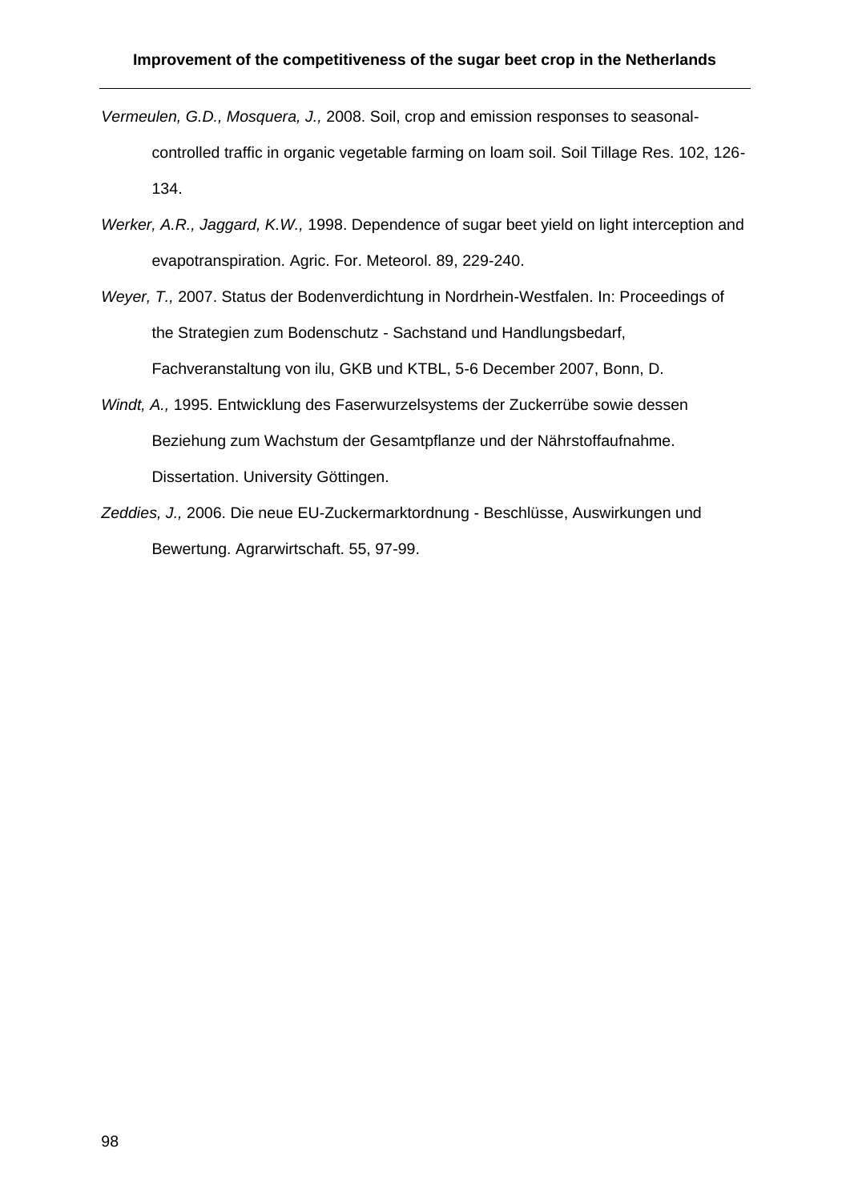*Vermeulen, G.D., Mosquera, J.,* 2008. Soil, crop and emission responses to seasonal-controlled traffic in organic vegetable farming on loam soil. Soil Tillage Res. 102, 126-134.

*Werker, A.R., Jaggard, K.W.,* 1998. Dependence of sugar beet yield on light interception and evapotranspiration. Agric. For. Meteorol. 89, 229-240.

*Weyer, T.,* 2007. Status der Bodenverdichtung in Nordrhein-Westfalen. In: Proceedings of the Strategien zum Bodenschutz - Sachstand und Handlungsbedarf, Fachveranstaltung von ilu, GKB und KTBL, 5-6 December 2007, Bonn, D.

*Windt, A.,* 1995. Entwicklung des Faserwurzelsystems der Zuckerrübe sowie dessen Beziehung zum Wachstum der Gesamtpflanze und der Nährstoffaufnahme. Dissertation. University Göttingen.

*Zeddies, J.,* 2006. Die neue EU-Zuckermarktordnung - Beschlüsse, Auswirkungen und Bewertung. Agrarwirtschaft. 55, 97-99.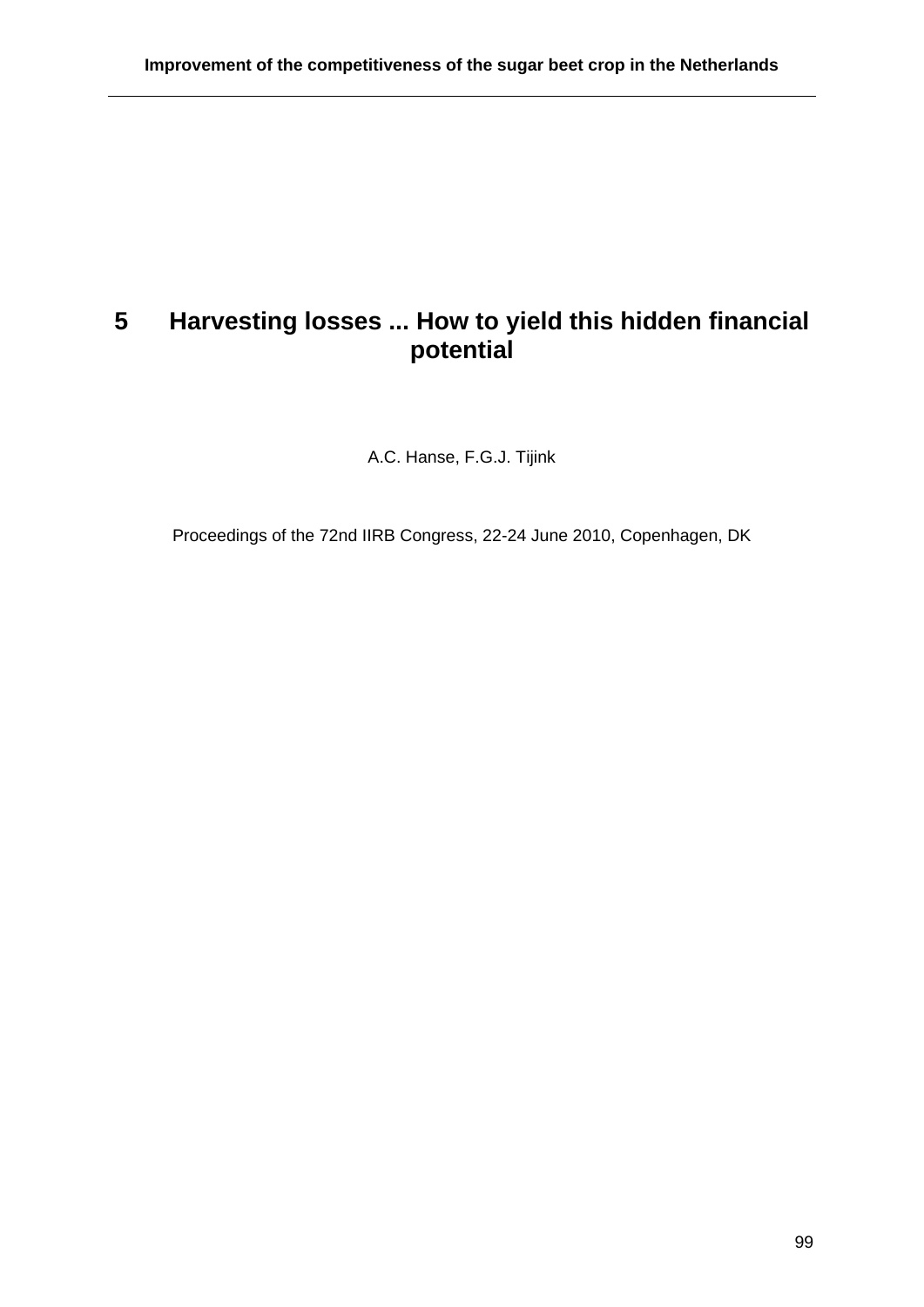# 5 Harvesting losses ... How to yield this hidden financial potential

A.C. Hanse, F.G.J. Tijink

Proceedings of the 72nd IIRB Congress, 22-24 June 2010, Copenhagen, DK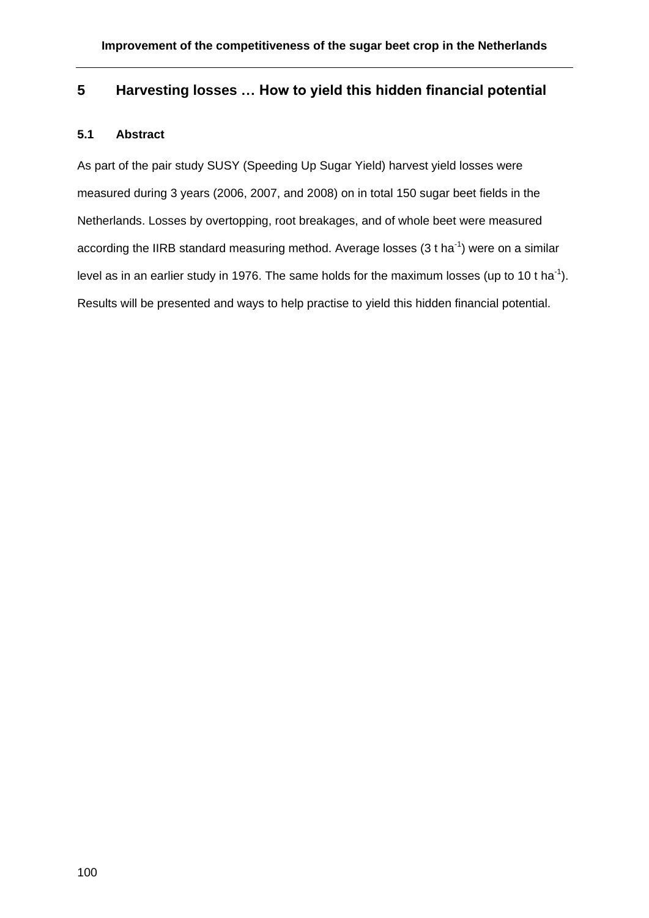# 5 Harvesting losses … How to yield this hidden financial potential

## 5.1 Abstract

As part of the pair study SUSY (Speeding Up Sugar Yield) harvest yield losses were measured during 3 years (2006, 2007, and 2008) on in total 150 sugar beet fields in the Netherlands. Losses by overtopping, root breakages, and of whole beet were measured according the IIRB standard measuring method. Average losses (3 t $ha^{-1}$) were on a similar level as in an earlier study in 1976. The same holds for the maximum losses (up to 10 t $ha^{-1}$). Results will be presented and ways to help practise to yield this hidden financial potential.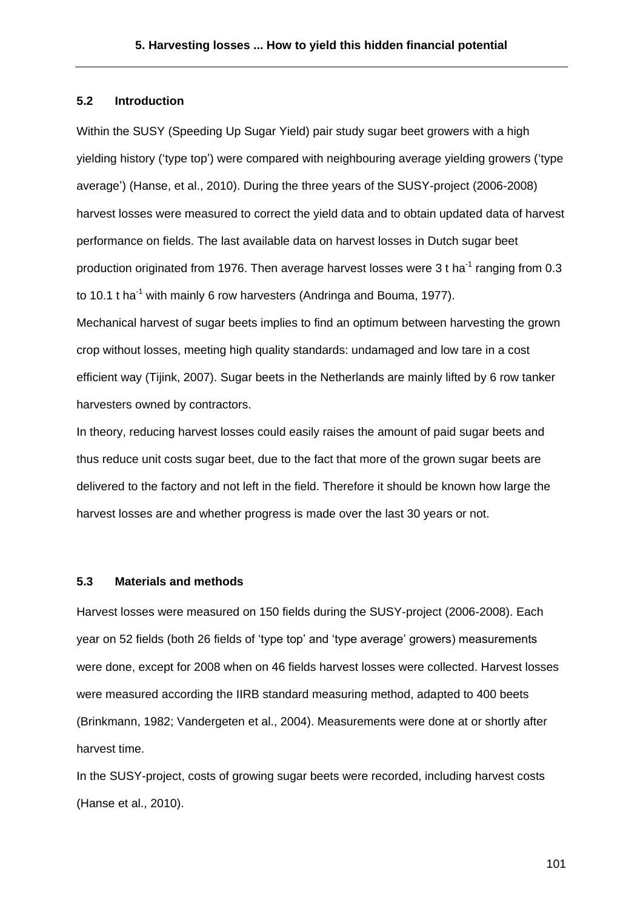### 5.2 Introduction

Within the SUSY (Speeding Up Sugar Yield) pair study sugar beet growers with a high yielding history ('type top') were compared with neighbouring average yielding growers ('type average') (Hanse, et al., 2010). During the three years of the SUSY-project (2006-2008) harvest losses were measured to correct the yield data and to obtain updated data of harvest performance on fields. The last available data on harvest losses in Dutch sugar beet production originated from 1976. Then average harvest losses were 3 t ha$^{-1}$ ranging from 0.3 to 10.1 t ha$^{-1}$ with mainly 6 row harvesters (Andringa and Bouma, 1977).

Mechanical harvest of sugar beets implies to find an optimum between harvesting the grown crop without losses, meeting high quality standards: undamaged and low tare in a cost efficient way (Tijink, 2007). Sugar beets in the Netherlands are mainly lifted by 6 row tanker harvesters owned by contractors.

In theory, reducing harvest losses could easily raises the amount of paid sugar beets and thus reduce unit costs sugar beet, due to the fact that more of the grown sugar beets are delivered to the factory and not left in the field. Therefore it should be known how large the harvest losses are and whether progress is made over the last 30 years or not.

### 5.3 Materials and methods

Harvest losses were measured on 150 fields during the SUSY-project (2006-2008). Each year on 52 fields (both 26 fields of 'type top' and 'type average' growers) measurements were done, except for 2008 when on 46 fields harvest losses were collected. Harvest losses were measured according the IIRB standard measuring method, adapted to 400 beets (Brinkmann, 1982; Vandergeten et al., 2004). Measurements were done at or shortly after harvest time.

In the SUSY-project, costs of growing sugar beets were recorded, including harvest costs (Hanse et al., 2010).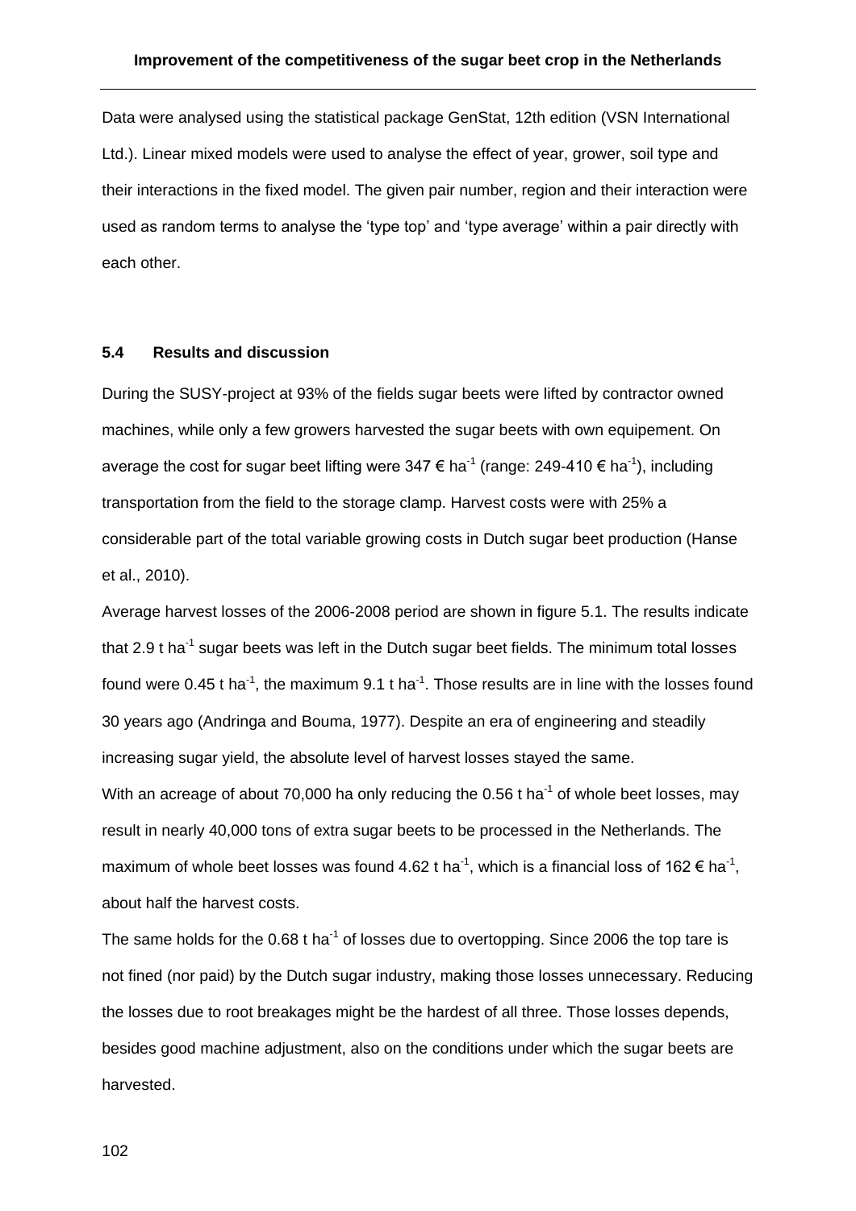Data were analysed using the statistical package GenStat, 12th edition (VSN International Ltd.). Linear mixed models were used to analyse the effect of year, grower, soil type and their interactions in the fixed model. The given pair number, region and their interaction were used as random terms to analyse the 'type top' and 'type average' within a pair directly with each other.

### 5.4 Results and discussion

During the SUSY-project at 93% of the fields sugar beets were lifted by contractor owned machines, while only a few growers harvested the sugar beets with own equipement. On average the cost for sugar beet lifting were 347 € $ha^{-1}$ (range: 249-410 € $ha^{-1}$), including transportation from the field to the storage clamp. Harvest costs were with 25% a considerable part of the total variable growing costs in Dutch sugar beet production (Hanse et al., 2010).

Average harvest losses of the 2006-2008 period are shown in figure 5.1. The results indicate that 2.9 t $ha^{-1}$ sugar beets was left in the Dutch sugar beet fields. The minimum total losses found were 0.45 t $ha^{-1}$, the maximum 9.1 t $ha^{-1}$. Those results are in line with the losses found 30 years ago (Andringa and Bouma, 1977). Despite an era of engineering and steadily increasing sugar yield, the absolute level of harvest losses stayed the same.

With an acreage of about 70,000 ha only reducing the 0.56 t $ha^{-1}$ of whole beet losses, may result in nearly 40,000 tons of extra sugar beets to be processed in the Netherlands. The maximum of whole beet losses was found 4.62 t $ha^{-1}$, which is a financial loss of 162 € $ha^{-1}$, about half the harvest costs.

The same holds for the 0.68 t $ha^{-1}$ of losses due to overtopping. Since 2006 the top tare is not fined (nor paid) by the Dutch sugar industry, making those losses unnecessary. Reducing the losses due to root breakages might be the hardest of all three. Those losses depends, besides good machine adjustment, also on the conditions under which the sugar beets are harvested.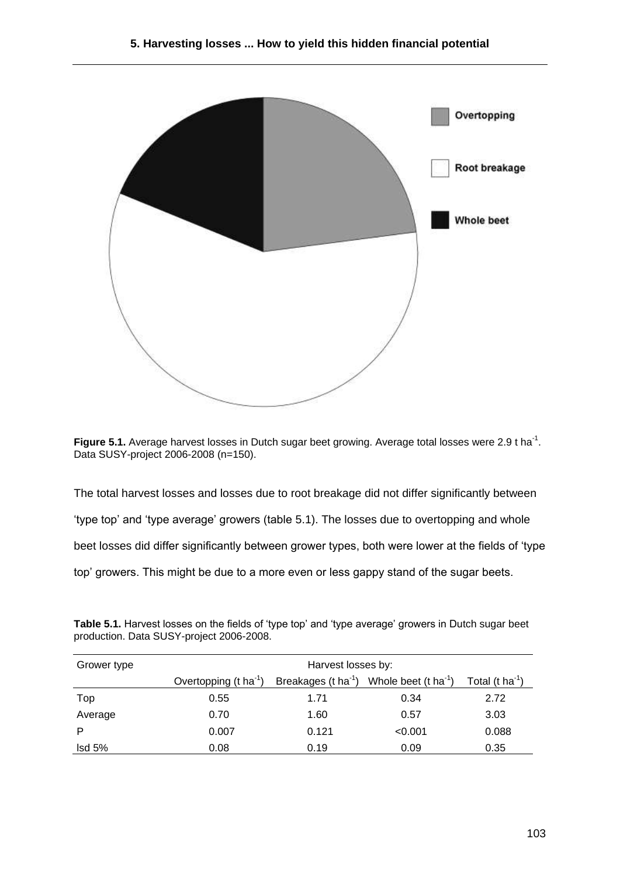**Figure 5.1.** Average harvest losses in Dutch sugar beet growing. Average total losses were 2.9 t ha$^{-1}$. Data SUSY-project 2006-2008 (n=150).

The total harvest losses and losses due to root breakage did not differ significantly between 'type top' and 'type average' growers (table 5.1). The losses due to overtopping and whole beet losses did differ significantly between grower types, both were lower at the fields of 'type top' growers. This might be due to a more even or less gappy stand of the sugar beets.

**Table 5.1.** Harvest losses on the fields of 'type top' and 'type average' growers in Dutch sugar beet production. Data SUSY-project 2006-2008.

| Grower type | Harvest losses by: | | | |
|---|---|---|---|---|
| | Overtopping (t ha$^{-1}$) | Breakages (t ha$^{-1}$) | Whole beet (t ha$^{-1}$) | Total (t ha$^{-1}$) |
| Top | 0.55 | 1.71 | 0.34 | 2.72 |
| Average | 0.70 | 1.60 | 0.57 | 3.03 |
| P | 0.007 | 0.121 | <0.001 | 0.088 |
| lsd 5% | 0.08 | 0.19 | 0.09 | 0.35 |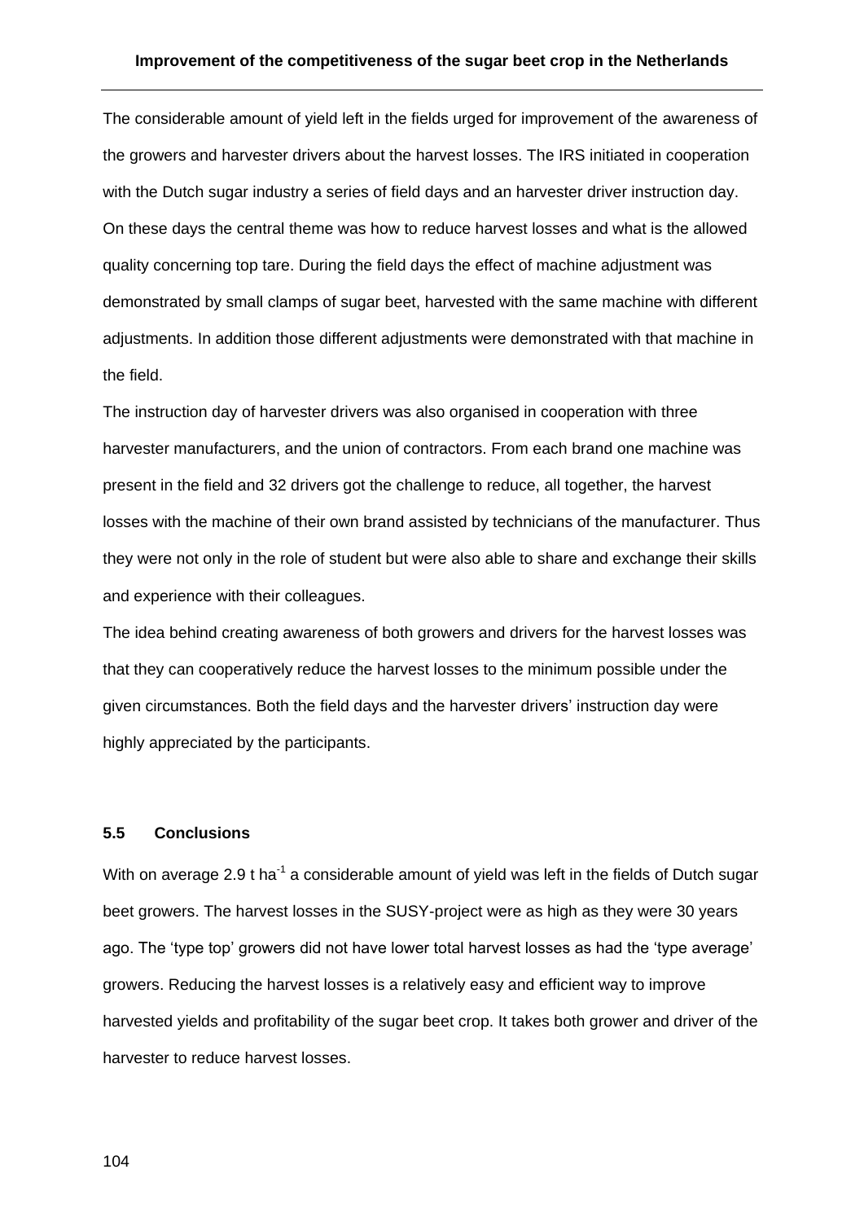The considerable amount of yield left in the fields urged for improvement of the awareness of the growers and harvester drivers about the harvest losses. The IRS initiated in cooperation with the Dutch sugar industry a series of field days and an harvester driver instruction day. On these days the central theme was how to reduce harvest losses and what is the allowed quality concerning top tare. During the field days the effect of machine adjustment was demonstrated by small clamps of sugar beet, harvested with the same machine with different adjustments. In addition those different adjustments were demonstrated with that machine in the field.

The instruction day of harvester drivers was also organised in cooperation with three harvester manufacturers, and the union of contractors. From each brand one machine was present in the field and 32 drivers got the challenge to reduce, all together, the harvest losses with the machine of their own brand assisted by technicians of the manufacturer. Thus they were not only in the role of student but were also able to share and exchange their skills and experience with their colleagues.

The idea behind creating awareness of both growers and drivers for the harvest losses was that they can cooperatively reduce the harvest losses to the minimum possible under the given circumstances. Both the field days and the harvester drivers' instruction day were highly appreciated by the participants.

### 5.5 Conclusions

With on average 2.9 t $ha^{-1}$ a considerable amount of yield was left in the fields of Dutch sugar beet growers. The harvest losses in the SUSY-project were as high as they were 30 years ago. The 'type top' growers did not have lower total harvest losses as had the 'type average' growers. Reducing the harvest losses is a relatively easy and efficient way to improve harvested yields and profitability of the sugar beet crop. It takes both grower and driver of the harvester to reduce harvest losses.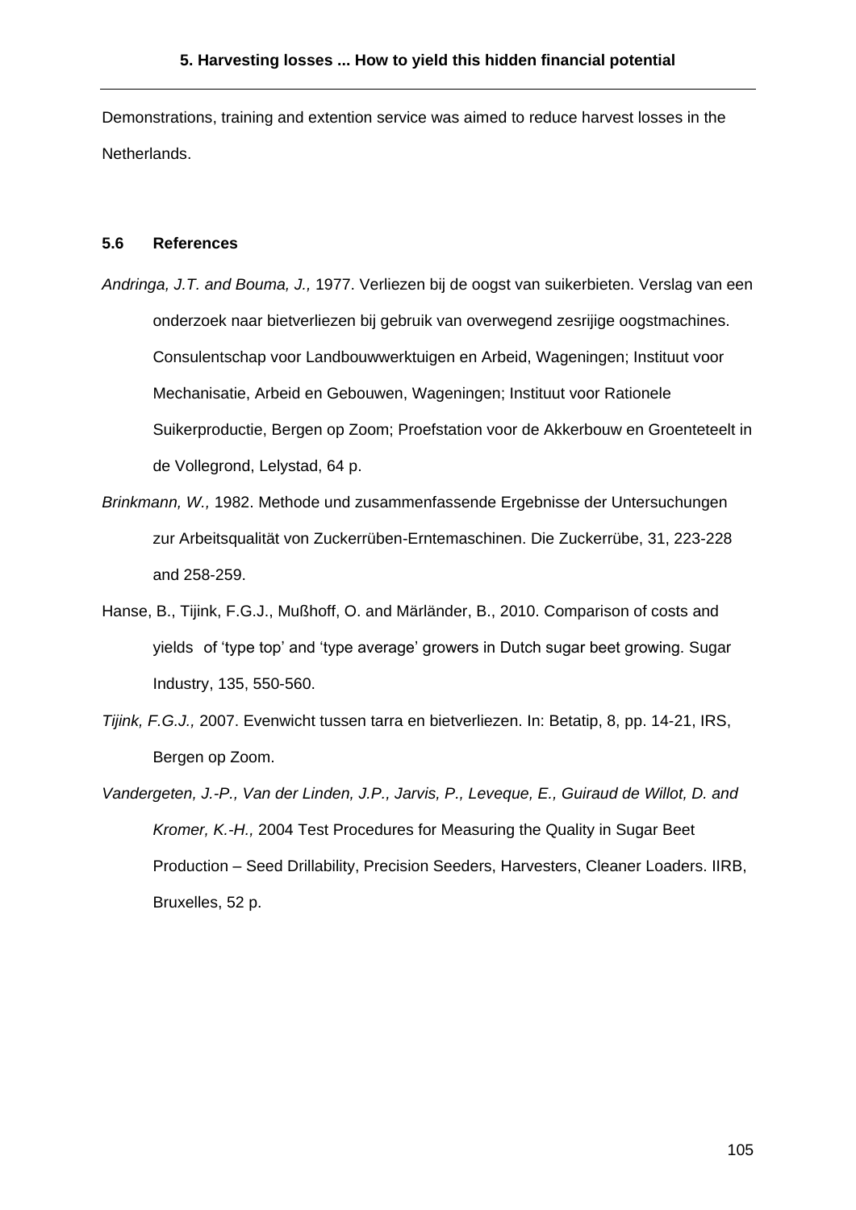Demonstrations, training and extention service was aimed to reduce harvest losses in the Netherlands.

### 5.6 References

*Andringa, J.T. and Bouma, J.,* 1977. Verliezen bij de oogst van suikerbieten. Verslag van een onderzoek naar bietverliezen bij gebruik van overwegend zesrijige oogstmachines. Consulentschap voor Landbouwwerktuigen en Arbeid, Wageningen; Instituut voor Mechanisatie, Arbeid en Gebouwen, Wageningen; Instituut voor Rationele Suikerproductie, Bergen op Zoom; Proefstation voor de Akkerbouw en Groenteteelt in de Vollegrond, Lelystad, 64 p.

*Brinkmann, W.,* 1982. Methode und zusammenfassende Ergebnisse der Untersuchungen zur Arbeitsqualität von Zuckerrüben-Erntemaschinen. Die Zuckerrübe, 31, 223-228 and 258-259.

Hanse, B., Tijink, F.G.J., Mußhoff, O. and Märländer, B., 2010. Comparison of costs and yields of 'type top' and 'type average' growers in Dutch sugar beet growing. Sugar Industry, 135, 550-560.

*Tijink, F.G.J.,* 2007. Evenwicht tussen tarra en bietverliezen. In: Betatip, 8, pp. 14-21, IRS, Bergen op Zoom.

*Vandergeten, J.-P., Van der Linden, J.P., Jarvis, P., Leveque, E., Guiraud de Willot, D. and Kromer, K.-H.,* 2004 Test Procedures for Measuring the Quality in Sugar Beet Production – Seed Drillability, Precision Seeders, Harvesters, Cleaner Loaders. IIRB, Bruxelles, 52 p.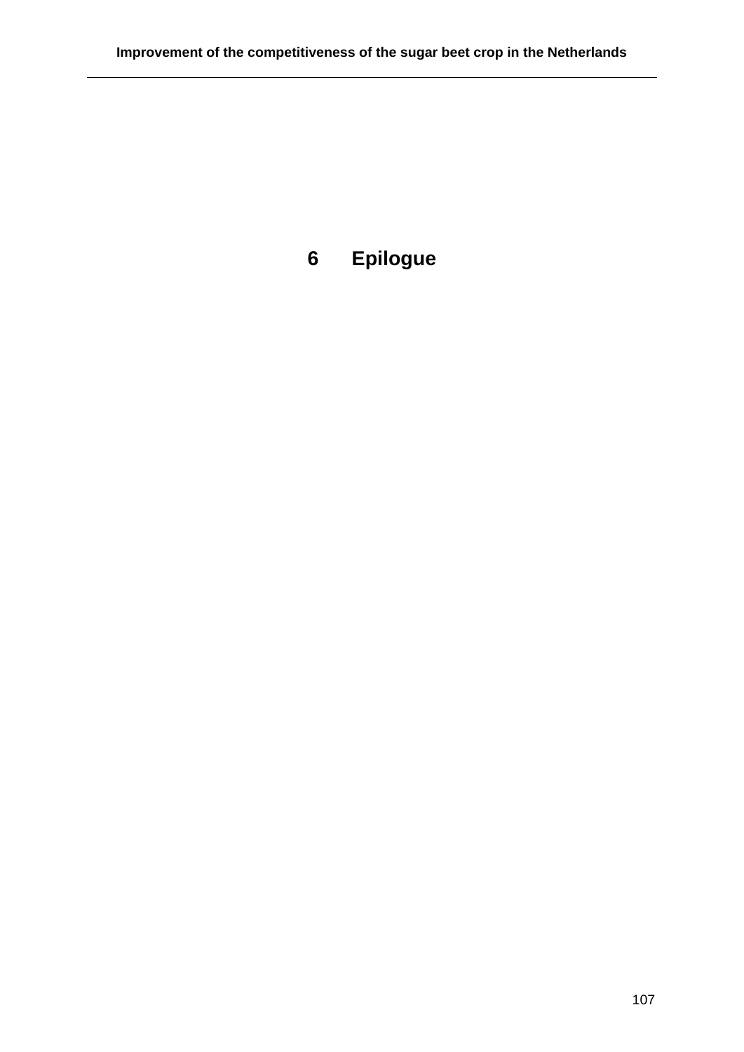# 6 Epilogue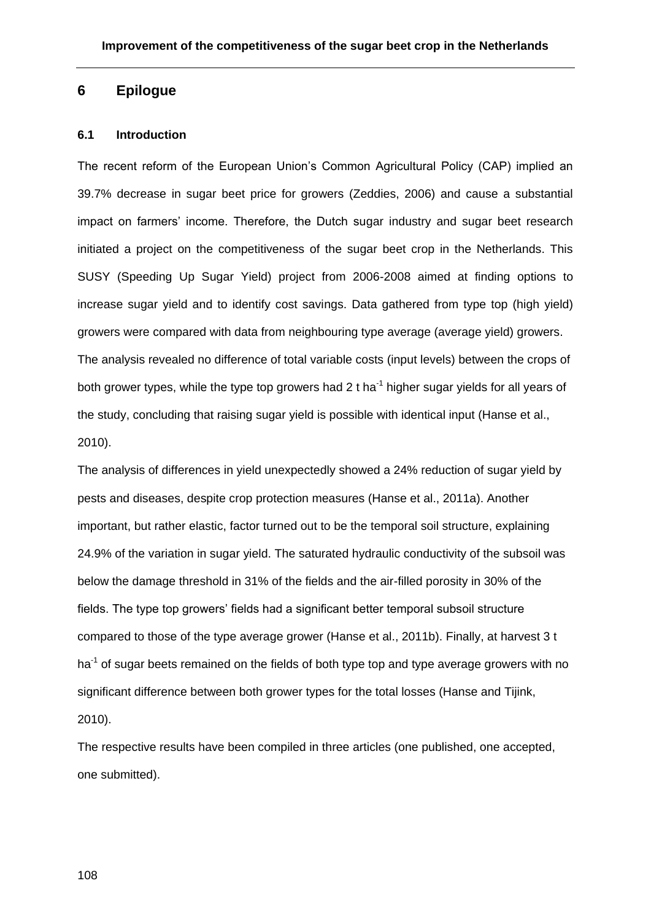# 6 Epilogue

## 6.1 Introduction

The recent reform of the European Union's Common Agricultural Policy (CAP) implied an 39.7% decrease in sugar beet price for growers (Zeddies, 2006) and cause a substantial impact on farmers' income. Therefore, the Dutch sugar industry and sugar beet research initiated a project on the competitiveness of the sugar beet crop in the Netherlands. This SUSY (Speeding Up Sugar Yield) project from 2006-2008 aimed at finding options to increase sugar yield and to identify cost savings. Data gathered from type top (high yield) growers were compared with data from neighbouring type average (average yield) growers. The analysis revealed no difference of total variable costs (input levels) between the crops of both grower types, while the type top growers had 2 t $ha^{-1}$ higher sugar yields for all years of the study, concluding that raising sugar yield is possible with identical input (Hanse et al., 2010).

The analysis of differences in yield unexpectedly showed a 24% reduction of sugar yield by pests and diseases, despite crop protection measures (Hanse et al., 2011a). Another important, but rather elastic, factor turned out to be the temporal soil structure, explaining 24.9% of the variation in sugar yield. The saturated hydraulic conductivity of the subsoil was below the damage threshold in 31% of the fields and the air-filled porosity in 30% of the fields. The type top growers' fields had a significant better temporal subsoil structure compared to those of the type average grower (Hanse et al., 2011b). Finally, at harvest 3 t $ha^{-1}$ of sugar beets remained on the fields of both type top and type average growers with no significant difference between both grower types for the total losses (Hanse and Tijink, 2010).

The respective results have been compiled in three articles (one published, one accepted, one submitted).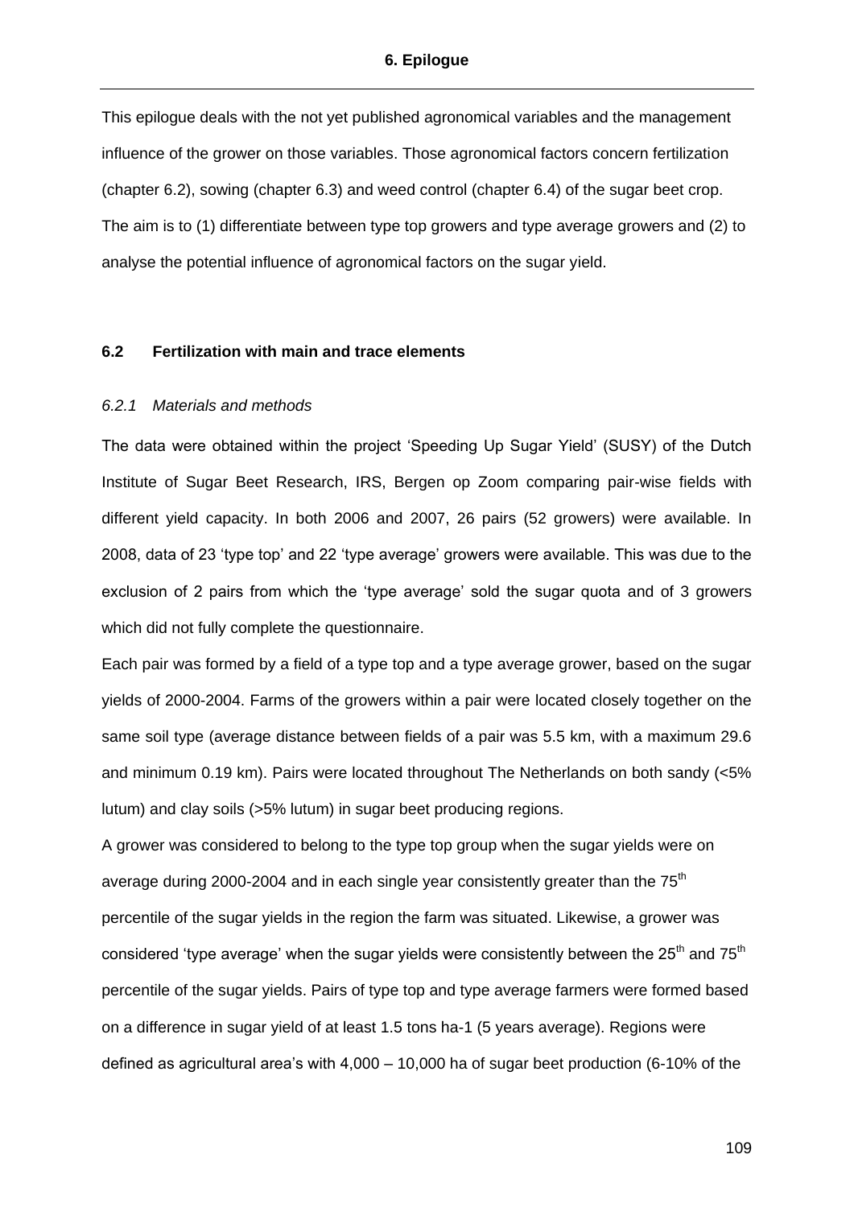# 6. Epilogue

This epilogue deals with the not yet published agronomical variables and the management influence of the grower on those variables. Those agronomical factors concern fertilization (chapter 6.2), sowing (chapter 6.3) and weed control (chapter 6.4) of the sugar beet crop. The aim is to (1) differentiate between type top growers and type average growers and (2) to analyse the potential influence of agronomical factors on the sugar yield.

## 6.2 Fertilization with main and trace elements

### *6.2.1 Materials and methods*

The data were obtained within the project 'Speeding Up Sugar Yield' (SUSY) of the Dutch Institute of Sugar Beet Research, IRS, Bergen op Zoom comparing pair-wise fields with different yield capacity. In both 2006 and 2007, 26 pairs (52 growers) were available. In 2008, data of 23 'type top' and 22 'type average' growers were available. This was due to the exclusion of 2 pairs from which the 'type average' sold the sugar quota and of 3 growers which did not fully complete the questionnaire.

Each pair was formed by a field of a type top and a type average grower, based on the sugar yields of 2000-2004. Farms of the growers within a pair were located closely together on the same soil type (average distance between fields of a pair was 5.5 km, with a maximum 29.6 and minimum 0.19 km). Pairs were located throughout The Netherlands on both sandy (<5% lutum) and clay soils (>5% lutum) in sugar beet producing regions.

A grower was considered to belong to the type top group when the sugar yields were on average during 2000-2004 and in each single year consistently greater than the $75^{th}$ percentile of the sugar yields in the region the farm was situated. Likewise, a grower was considered 'type average' when the sugar yields were consistently between the $25^{th}$ and $75^{th}$ percentile of the sugar yields. Pairs of type top and type average farmers were formed based on a difference in sugar yield of at least 1.5 tons ha-1 (5 years average). Regions were defined as agricultural area's with 4,000 – 10,000 ha of sugar beet production (6-10% of the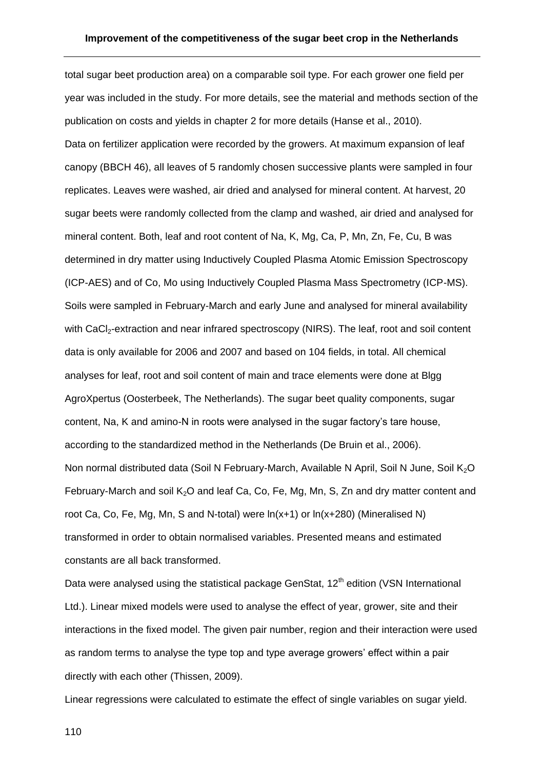total sugar beet production area) on a comparable soil type. For each grower one field per year was included in the study. For more details, see the material and methods section of the publication on costs and yields in chapter 2 for more details (Hanse et al., 2010).

Data on fertilizer application were recorded by the growers. At maximum expansion of leaf canopy (BBCH 46), all leaves of 5 randomly chosen successive plants were sampled in four replicates. Leaves were washed, air dried and analysed for mineral content. At harvest, 20 sugar beets were randomly collected from the clamp and washed, air dried and analysed for mineral content. Both, leaf and root content of Na, K, Mg, Ca, P, Mn, Zn, Fe, Cu, B was determined in dry matter using Inductively Coupled Plasma Atomic Emission Spectroscopy (ICP-AES) and of Co, Mo using Inductively Coupled Plasma Mass Spectrometry (ICP-MS). Soils were sampled in February-March and early June and analysed for mineral availability with $CaCl_2$-extraction and near infrared spectroscopy (NIRS). The leaf, root and soil content data is only available for 2006 and 2007 and based on 104 fields, in total. All chemical analyses for leaf, root and soil content of main and trace elements were done at Blgg AgroXpertus (Oosterbeek, The Netherlands). The sugar beet quality components, sugar content, Na, K and amino-N in roots were analysed in the sugar factory's tare house, according to the standardized method in the Netherlands (De Bruin et al., 2006).

Non normal distributed data (Soil N February-March, Available N April, Soil N June, Soil $K_2O$ February-March and soil $K_2O$ and leaf Ca, Co, Fe, Mg, Mn, S, Zn and dry matter content and root Ca, Co, Fe, Mg, Mn, S and N-total) were $\ln(x+1)$ or $\ln(x+280)$ (Mineralised N) transformed in order to obtain normalised variables. Presented means and estimated constants are all back transformed.

Data were analysed using the statistical package GenStat, 12th edition (VSN International Ltd.). Linear mixed models were used to analyse the effect of year, grower, site and their interactions in the fixed model. The given pair number, region and their interaction were used as random terms to analyse the type top and type average growers' effect within a pair directly with each other (Thissen, 2009).

Linear regressions were calculated to estimate the effect of single variables on sugar yield.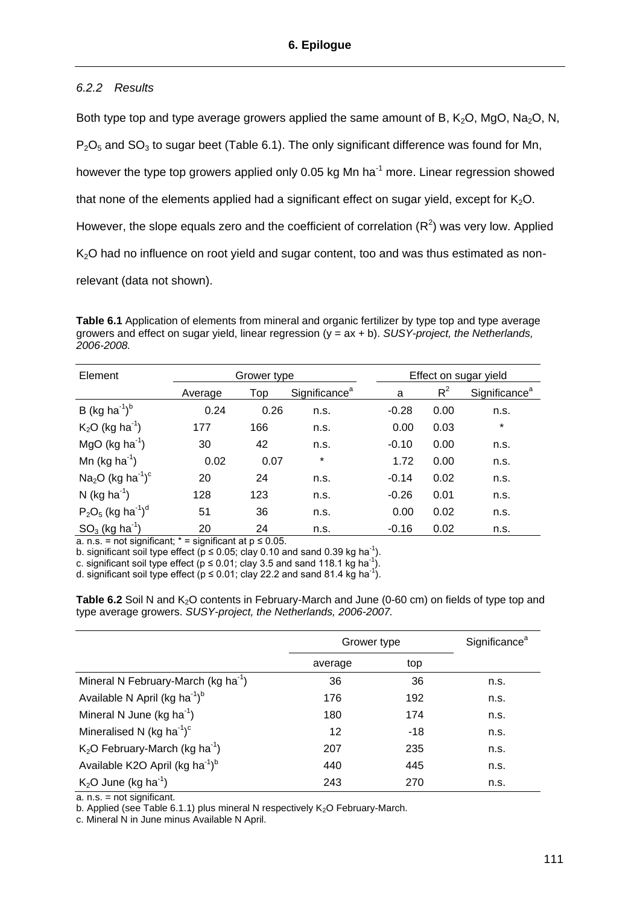### 6.2.2 Results

Both type top and type average growers applied the same amount of B, $K_2O$, MgO, $Na_2O$, N, $P_2O_5$ and $SO_3$ to sugar beet (Table 6.1). The only significant difference was found for Mn, however the type top growers applied only 0.05 kg Mn ha$^{-1}$ more. Linear regression showed that none of the elements applied had a significant effect on sugar yield, except for $K_2O$. However, the slope equals zero and the coefficient of correlation ($R^2$) was very low. Applied $K_2O$ had no influence on root yield and sugar content, too and was thus estimated as non-relevant (data not shown).

**Table 6.1** Application of elements from mineral and organic fertilizer by type top and type average growers and effect on sugar yield, linear regression (y = ax + b). *SUSY-project, the Netherlands, 2006-2008.*

| Element | Grower type | | | Effect on sugar yield | | |
|---|---|---|---|---|---|---|
| | Average | Top | Significance[a] | a | $R^2$ | Significance[a] |
| B (kg ha$^{-1}$)[b] | 0.24 | 0.26 | n.s. | -0.28 | 0.00 | n.s. |
| $K_2O$ (kg ha$^{-1}$) | 177 | 166 | n.s. | 0.00 | 0.03 | * |
| MgO (kg ha$^{-1}$) | 30 | 42 | n.s. | -0.10 | 0.00 | n.s. |
| Mn (kg ha$^{-1}$) | 0.02 | 0.07 | * | 1.72 | 0.00 | n.s. |
| $Na_2O$ (kg ha$^{-1}$)[c] | 20 | 24 | n.s. | -0.14 | 0.02 | n.s. |
| N (kg ha$^{-1}$) | 128 | 123 | n.s. | -0.26 | 0.01 | n.s. |
| $P_2O_5$ (kg ha$^{-1}$)[d] | 51 | 36 | n.s. | 0.00 | 0.02 | n.s. |
| $SO_3$ (kg ha$^{-1}$) | 20 | 24 | n.s. | -0.16 | 0.02 | n.s. |

a. n.s. = not significant; * = significant at $p \leq 0.05$.
b. significant soil type effect ($p \leq 0.05$; clay 0.10 and sand 0.39 kg ha$^{-1}$).
c. significant soil type effect ($p \leq 0.01$; clay 3.5 and sand 118.1 kg ha$^{-1}$).
d. significant soil type effect ($p \leq 0.01$; clay 22.2 and sand 81.4 kg ha$^{-1}$).

**Table 6.2** Soil N and $K_2O$ contents in February-March and June (0-60 cm) on fields of type top and type average growers. *SUSY-project, the Netherlands, 2006-2007.*

| | Grower type | | Significance[a] |
|---|---|---|---|
| | average | top | |
| Mineral N February-March (kg ha$^{-1}$) | 36 | 36 | n.s. |
| Available N April (kg ha$^{-1}$)[b] | 176 | 192 | n.s. |
| Mineral N June (kg ha$^{-1}$) | 180 | 174 | n.s. |
| Mineralised N (kg ha$^{-1}$)[c] | 12 | -18 | n.s. |
| $K_2O$ February-March (kg ha$^{-1}$) | 207 | 235 | n.s. |
| Available K2O April (kg ha$^{-1}$)[b] | 440 | 445 | n.s. |
| $K_2O$ June (kg ha$^{-1}$) | 243 | 270 | n.s. |

a. n.s. = not significant.
b. Applied (see Table 6.1.1) plus mineral N respectively $K_2O$ February-March.
c. Mineral N in June minus Available N April.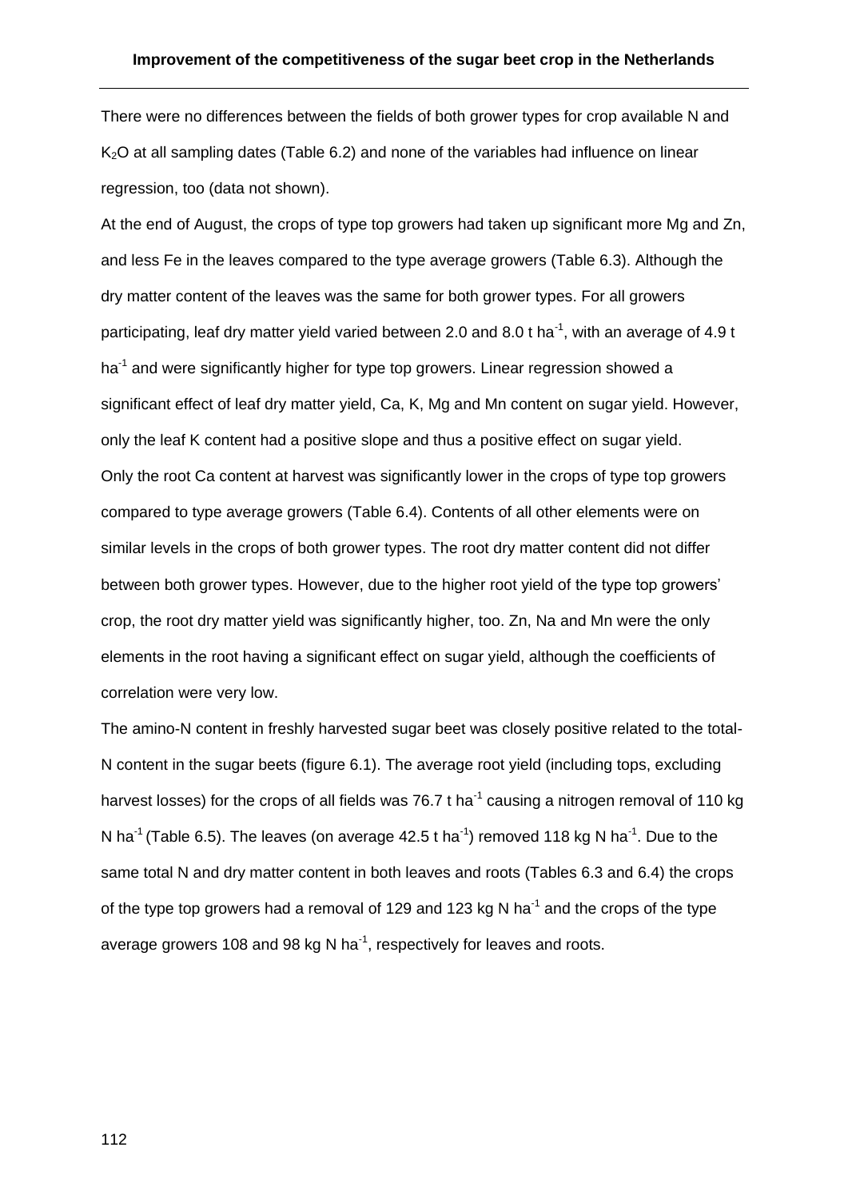There were no differences between the fields of both grower types for crop available N and $K_2O$ at all sampling dates (Table 6.2) and none of the variables had influence on linear regression, too (data not shown).

At the end of August, the crops of type top growers had taken up significant more Mg and Zn, and less Fe in the leaves compared to the type average growers (Table 6.3). Although the dry matter content of the leaves was the same for both grower types. For all growers participating, leaf dry matter yield varied between 2.0 and 8.0 t $ha^{-1}$, with an average of 4.9 t $ha^{-1}$ and were significantly higher for type top growers. Linear regression showed a significant effect of leaf dry matter yield, Ca, K, Mg and Mn content on sugar yield. However, only the leaf K content had a positive slope and thus a positive effect on sugar yield.

Only the root Ca content at harvest was significantly lower in the crops of type top growers compared to type average growers (Table 6.4). Contents of all other elements were on similar levels in the crops of both grower types. The root dry matter content did not differ between both grower types. However, due to the higher root yield of the type top growers' crop, the root dry matter yield was significantly higher, too. Zn, Na and Mn were the only elements in the root having a significant effect on sugar yield, although the coefficients of correlation were very low.

The amino-N content in freshly harvested sugar beet was closely positive related to the total-N content in the sugar beets (figure 6.1). The average root yield (including tops, excluding harvest losses) for the crops of all fields was 76.7 t $ha^{-1}$ causing a nitrogen removal of 110 kg N $ha^{-1}$ (Table 6.5). The leaves (on average 42.5 t $ha^{-1}$) removed 118 kg N $ha^{-1}$. Due to the same total N and dry matter content in both leaves and roots (Tables 6.3 and 6.4) the crops of the type top growers had a removal of 129 and 123 kg N $ha^{-1}$ and the crops of the type average growers 108 and 98 kg N $ha^{-1}$, respectively for leaves and roots.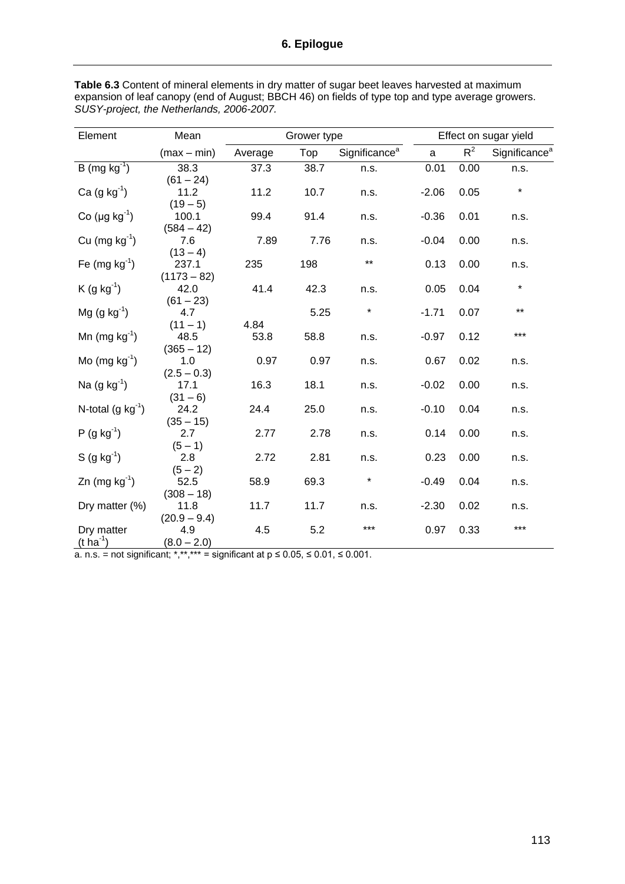**Table 6.3** Content of mineral elements in dry matter of sugar beet leaves harvested at maximum expansion of leaf canopy (end of August; BBCH 46) on fields of type top and type average growers. *SUSY-project, the Netherlands, 2006-2007.*

| Element | Mean | Grower type | | | Effect on sugar yield | | |
|---|---|---|---|---|---|---|---|
| | (max – min) | Average | Top | Significance[a] | a | $R^2$ | Significance[a] |
| B (mg $kg^{-1}$) | 38.3 (61 – 24) | 37.3 | 38.7 | n.s. | 0.01 | 0.00 | n.s. |
| Ca (g $kg^{-1}$) | 11.2 (19 – 5) | 11.2 | 10.7 | n.s. | -2.06 | 0.05 | * |
| Co (µg $kg^{-1}$) | 100.1 (584 – 42) | 99.4 | 91.4 | n.s. | -0.36 | 0.01 | n.s. |
| Cu (mg $kg^{-1}$) | 7.6 (13 – 4) | 7.89 | 7.76 | n.s. | -0.04 | 0.00 | n.s. |
| Fe (mg $kg^{-1}$) | 237.1 (1173 – 82) | 235 | 198 | ** | 0.13 | 0.00 | n.s. |
| K (g $kg^{-1}$) | 42.0 (61 – 23) | 41.4 | 42.3 | n.s. | 0.05 | 0.04 | * |
| Mg (g $kg^{-1}$) | 4.7 (11 – 1) | 4.84 | 5.25 | * | -1.71 | 0.07 | ** |
| Mn (mg $kg^{-1}$) | 48.5 (365 – 12) | 53.8 | 58.8 | n.s. | -0.97 | 0.12 | *** |
| Mo (mg $kg^{-1}$) | 1.0 (2.5 – 0.3) | 0.97 | 0.97 | n.s. | 0.67 | 0.02 | n.s. |
| Na (g $kg^{-1}$) | 17.1 (31 – 6) | 16.3 | 18.1 | n.s. | -0.02 | 0.00 | n.s. |
| N-total (g $kg^{-1}$) | 24.2 (35 – 15) | 24.4 | 25.0 | n.s. | -0.10 | 0.04 | n.s. |
| P (g $kg^{-1}$) | 2.7 (5 – 1) | 2.77 | 2.78 | n.s. | 0.14 | 0.00 | n.s. |
| S (g $kg^{-1}$) | 2.8 (5 – 2) | 2.72 | 2.81 | n.s. | 0.23 | 0.00 | n.s. |
| Zn (mg $kg^{-1}$) | 52.5 (308 – 18) | 58.9 | 69.3 | * | -0.49 | 0.04 | n.s. |
| Dry matter (%) | 11.8 (20.9 – 9.4) | 11.7 | 11.7 | n.s. | -2.30 | 0.02 | n.s. |
| Dry matter (t $ha^{-1}$) | 4.9 (8.0 – 2.0) | 4.5 | 5.2 | *** | 0.97 | 0.33 | *** |

a. n.s. = not significant; *,**,*** = significant at $p \leq 0.05$, $\leq 0.01$, $\leq 0.001$.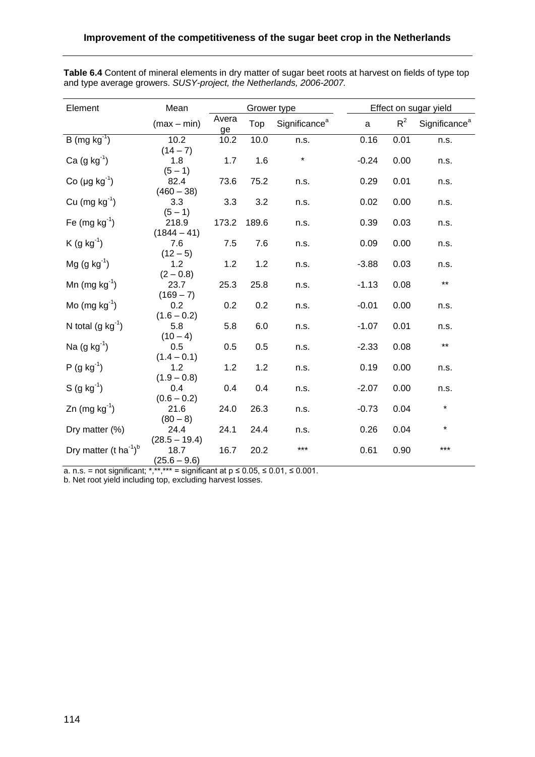**Table 6.4** Content of mineral elements in dry matter of sugar beet roots at harvest on fields of type top and type average growers. *SUSY-project, the Netherlands, 2006-2007.*

| Element | Mean | Grower type | | | Effect on sugar yield | | |
|---|---|---|---|---|---|---|---|
| | (max – min) | Average | Top | Significance[a] | a | $R^2$ | Significance[a] |
| B ($mg\ kg^{-1}$) | 10.2 (14 – 7) | 10.2 | 10.0 | n.s. | 0.16 | 0.01 | n.s. |
| Ca ($g\ kg^{-1}$) | 1.8 (5 – 1) | 1.7 | 1.6 | * | -0.24 | 0.00 | n.s. |
| Co ($\mu g\ kg^{-1}$) | 82.4 (460 – 38) | 73.6 | 75.2 | n.s. | 0.29 | 0.01 | n.s. |
| Cu ($mg\ kg^{-1}$) | 3.3 (5 – 1) | 3.3 | 3.2 | n.s. | 0.02 | 0.00 | n.s. |
| Fe ($mg\ kg^{-1}$) | 218.9 (1844 – 41) | 173.2 | 189.6 | n.s. | 0.39 | 0.03 | n.s. |
| K ($g\ kg^{-1}$) | 7.6 (12 – 5) | 7.5 | 7.6 | n.s. | 0.09 | 0.00 | n.s. |
| Mg ($g\ kg^{-1}$) | 1.2 (2 – 0.8) | 1.2 | 1.2 | n.s. | -3.88 | 0.03 | n.s. |
| Mn ($mg\ kg^{-1}$) | 23.7 (169 – 7) | 25.3 | 25.8 | n.s. | -1.13 | 0.08 | ** |
| Mo ($mg\ kg^{-1}$) | 0.2 (1.6 – 0.2) | 0.2 | 0.2 | n.s. | -0.01 | 0.00 | n.s. |
| N total ($g\ kg^{-1}$) | 5.8 (10 – 4) | 5.8 | 6.0 | n.s. | -1.07 | 0.01 | n.s. |
| Na ($g\ kg^{-1}$) | 0.5 (1.4 – 0.1) | 0.5 | 0.5 | n.s. | -2.33 | 0.08 | ** |
| P ($g\ kg^{-1}$) | 1.2 (1.9 – 0.8) | 1.2 | 1.2 | n.s. | 0.19 | 0.00 | n.s. |
| S ($g\ kg^{-1}$) | 0.4 (0.6 – 0.2) | 0.4 | 0.4 | n.s. | -2.07 | 0.00 | n.s. |
| Zn ($mg\ kg^{-1}$) | 21.6 (80 – 8) | 24.0 | 26.3 | n.s. | -0.73 | 0.04 | * |
| Dry matter (%) | 24.4 (28.5 – 19.4) | 24.1 | 24.4 | n.s. | 0.26 | 0.04 | * |
| Dry matter ($t\ ha^{-1}$)[b] | 18.7 (25.6 – 9.6) | 16.7 | 20.2 | *** | 0.61 | 0.90 | *** |

a. n.s. = not significant; *,**,*** = significant at $p \leq 0.05$, $\leq 0.01$, $\leq 0.001$.
b. Net root yield including top, excluding harvest losses.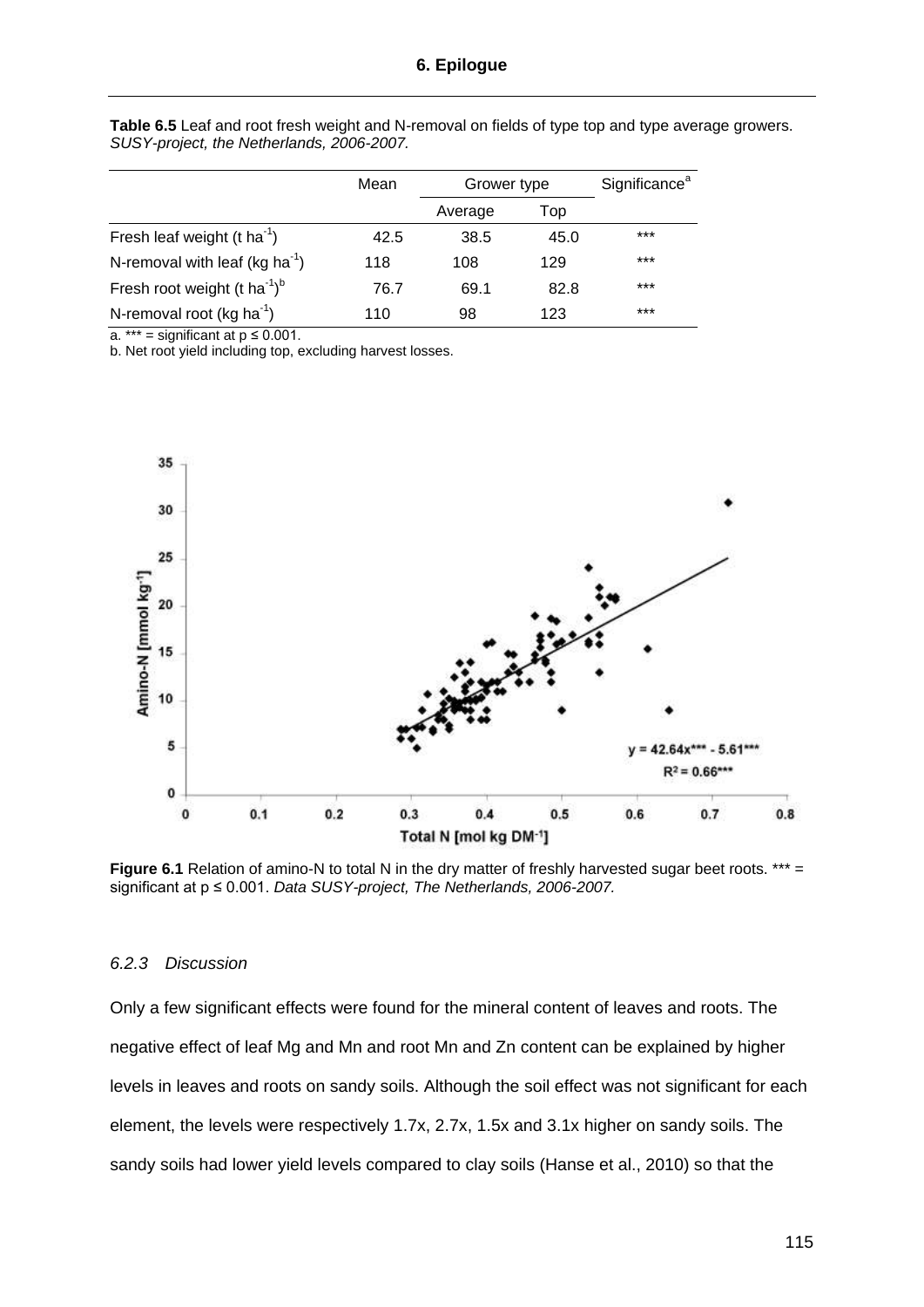**Table 6.5** Leaf and root fresh weight and N-removal on fields of type top and type average growers. *SUSY-project, the Netherlands, 2006-2007.*

| | Mean | Grower type | | Significance[a] |
|---|---|---|---|---|
| | | Average | Top | |
| Fresh leaf weight (t $ha^{-1}$) | 42.5 | 38.5 | 45.0 | *** |
| N-removal with leaf (kg $ha^{-1}$) | 118 | 108 | 129 | *** |
| Fresh root weight (t $ha^{-1}$)[b] | 76.7 | 69.1 | 82.8 | *** |
| N-removal root (kg $ha^{-1}$) | 110 | 98 | 123 | *** |

a. *** = significant at $p \leq 0.001$.
b. Net root yield including top, excluding harvest losses.

**Figure 6.1** Relation of amino-N to total N in the dry matter of freshly harvested sugar beet roots. *** = significant at $p \leq 0.001$. *Data SUSY-project, The Netherlands, 2006-2007.*

### *6.2.3 Discussion*

Only a few significant effects were found for the mineral content of leaves and roots. The negative effect of leaf Mg and Mn and root Mn and Zn content can be explained by higher levels in leaves and roots on sandy soils. Although the soil effect was not significant for each element, the levels were respectively 1.7x, 2.7x, 1.5x and 3.1x higher on sandy soils. The sandy soils had lower yield levels compared to clay soils (Hanse et al., 2010) so that the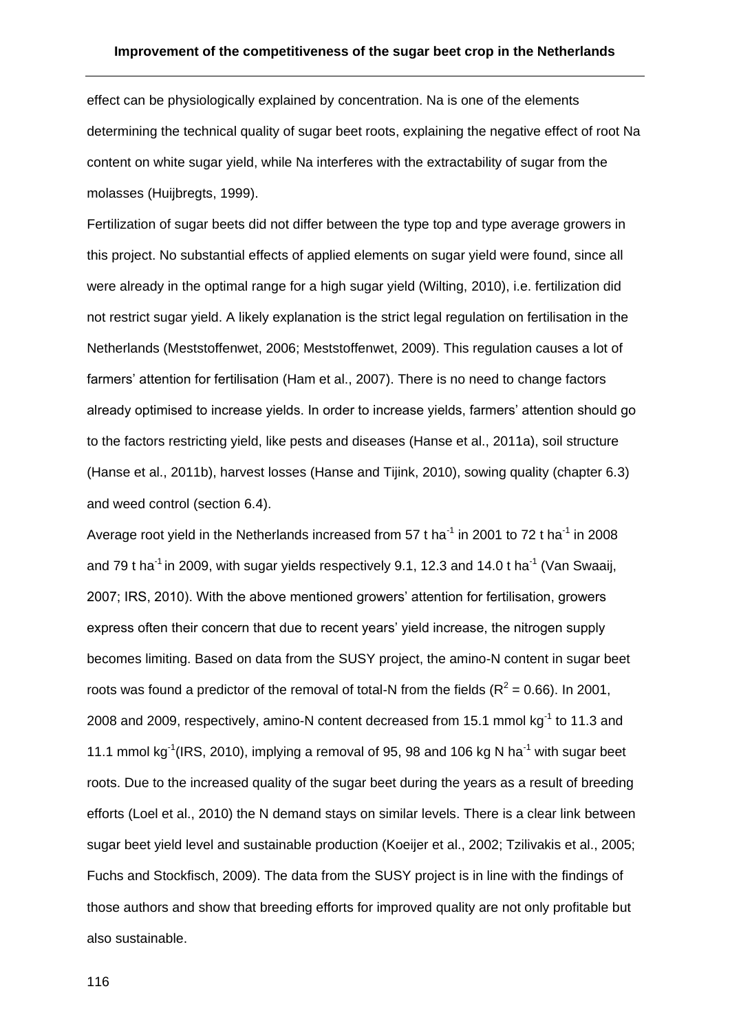effect can be physiologically explained by concentration. Na is one of the elements determining the technical quality of sugar beet roots, explaining the negative effect of root Na content on white sugar yield, while Na interferes with the extractability of sugar from the molasses (Huijbregts, 1999).

Fertilization of sugar beets did not differ between the type top and type average growers in this project. No substantial effects of applied elements on sugar yield were found, since all were already in the optimal range for a high sugar yield (Wilting, 2010), i.e. fertilization did not restrict sugar yield. A likely explanation is the strict legal regulation on fertilisation in the Netherlands (Meststoffenwet, 2006; Meststoffenwet, 2009). This regulation causes a lot of farmers' attention for fertilisation (Ham et al., 2007). There is no need to change factors already optimised to increase yields. In order to increase yields, farmers' attention should go to the factors restricting yield, like pests and diseases (Hanse et al., 2011a), soil structure (Hanse et al., 2011b), harvest losses (Hanse and Tijink, 2010), sowing quality (chapter 6.3) and weed control (section 6.4).

Average root yield in the Netherlands increased from 57 t ha$^{-1}$ in 2001 to 72 t ha$^{-1}$ in 2008 and 79 t ha$^{-1}$ in 2009, with sugar yields respectively 9.1, 12.3 and 14.0 t ha$^{-1}$ (Van Swaaij, 2007; IRS, 2010). With the above mentioned growers' attention for fertilisation, growers express often their concern that due to recent years' yield increase, the nitrogen supply becomes limiting. Based on data from the SUSY project, the amino-N content in sugar beet roots was found a predictor of the removal of total-N from the fields ($R^2$ = 0.66). In 2001, 2008 and 2009, respectively, amino-N content decreased from 15.1 mmol kg$^{-1}$ to 11.3 and 11.1 mmol kg$^{-1}$(IRS, 2010), implying a removal of 95, 98 and 106 kg N ha$^{-1}$ with sugar beet roots. Due to the increased quality of the sugar beet during the years as a result of breeding efforts (Loel et al., 2010) the N demand stays on similar levels. There is a clear link between sugar beet yield level and sustainable production (Koeijer et al., 2002; Tzilivakis et al., 2005; Fuchs and Stockfisch, 2009). The data from the SUSY project is in line with the findings of those authors and show that breeding efforts for improved quality are not only profitable but also sustainable.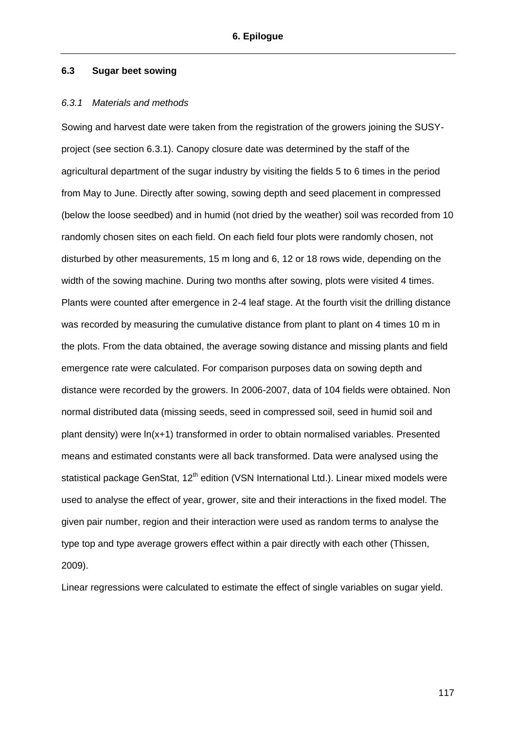### 6.3 Sugar beet sowing

#### *6.3.1 Materials and methods*

Sowing and harvest date were taken from the registration of the growers joining the SUSY-project (see section 6.3.1). Canopy closure date was determined by the staff of the agricultural department of the sugar industry by visiting the fields 5 to 6 times in the period from May to June. Directly after sowing, sowing depth and seed placement in compressed (below the loose seedbed) and in humid (not dried by the weather) soil was recorded from 10 randomly chosen sites on each field. On each field four plots were randomly chosen, not disturbed by other measurements, 15 m long and 6, 12 or 18 rows wide, depending on the width of the sowing machine. During two months after sowing, plots were visited 4 times. Plants were counted after emergence in 2-4 leaf stage. At the fourth visit the drilling distance was recorded by measuring the cumulative distance from plant to plant on 4 times 10 m in the plots. From the data obtained, the average sowing distance and missing plants and field emergence rate were calculated. For comparison purposes data on sowing depth and distance were recorded by the growers. In 2006-2007, data of 104 fields were obtained. Non normal distributed data (missing seeds, seed in compressed soil, seed in humid soil and plant density) were $\ln(x+1)$ transformed in order to obtain normalised variables. Presented means and estimated constants were all back transformed. Data were analysed using the statistical package GenStat, 12$^{th}$ edition (VSN International Ltd.). Linear mixed models were used to analyse the effect of year, grower, site and their interactions in the fixed model. The given pair number, region and their interaction were used as random terms to analyse the type top and type average growers effect within a pair directly with each other (Thissen, 2009).

Linear regressions were calculated to estimate the effect of single variables on sugar yield.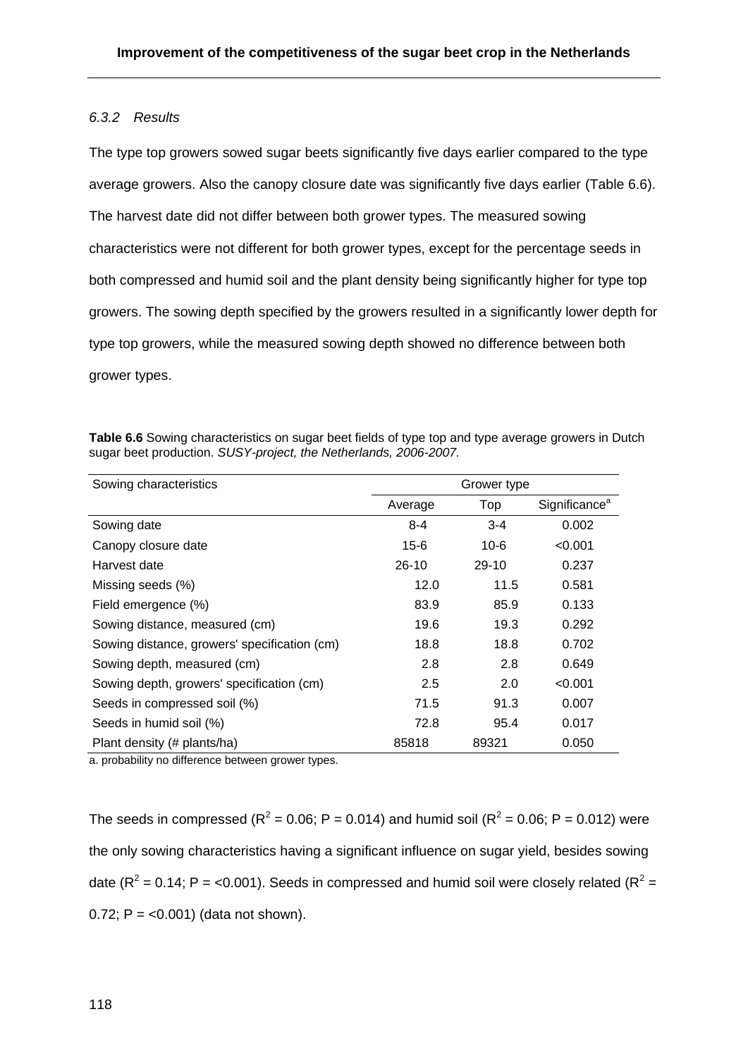### 6.3.2 Results

The type top growers sowed sugar beets significantly five days earlier compared to the type average growers. Also the canopy closure date was significantly five days earlier (Table 6.6). The harvest date did not differ between both grower types. The measured sowing characteristics were not different for both grower types, except for the percentage seeds in both compressed and humid soil and the plant density being significantly higher for type top growers. The sowing depth specified by the growers resulted in a significantly lower depth for type top growers, while the measured sowing depth showed no difference between both grower types.

**Table 6.6** Sowing characteristics on sugar beet fields of type top and type average growers in Dutch sugar beet production. *SUSY-project, the Netherlands, 2006-2007.*

| Sowing characteristics | Grower type | | |
|---|---|---|---|
| | Average | Top | Significance[a] |
| Sowing date | 8-4 | 3-4 | 0.002 |
| Canopy closure date | 15-6 | 10-6 | <0.001 |
| Harvest date | 26-10 | 29-10 | 0.237 |
| Missing seeds (%) | 12.0 | 11.5 | 0.581 |
| Field emergence (%) | 83.9 | 85.9 | 0.133 |
| Sowing distance, measured (cm) | 19.6 | 19.3 | 0.292 |
| Sowing distance, growers' specification (cm) | 18.8 | 18.8 | 0.702 |
| Sowing depth, measured (cm) | 2.8 | 2.8 | 0.649 |
| Sowing depth, growers' specification (cm) | 2.5 | 2.0 | <0.001 |
| Seeds in compressed soil (%) | 71.5 | 91.3 | 0.007 |
| Seeds in humid soil (%) | 72.8 | 95.4 | 0.017 |
| Plant density (# plants/ha) | 85818 | 89321 | 0.050 |

a. probability no difference between grower types.

The seeds in compressed ($R^2$ = 0.06; P = 0.014) and humid soil ($R^2$ = 0.06; P = 0.012) were the only sowing characteristics having a significant influence on sugar yield, besides sowing date ($R^2$ = 0.14; P = <0.001). Seeds in compressed and humid soil were closely related ($R^2$ = 0.72; P = <0.001) (data not shown).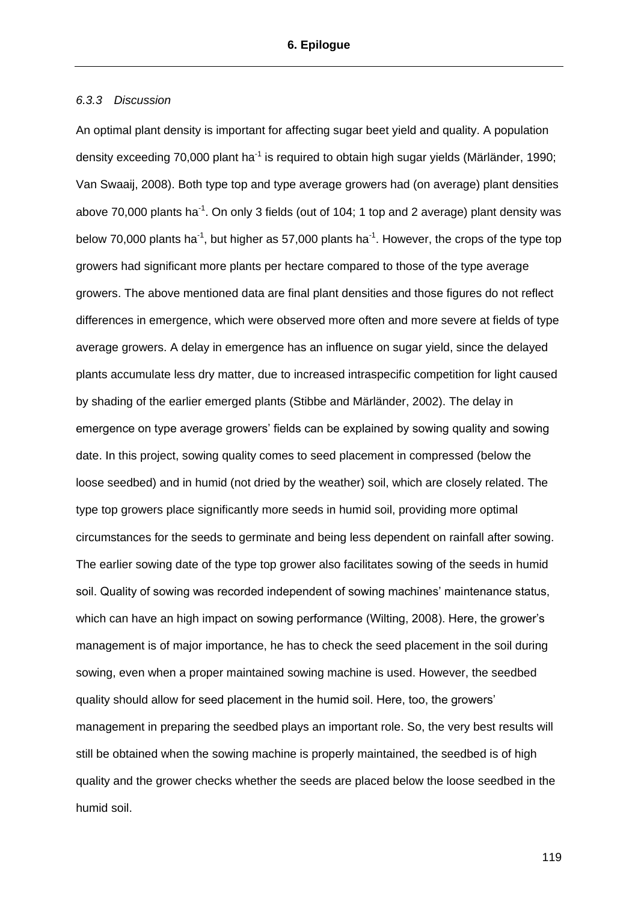### *6.3.3 Discussion*

An optimal plant density is important for affecting sugar beet yield and quality. A population density exceeding 70,000 plant ha$^{-1}$ is required to obtain high sugar yields (Märländer, 1990; Van Swaaij, 2008). Both type top and type average growers had (on average) plant densities above 70,000 plants ha$^{-1}$. On only 3 fields (out of 104; 1 top and 2 average) plant density was below 70,000 plants ha$^{-1}$, but higher as 57,000 plants ha$^{-1}$. However, the crops of the type top growers had significant more plants per hectare compared to those of the type average growers. The above mentioned data are final plant densities and those figures do not reflect differences in emergence, which were observed more often and more severe at fields of type average growers. A delay in emergence has an influence on sugar yield, since the delayed plants accumulate less dry matter, due to increased intraspecific competition for light caused by shading of the earlier emerged plants (Stibbe and Märländer, 2002). The delay in emergence on type average growers' fields can be explained by sowing quality and sowing date. In this project, sowing quality comes to seed placement in compressed (below the loose seedbed) and in humid (not dried by the weather) soil, which are closely related. The type top growers place significantly more seeds in humid soil, providing more optimal circumstances for the seeds to germinate and being less dependent on rainfall after sowing. The earlier sowing date of the type top grower also facilitates sowing of the seeds in humid soil. Quality of sowing was recorded independent of sowing machines' maintenance status, which can have an high impact on sowing performance (Wilting, 2008). Here, the grower's management is of major importance, he has to check the seed placement in the soil during sowing, even when a proper maintained sowing machine is used. However, the seedbed quality should allow for seed placement in the humid soil. Here, too, the growers' management in preparing the seedbed plays an important role. So, the very best results will still be obtained when the sowing machine is properly maintained, the seedbed is of high quality and the grower checks whether the seeds are placed below the loose seedbed in the humid soil.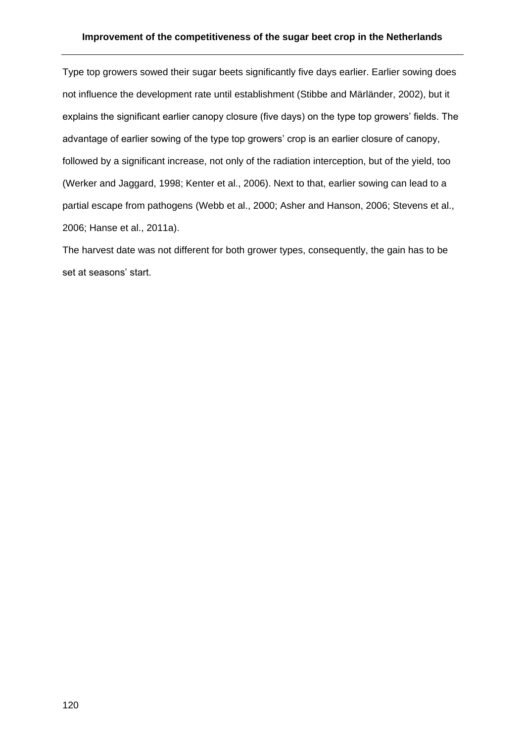Type top growers sowed their sugar beets significantly five days earlier. Earlier sowing does not influence the development rate until establishment (Stibbe and Märländer, 2002), but it explains the significant earlier canopy closure (five days) on the type top growers' fields. The advantage of earlier sowing of the type top growers' crop is an earlier closure of canopy, followed by a significant increase, not only of the radiation interception, but of the yield, too (Werker and Jaggard, 1998; Kenter et al., 2006). Next to that, earlier sowing can lead to a partial escape from pathogens (Webb et al., 2000; Asher and Hanson, 2006; Stevens et al., 2006; Hanse et al., 2011a).

The harvest date was not different for both grower types, consequently, the gain has to be set at seasons' start.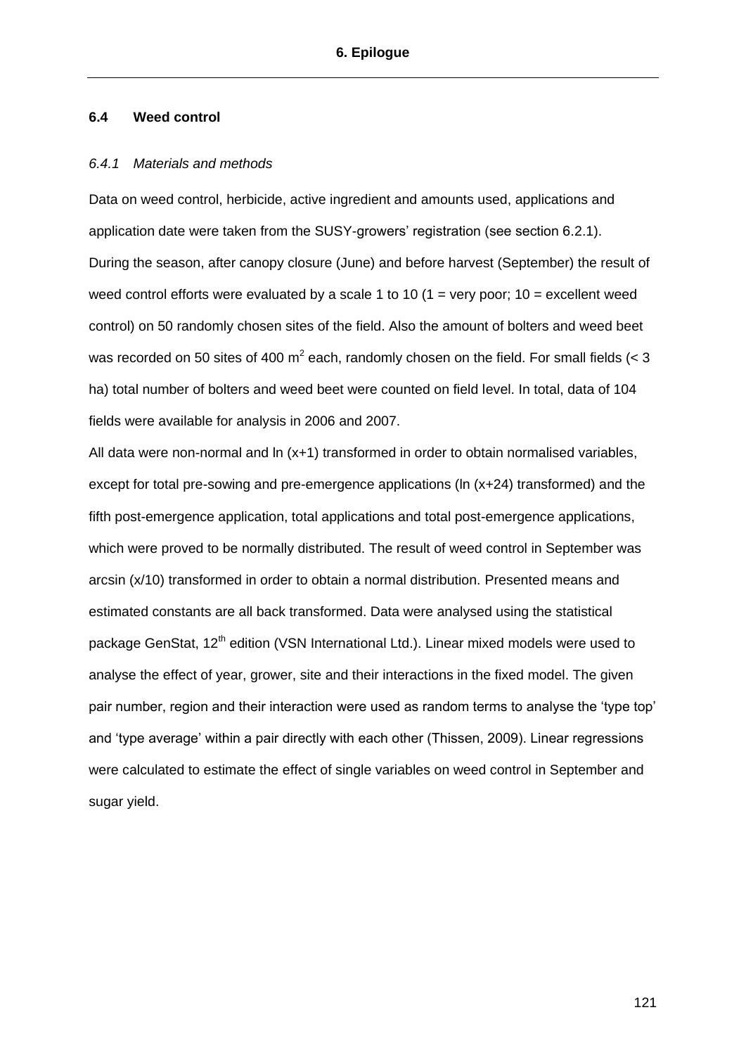## 6.4 Weed control

### *6.4.1 Materials and methods*

Data on weed control, herbicide, active ingredient and amounts used, applications and application date were taken from the SUSY-growers' registration (see section 6.2.1). During the season, after canopy closure (June) and before harvest (September) the result of weed control efforts were evaluated by a scale 1 to 10 (1 = very poor; 10 = excellent weed control) on 50 randomly chosen sites of the field. Also the amount of bolters and weed beet was recorded on 50 sites of 400 $m^2$ each, randomly chosen on the field. For small fields (< 3 ha) total number of bolters and weed beet were counted on field level. In total, data of 104 fields were available for analysis in 2006 and 2007.

All data were non-normal and ln (x+1) transformed in order to obtain normalised variables, except for total pre-sowing and pre-emergence applications (ln (x+24) transformed) and the fifth post-emergence application, total applications and total post-emergence applications, which were proved to be normally distributed. The result of weed control in September was arcsin (x/10) transformed in order to obtain a normal distribution. Presented means and estimated constants are all back transformed. Data were analysed using the statistical package GenStat, 12th edition (VSN International Ltd.). Linear mixed models were used to analyse the effect of year, grower, site and their interactions in the fixed model. The given pair number, region and their interaction were used as random terms to analyse the 'type top' and 'type average' within a pair directly with each other (Thissen, 2009). Linear regressions were calculated to estimate the effect of single variables on weed control in September and sugar yield.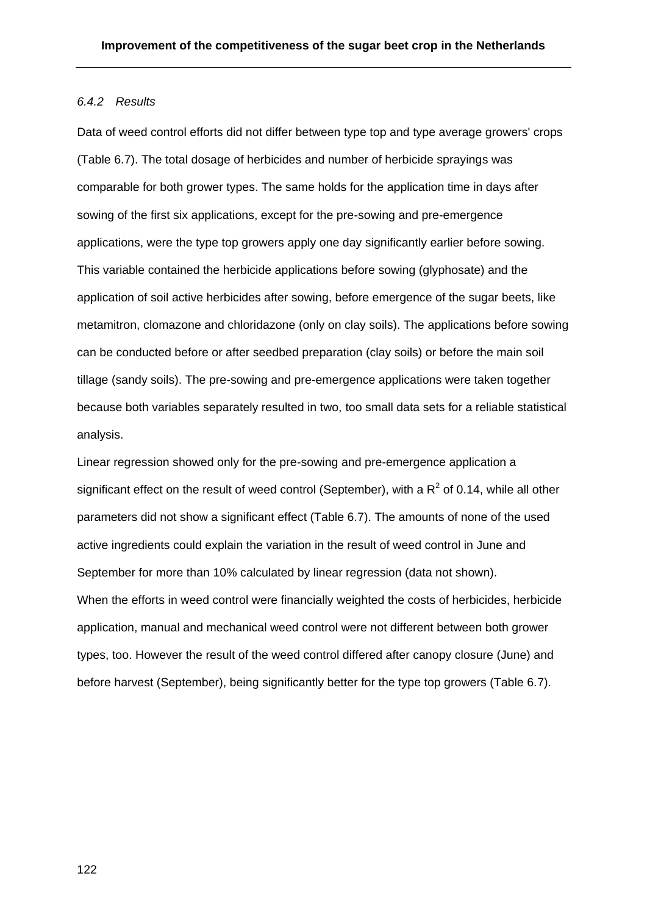### *6.4.2 Results*

Data of weed control efforts did not differ between type top and type average growers' crops (Table 6.7). The total dosage of herbicides and number of herbicide sprayings was comparable for both grower types. The same holds for the application time in days after sowing of the first six applications, except for the pre-sowing and pre-emergence applications, were the type top growers apply one day significantly earlier before sowing. This variable contained the herbicide applications before sowing (glyphosate) and the application of soil active herbicides after sowing, before emergence of the sugar beets, like metamitron, clomazone and chloridazone (only on clay soils). The applications before sowing can be conducted before or after seedbed preparation (clay soils) or before the main soil tillage (sandy soils). The pre-sowing and pre-emergence applications were taken together because both variables separately resulted in two, too small data sets for a reliable statistical analysis.

Linear regression showed only for the pre-sowing and pre-emergence application a significant effect on the result of weed control (September), with a $R^2$ of 0.14, while all other parameters did not show a significant effect (Table 6.7). The amounts of none of the used active ingredients could explain the variation in the result of weed control in June and September for more than 10% calculated by linear regression (data not shown).

When the efforts in weed control were financially weighted the costs of herbicides, herbicide application, manual and mechanical weed control were not different between both grower types, too. However the result of the weed control differed after canopy closure (June) and before harvest (September), being significantly better for the type top growers (Table 6.7).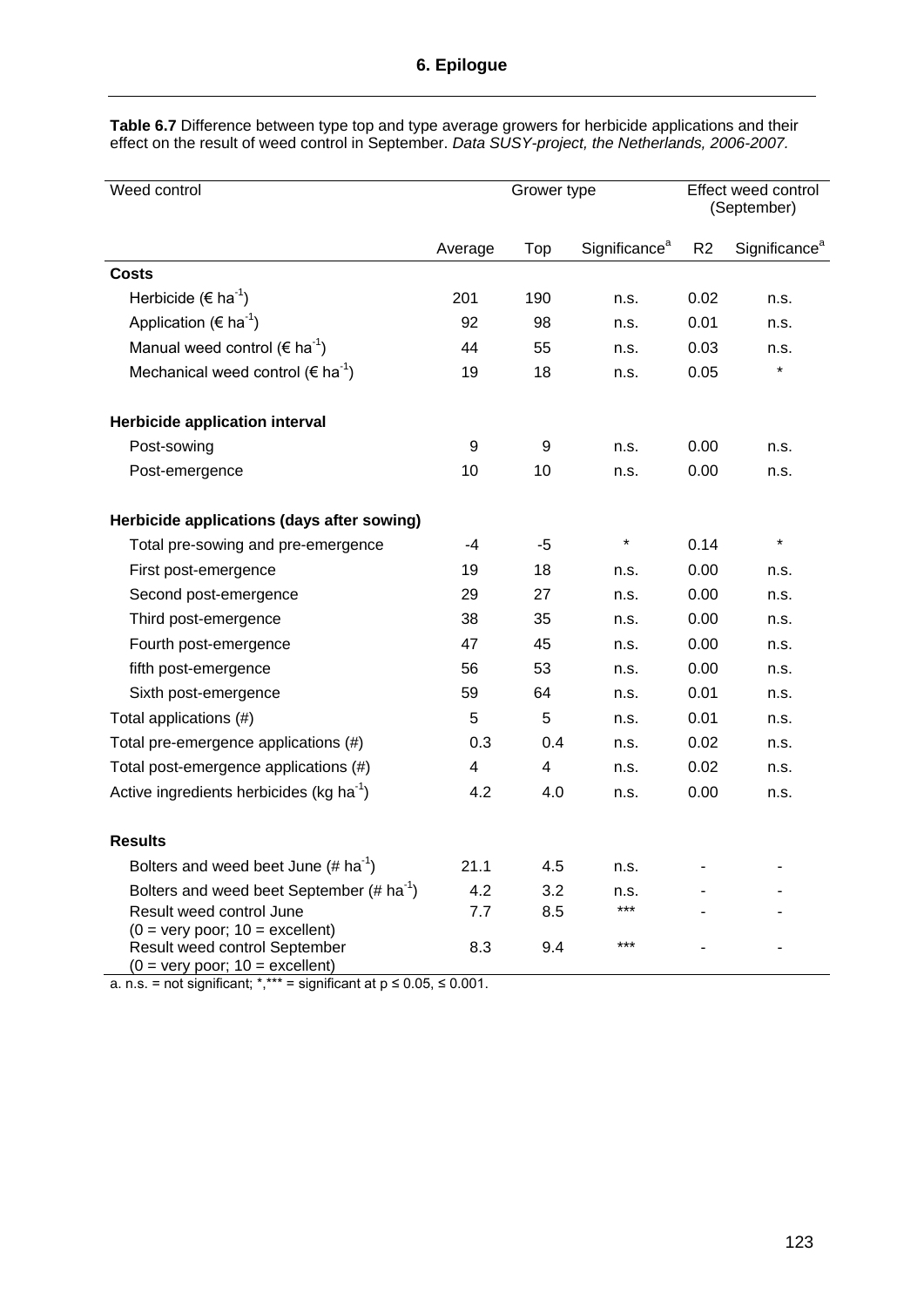**Table 6.7** Difference between type top and type average growers for herbicide applications and their effect on the result of weed control in September. *Data SUSY-project, the Netherlands, 2006-2007.*

| Weed control | Grower type | | | Effect weed control (September) | |
|---|---|---|---|---|---|
| | Average | Top | Significance[a] | R2 | Significance[a] |
| **Costs** | | | | | |
| Herbicide (€ ha$^{-1}$) | 201 | 190 | n.s. | 0.02 | n.s. |
| Application (€ ha$^{-1}$) | 92 | 98 | n.s. | 0.01 | n.s. |
| Manual weed control (€ ha$^{-1}$) | 44 | 55 | n.s. | 0.03 | n.s. |
| Mechanical weed control (€ ha$^{-1}$) | 19 | 18 | n.s. | 0.05 | * |
| **Herbicide application interval** | | | | | |
| Post-sowing | 9 | 9 | n.s. | 0.00 | n.s. |
| Post-emergence | 10 | 10 | n.s. | 0.00 | n.s. |
| **Herbicide applications (days after sowing)** | | | | | |
| Total pre-sowing and pre-emergence | -4 | -5 | * | 0.14 | * |
| First post-emergence | 19 | 18 | n.s. | 0.00 | n.s. |
| Second post-emergence | 29 | 27 | n.s. | 0.00 | n.s. |
| Third post-emergence | 38 | 35 | n.s. | 0.00 | n.s. |
| Fourth post-emergence | 47 | 45 | n.s. | 0.00 | n.s. |
| fifth post-emergence | 56 | 53 | n.s. | 0.00 | n.s. |
| Sixth post-emergence | 59 | 64 | n.s. | 0.01 | n.s. |
| Total applications (#) | 5 | 5 | n.s. | 0.01 | n.s. |
| Total pre-emergence applications (#) | 0.3 | 0.4 | n.s. | 0.02 | n.s. |
| Total post-emergence applications (#) | 4 | 4 | n.s. | 0.02 | n.s. |
| Active ingredients herbicides (kg ha$^{-1}$) | 4.2 | 4.0 | n.s. | 0.00 | n.s. |
| **Results** | | | | | |
| Bolters and weed beet June (# ha$^{-1}$) | 21.1 | 4.5 | n.s. | - | - |
| Bolters and weed beet September (# ha$^{-1}$) | 4.2 | 3.2 | n.s. | - | - |
| Result weed control June (0 = very poor; 10 = excellent) | 7.7 | 8.5 | *** | - | - |
| Result weed control September (0 = very poor; 10 = excellent) | 8.3 | 9.4 | *** | - | - |

a. n.s. = not significant; *,*** = significant at $p \leq 0.05$, $\leq 0.001$.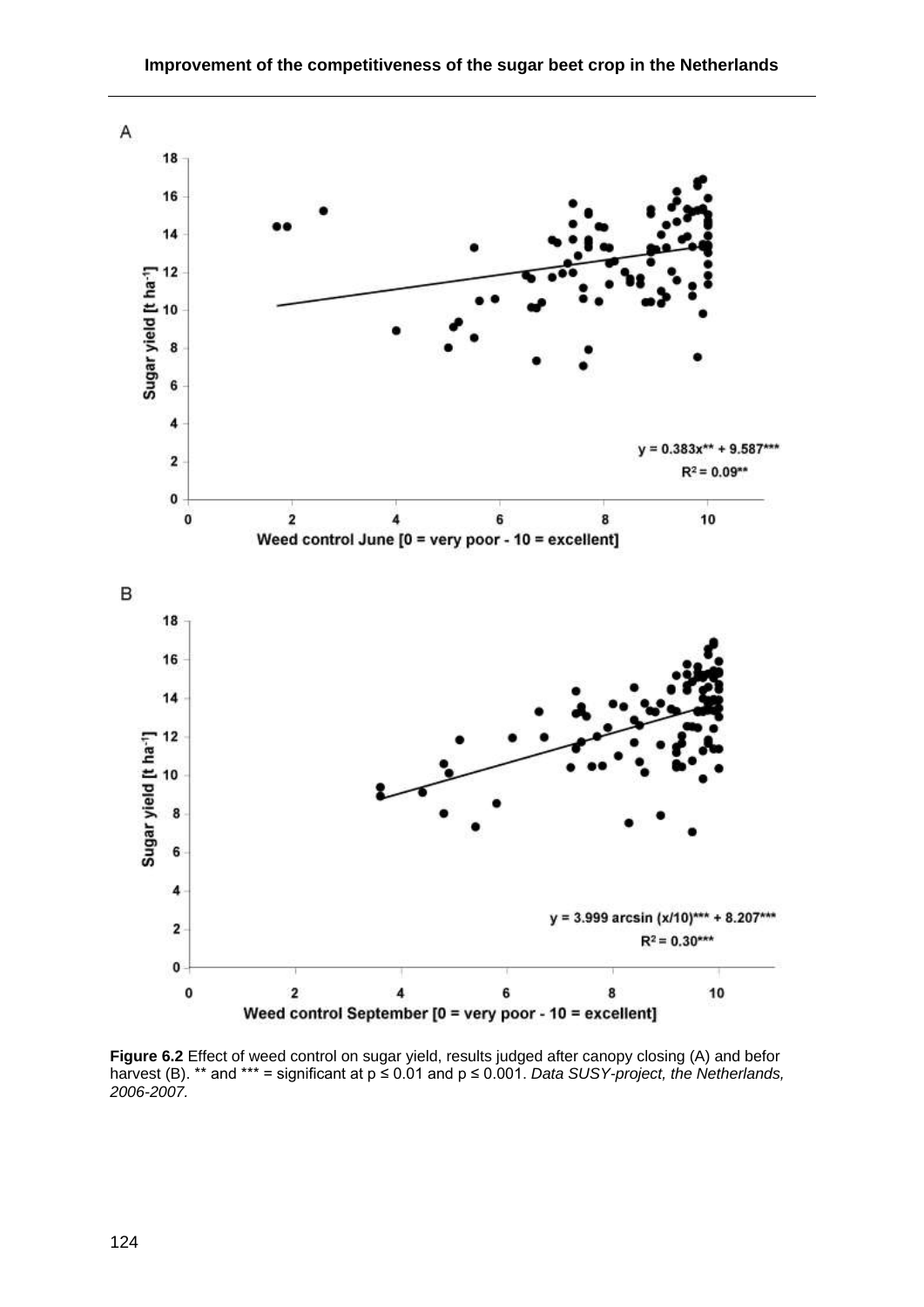A

B

**Figure 6.2** Effect of weed control on sugar yield, results judged after canopy closing (A) and befor harvest (B). ** and *** = significant at p ≤ 0.01 and p ≤ 0.001. *Data SUSY-project, the Netherlands, 2006-2007.*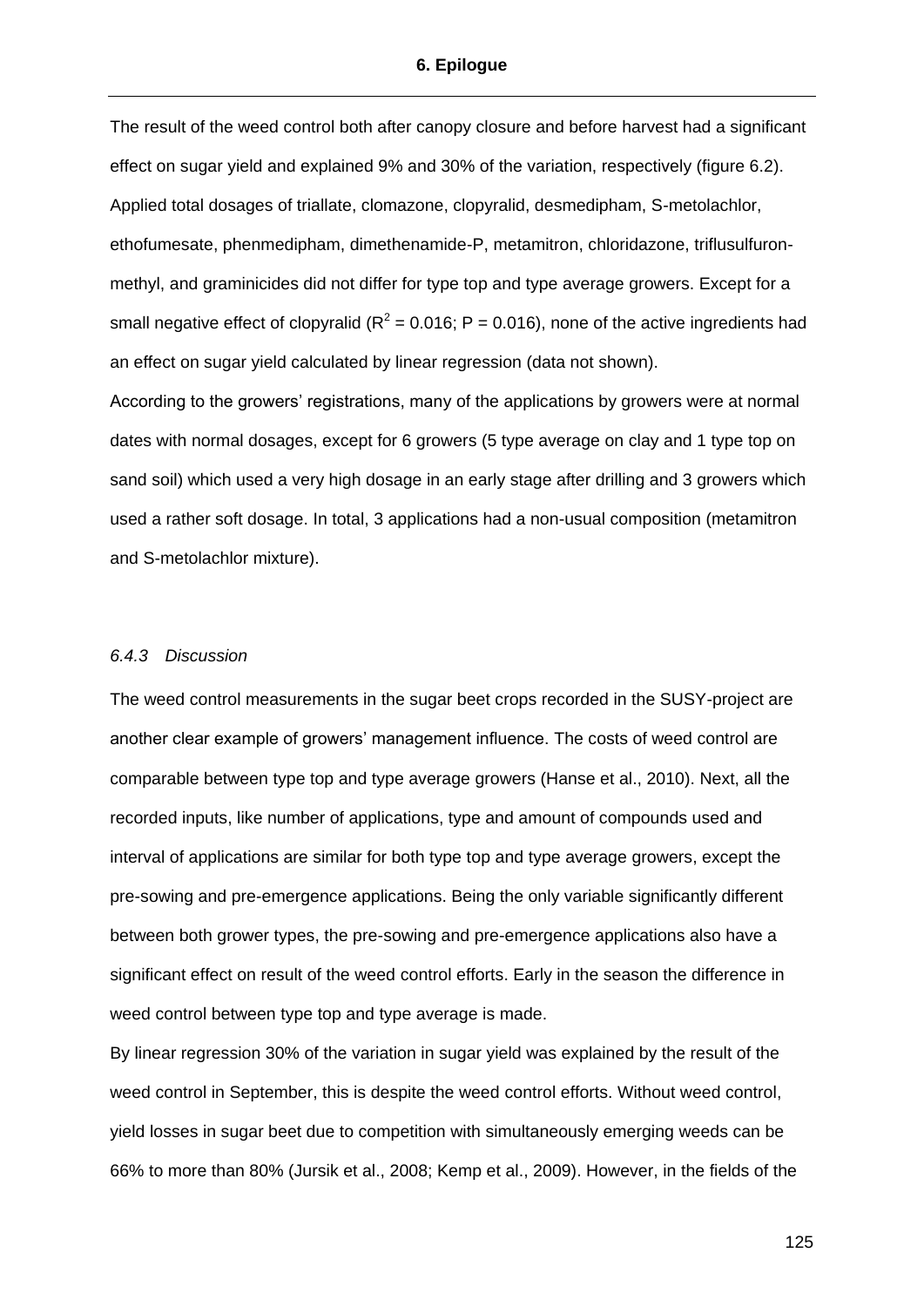The result of the weed control both after canopy closure and before harvest had a significant effect on sugar yield and explained 9% and 30% of the variation, respectively (figure 6.2). Applied total dosages of triallate, clomazone, clopyralid, desmedipham, S-metolachlor, ethofumesate, phenmedipham, dimethenamide-P, metamitron, chloridazone, triflusulfuron-methyl, and graminicides did not differ for type top and type average growers. Except for a small negative effect of clopyralid ($R^2 = 0.016$; $P = 0.016$), none of the active ingredients had an effect on sugar yield calculated by linear regression (data not shown).

According to the growers' registrations, many of the applications by growers were at normal dates with normal dosages, except for 6 growers (5 type average on clay and 1 type top on sand soil) which used a very high dosage in an early stage after drilling and 3 growers which used a rather soft dosage. In total, 3 applications had a non-usual composition (metamitron and S-metolachlor mixture).

### *6.4.3 Discussion*

The weed control measurements in the sugar beet crops recorded in the SUSY-project are another clear example of growers' management influence. The costs of weed control are comparable between type top and type average growers (Hanse et al., 2010). Next, all the recorded inputs, like number of applications, type and amount of compounds used and interval of applications are similar for both type top and type average growers, except the pre-sowing and pre-emergence applications. Being the only variable significantly different between both grower types, the pre-sowing and pre-emergence applications also have a significant effect on result of the weed control efforts. Early in the season the difference in weed control between type top and type average is made.

By linear regression 30% of the variation in sugar yield was explained by the result of the weed control in September, this is despite the weed control efforts. Without weed control, yield losses in sugar beet due to competition with simultaneously emerging weeds can be 66% to more than 80% (Jursik et al., 2008; Kemp et al., 2009). However, in the fields of the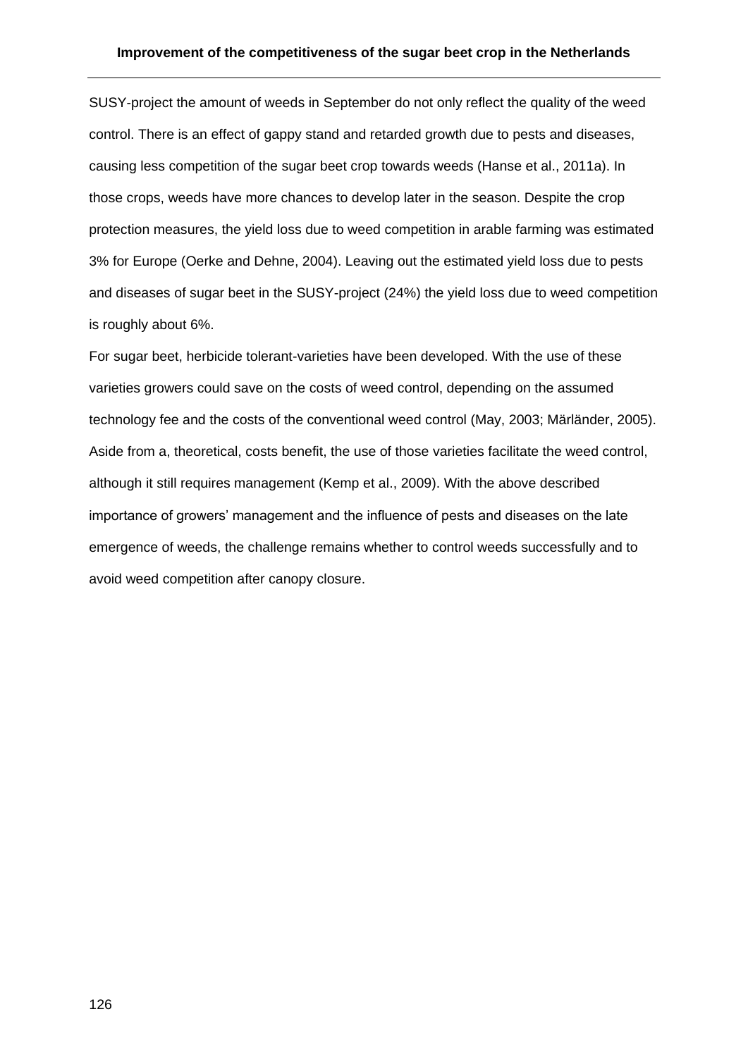SUSY-project the amount of weeds in September do not only reflect the quality of the weed control. There is an effect of gappy stand and retarded growth due to pests and diseases, causing less competition of the sugar beet crop towards weeds (Hanse et al., 2011a). In those crops, weeds have more chances to develop later in the season. Despite the crop protection measures, the yield loss due to weed competition in arable farming was estimated 3% for Europe (Oerke and Dehne, 2004). Leaving out the estimated yield loss due to pests and diseases of sugar beet in the SUSY-project (24%) the yield loss due to weed competition is roughly about 6%.

For sugar beet, herbicide tolerant-varieties have been developed. With the use of these varieties growers could save on the costs of weed control, depending on the assumed technology fee and the costs of the conventional weed control (May, 2003; Märländer, 2005). Aside from a, theoretical, costs benefit, the use of those varieties facilitate the weed control, although it still requires management (Kemp et al., 2009). With the above described importance of growers' management and the influence of pests and diseases on the late emergence of weeds, the challenge remains whether to control weeds successfully and to avoid weed competition after canopy closure.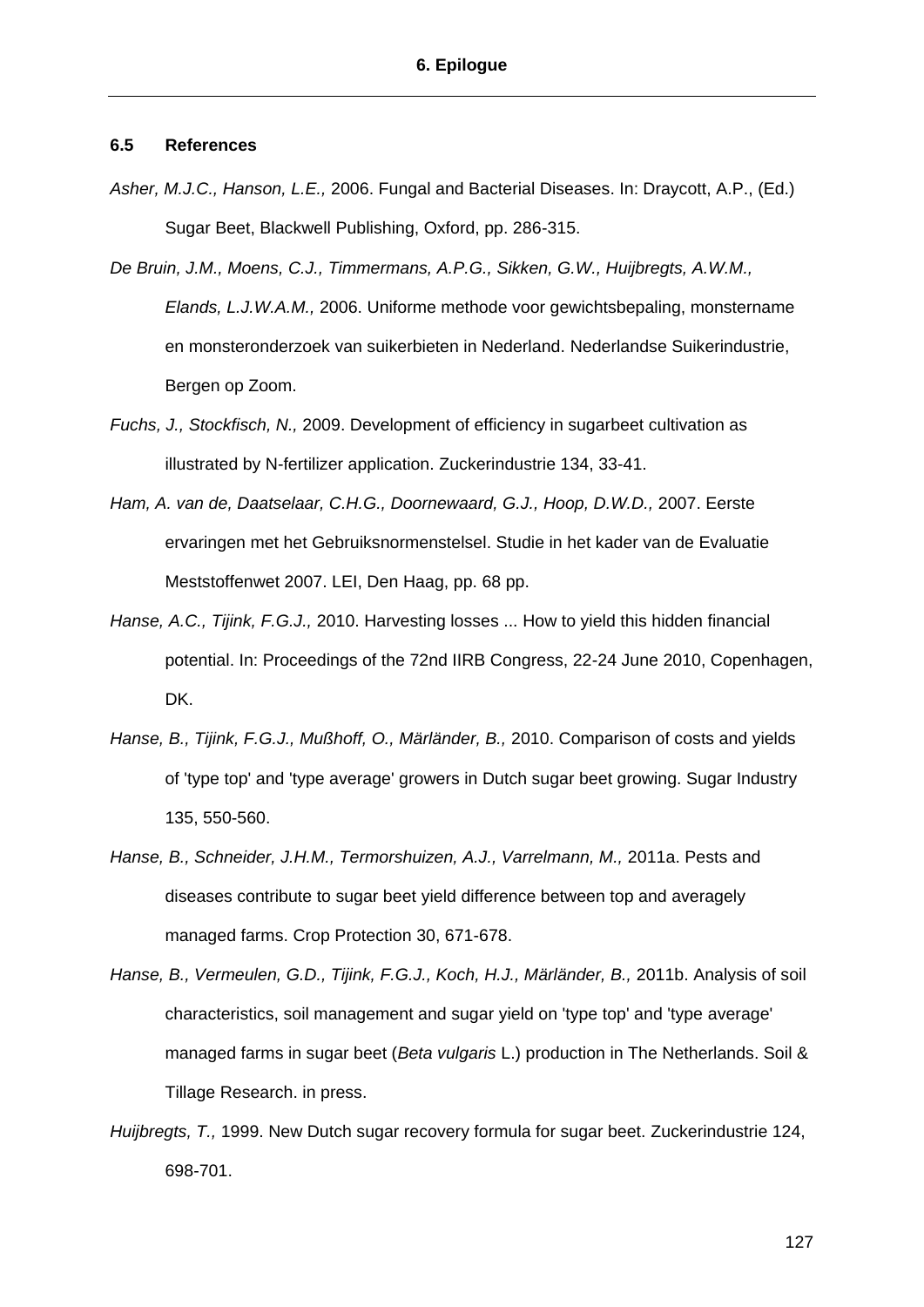### 6.5 References

*Asher, M.J.C., Hanson, L.E.,* 2006. Fungal and Bacterial Diseases. In: Draycott, A.P., (Ed.) Sugar Beet, Blackwell Publishing, Oxford, pp. 286-315.

*De Bruin, J.M., Moens, C.J., Timmermans, A.P.G., Sikken, G.W., Huijbregts, A.W.M., Elands, L.J.W.A.M.,* 2006. Uniforme methode voor gewichtsbepaling, monstername en monsteronderzoek van suikerbieten in Nederland. Nederlandse Suikerindustrie, Bergen op Zoom.

*Fuchs, J., Stockfisch, N.,* 2009. Development of efficiency in sugarbeet cultivation as illustrated by N-fertilizer application. Zuckerindustrie 134, 33-41.

*Ham, A. van de, Daatselaar, C.H.G., Doornewaard, G.J., Hoop, D.W.D.,* 2007. Eerste ervaringen met het Gebruiksnormenstelsel. Studie in het kader van de Evaluatie Meststoffenwet 2007. LEI, Den Haag, pp. 68 pp.

*Hanse, A.C., Tijink, F.G.J.,* 2010. Harvesting losses ... How to yield this hidden financial potential. In: Proceedings of the 72nd IIRB Congress, 22-24 June 2010, Copenhagen, DK.

*Hanse, B., Tijink, F.G.J., Mußhoff, O., Märländer, B.,* 2010. Comparison of costs and yields of 'type top' and 'type average' growers in Dutch sugar beet growing. Sugar Industry 135, 550-560.

*Hanse, B., Schneider, J.H.M., Termorshuizen, A.J., Varrelmann, M.,* 2011a. Pests and diseases contribute to sugar beet yield difference between top and averagely managed farms. Crop Protection 30, 671-678.

*Hanse, B., Vermeulen, G.D., Tijink, F.G.J., Koch, H.J., Märländer, B.,* 2011b. Analysis of soil characteristics, soil management and sugar yield on 'type top' and 'type average' managed farms in sugar beet (*Beta vulgaris* L.) production in The Netherlands. Soil & Tillage Research. in press.

*Huijbregts, T.,* 1999. New Dutch sugar recovery formula for sugar beet. Zuckerindustrie 124, 698-701.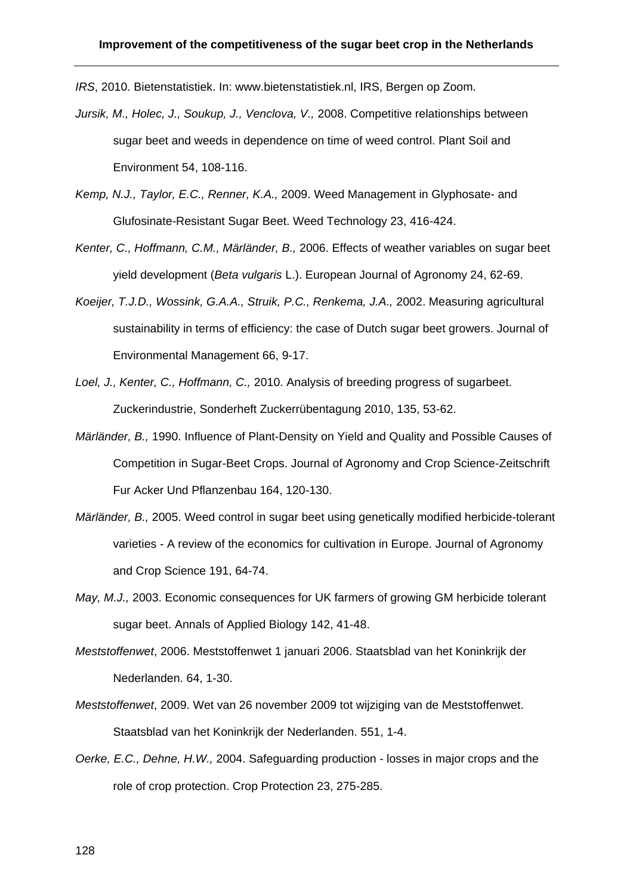*IRS*, 2010. Bietenstatistiek. In: www.bietenstatistiek.nl, IRS, Bergen op Zoom.

*Jursik, M., Holec, J., Soukup, J., Venclova, V.,* 2008. Competitive relationships between sugar beet and weeds in dependence on time of weed control. Plant Soil and Environment 54, 108-116.

*Kemp, N.J., Taylor, E.C., Renner, K.A.,* 2009. Weed Management in Glyphosate- and Glufosinate-Resistant Sugar Beet. Weed Technology 23, 416-424.

*Kenter, C., Hoffmann, C.M., Märländer, B.,* 2006. Effects of weather variables on sugar beet yield development (*Beta vulgaris* L.). European Journal of Agronomy 24, 62-69.

*Koeijer, T.J.D., Wossink, G.A.A., Struik, P.C., Renkema, J.A.,* 2002. Measuring agricultural sustainability in terms of efficiency: the case of Dutch sugar beet growers. Journal of Environmental Management 66, 9-17.

*Loel, J., Kenter, C., Hoffmann, C.,* 2010. Analysis of breeding progress of sugarbeet. Zuckerindustrie, Sonderheft Zuckerrübentagung 2010, 135, 53-62.

*Märländer, B.,* 1990. Influence of Plant-Density on Yield and Quality and Possible Causes of Competition in Sugar-Beet Crops. Journal of Agronomy and Crop Science-Zeitschrift Fur Acker Und Pflanzenbau 164, 120-130.

*Märländer, B.,* 2005. Weed control in sugar beet using genetically modified herbicide-tolerant varieties - A review of the economics for cultivation in Europe. Journal of Agronomy and Crop Science 191, 64-74.

*May, M.J.,* 2003. Economic consequences for UK farmers of growing GM herbicide tolerant sugar beet. Annals of Applied Biology 142, 41-48.

*Meststoffenwet*, 2006. Meststoffenwet 1 januari 2006. Staatsblad van het Koninkrijk der Nederlanden. 64, 1-30.

*Meststoffenwet*, 2009. Wet van 26 november 2009 tot wijziging van de Meststoffenwet. Staatsblad van het Koninkrijk der Nederlanden. 551, 1-4.

*Oerke, E.C., Dehne, H.W.,* 2004. Safeguarding production - losses in major crops and the role of crop protection. Crop Protection 23, 275-285.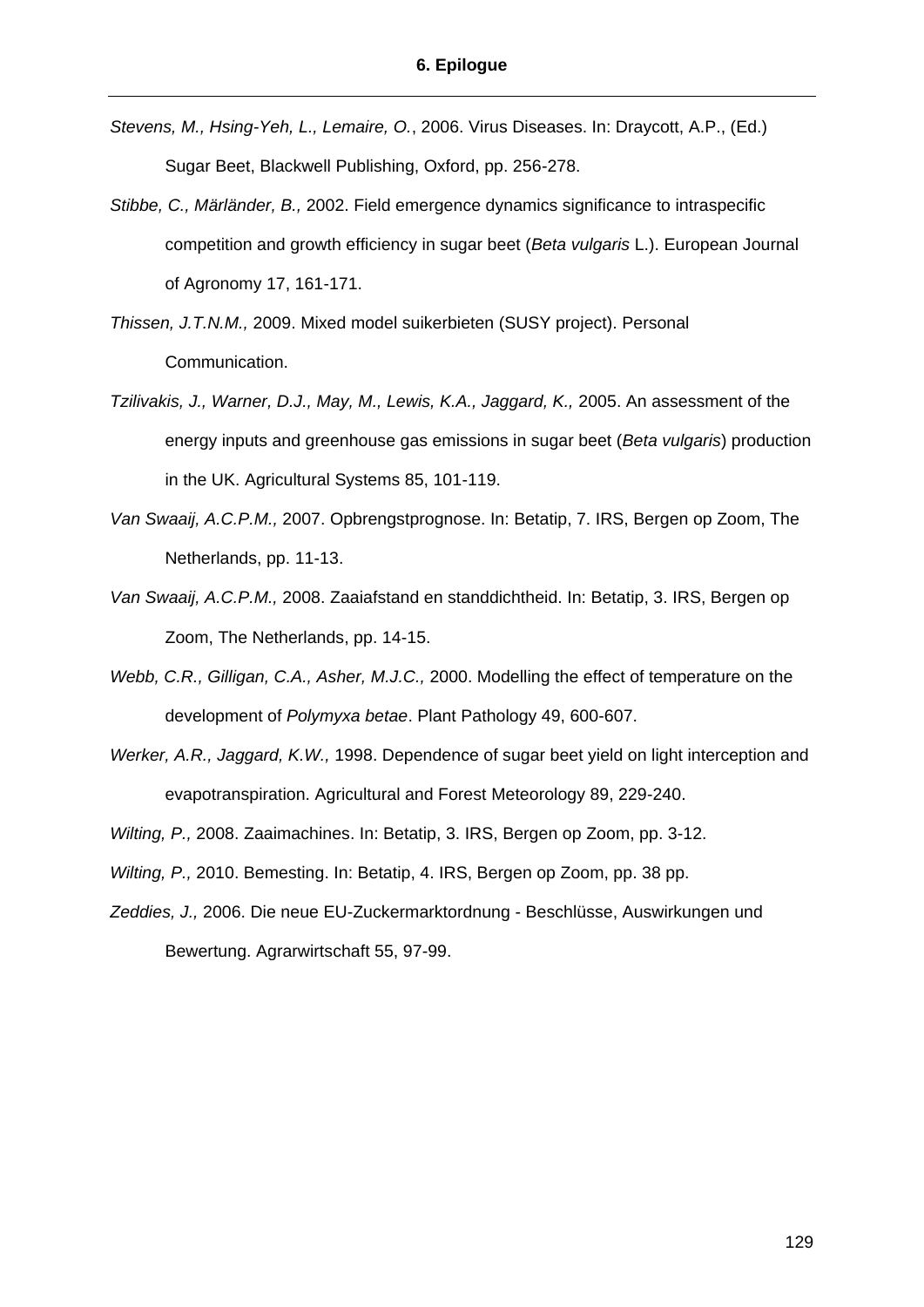*Stevens, M., Hsing-Yeh, L., Lemaire, O.*, 2006. Virus Diseases. In: Draycott, A.P., (Ed.) Sugar Beet, Blackwell Publishing, Oxford, pp. 256-278.

*Stibbe, C., Märländer, B.,* 2002. Field emergence dynamics significance to intraspecific competition and growth efficiency in sugar beet (*Beta vulgaris* L.). European Journal of Agronomy 17, 161-171.

*Thissen, J.T.N.M.,* 2009. Mixed model suikerbieten (SUSY project). Personal Communication.

*Tzilivakis, J., Warner, D.J., May, M., Lewis, K.A., Jaggard, K.,* 2005. An assessment of the energy inputs and greenhouse gas emissions in sugar beet (*Beta vulgaris*) production in the UK. Agricultural Systems 85, 101-119.

*Van Swaaij, A.C.P.M.,* 2007. Opbrengstprognose. In: Betatip, 7. IRS, Bergen op Zoom, The Netherlands, pp. 11-13.

*Van Swaaij, A.C.P.M.,* 2008. Zaaiafstand en standdichtheid. In: Betatip, 3. IRS, Bergen op Zoom, The Netherlands, pp. 14-15.

*Webb, C.R., Gilligan, C.A., Asher, M.J.C.,* 2000. Modelling the effect of temperature on the development of *Polymyxa betae*. Plant Pathology 49, 600-607.

*Werker, A.R., Jaggard, K.W.,* 1998. Dependence of sugar beet yield on light interception and evapotranspiration. Agricultural and Forest Meteorology 89, 229-240.

*Wilting, P.,* 2008. Zaaimachines. In: Betatip, 3. IRS, Bergen op Zoom, pp. 3-12.

*Wilting, P.,* 2010. Bemesting. In: Betatip, 4. IRS, Bergen op Zoom, pp. 38 pp.

*Zeddies, J.,* 2006. Die neue EU-Zuckermarktordnung - Beschlüsse, Auswirkungen und Bewertung. Agrarwirtschaft 55, 97-99.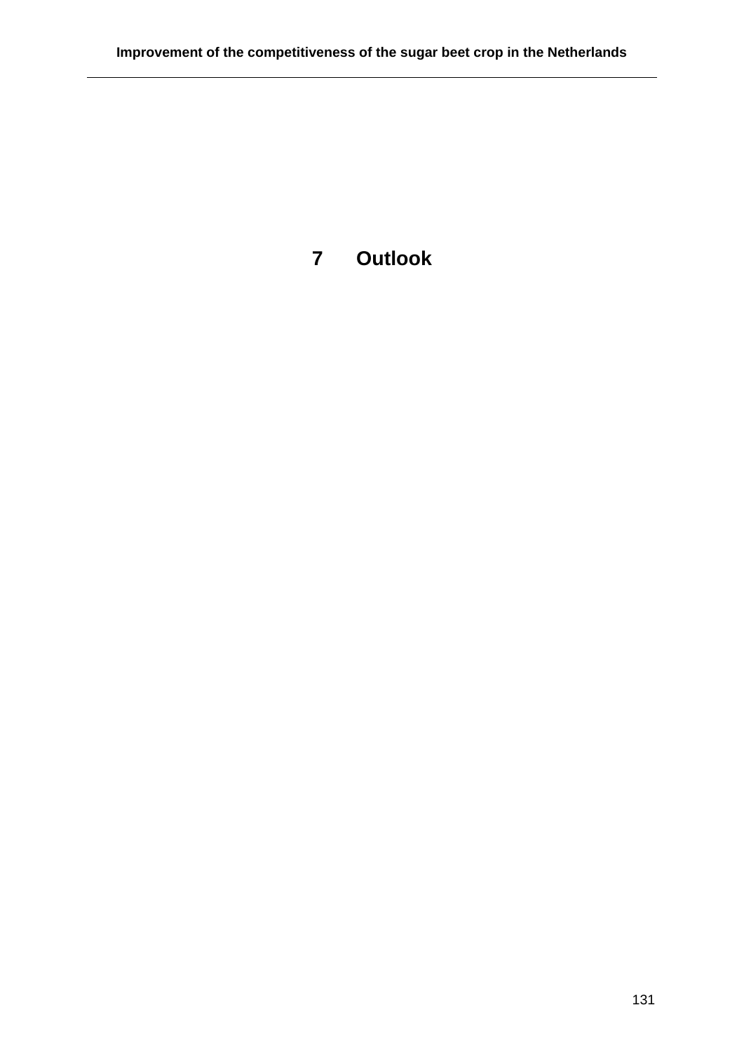# 7 Outlook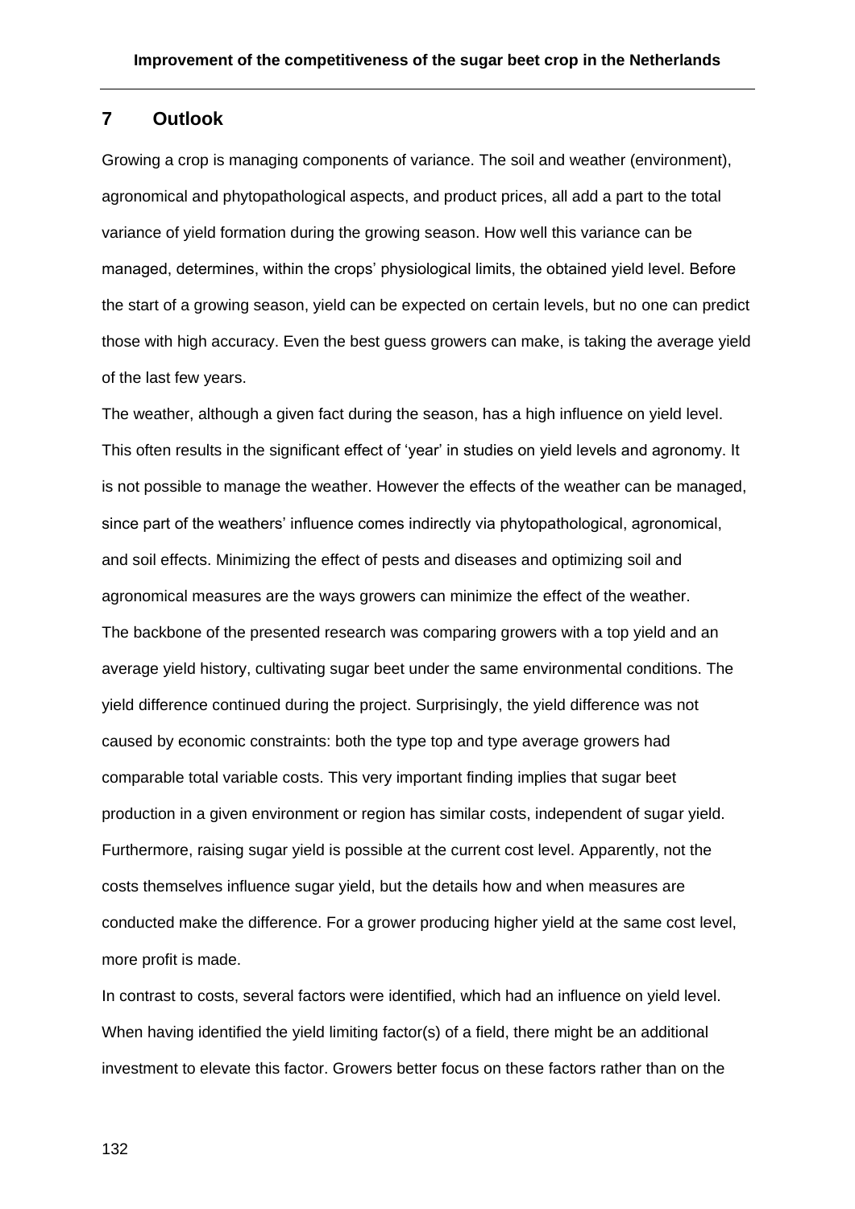# 7 Outlook

Growing a crop is managing components of variance. The soil and weather (environment), agronomical and phytopathological aspects, and product prices, all add a part to the total variance of yield formation during the growing season. How well this variance can be managed, determines, within the crops' physiological limits, the obtained yield level. Before the start of a growing season, yield can be expected on certain levels, but no one can predict those with high accuracy. Even the best guess growers can make, is taking the average yield of the last few years.

The weather, although a given fact during the season, has a high influence on yield level. This often results in the significant effect of 'year' in studies on yield levels and agronomy. It is not possible to manage the weather. However the effects of the weather can be managed, since part of the weathers' influence comes indirectly via phytopathological, agronomical, and soil effects. Minimizing the effect of pests and diseases and optimizing soil and agronomical measures are the ways growers can minimize the effect of the weather.

The backbone of the presented research was comparing growers with a top yield and an average yield history, cultivating sugar beet under the same environmental conditions. The yield difference continued during the project. Surprisingly, the yield difference was not caused by economic constraints: both the type top and type average growers had comparable total variable costs. This very important finding implies that sugar beet production in a given environment or region has similar costs, independent of sugar yield. Furthermore, raising sugar yield is possible at the current cost level. Apparently, not the costs themselves influence sugar yield, but the details how and when measures are conducted make the difference. For a grower producing higher yield at the same cost level, more profit is made.

In contrast to costs, several factors were identified, which had an influence on yield level. When having identified the yield limiting factor(s) of a field, there might be an additional investment to elevate this factor. Growers better focus on these factors rather than on the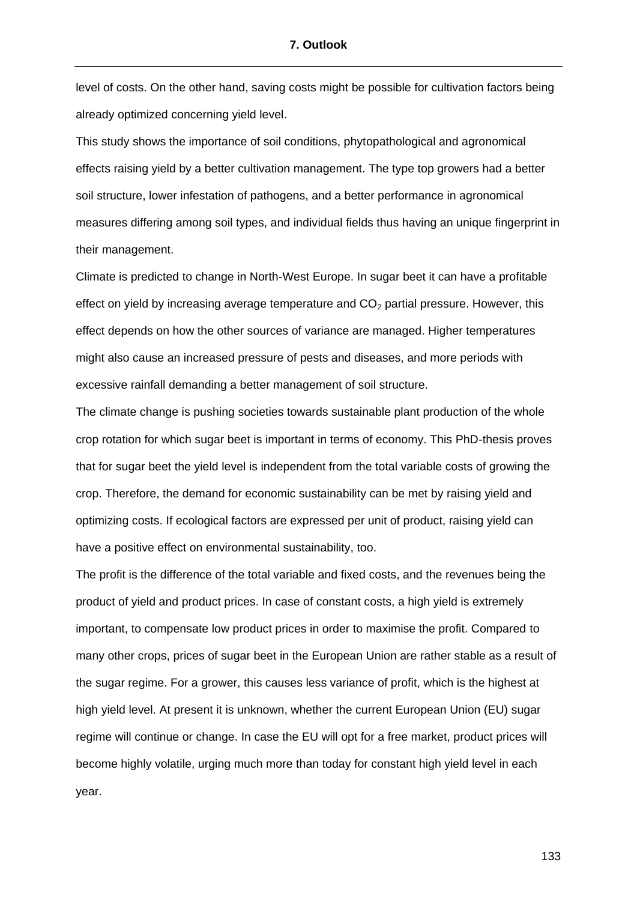level of costs. On the other hand, saving costs might be possible for cultivation factors being already optimized concerning yield level.

This study shows the importance of soil conditions, phytopathological and agronomical effects raising yield by a better cultivation management. The type top growers had a better soil structure, lower infestation of pathogens, and a better performance in agronomical measures differing among soil types, and individual fields thus having an unique fingerprint in their management.

Climate is predicted to change in North-West Europe. In sugar beet it can have a profitable effect on yield by increasing average temperature and $CO_2$ partial pressure. However, this effect depends on how the other sources of variance are managed. Higher temperatures might also cause an increased pressure of pests and diseases, and more periods with excessive rainfall demanding a better management of soil structure.

The climate change is pushing societies towards sustainable plant production of the whole crop rotation for which sugar beet is important in terms of economy. This PhD-thesis proves that for sugar beet the yield level is independent from the total variable costs of growing the crop. Therefore, the demand for economic sustainability can be met by raising yield and optimizing costs. If ecological factors are expressed per unit of product, raising yield can have a positive effect on environmental sustainability, too.

The profit is the difference of the total variable and fixed costs, and the revenues being the product of yield and product prices. In case of constant costs, a high yield is extremely important, to compensate low product prices in order to maximise the profit. Compared to many other crops, prices of sugar beet in the European Union are rather stable as a result of the sugar regime. For a grower, this causes less variance of profit, which is the highest at high yield level. At present it is unknown, whether the current European Union (EU) sugar regime will continue or change. In case the EU will opt for a free market, product prices will become highly volatile, urging much more than today for constant high yield level in each year.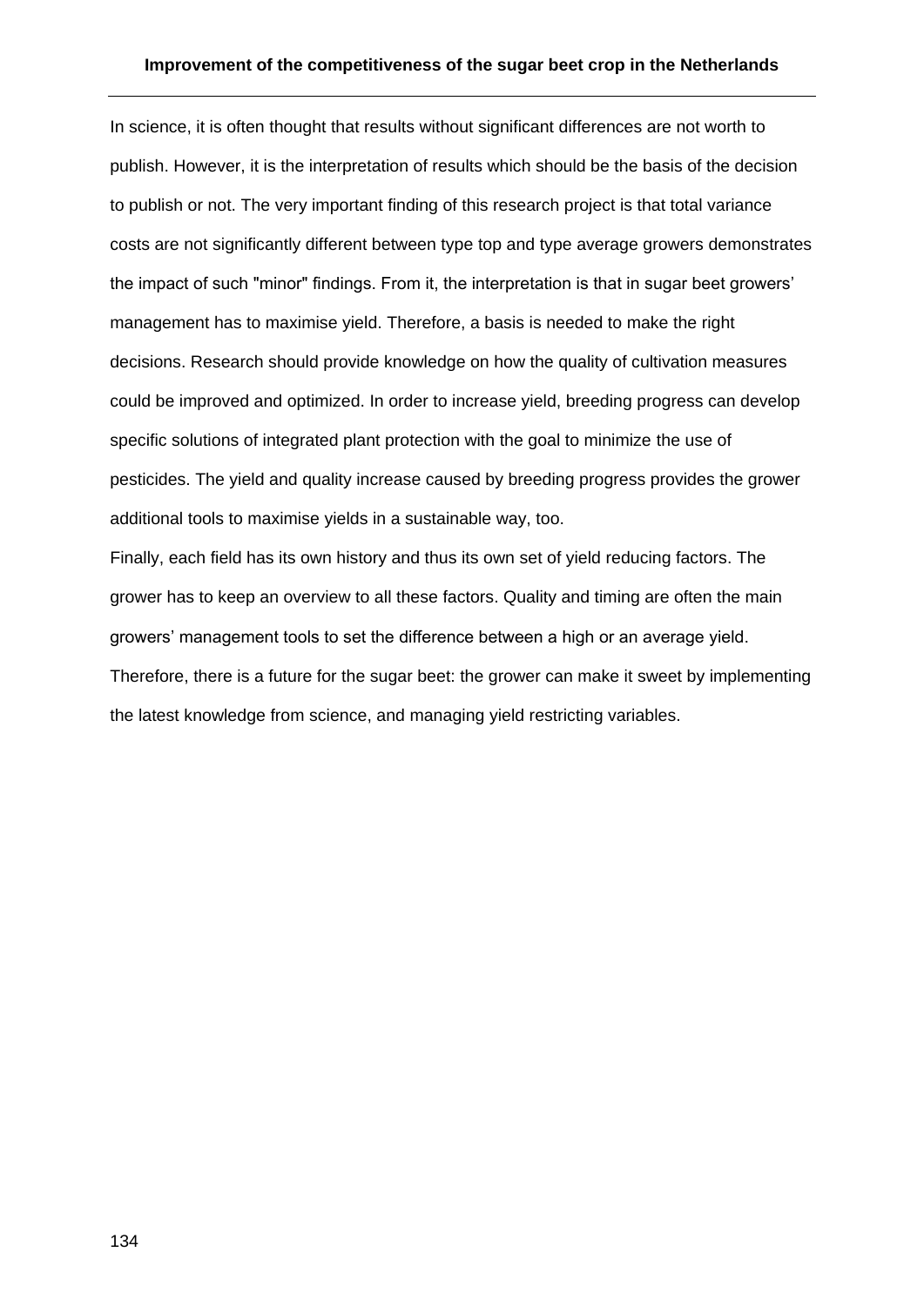In science, it is often thought that results without significant differences are not worth to publish. However, it is the interpretation of results which should be the basis of the decision to publish or not. The very important finding of this research project is that total variance costs are not significantly different between type top and type average growers demonstrates the impact of such "minor" findings. From it, the interpretation is that in sugar beet growers' management has to maximise yield. Therefore, a basis is needed to make the right decisions. Research should provide knowledge on how the quality of cultivation measures could be improved and optimized. In order to increase yield, breeding progress can develop specific solutions of integrated plant protection with the goal to minimize the use of pesticides. The yield and quality increase caused by breeding progress provides the grower additional tools to maximise yields in a sustainable way, too.

Finally, each field has its own history and thus its own set of yield reducing factors. The grower has to keep an overview to all these factors. Quality and timing are often the main growers' management tools to set the difference between a high or an average yield. Therefore, there is a future for the sugar beet: the grower can make it sweet by implementing the latest knowledge from science, and managing yield restricting variables.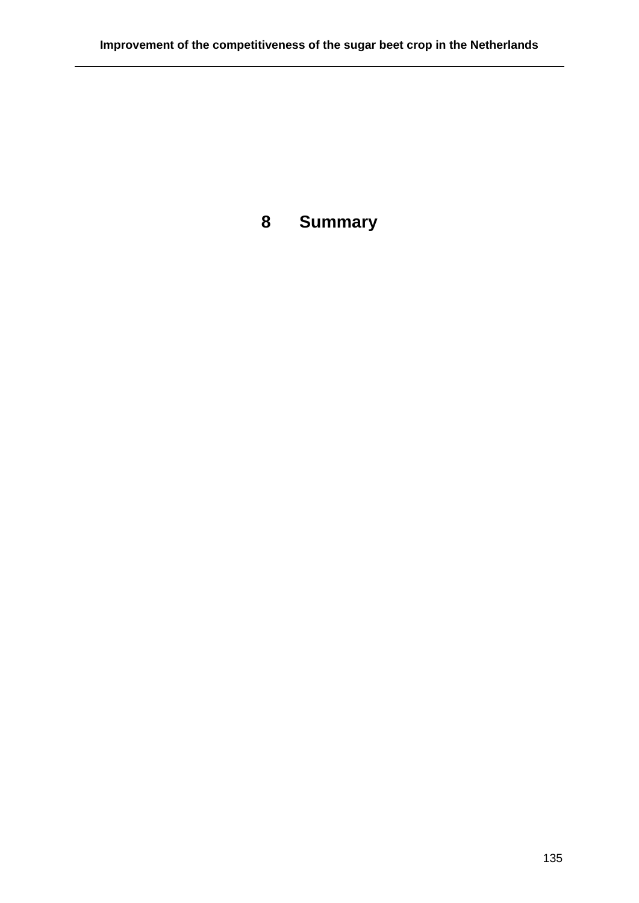# 8 Summary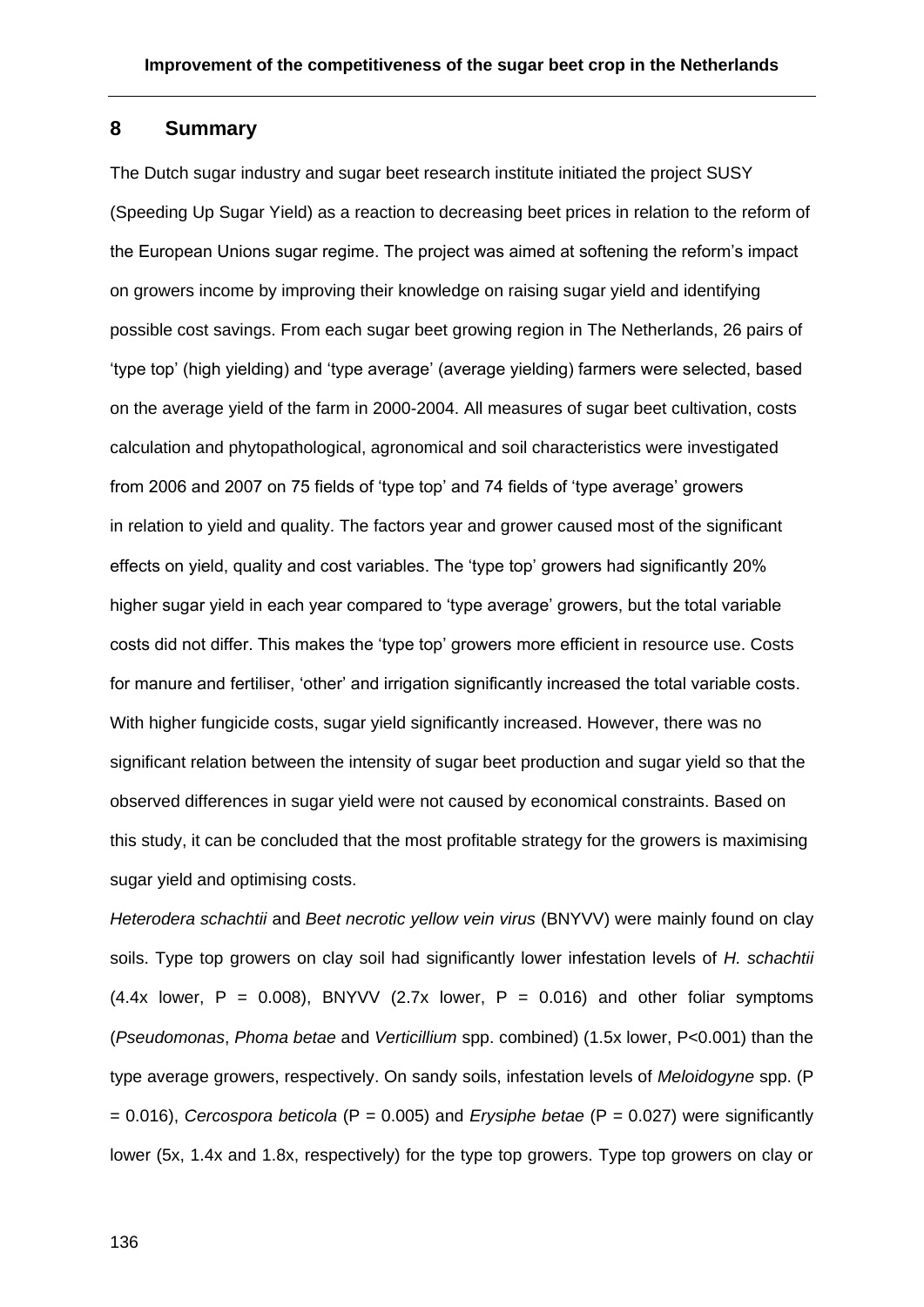## 8 Summary

The Dutch sugar industry and sugar beet research institute initiated the project SUSY (Speeding Up Sugar Yield) as a reaction to decreasing beet prices in relation to the reform of the European Unions sugar regime. The project was aimed at softening the reform's impact on growers income by improving their knowledge on raising sugar yield and identifying possible cost savings. From each sugar beet growing region in The Netherlands, 26 pairs of 'type top' (high yielding) and 'type average' (average yielding) farmers were selected, based on the average yield of the farm in 2000-2004. All measures of sugar beet cultivation, costs calculation and phytopathological, agronomical and soil characteristics were investigated from 2006 and 2007 on 75 fields of 'type top' and 74 fields of 'type average' growers in relation to yield and quality. The factors year and grower caused most of the significant effects on yield, quality and cost variables. The 'type top' growers had significantly 20% higher sugar yield in each year compared to 'type average' growers, but the total variable costs did not differ. This makes the 'type top' growers more efficient in resource use. Costs for manure and fertiliser, 'other' and irrigation significantly increased the total variable costs. With higher fungicide costs, sugar yield significantly increased. However, there was no significant relation between the intensity of sugar beet production and sugar yield so that the observed differences in sugar yield were not caused by economical constraints. Based on this study, it can be concluded that the most profitable strategy for the growers is maximising sugar yield and optimising costs.

*Heterodera schachtii* and *Beet necrotic yellow vein virus* (BNYVV) were mainly found on clay soils. Type top growers on clay soil had significantly lower infestation levels of *H. schachtii* (4.4x lower, $P = 0.008$), BNYVV (2.7x lower, $P = 0.016$) and other foliar symptoms (*Pseudomonas*, *Phoma betae* and *Verticillium* spp. combined) (1.5x lower, $P<0.001$) than the type average growers, respectively. On sandy soils, infestation levels of *Meloidogyne* spp. ($P = 0.016$), *Cercospora beticola* ($P = 0.005$) and *Erysiphe betae* ($P = 0.027$) were significantly lower (5x, 1.4x and 1.8x, respectively) for the type top growers. Type top growers on clay or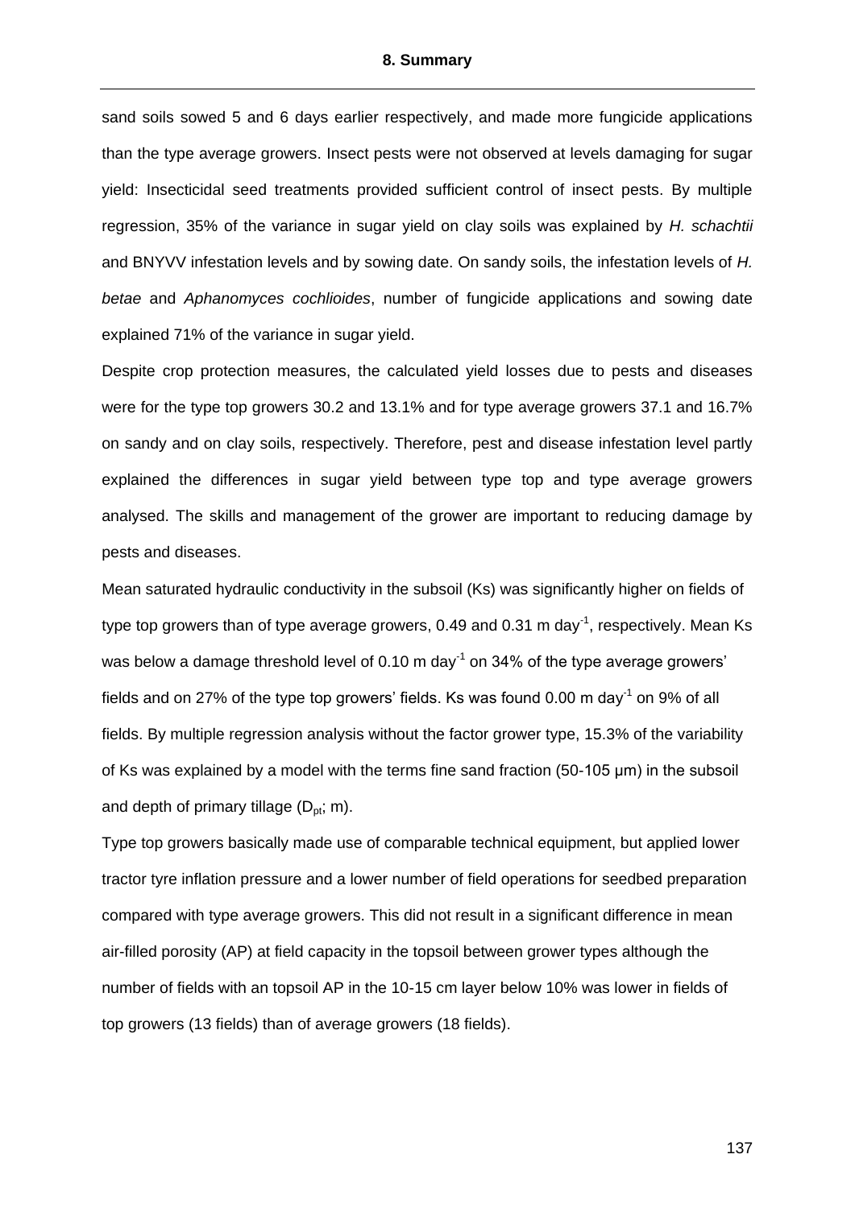sand soils sowed 5 and 6 days earlier respectively, and made more fungicide applications than the type average growers. Insect pests were not observed at levels damaging for sugar yield: Insecticidal seed treatments provided sufficient control of insect pests. By multiple regression, 35% of the variance in sugar yield on clay soils was explained by *H. schachtii* and BNYVV infestation levels and by sowing date. On sandy soils, the infestation levels of *H. betae* and *Aphanomyces cochlioides*, number of fungicide applications and sowing date explained 71% of the variance in sugar yield.

Despite crop protection measures, the calculated yield losses due to pests and diseases were for the type top growers 30.2 and 13.1% and for type average growers 37.1 and 16.7% on sandy and on clay soils, respectively. Therefore, pest and disease infestation level partly explained the differences in sugar yield between type top and type average growers analysed. The skills and management of the grower are important to reducing damage by pests and diseases.

Mean saturated hydraulic conductivity in the subsoil (Ks) was significantly higher on fields of type top growers than of type average growers, 0.49 and 0.31 m day$^{-1}$, respectively. Mean Ks was below a damage threshold level of 0.10 m day$^{-1}$ on 34% of the type average growers' fields and on 27% of the type top growers' fields. Ks was found 0.00 m day$^{-1}$ on 9% of all fields. By multiple regression analysis without the factor grower type, 15.3% of the variability of Ks was explained by a model with the terms fine sand fraction (50-105 µm) in the subsoil and depth of primary tillage ($D_{pt}$; m).

Type top growers basically made use of comparable technical equipment, but applied lower tractor tyre inflation pressure and a lower number of field operations for seedbed preparation compared with type average growers. This did not result in a significant difference in mean air-filled porosity (AP) at field capacity in the topsoil between grower types although the number of fields with an topsoil AP in the 10-15 cm layer below 10% was lower in fields of top growers (13 fields) than of average growers (18 fields).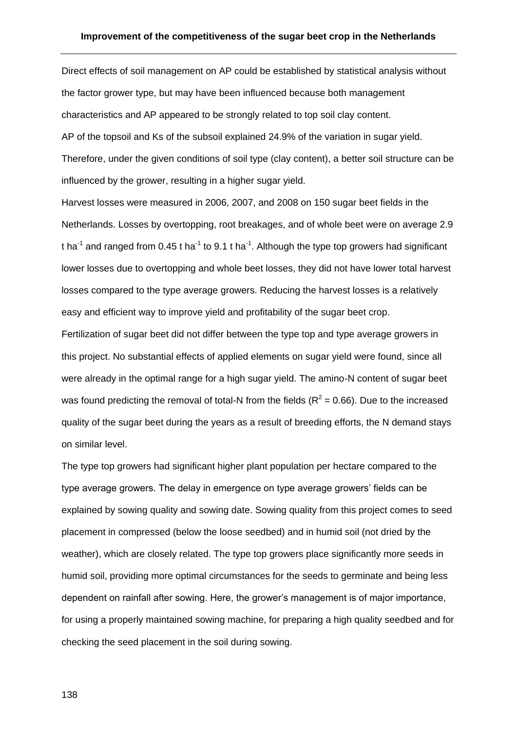Direct effects of soil management on AP could be established by statistical analysis without the factor grower type, but may have been influenced because both management characteristics and AP appeared to be strongly related to top soil clay content.

AP of the topsoil and Ks of the subsoil explained 24.9% of the variation in sugar yield. Therefore, under the given conditions of soil type (clay content), a better soil structure can be influenced by the grower, resulting in a higher sugar yield.

Harvest losses were measured in 2006, 2007, and 2008 on 150 sugar beet fields in the Netherlands. Losses by overtopping, root breakages, and of whole beet were on average 2.9 t $ha^{-1}$ and ranged from 0.45 t $ha^{-1}$ to 9.1 t $ha^{-1}$. Although the type top growers had significant lower losses due to overtopping and whole beet losses, they did not have lower total harvest losses compared to the type average growers. Reducing the harvest losses is a relatively easy and efficient way to improve yield and profitability of the sugar beet crop.

Fertilization of sugar beet did not differ between the type top and type average growers in this project. No substantial effects of applied elements on sugar yield were found, since all were already in the optimal range for a high sugar yield. The amino-N content of sugar beet was found predicting the removal of total-N from the fields ($R^2 = 0.66$). Due to the increased quality of the sugar beet during the years as a result of breeding efforts, the N demand stays on similar level.

The type top growers had significant higher plant population per hectare compared to the type average growers. The delay in emergence on type average growers' fields can be explained by sowing quality and sowing date. Sowing quality from this project comes to seed placement in compressed (below the loose seedbed) and in humid soil (not dried by the weather), which are closely related. The type top growers place significantly more seeds in humid soil, providing more optimal circumstances for the seeds to germinate and being less dependent on rainfall after sowing. Here, the grower's management is of major importance, for using a properly maintained sowing machine, for preparing a high quality seedbed and for checking the seed placement in the soil during sowing.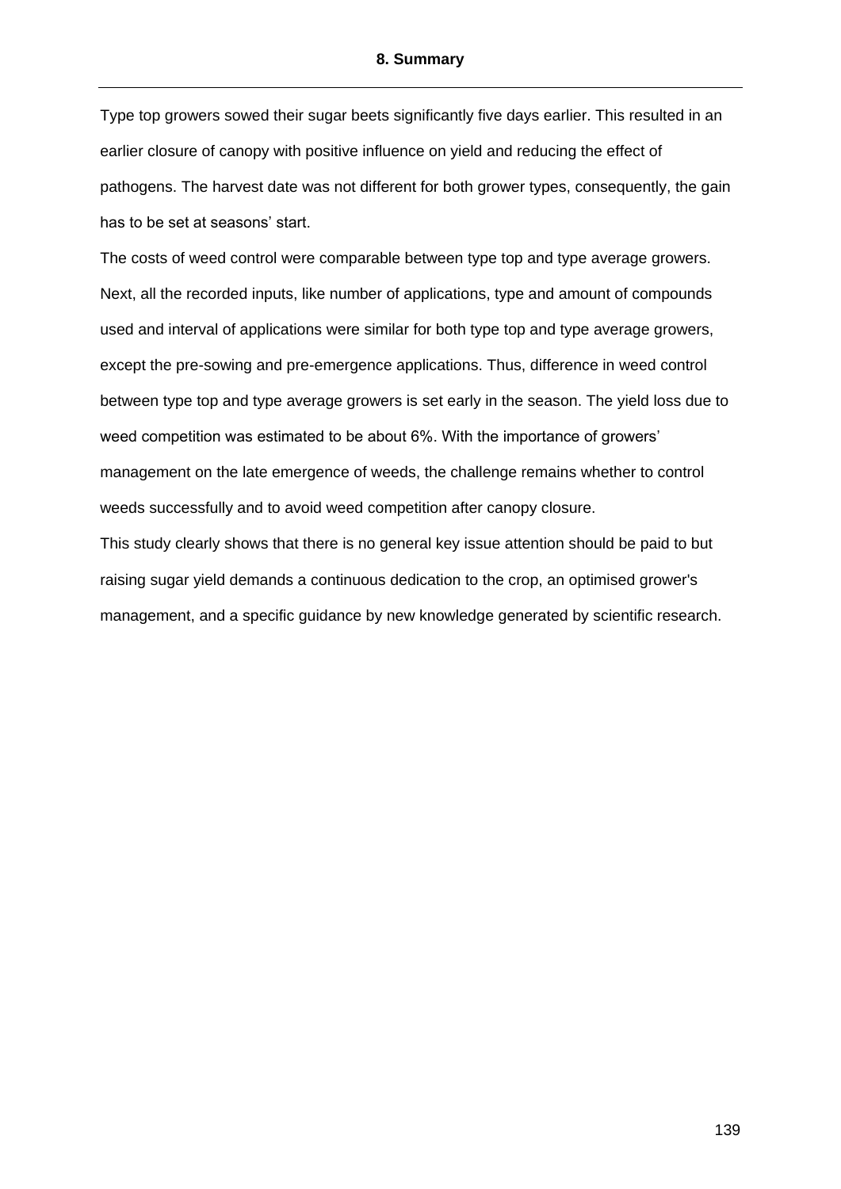Type top growers sowed their sugar beets significantly five days earlier. This resulted in an earlier closure of canopy with positive influence on yield and reducing the effect of pathogens. The harvest date was not different for both grower types, consequently, the gain has to be set at seasons' start.

The costs of weed control were comparable between type top and type average growers. Next, all the recorded inputs, like number of applications, type and amount of compounds used and interval of applications were similar for both type top and type average growers, except the pre-sowing and pre-emergence applications. Thus, difference in weed control between type top and type average growers is set early in the season. The yield loss due to weed competition was estimated to be about 6%. With the importance of growers' management on the late emergence of weeds, the challenge remains whether to control weeds successfully and to avoid weed competition after canopy closure.

This study clearly shows that there is no general key issue attention should be paid to but raising sugar yield demands a continuous dedication to the crop, an optimised grower's management, and a specific guidance by new knowledge generated by scientific research.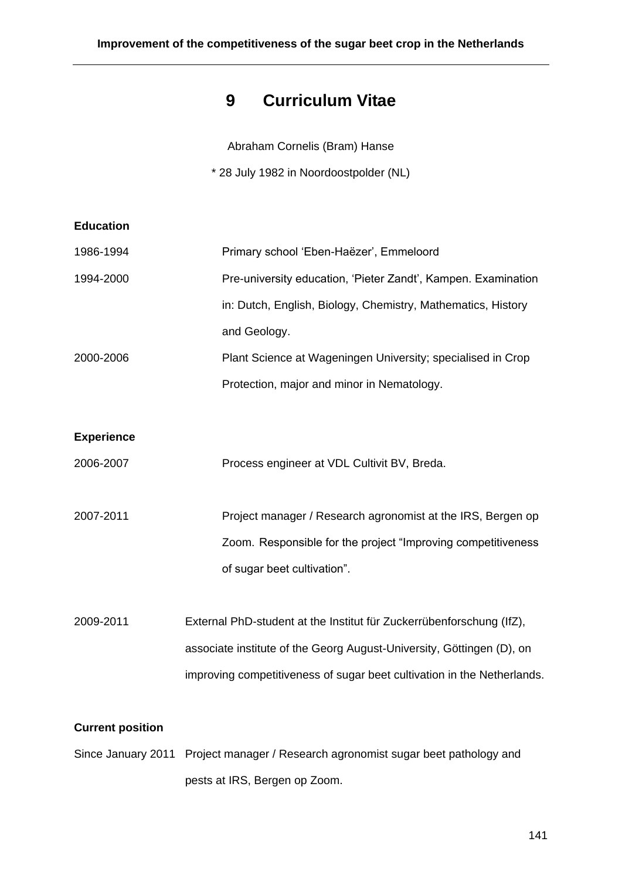# 9 Curriculum Vitae

Abraham Cornelis (Bram) Hanse

* 28 July 1982 in Noordoostpolder (NL)

**Education**

1986-1994 Primary school 'Eben-Haëzer', Emmeloord

1994-2000 Pre-university education, 'Pieter Zandt', Kampen. Examination in: Dutch, English, Biology, Chemistry, Mathematics, History and Geology.

2000-2006 Plant Science at Wageningen University; specialised in Crop Protection, major and minor in Nematology.

**Experience**

2006-2007 Process engineer at VDL Cultivit BV, Breda.

2007-2011 Project manager / Research agronomist at the IRS, Bergen op Zoom. Responsible for the project "Improving competitiveness of sugar beet cultivation".

2009-2011 External PhD-student at the Institut für Zuckerrübenforschung (IfZ), associate institute of the Georg August-University, Göttingen (D), on improving competitiveness of sugar beet cultivation in the Netherlands.

**Current position**

Since January 2011 Project manager / Research agronomist sugar beet pathology and pests at IRS, Bergen op Zoom.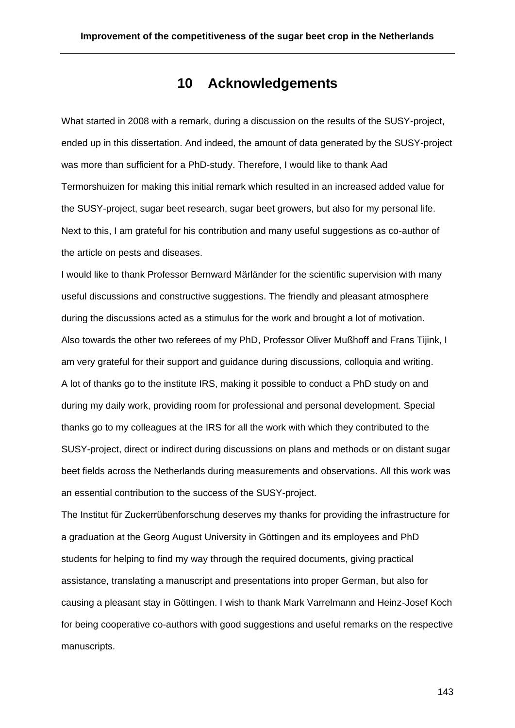# 10 Acknowledgements

What started in 2008 with a remark, during a discussion on the results of the SUSY-project, ended up in this dissertation. And indeed, the amount of data generated by the SUSY-project was more than sufficient for a PhD-study. Therefore, I would like to thank Aad Termorshuizen for making this initial remark which resulted in an increased added value for the SUSY-project, sugar beet research, sugar beet growers, but also for my personal life. Next to this, I am grateful for his contribution and many useful suggestions as co-author of the article on pests and diseases.

I would like to thank Professor Bernward Märländer for the scientific supervision with many useful discussions and constructive suggestions. The friendly and pleasant atmosphere during the discussions acted as a stimulus for the work and brought a lot of motivation.

Also towards the other two referees of my PhD, Professor Oliver Mußhoff and Frans Tijink, I am very grateful for their support and guidance during discussions, colloquia and writing.

A lot of thanks go to the institute IRS, making it possible to conduct a PhD study on and during my daily work, providing room for professional and personal development. Special thanks go to my colleagues at the IRS for all the work with which they contributed to the SUSY-project, direct or indirect during discussions on plans and methods or on distant sugar beet fields across the Netherlands during measurements and observations. All this work was an essential contribution to the success of the SUSY-project.

The Institut für Zuckerrübenforschung deserves my thanks for providing the infrastructure for a graduation at the Georg August University in Göttingen and its employees and PhD students for helping to find my way through the required documents, giving practical assistance, translating a manuscript and presentations into proper German, but also for causing a pleasant stay in Göttingen. I wish to thank Mark Varrelmann and Heinz-Josef Koch for being cooperative co-authors with good suggestions and useful remarks on the respective manuscripts.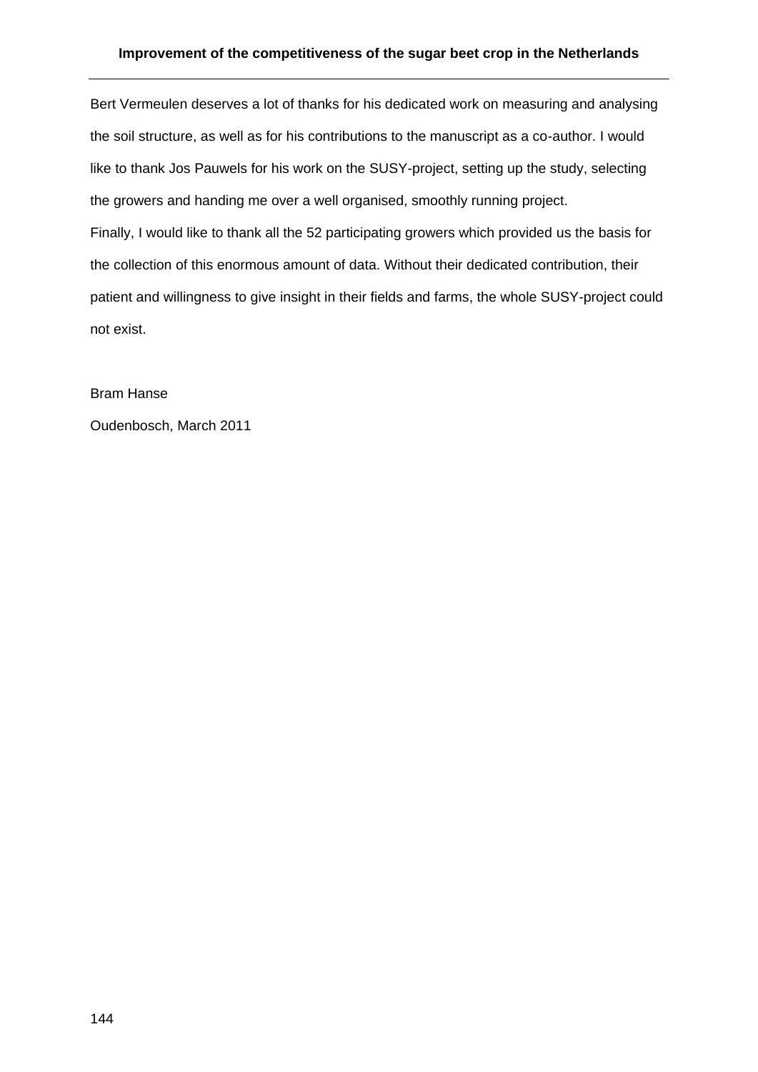Bert Vermeulen deserves a lot of thanks for his dedicated work on measuring and analysing the soil structure, as well as for his contributions to the manuscript as a co-author. I would like to thank Jos Pauwels for his work on the SUSY-project, setting up the study, selecting the growers and handing me over a well organised, smoothly running project.

Finally, I would like to thank all the 52 participating growers which provided us the basis for the collection of this enormous amount of data. Without their dedicated contribution, their patient and willingness to give insight in their fields and farms, the whole SUSY-project could not exist.

Bram Hanse

Oudenbosch, March 2011